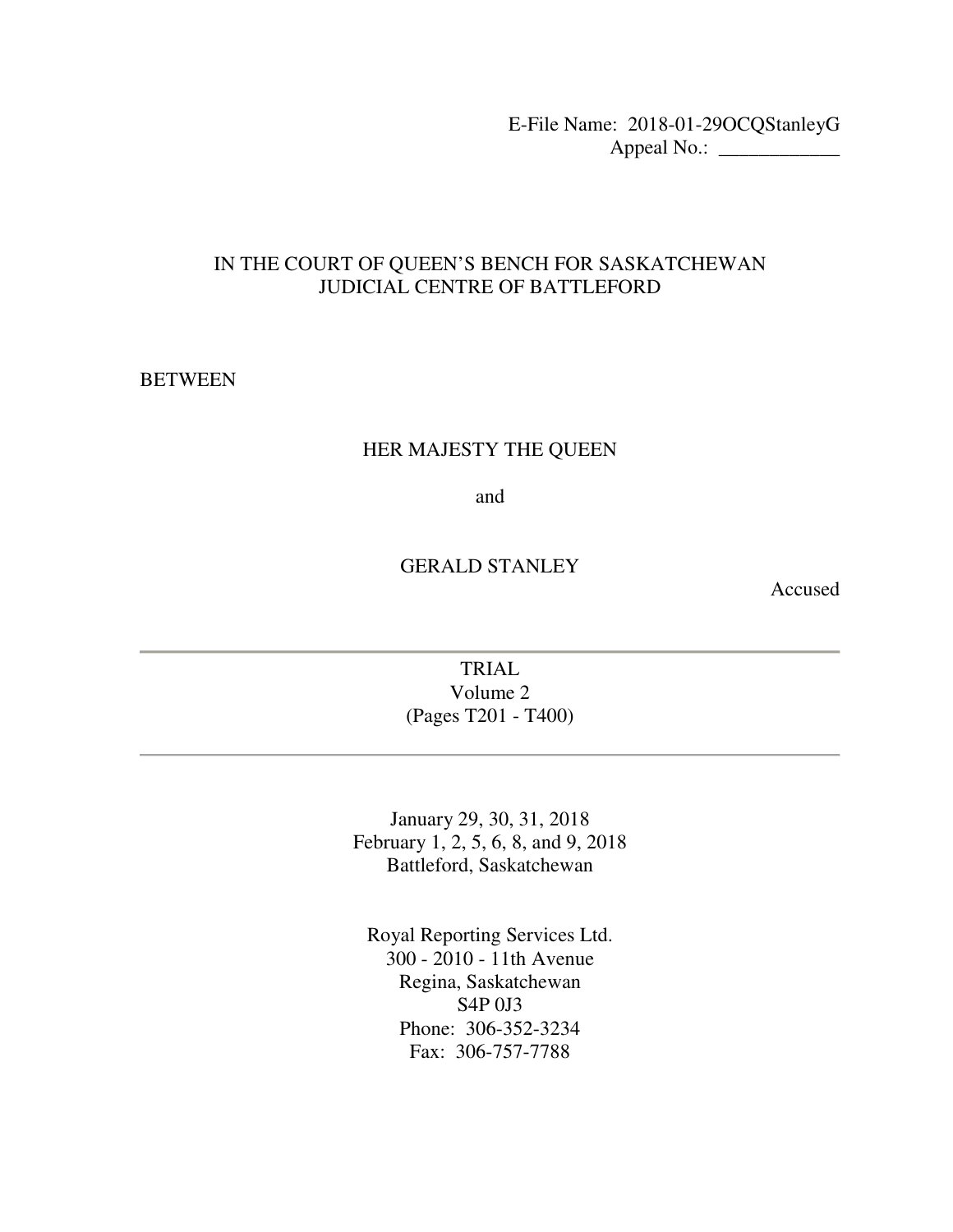E-File Name: 2018-01-29OCQStanleyG
Appeal No.: ____________

# IN THE COURT OF QUEEN'S BENCH FOR SASKATCHEWAN
## JUDICIAL CENTRE OF BATTLEFORD

BETWEEN

HER MAJESTY THE QUEEN

and

GERALD STANLEY

Accused

---

TRIAL
Volume 2
(Pages T201 - T400)

---

January 29, 30, 31, 2018
February 1, 2, 5, 6, 8, and 9, 2018
Battleford, Saskatchewan

Royal Reporting Services Ltd.
300 - 2010 - 11th Avenue
Regina, Saskatchewan
S4P 0J3
Phone: 306-352-3234
Fax: 306-757-7788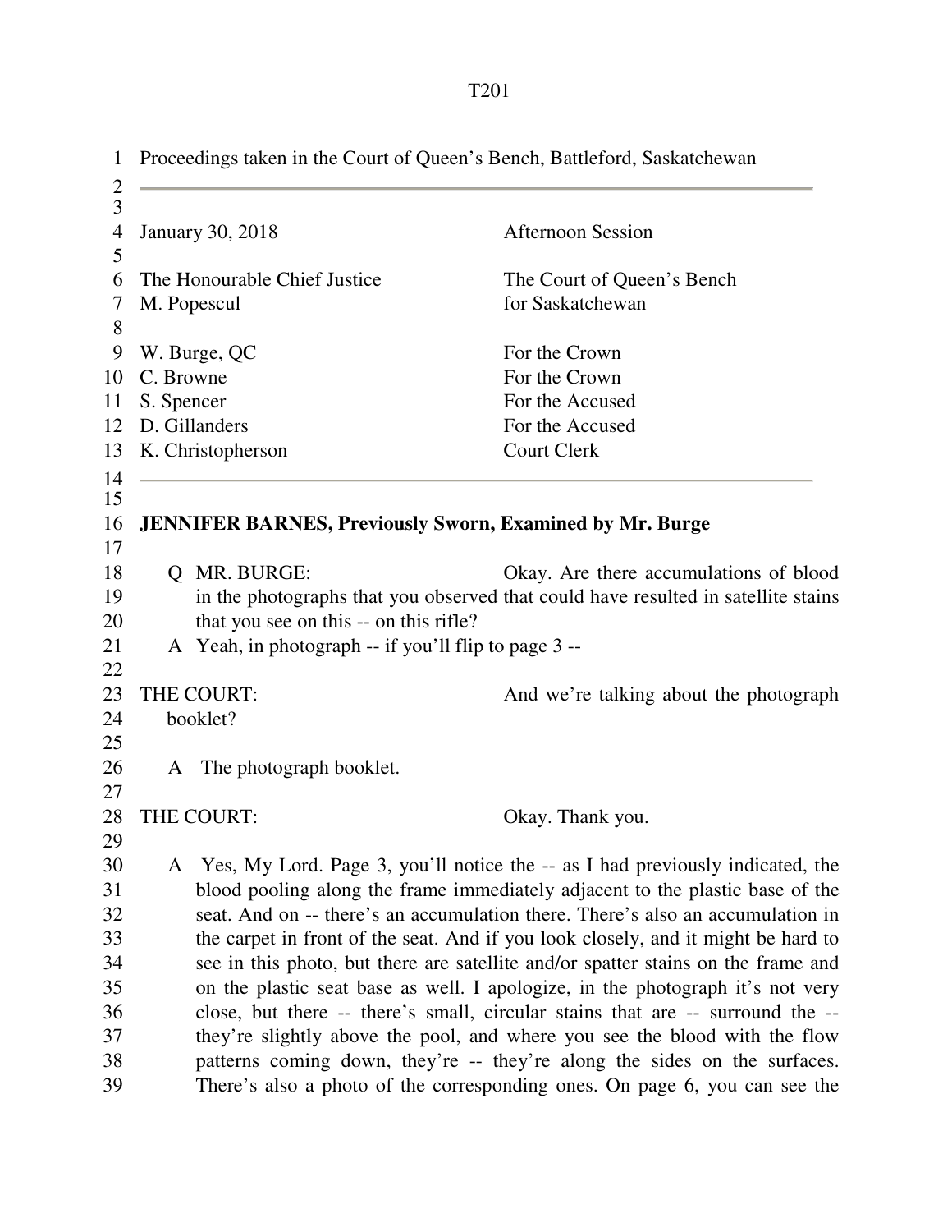Proceedings taken in the Court of Queen's Bench, Battleford, Saskatchewan

---

January 30, 2018 — Afternoon Session

The Honourable Chief Justice M. Popescul — The Court of Queen's Bench for Saskatchewan

W. Burge, QC — For the Crown
C. Browne — For the Crown
S. Spencer — For the Accused
D. Gillanders — For the Accused
K. Christopherson — Court Clerk

---

**JENNIFER BARNES, Previously Sworn, Examined by Mr. Burge**

Q MR. BURGE: Okay. Are there accumulations of blood in the photographs that you observed that could have resulted in satellite stains that you see on this -- on this rifle?

A Yeah, in photograph -- if you'll flip to page 3 --

THE COURT: And we're talking about the photograph booklet?

A The photograph booklet.

THE COURT: Okay. Thank you.

A Yes, My Lord. Page 3, you'll notice the -- as I had previously indicated, the blood pooling along the frame immediately adjacent to the plastic base of the seat. And on -- there's an accumulation there. There's also an accumulation in the carpet in front of the seat. And if you look closely, and it might be hard to see in this photo, but there are satellite and/or spatter stains on the frame and on the plastic seat base as well. I apologize, in the photograph it's not very close, but there -- there's small, circular stains that are -- surround the -- they're slightly above the pool, and where you see the blood with the flow patterns coming down, they're -- they're along the sides on the surfaces. There's also a photo of the corresponding ones. On page 6, you can see the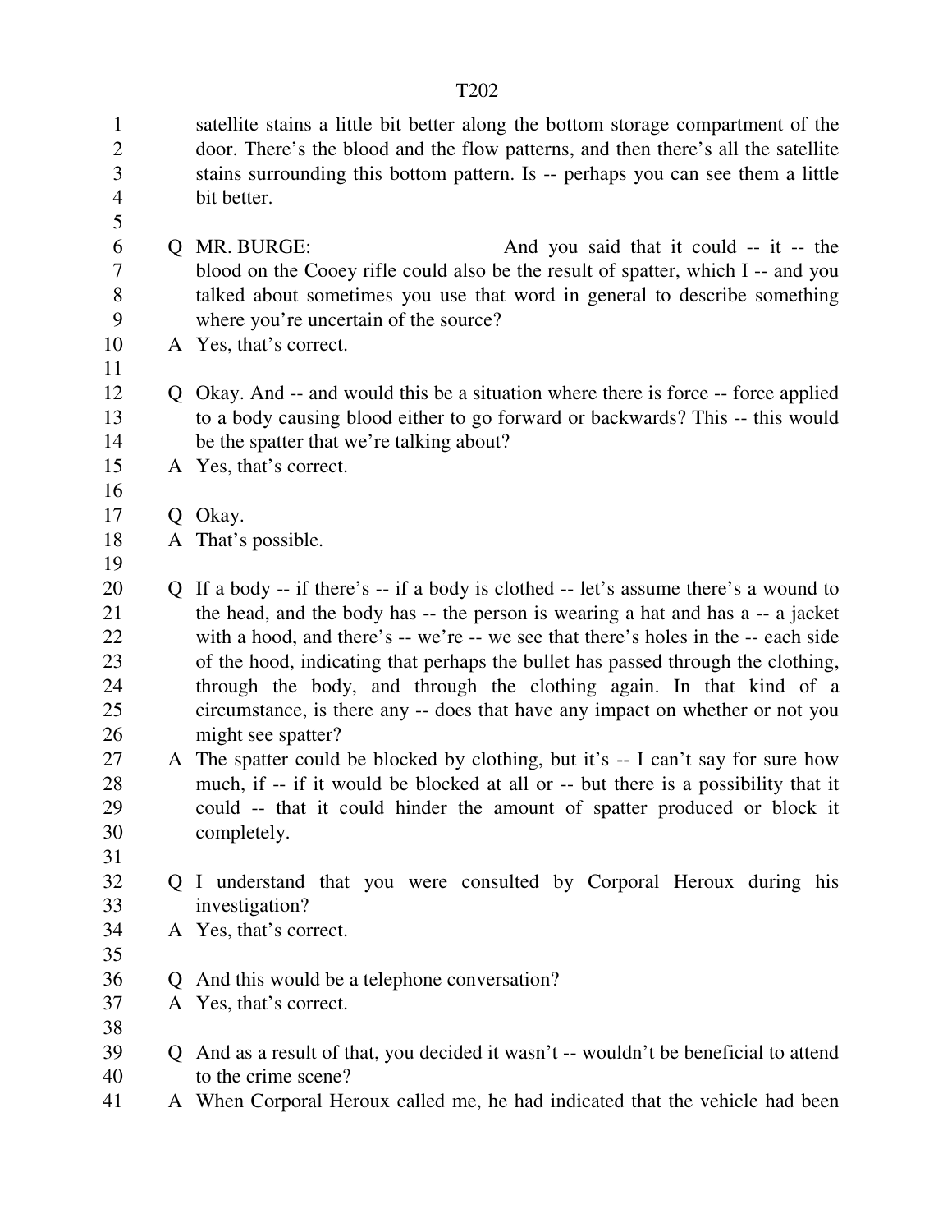satellite stains a little bit better along the bottom storage compartment of the door. There's the blood and the flow patterns, and then there's all the satellite stains surrounding this bottom pattern. Is -- perhaps you can see them a little bit better.

Q MR. BURGE: And you said that it could -- it -- the blood on the Cooey rifle could also be the result of spatter, which I -- and you talked about sometimes you use that word in general to describe something where you're uncertain of the source?

A Yes, that's correct.

Q Okay. And -- and would this be a situation where there is force -- force applied to a body causing blood either to go forward or backwards? This -- this would be the spatter that we're talking about?

A Yes, that's correct.

Q Okay.

A That's possible.

Q If a body -- if there's -- if a body is clothed -- let's assume there's a wound to the head, and the body has -- the person is wearing a hat and has a -- a jacket with a hood, and there's -- we're -- we see that there's holes in the -- each side of the hood, indicating that perhaps the bullet has passed through the clothing, through the body, and through the clothing again. In that kind of a circumstance, is there any -- does that have any impact on whether or not you might see spatter?

A The spatter could be blocked by clothing, but it's -- I can't say for sure how much, if -- if it would be blocked at all or -- but there is a possibility that it could -- that it could hinder the amount of spatter produced or block it completely.

Q I understand that you were consulted by Corporal Heroux during his investigation?

A Yes, that's correct.

Q And this would be a telephone conversation?

A Yes, that's correct.

Q And as a result of that, you decided it wasn't -- wouldn't be beneficial to attend to the crime scene?

A When Corporal Heroux called me, he had indicated that the vehicle had been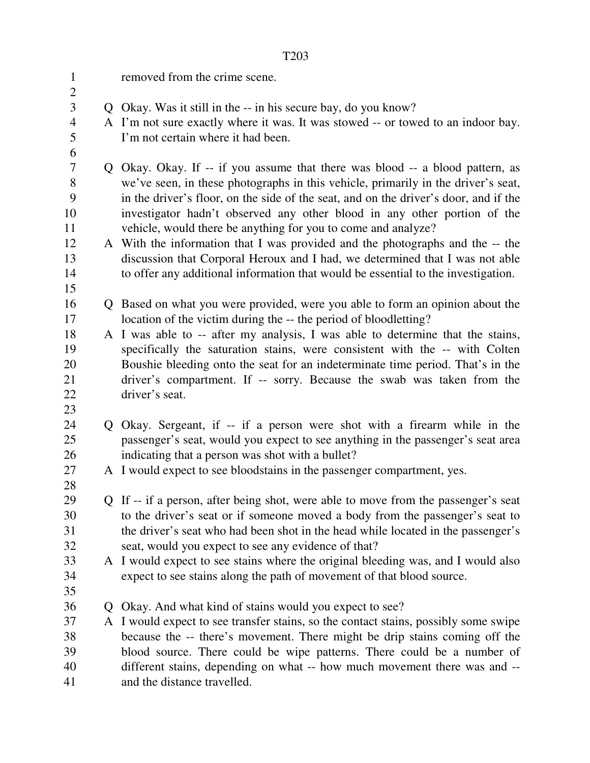removed from the crime scene.

Q Okay. Was it still in the -- in his secure bay, do you know?

A I'm not sure exactly where it was. It was stowed -- or towed to an indoor bay. I'm not certain where it had been.

Q Okay. Okay. If -- if you assume that there was blood -- a blood pattern, as we've seen, in these photographs in this vehicle, primarily in the driver's seat, in the driver's floor, on the side of the seat, and on the driver's door, and if the investigator hadn't observed any other blood in any other portion of the vehicle, would there be anything for you to come and analyze?

A With the information that I was provided and the photographs and the -- the discussion that Corporal Heroux and I had, we determined that I was not able to offer any additional information that would be essential to the investigation.

Q Based on what you were provided, were you able to form an opinion about the location of the victim during the -- the period of bloodletting?

A I was able to -- after my analysis, I was able to determine that the stains, specifically the saturation stains, were consistent with the -- with Colten Boushie bleeding onto the seat for an indeterminate time period. That's in the driver's compartment. If -- sorry. Because the swab was taken from the driver's seat.

Q Okay. Sergeant, if -- if a person were shot with a firearm while in the passenger's seat, would you expect to see anything in the passenger's seat area indicating that a person was shot with a bullet?

A I would expect to see bloodstains in the passenger compartment, yes.

Q If -- if a person, after being shot, were able to move from the passenger's seat to the driver's seat or if someone moved a body from the passenger's seat to the driver's seat who had been shot in the head while located in the passenger's seat, would you expect to see any evidence of that?

A I would expect to see stains where the original bleeding was, and I would also expect to see stains along the path of movement of that blood source.

Q Okay. And what kind of stains would you expect to see?

A I would expect to see transfer stains, so the contact stains, possibly some swipe because the -- there's movement. There might be drip stains coming off the blood source. There could be wipe patterns. There could be a number of different stains, depending on what -- how much movement there was and -- and the distance travelled.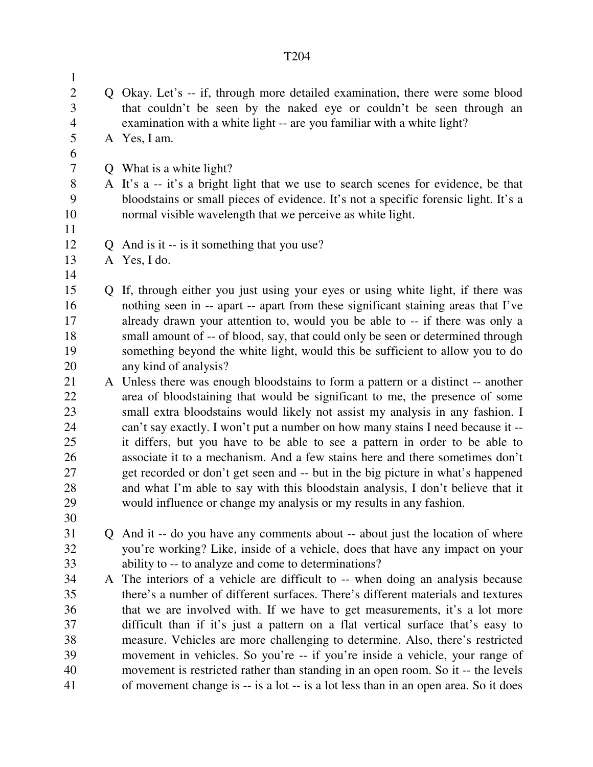Q Okay. Let's -- if, through more detailed examination, there were some blood that couldn't be seen by the naked eye or couldn't be seen through an examination with a white light -- are you familiar with a white light?

A Yes, I am.

Q What is a white light?

A It's a -- it's a bright light that we use to search scenes for evidence, be that bloodstains or small pieces of evidence. It's not a specific forensic light. It's a normal visible wavelength that we perceive as white light.

Q And is it -- is it something that you use?

A Yes, I do.

Q If, through either you just using your eyes or using white light, if there was nothing seen in -- apart -- apart from these significant staining areas that I've already drawn your attention to, would you be able to -- if there was only a small amount of -- of blood, say, that could only be seen or determined through something beyond the white light, would this be sufficient to allow you to do any kind of analysis?

A Unless there was enough bloodstains to form a pattern or a distinct -- another area of bloodstaining that would be significant to me, the presence of some small extra bloodstains would likely not assist my analysis in any fashion. I can't say exactly. I won't put a number on how many stains I need because it -- it differs, but you have to be able to see a pattern in order to be able to associate it to a mechanism. And a few stains here and there sometimes don't get recorded or don't get seen and -- but in the big picture in what's happened and what I'm able to say with this bloodstain analysis, I don't believe that it would influence or change my analysis or my results in any fashion.

Q And it -- do you have any comments about -- about just the location of where you're working? Like, inside of a vehicle, does that have any impact on your ability to -- to analyze and come to determinations?

A The interiors of a vehicle are difficult to -- when doing an analysis because there's a number of different surfaces. There's different materials and textures that we are involved with. If we have to get measurements, it's a lot more difficult than if it's just a pattern on a flat vertical surface that's easy to measure. Vehicles are more challenging to determine. Also, there's restricted movement in vehicles. So you're -- if you're inside a vehicle, your range of movement is restricted rather than standing in an open room. So it -- the levels of movement change is -- is a lot -- is a lot less than in an open area. So it does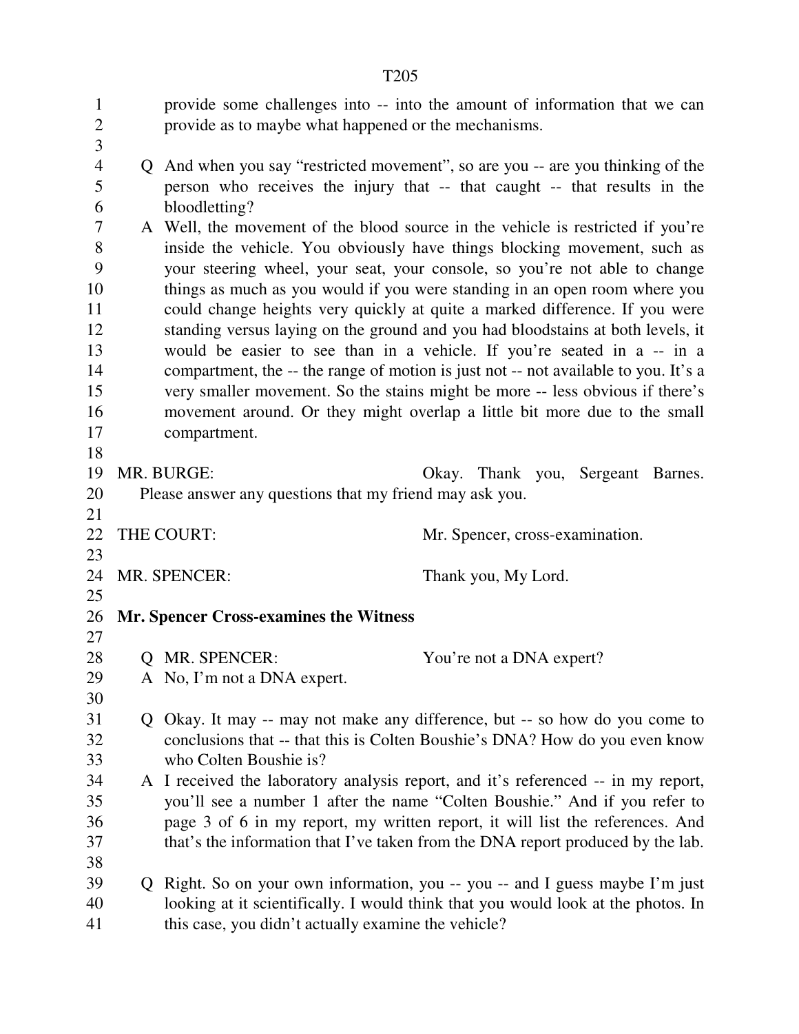provide some challenges into -- into the amount of information that we can provide as to maybe what happened or the mechanisms.

Q And when you say "restricted movement", so are you -- are you thinking of the person who receives the injury that -- that caught -- that results in the bloodletting?

A Well, the movement of the blood source in the vehicle is restricted if you're inside the vehicle. You obviously have things blocking movement, such as your steering wheel, your seat, your console, so you're not able to change things as much as you would if you were standing in an open room where you could change heights very quickly at quite a marked difference. If you were standing versus laying on the ground and you had bloodstains at both levels, it would be easier to see than in a vehicle. If you're seated in a -- in a compartment, the -- the range of motion is just not -- not available to you. It's a very smaller movement. So the stains might be more -- less obvious if there's movement around. Or they might overlap a little bit more due to the small compartment.

MR. BURGE: Okay. Thank you, Sergeant Barnes. Please answer any questions that my friend may ask you.

THE COURT: Mr. Spencer, cross-examination.

MR. SPENCER: Thank you, My Lord.

**Mr. Spencer Cross-examines the Witness**

Q MR. SPENCER: You're not a DNA expert?

A No, I'm not a DNA expert.

Q Okay. It may -- may not make any difference, but -- so how do you come to conclusions that -- that this is Colten Boushie's DNA? How do you even know who Colten Boushie is?

A I received the laboratory analysis report, and it's referenced -- in my report, you'll see a number 1 after the name "Colten Boushie." And if you refer to page 3 of 6 in my report, my written report, it will list the references. And that's the information that I've taken from the DNA report produced by the lab.

Q Right. So on your own information, you -- you -- and I guess maybe I'm just looking at it scientifically. I would think that you would look at the photos. In this case, you didn't actually examine the vehicle?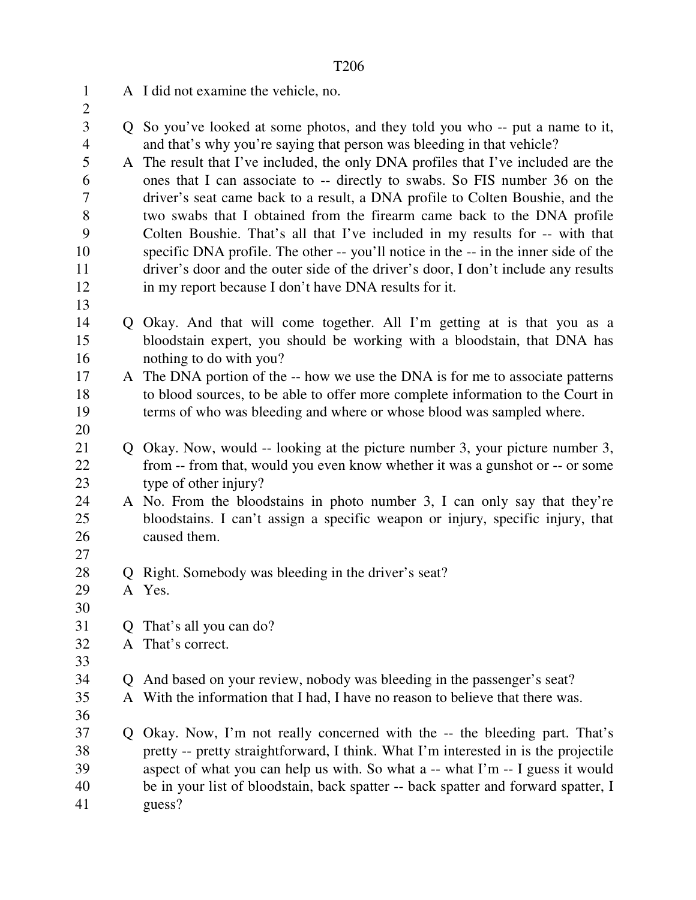A I did not examine the vehicle, no.

Q So you've looked at some photos, and they told you who -- put a name to it, and that's why you're saying that person was bleeding in that vehicle?

A The result that I've included, the only DNA profiles that I've included are the ones that I can associate to -- directly to swabs. So FIS number 36 on the driver's seat came back to a result, a DNA profile to Colten Boushie, and the two swabs that I obtained from the firearm came back to the DNA profile Colten Boushie. That's all that I've included in my results for -- with that specific DNA profile. The other -- you'll notice in the -- in the inner side of the driver's door and the outer side of the driver's door, I don't include any results in my report because I don't have DNA results for it.

Q Okay. And that will come together. All I'm getting at is that you as a bloodstain expert, you should be working with a bloodstain, that DNA has nothing to do with you?

A The DNA portion of the -- how we use the DNA is for me to associate patterns to blood sources, to be able to offer more complete information to the Court in terms of who was bleeding and where or whose blood was sampled where.

Q Okay. Now, would -- looking at the picture number 3, your picture number 3, from -- from that, would you even know whether it was a gunshot or -- or some type of other injury?

A No. From the bloodstains in photo number 3, I can only say that they're bloodstains. I can't assign a specific weapon or injury, specific injury, that caused them.

Q Right. Somebody was bleeding in the driver's seat?

A Yes.

Q That's all you can do?

A That's correct.

Q And based on your review, nobody was bleeding in the passenger's seat?

A With the information that I had, I have no reason to believe that there was.

Q Okay. Now, I'm not really concerned with the -- the bleeding part. That's pretty -- pretty straightforward, I think. What I'm interested in is the projectile aspect of what you can help us with. So what a -- what I'm -- I guess it would be in your list of bloodstain, back spatter -- back spatter and forward spatter, I guess?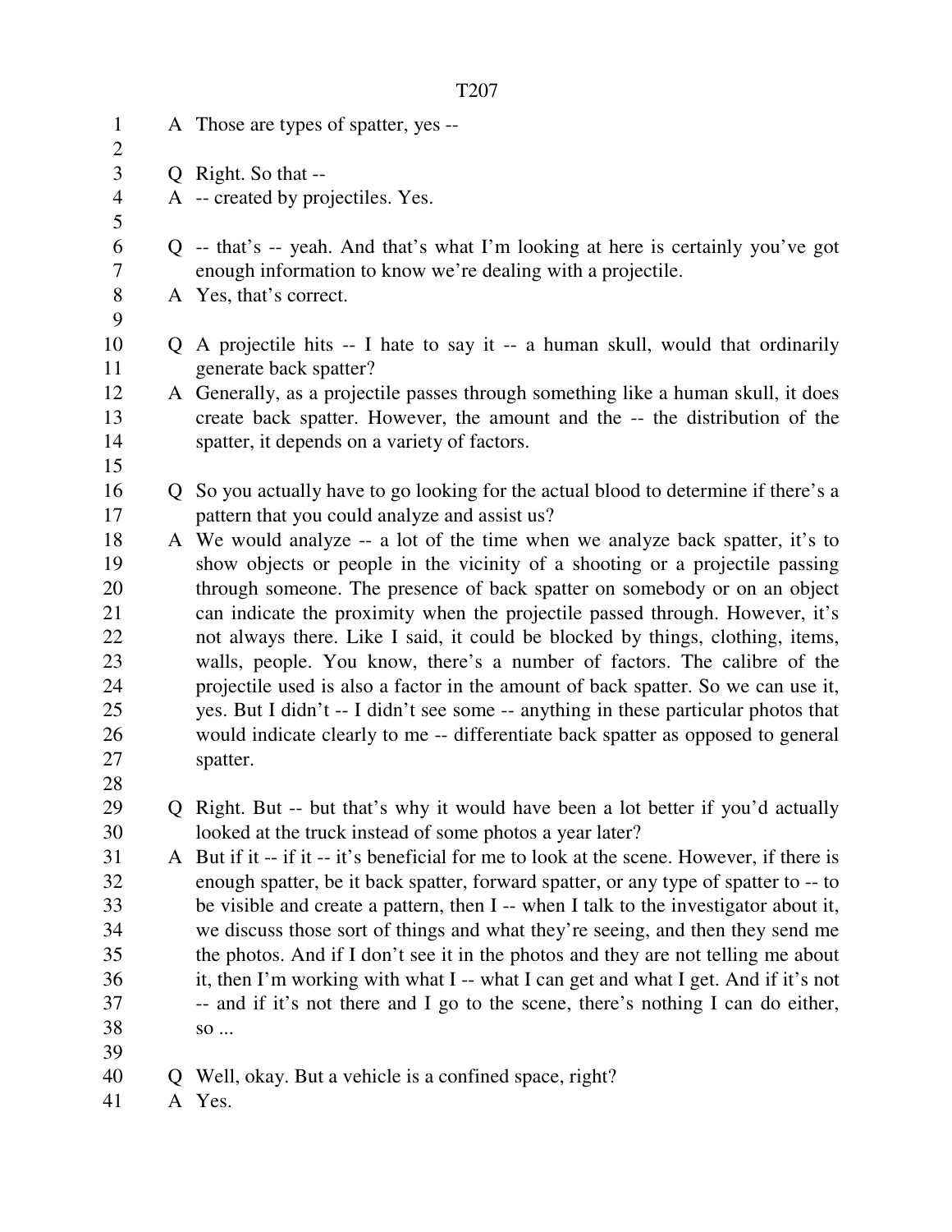A Those are types of spatter, yes --

Q Right. So that --

A -- created by projectiles. Yes.

Q -- that's -- yeah. And that's what I'm looking at here is certainly you've got enough information to know we're dealing with a projectile.

A Yes, that's correct.

Q A projectile hits -- I hate to say it -- a human skull, would that ordinarily generate back spatter?

A Generally, as a projectile passes through something like a human skull, it does create back spatter. However, the amount and the -- the distribution of the spatter, it depends on a variety of factors.

Q So you actually have to go looking for the actual blood to determine if there's a pattern that you could analyze and assist us?

A We would analyze -- a lot of the time when we analyze back spatter, it's to show objects or people in the vicinity of a shooting or a projectile passing through someone. The presence of back spatter on somebody or on an object can indicate the proximity when the projectile passed through. However, it's not always there. Like I said, it could be blocked by things, clothing, items, walls, people. You know, there's a number of factors. The calibre of the projectile used is also a factor in the amount of back spatter. So we can use it, yes. But I didn't -- I didn't see some -- anything in these particular photos that would indicate clearly to me -- differentiate back spatter as opposed to general spatter.

Q Right. But -- but that's why it would have been a lot better if you'd actually looked at the truck instead of some photos a year later?

A But if it -- if it -- it's beneficial for me to look at the scene. However, if there is enough spatter, be it back spatter, forward spatter, or any type of spatter to -- to be visible and create a pattern, then I -- when I talk to the investigator about it, we discuss those sort of things and what they're seeing, and then they send me the photos. And if I don't see it in the photos and they are not telling me about it, then I'm working with what I -- what I can get and what I get. And if it's not -- and if it's not there and I go to the scene, there's nothing I can do either, so ...

Q Well, okay. But a vehicle is a confined space, right?

A Yes.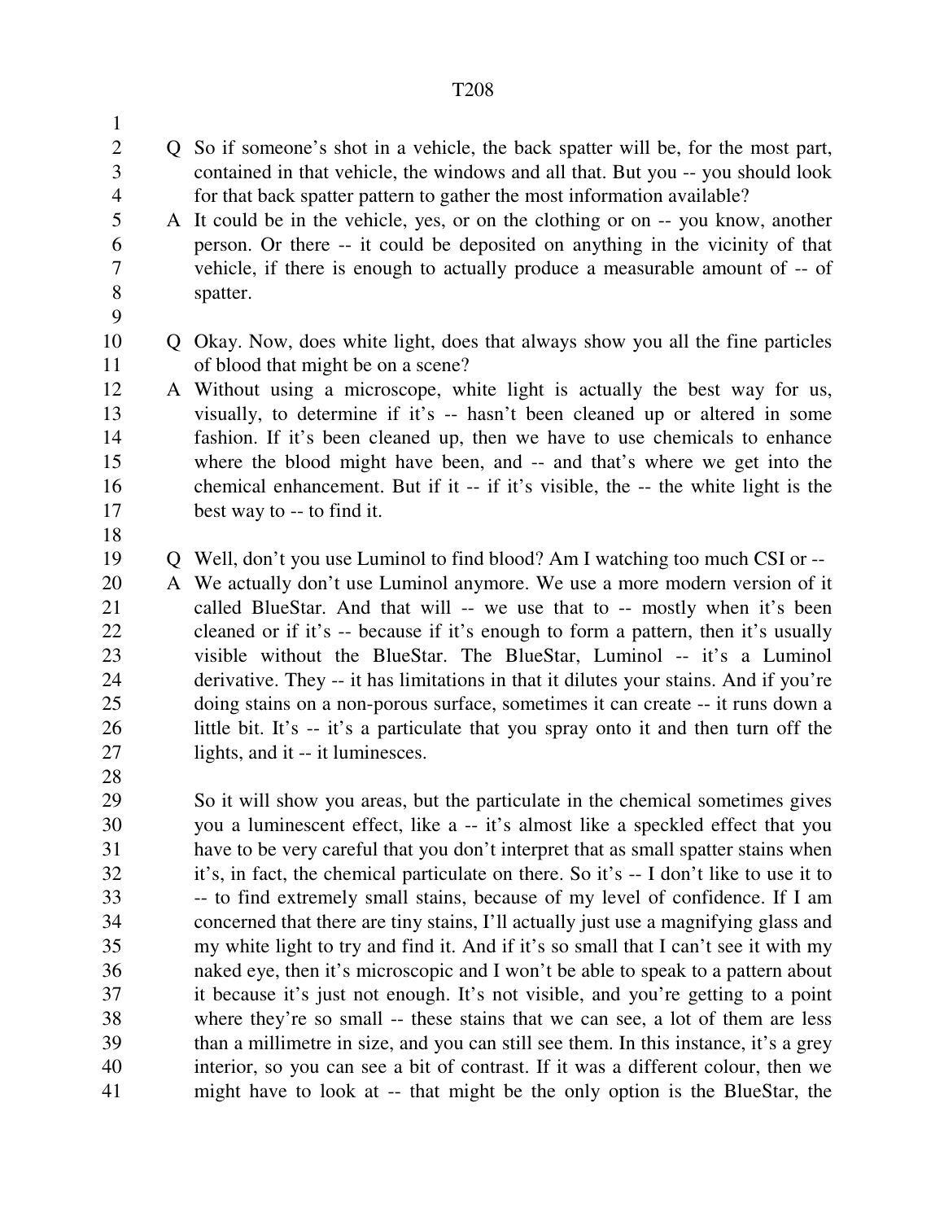Q So if someone's shot in a vehicle, the back spatter will be, for the most part, contained in that vehicle, the windows and all that. But you -- you should look for that back spatter pattern to gather the most information available?

A It could be in the vehicle, yes, or on the clothing or on -- you know, another person. Or there -- it could be deposited on anything in the vicinity of that vehicle, if there is enough to actually produce a measurable amount of -- of spatter.

Q Okay. Now, does white light, does that always show you all the fine particles of blood that might be on a scene?

A Without using a microscope, white light is actually the best way for us, visually, to determine if it's -- hasn't been cleaned up or altered in some fashion. If it's been cleaned up, then we have to use chemicals to enhance where the blood might have been, and -- and that's where we get into the chemical enhancement. But if it -- if it's visible, the -- the white light is the best way to -- to find it.

Q Well, don't you use Luminol to find blood? Am I watching too much CSI or --

A We actually don't use Luminol anymore. We use a more modern version of it called BlueStar. And that will -- we use that to -- mostly when it's been cleaned or if it's -- because if it's enough to form a pattern, then it's usually visible without the BlueStar. The BlueStar, Luminol -- it's a Luminol derivative. They -- it has limitations in that it dilutes your stains. And if you're doing stains on a non-porous surface, sometimes it can create -- it runs down a little bit. It's -- it's a particulate that you spray onto it and then turn off the lights, and it -- it luminesces.

So it will show you areas, but the particulate in the chemical sometimes gives you a luminescent effect, like a -- it's almost like a speckled effect that you have to be very careful that you don't interpret that as small spatter stains when it's, in fact, the chemical particulate on there. So it's -- I don't like to use it to -- to find extremely small stains, because of my level of confidence. If I am concerned that there are tiny stains, I'll actually just use a magnifying glass and my white light to try and find it. And if it's so small that I can't see it with my naked eye, then it's microscopic and I won't be able to speak to a pattern about it because it's just not enough. It's not visible, and you're getting to a point where they're so small -- these stains that we can see, a lot of them are less than a millimetre in size, and you can still see them. In this instance, it's a grey interior, so you can see a bit of contrast. If it was a different colour, then we might have to look at -- that might be the only option is the BlueStar, the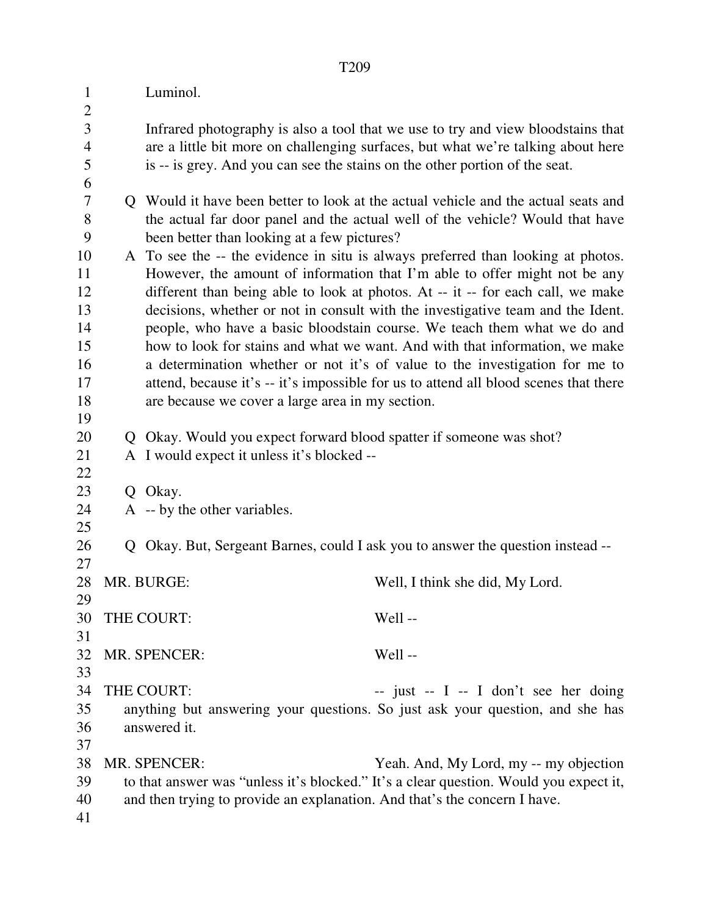Luminol.

Infrared photography is also a tool that we use to try and view bloodstains that are a little bit more on challenging surfaces, but what we're talking about here is -- is grey. And you can see the stains on the other portion of the seat.

Q Would it have been better to look at the actual vehicle and the actual seats and the actual far door panel and the actual well of the vehicle? Would that have been better than looking at a few pictures?

A To see the -- the evidence in situ is always preferred than looking at photos. However, the amount of information that I'm able to offer might not be any different than being able to look at photos. At -- it -- for each call, we make decisions, whether or not in consult with the investigative team and the Ident. people, who have a basic bloodstain course. We teach them what we do and how to look for stains and what we want. And with that information, we make a determination whether or not it's of value to the investigation for me to attend, because it's -- it's impossible for us to attend all blood scenes that there are because we cover a large area in my section.

Q Okay. Would you expect forward blood spatter if someone was shot?

A I would expect it unless it's blocked --

Q Okay.

A -- by the other variables.

Q Okay. But, Sergeant Barnes, could I ask you to answer the question instead --

MR. BURGE: Well, I think she did, My Lord.

THE COURT: Well --

MR. SPENCER: Well --

THE COURT: -- just -- I -- I don't see her doing anything but answering your questions. So just ask your question, and she has answered it.

MR. SPENCER: Yeah. And, My Lord, my -- my objection to that answer was "unless it's blocked." It's a clear question. Would you expect it, and then trying to provide an explanation. And that's the concern I have.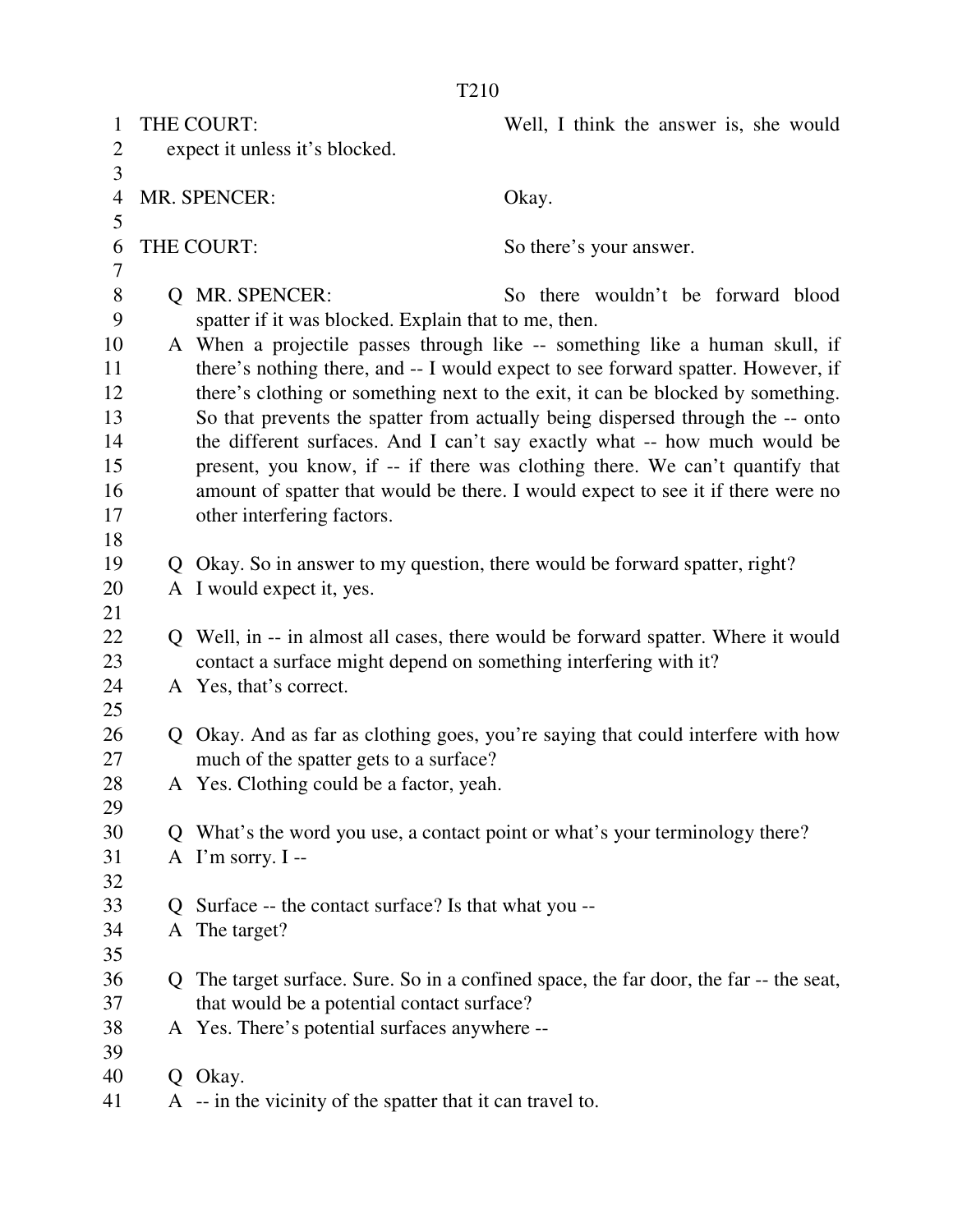THE COURT: Well, I think the answer is, she would expect it unless it's blocked.

MR. SPENCER: Okay.

THE COURT: So there's your answer.

Q MR. SPENCER: So there wouldn't be forward blood spatter if it was blocked. Explain that to me, then.

A When a projectile passes through like -- something like a human skull, if there's nothing there, and -- I would expect to see forward spatter. However, if there's clothing or something next to the exit, it can be blocked by something. So that prevents the spatter from actually being dispersed through the -- onto the different surfaces. And I can't say exactly what -- how much would be present, you know, if -- if there was clothing there. We can't quantify that amount of spatter that would be there. I would expect to see it if there were no other interfering factors.

Q Okay. So in answer to my question, there would be forward spatter, right?

A I would expect it, yes.

Q Well, in -- in almost all cases, there would be forward spatter. Where it would contact a surface might depend on something interfering with it?

A Yes, that's correct.

Q Okay. And as far as clothing goes, you're saying that could interfere with how much of the spatter gets to a surface?

A Yes. Clothing could be a factor, yeah.

Q What's the word you use, a contact point or what's your terminology there?

A I'm sorry. I --

Q Surface -- the contact surface? Is that what you --

A The target?

Q The target surface. Sure. So in a confined space, the far door, the far -- the seat, that would be a potential contact surface?

A Yes. There's potential surfaces anywhere --

Q Okay.

A -- in the vicinity of the spatter that it can travel to.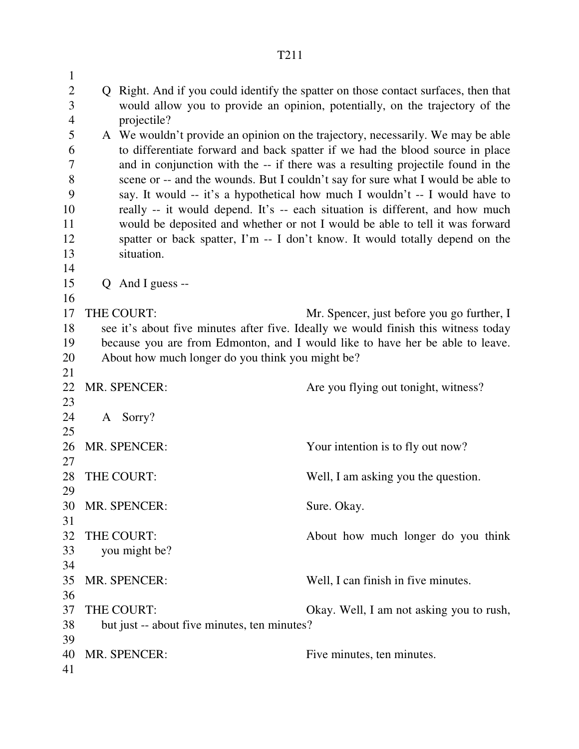Q Right. And if you could identify the spatter on those contact surfaces, then that would allow you to provide an opinion, potentially, on the trajectory of the projectile?

A We wouldn't provide an opinion on the trajectory, necessarily. We may be able to differentiate forward and back spatter if we had the blood source in place and in conjunction with the -- if there was a resulting projectile found in the scene or -- and the wounds. But I couldn't say for sure what I would be able to say. It would -- it's a hypothetical how much I wouldn't -- I would have to really -- it would depend. It's -- each situation is different, and how much would be deposited and whether or not I would be able to tell it was forward spatter or back spatter, I'm -- I don't know. It would totally depend on the situation.

Q And I guess --

THE COURT: Mr. Spencer, just before you go further, I see it's about five minutes after five. Ideally we would finish this witness today because you are from Edmonton, and I would like to have her be able to leave. About how much longer do you think you might be?

MR. SPENCER: Are you flying out tonight, witness?

A Sorry?

MR. SPENCER: Your intention is to fly out now?

THE COURT: Well, I am asking you the question.

MR. SPENCER: Sure. Okay.

THE COURT: About how much longer do you think you might be?

MR. SPENCER: Well, I can finish in five minutes.

THE COURT: Okay. Well, I am not asking you to rush, but just -- about five minutes, ten minutes?

MR. SPENCER: Five minutes, ten minutes.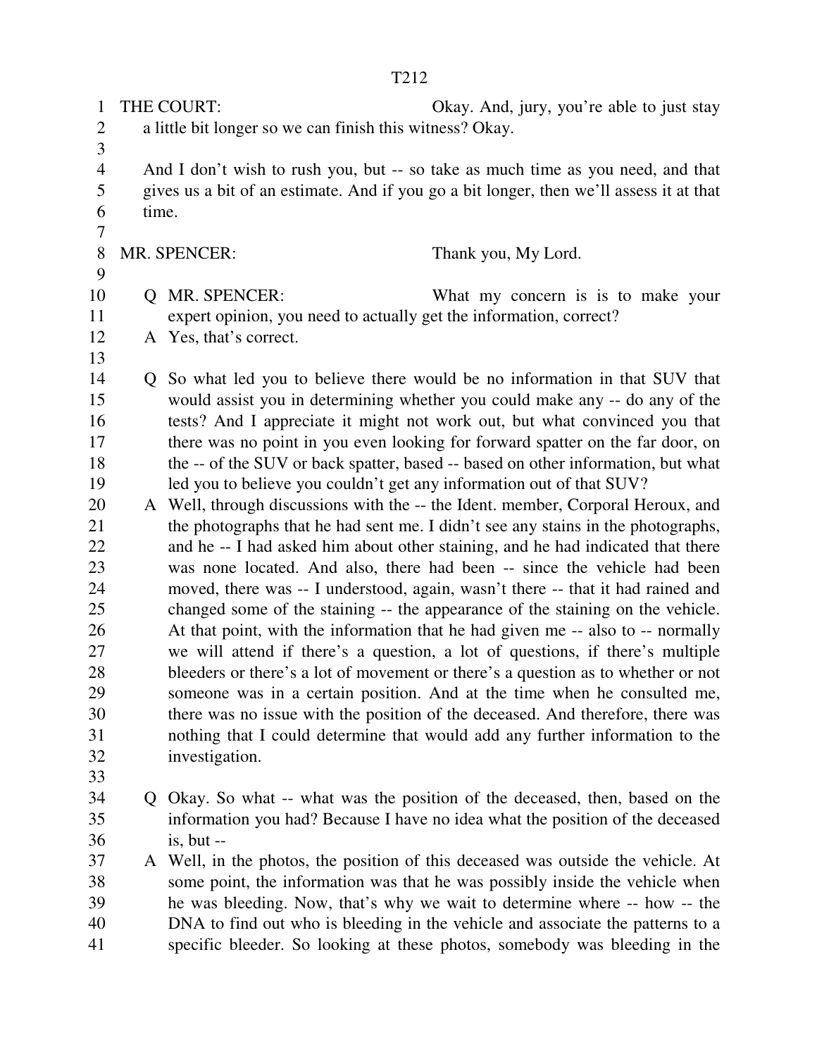THE COURT: Okay. And, jury, you're able to just stay a little bit longer so we can finish this witness? Okay.

And I don't wish to rush you, but -- so take as much time as you need, and that gives us a bit of an estimate. And if you go a bit longer, then we'll assess it at that time.

MR. SPENCER: Thank you, My Lord.

Q MR. SPENCER: What my concern is is to make your expert opinion, you need to actually get the information, correct?

A Yes, that's correct.

Q So what led you to believe there would be no information in that SUV that would assist you in determining whether you could make any -- do any of the tests? And I appreciate it might not work out, but what convinced you that there was no point in you even looking for forward spatter on the far door, on the -- of the SUV or back spatter, based -- based on other information, but what led you to believe you couldn't get any information out of that SUV?

A Well, through discussions with the -- the Ident. member, Corporal Heroux, and the photographs that he had sent me. I didn't see any stains in the photographs, and he -- I had asked him about other staining, and he had indicated that there was none located. And also, there had been -- since the vehicle had been moved, there was -- I understood, again, wasn't there -- that it had rained and changed some of the staining -- the appearance of the staining on the vehicle. At that point, with the information that he had given me -- also to -- normally we will attend if there's a question, a lot of questions, if there's multiple bleeders or there's a lot of movement or there's a question as to whether or not someone was in a certain position. And at the time when he consulted me, there was no issue with the position of the deceased. And therefore, there was nothing that I could determine that would add any further information to the investigation.

Q Okay. So what -- what was the position of the deceased, then, based on the information you had? Because I have no idea what the position of the deceased is, but --

A Well, in the photos, the position of this deceased was outside the vehicle. At some point, the information was that he was possibly inside the vehicle when he was bleeding. Now, that's why we wait to determine where -- how -- the DNA to find out who is bleeding in the vehicle and associate the patterns to a specific bleeder. So looking at these photos, somebody was bleeding in the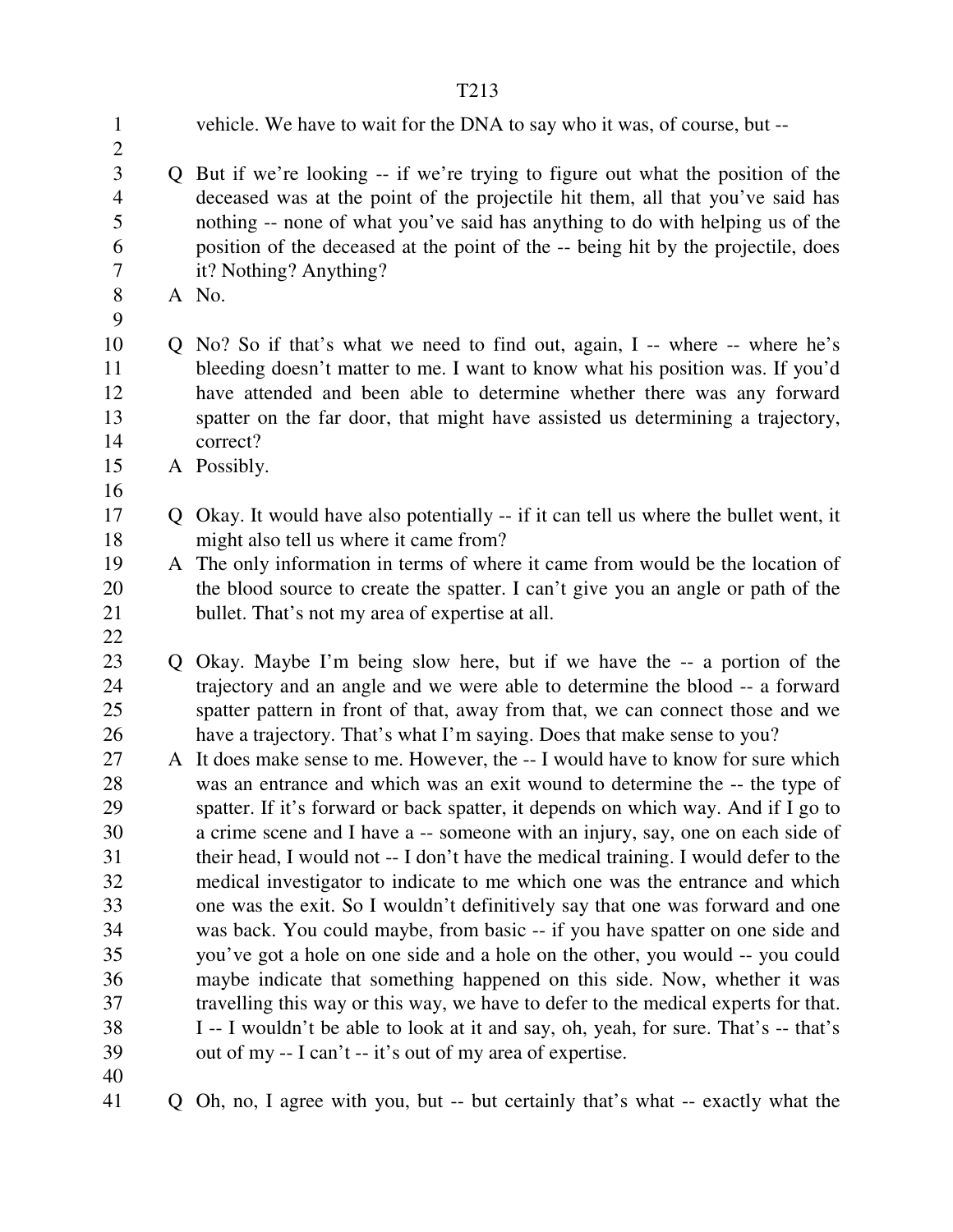vehicle. We have to wait for the DNA to say who it was, of course, but --

Q But if we're looking -- if we're trying to figure out what the position of the deceased was at the point of the projectile hit them, all that you've said has nothing -- none of what you've said has anything to do with helping us of the position of the deceased at the point of the -- being hit by the projectile, does it? Nothing? Anything?

A No.

Q No? So if that's what we need to find out, again, I -- where -- where he's bleeding doesn't matter to me. I want to know what his position was. If you'd have attended and been able to determine whether there was any forward spatter on the far door, that might have assisted us determining a trajectory, correct?

A Possibly.

Q Okay. It would have also potentially -- if it can tell us where the bullet went, it might also tell us where it came from?

A The only information in terms of where it came from would be the location of the blood source to create the spatter. I can't give you an angle or path of the bullet. That's not my area of expertise at all.

Q Okay. Maybe I'm being slow here, but if we have the -- a portion of the trajectory and an angle and we were able to determine the blood -- a forward spatter pattern in front of that, away from that, we can connect those and we have a trajectory. That's what I'm saying. Does that make sense to you?

A It does make sense to me. However, the -- I would have to know for sure which was an entrance and which was an exit wound to determine the -- the type of spatter. If it's forward or back spatter, it depends on which way. And if I go to a crime scene and I have a -- someone with an injury, say, one on each side of their head, I would not -- I don't have the medical training. I would defer to the medical investigator to indicate to me which one was the entrance and which one was the exit. So I wouldn't definitively say that one was forward and one was back. You could maybe, from basic -- if you have spatter on one side and you've got a hole on one side and a hole on the other, you would -- you could maybe indicate that something happened on this side. Now, whether it was travelling this way or this way, we have to defer to the medical experts for that. I -- I wouldn't be able to look at it and say, oh, yeah, for sure. That's -- that's out of my -- I can't -- it's out of my area of expertise.

Q Oh, no, I agree with you, but -- but certainly that's what -- exactly what the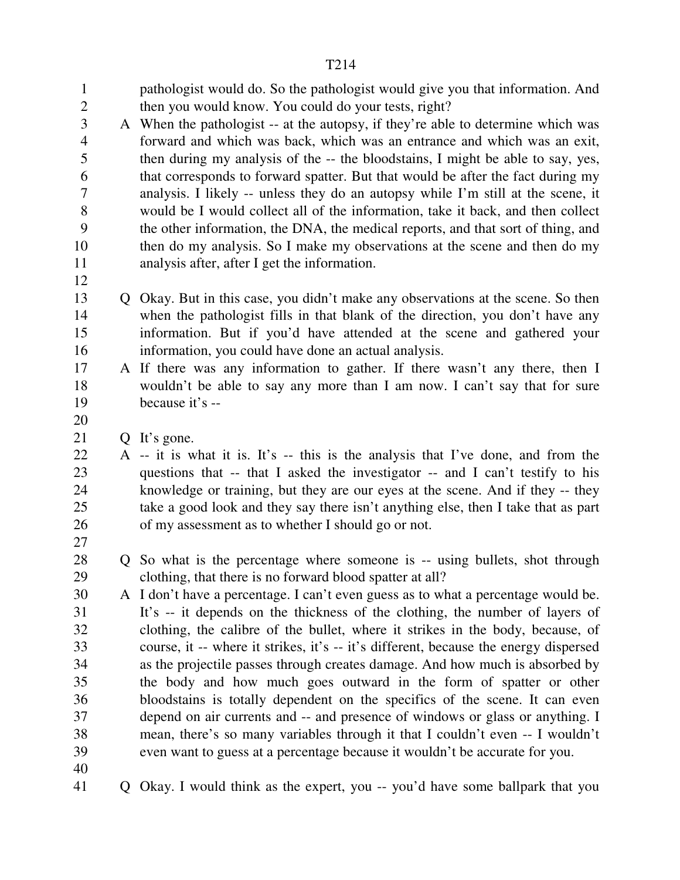pathologist would do. So the pathologist would give you that information. And then you would know. You could do your tests, right?

A When the pathologist -- at the autopsy, if they're able to determine which was forward and which was back, which was an entrance and which was an exit, then during my analysis of the -- the bloodstains, I might be able to say, yes, that corresponds to forward spatter. But that would be after the fact during my analysis. I likely -- unless they do an autopsy while I'm still at the scene, it would be I would collect all of the information, take it back, and then collect the other information, the DNA, the medical reports, and that sort of thing, and then do my analysis. So I make my observations at the scene and then do my analysis after, after I get the information.

Q Okay. But in this case, you didn't make any observations at the scene. So then when the pathologist fills in that blank of the direction, you don't have any information. But if you'd have attended at the scene and gathered your information, you could have done an actual analysis.

A If there was any information to gather. If there wasn't any there, then I wouldn't be able to say any more than I am now. I can't say that for sure because it's --

Q It's gone.

A -- it is what it is. It's -- this is the analysis that I've done, and from the questions that -- that I asked the investigator -- and I can't testify to his knowledge or training, but they are our eyes at the scene. And if they -- they take a good look and they say there isn't anything else, then I take that as part of my assessment as to whether I should go or not.

Q So what is the percentage where someone is -- using bullets, shot through clothing, that there is no forward blood spatter at all?

A I don't have a percentage. I can't even guess as to what a percentage would be. It's -- it depends on the thickness of the clothing, the number of layers of clothing, the calibre of the bullet, where it strikes in the body, because, of course, it -- where it strikes, it's -- it's different, because the energy dispersed as the projectile passes through creates damage. And how much is absorbed by the body and how much goes outward in the form of spatter or other bloodstains is totally dependent on the specifics of the scene. It can even depend on air currents and -- and presence of windows or glass or anything. I mean, there's so many variables through it that I couldn't even -- I wouldn't even want to guess at a percentage because it wouldn't be accurate for you.

Q Okay. I would think as the expert, you -- you'd have some ballpark that you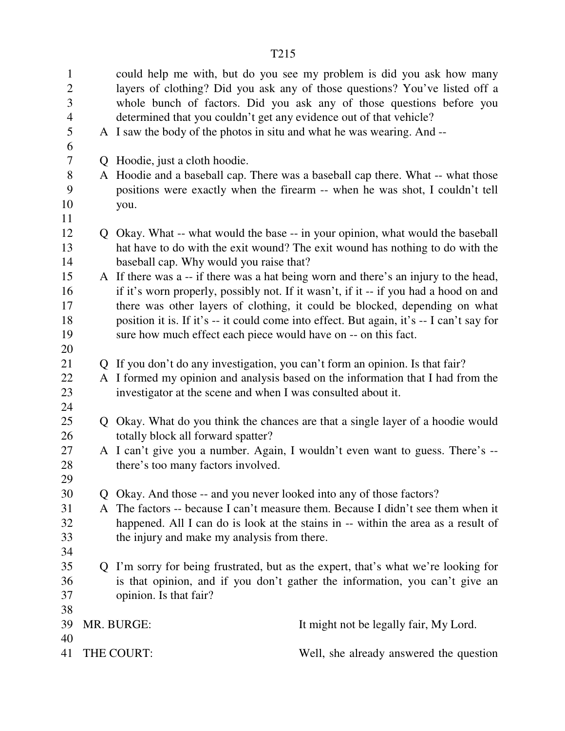could help me with, but do you see my problem is did you ask how many layers of clothing? Did you ask any of those questions? You've listed off a whole bunch of factors. Did you ask any of those questions before you determined that you couldn't get any evidence out of that vehicle?

A I saw the body of the photos in situ and what he was wearing. And --

Q Hoodie, just a cloth hoodie.

A Hoodie and a baseball cap. There was a baseball cap there. What -- what those positions were exactly when the firearm -- when he was shot, I couldn't tell you.

Q Okay. What -- what would the base -- in your opinion, what would the baseball hat have to do with the exit wound? The exit wound has nothing to do with the baseball cap. Why would you raise that?

A If there was a -- if there was a hat being worn and there's an injury to the head, if it's worn properly, possibly not. If it wasn't, if it -- if you had a hood on and there was other layers of clothing, it could be blocked, depending on what position it is. If it's -- it could come into effect. But again, it's -- I can't say for sure how much effect each piece would have on -- on this fact.

Q If you don't do any investigation, you can't form an opinion. Is that fair?

A I formed my opinion and analysis based on the information that I had from the investigator at the scene and when I was consulted about it.

Q Okay. What do you think the chances are that a single layer of a hoodie would totally block all forward spatter?

A I can't give you a number. Again, I wouldn't even want to guess. There's -- there's too many factors involved.

Q Okay. And those -- and you never looked into any of those factors?

A The factors -- because I can't measure them. Because I didn't see them when it happened. All I can do is look at the stains in -- within the area as a result of the injury and make my analysis from there.

Q I'm sorry for being frustrated, but as the expert, that's what we're looking for is that opinion, and if you don't gather the information, you can't give an opinion. Is that fair?

MR. BURGE: It might not be legally fair, My Lord.

THE COURT: Well, she already answered the question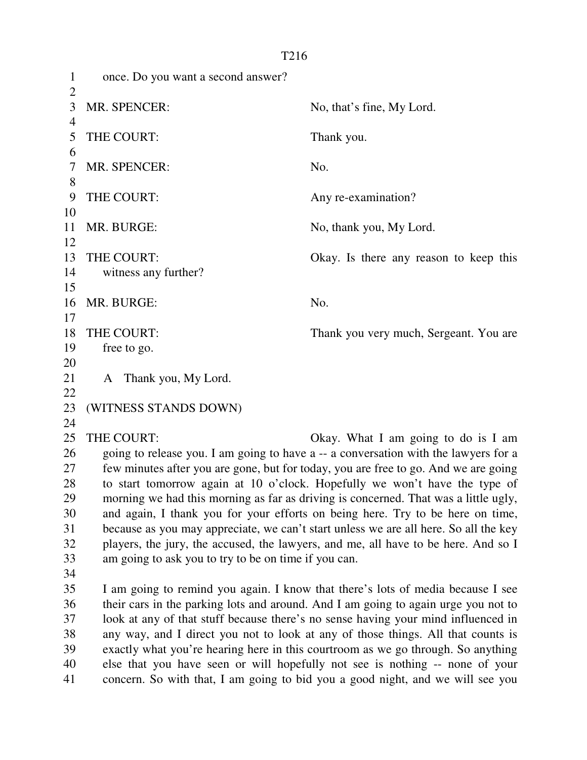once. Do you want a second answer?

MR. SPENCER: No, that's fine, My Lord.

THE COURT: Thank you.

MR. SPENCER: No.

THE COURT: Any re-examination?

MR. BURGE: No, thank you, My Lord.

THE COURT: Okay. Is there any reason to keep this witness any further?

MR. BURGE: No.

THE COURT: Thank you very much, Sergeant. You are free to go.

A Thank you, My Lord.

(WITNESS STANDS DOWN)

THE COURT: Okay. What I am going to do is I am going to release you. I am going to have a -- a conversation with the lawyers for a few minutes after you are gone, but for today, you are free to go. And we are going to start tomorrow again at 10 o'clock. Hopefully we won't have the type of morning we had this morning as far as driving is concerned. That was a little ugly, and again, I thank you for your efforts on being here. Try to be here on time, because as you may appreciate, we can't start unless we are all here. So all the key players, the jury, the accused, the lawyers, and me, all have to be here. And so I am going to ask you to try to be on time if you can.

I am going to remind you again. I know that there's lots of media because I see their cars in the parking lots and around. And I am going to again urge you not to look at any of that stuff because there's no sense having your mind influenced in any way, and I direct you not to look at any of those things. All that counts is exactly what you're hearing here in this courtroom as we go through. So anything else that you have seen or will hopefully not see is nothing -- none of your concern. So with that, I am going to bid you a good night, and we will see you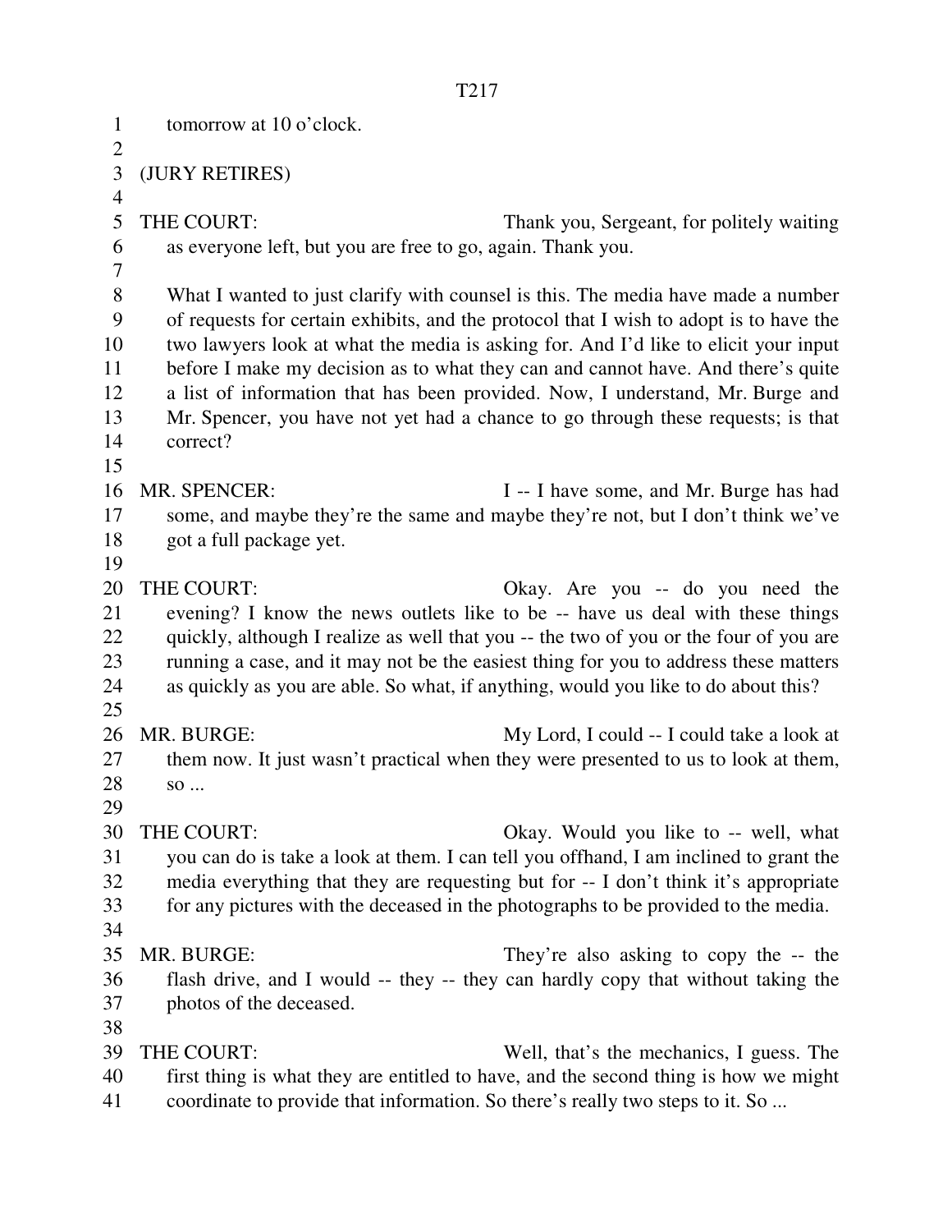tomorrow at 10 o'clock.

(JURY RETIRES)

THE COURT: Thank you, Sergeant, for politely waiting as everyone left, but you are free to go, again. Thank you.

What I wanted to just clarify with counsel is this. The media have made a number of requests for certain exhibits, and the protocol that I wish to adopt is to have the two lawyers look at what the media is asking for. And I'd like to elicit your input before I make my decision as to what they can and cannot have. And there's quite a list of information that has been provided. Now, I understand, Mr. Burge and Mr. Spencer, you have not yet had a chance to go through these requests; is that correct?

MR. SPENCER: I -- I have some, and Mr. Burge has had some, and maybe they're the same and maybe they're not, but I don't think we've got a full package yet.

THE COURT: Okay. Are you -- do you need the evening? I know the news outlets like to be -- have us deal with these things quickly, although I realize as well that you -- the two of you or the four of you are running a case, and it may not be the easiest thing for you to address these matters as quickly as you are able. So what, if anything, would you like to do about this?

MR. BURGE: My Lord, I could -- I could take a look at them now. It just wasn't practical when they were presented to us to look at them, so ...

THE COURT: Okay. Would you like to -- well, what you can do is take a look at them. I can tell you offhand, I am inclined to grant the media everything that they are requesting but for -- I don't think it's appropriate for any pictures with the deceased in the photographs to be provided to the media.

MR. BURGE: They're also asking to copy the -- the flash drive, and I would -- they -- they can hardly copy that without taking the photos of the deceased.

THE COURT: Well, that's the mechanics, I guess. The first thing is what they are entitled to have, and the second thing is how we might coordinate to provide that information. So there's really two steps to it. So ...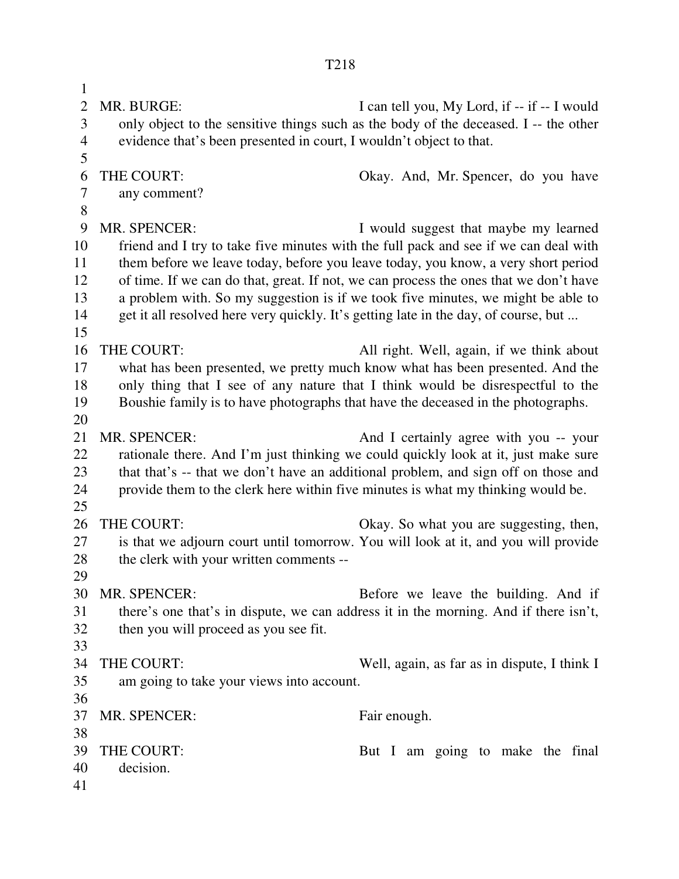MR. BURGE: I can tell you, My Lord, if -- if -- I would only object to the sensitive things such as the body of the deceased. I -- the other evidence that's been presented in court, I wouldn't object to that.

THE COURT: Okay. And, Mr. Spencer, do you have any comment?

MR. SPENCER: I would suggest that maybe my learned friend and I try to take five minutes with the full pack and see if we can deal with them before we leave today, before you leave today, you know, a very short period of time. If we can do that, great. If not, we can process the ones that we don't have a problem with. So my suggestion is if we took five minutes, we might be able to get it all resolved here very quickly. It's getting late in the day, of course, but ...

THE COURT: All right. Well, again, if we think about what has been presented, we pretty much know what has been presented. And the only thing that I see of any nature that I think would be disrespectful to the Boushie family is to have photographs that have the deceased in the photographs.

MR. SPENCER: And I certainly agree with you -- your rationale there. And I'm just thinking we could quickly look at it, just make sure that that's -- that we don't have an additional problem, and sign off on those and provide them to the clerk here within five minutes is what my thinking would be.

THE COURT: Okay. So what you are suggesting, then, is that we adjourn court until tomorrow. You will look at it, and you will provide the clerk with your written comments --

MR. SPENCER: Before we leave the building. And if there's one that's in dispute, we can address it in the morning. And if there isn't, then you will proceed as you see fit.

THE COURT: Well, again, as far as in dispute, I think I am going to take your views into account.

MR. SPENCER: Fair enough.

THE COURT: But I am going to make the final decision.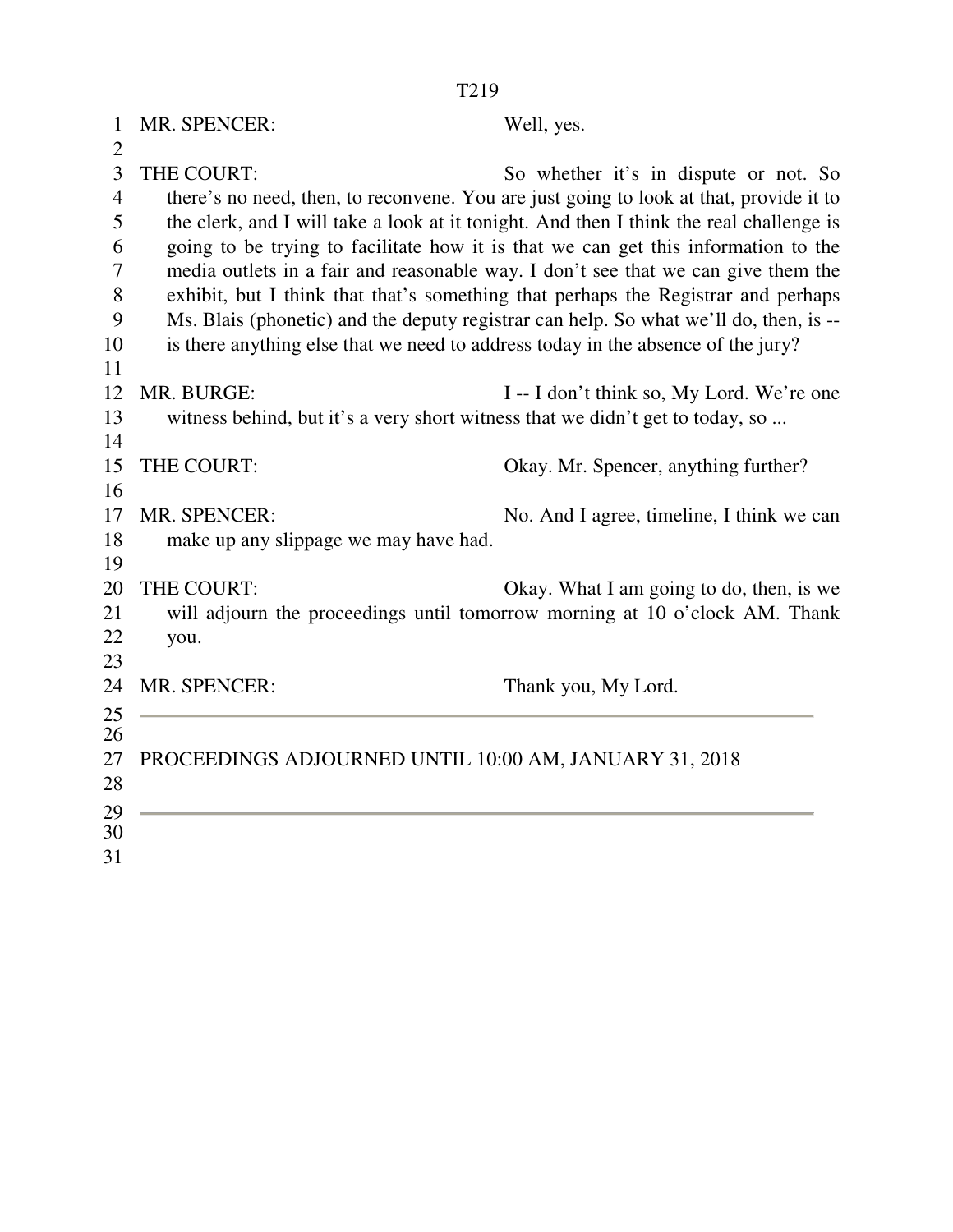MR. SPENCER: Well, yes.

THE COURT: So whether it's in dispute or not. So there's no need, then, to reconvene. You are just going to look at that, provide it to the clerk, and I will take a look at it tonight. And then I think the real challenge is going to be trying to facilitate how it is that we can get this information to the media outlets in a fair and reasonable way. I don't see that we can give them the exhibit, but I think that that's something that perhaps the Registrar and perhaps Ms. Blais (phonetic) and the deputy registrar can help. So what we'll do, then, is -- is there anything else that we need to address today in the absence of the jury?

MR. BURGE: I -- I don't think so, My Lord. We're one witness behind, but it's a very short witness that we didn't get to today, so ...

THE COURT: Okay. Mr. Spencer, anything further?

MR. SPENCER: No. And I agree, timeline, I think we can make up any slippage we may have had.

THE COURT: Okay. What I am going to do, then, is we will adjourn the proceedings until tomorrow morning at 10 o'clock AM. Thank you.

MR. SPENCER: Thank you, My Lord.

---

PROCEEDINGS ADJOURNED UNTIL 10:00 AM, JANUARY 31, 2018

---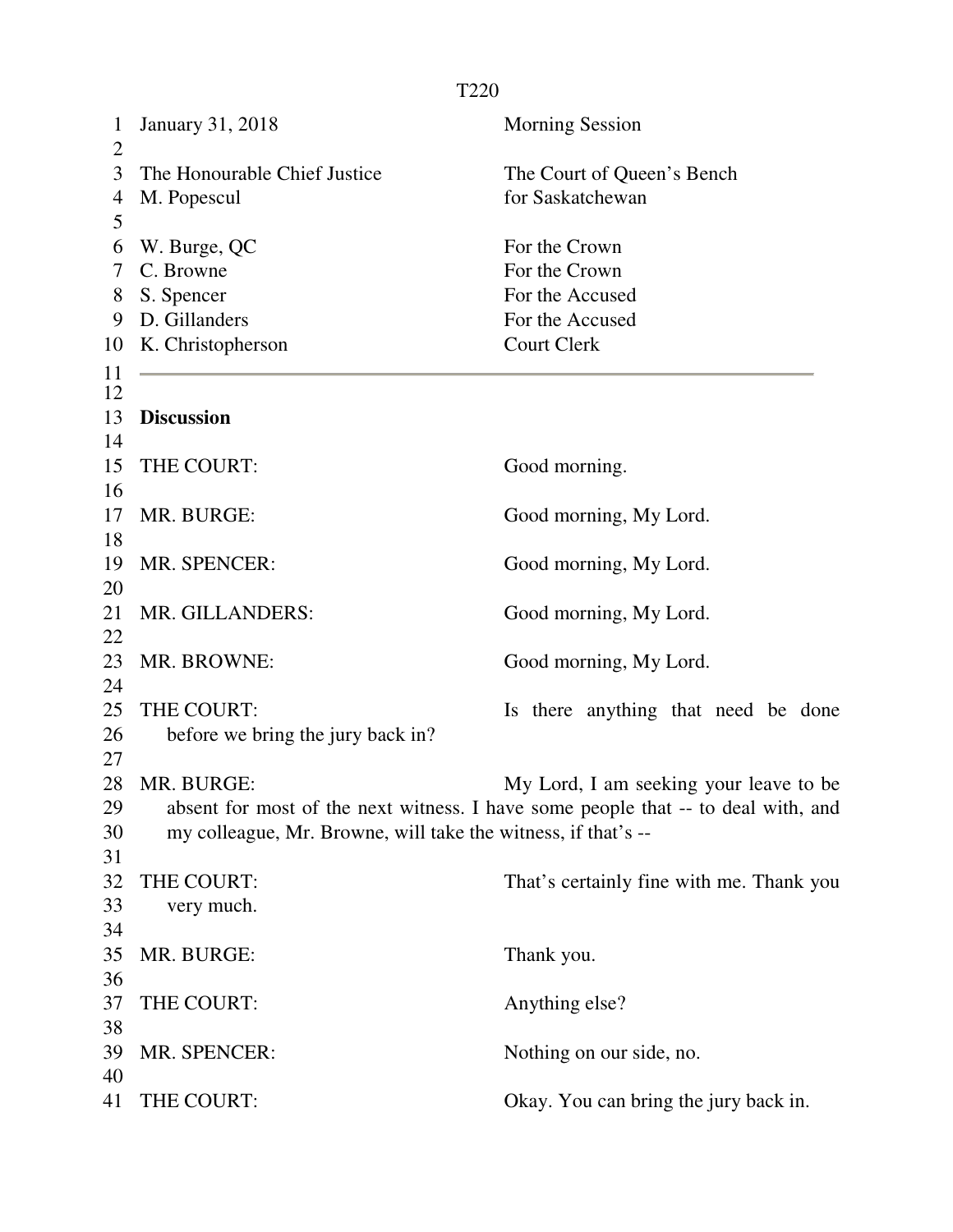January 31, 2018 Morning Session

The Honourable Chief Justice M. Popescul — The Court of Queen's Bench for Saskatchewan

| | |
|---|---|
| W. Burge, QC | For the Crown |
| C. Browne | For the Crown |
| S. Spencer | For the Accused |
| D. Gillanders | For the Accused |
| K. Christopherson | Court Clerk |

---

**Discussion**

THE COURT: Good morning.

MR. BURGE: Good morning, My Lord.

MR. SPENCER: Good morning, My Lord.

MR. GILLANDERS: Good morning, My Lord.

MR. BROWNE: Good morning, My Lord.

THE COURT: Is there anything that need be done before we bring the jury back in?

MR. BURGE: My Lord, I am seeking your leave to be absent for most of the next witness. I have some people that -- to deal with, and my colleague, Mr. Browne, will take the witness, if that's --

THE COURT: That's certainly fine with me. Thank you very much.

MR. BURGE: Thank you.

THE COURT: Anything else?

MR. SPENCER: Nothing on our side, no.

THE COURT: Okay. You can bring the jury back in.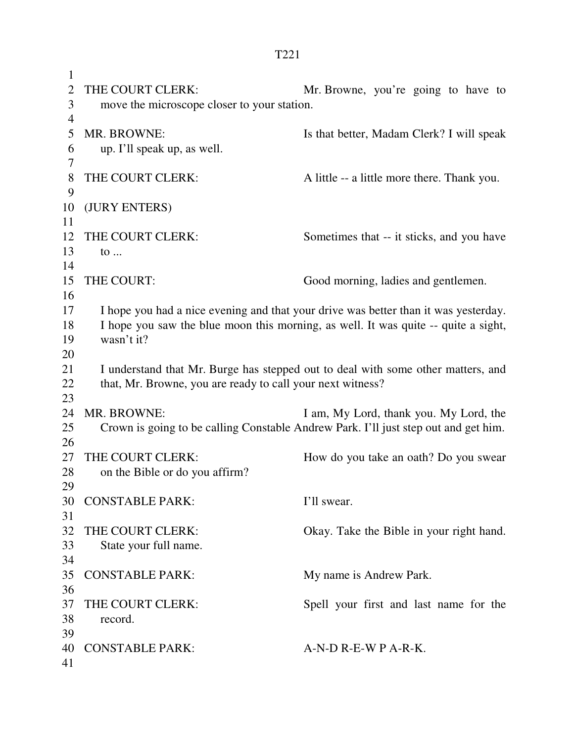THE COURT CLERK: Mr. Browne, you're going to have to move the microscope closer to your station.

MR. BROWNE: Is that better, Madam Clerk? I will speak up. I'll speak up, as well.

THE COURT CLERK: A little -- a little more there. Thank you.

(JURY ENTERS)

THE COURT CLERK: Sometimes that -- it sticks, and you have to ...

THE COURT: Good morning, ladies and gentlemen.

I hope you had a nice evening and that your drive was better than it was yesterday. I hope you saw the blue moon this morning, as well. It was quite -- quite a sight, wasn't it?

I understand that Mr. Burge has stepped out to deal with some other matters, and that, Mr. Browne, you are ready to call your next witness?

MR. BROWNE: I am, My Lord, thank you. My Lord, the Crown is going to be calling Constable Andrew Park. I'll just step out and get him.

THE COURT CLERK: How do you take an oath? Do you swear on the Bible or do you affirm?

CONSTABLE PARK: I'll swear.

THE COURT CLERK: Okay. Take the Bible in your right hand. State your full name.

CONSTABLE PARK: My name is Andrew Park.

THE COURT CLERK: Spell your first and last name for the record.

CONSTABLE PARK: A-N-D R-E-W P A-R-K.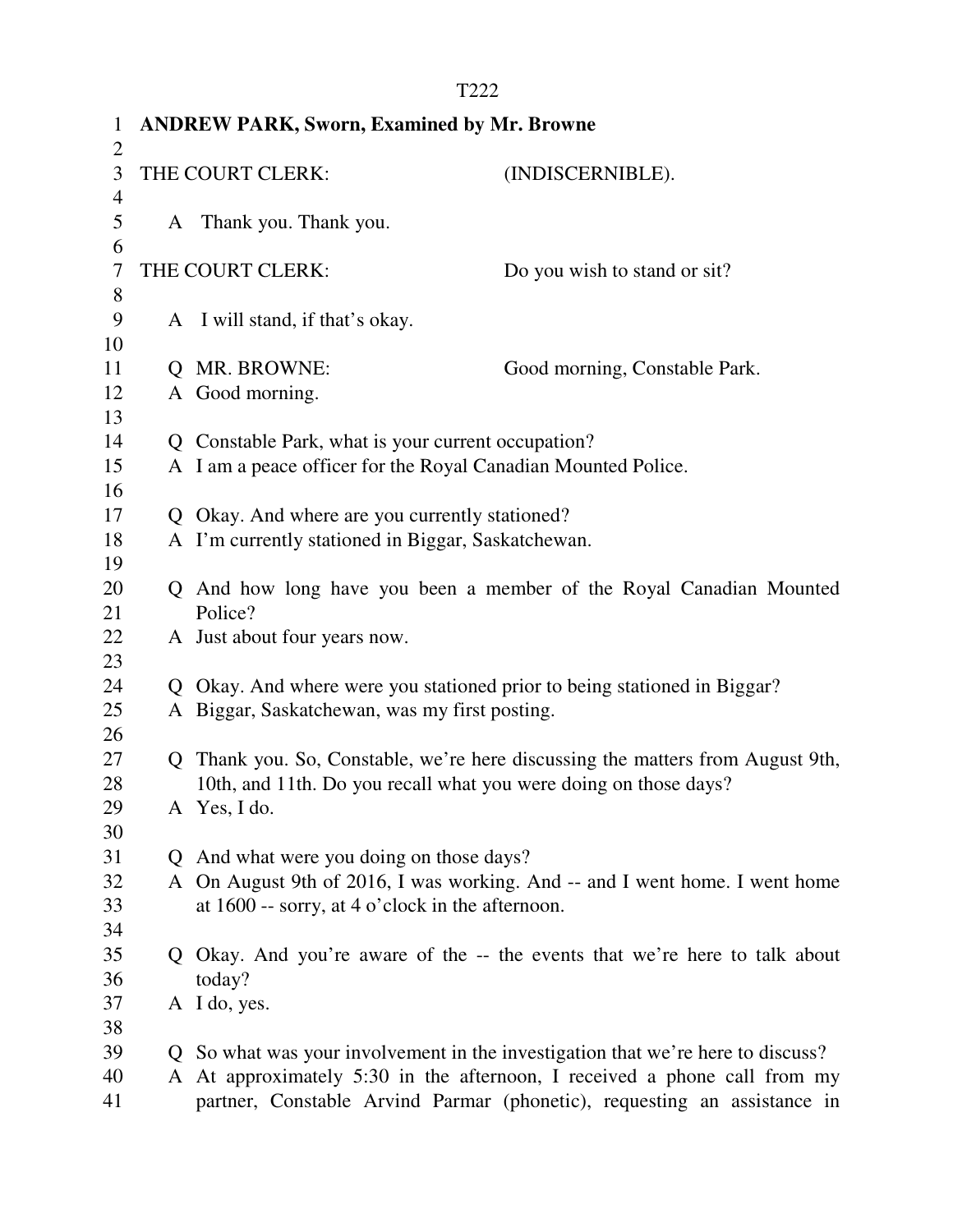**ANDREW PARK, Sworn, Examined by Mr. Browne**

THE COURT CLERK: (INDISCERNIBLE).

A Thank you. Thank you.

THE COURT CLERK: Do you wish to stand or sit?

A I will stand, if that's okay.

Q MR. BROWNE: Good morning, Constable Park.
A Good morning.

Q Constable Park, what is your current occupation?
A I am a peace officer for the Royal Canadian Mounted Police.

Q Okay. And where are you currently stationed?
A I'm currently stationed in Biggar, Saskatchewan.

Q And how long have you been a member of the Royal Canadian Mounted Police?
A Just about four years now.

Q Okay. And where were you stationed prior to being stationed in Biggar?
A Biggar, Saskatchewan, was my first posting.

Q Thank you. So, Constable, we're here discussing the matters from August 9th, 10th, and 11th. Do you recall what you were doing on those days?
A Yes, I do.

Q And what were you doing on those days?
A On August 9th of 2016, I was working. And -- and I went home. I went home at 1600 -- sorry, at 4 o'clock in the afternoon.

Q Okay. And you're aware of the -- the events that we're here to talk about today?
A I do, yes.

Q So what was your involvement in the investigation that we're here to discuss?
A At approximately 5:30 in the afternoon, I received a phone call from my partner, Constable Arvind Parmar (phonetic), requesting an assistance in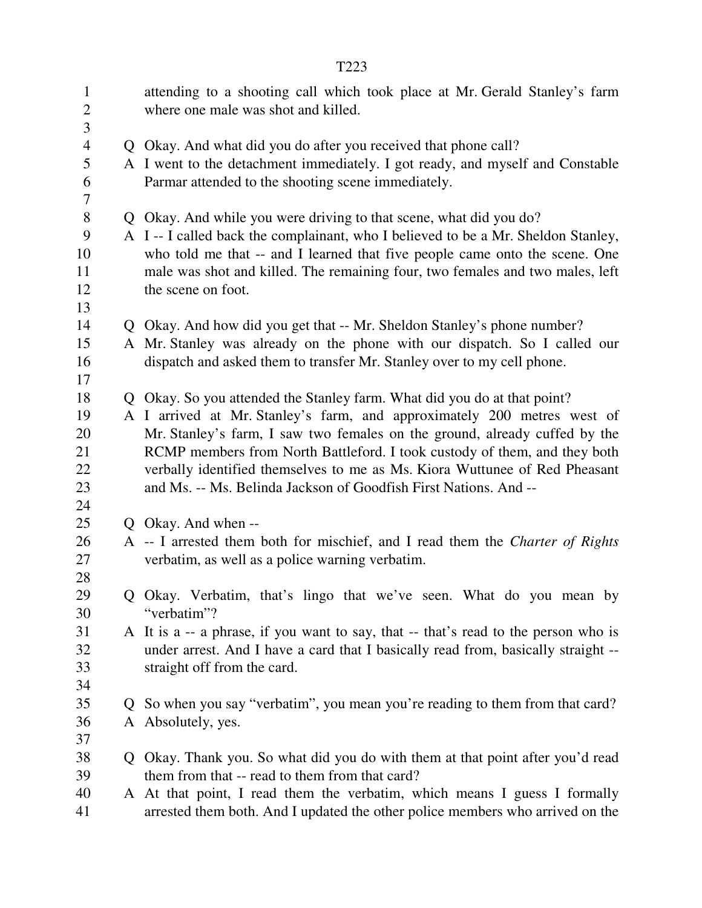attending to a shooting call which took place at Mr. Gerald Stanley's farm where one male was shot and killed.

Q Okay. And what did you do after you received that phone call?
A I went to the detachment immediately. I got ready, and myself and Constable Parmar attended to the shooting scene immediately.

Q Okay. And while you were driving to that scene, what did you do?
A I -- I called back the complainant, who I believed to be a Mr. Sheldon Stanley, who told me that -- and I learned that five people came onto the scene. One male was shot and killed. The remaining four, two females and two males, left the scene on foot.

Q Okay. And how did you get that -- Mr. Sheldon Stanley's phone number?
A Mr. Stanley was already on the phone with our dispatch. So I called our dispatch and asked them to transfer Mr. Stanley over to my cell phone.

Q Okay. So you attended the Stanley farm. What did you do at that point?
A I arrived at Mr. Stanley's farm, and approximately 200 metres west of Mr. Stanley's farm, I saw two females on the ground, already cuffed by the RCMP members from North Battleford. I took custody of them, and they both verbally identified themselves to me as Ms. Kiora Wuttunee of Red Pheasant and Ms. -- Ms. Belinda Jackson of Goodfish First Nations. And --

Q Okay. And when --
A -- I arrested them both for mischief, and I read them the *Charter of Rights* verbatim, as well as a police warning verbatim.

Q Okay. Verbatim, that's lingo that we've seen. What do you mean by "verbatim"?
A It is a -- a phrase, if you want to say, that -- that's read to the person who is under arrest. And I have a card that I basically read from, basically straight -- straight off from the card.

Q So when you say "verbatim", you mean you're reading to them from that card?
A Absolutely, yes.

Q Okay. Thank you. So what did you do with them at that point after you'd read them from that -- read to them from that card?
A At that point, I read them the verbatim, which means I guess I formally arrested them both. And I updated the other police members who arrived on the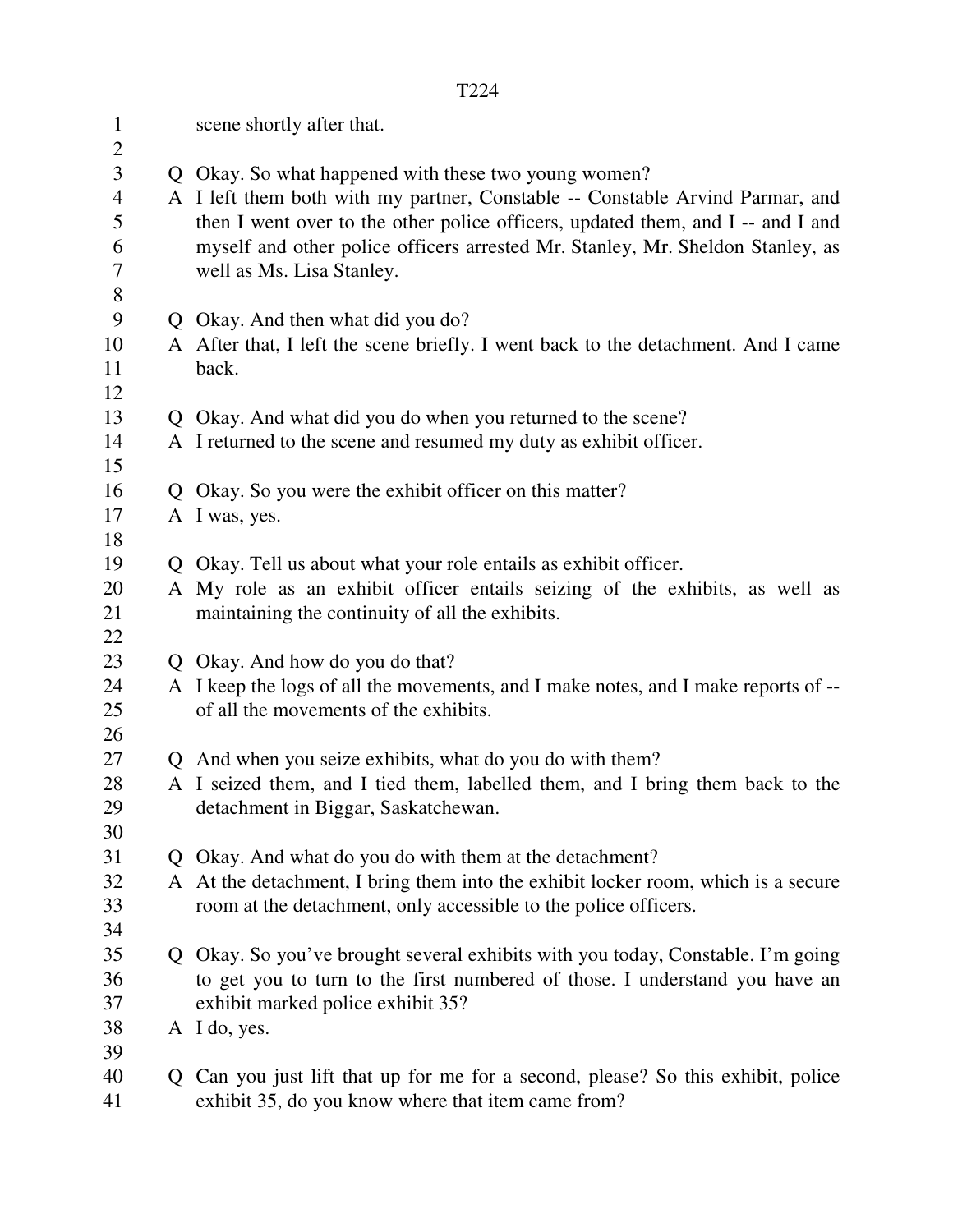scene shortly after that.

Q Okay. So what happened with these two young women?

A I left them both with my partner, Constable -- Constable Arvind Parmar, and then I went over to the other police officers, updated them, and I -- and I and myself and other police officers arrested Mr. Stanley, Mr. Sheldon Stanley, as well as Ms. Lisa Stanley.

Q Okay. And then what did you do?

A After that, I left the scene briefly. I went back to the detachment. And I came back.

Q Okay. And what did you do when you returned to the scene?

A I returned to the scene and resumed my duty as exhibit officer.

Q Okay. So you were the exhibit officer on this matter?

A I was, yes.

Q Okay. Tell us about what your role entails as exhibit officer.

A My role as an exhibit officer entails seizing of the exhibits, as well as maintaining the continuity of all the exhibits.

Q Okay. And how do you do that?

A I keep the logs of all the movements, and I make notes, and I make reports of -- of all the movements of the exhibits.

Q And when you seize exhibits, what do you do with them?

A I seized them, and I tied them, labelled them, and I bring them back to the detachment in Biggar, Saskatchewan.

Q Okay. And what do you do with them at the detachment?

A At the detachment, I bring them into the exhibit locker room, which is a secure room at the detachment, only accessible to the police officers.

Q Okay. So you've brought several exhibits with you today, Constable. I'm going to get you to turn to the first numbered of those. I understand you have an exhibit marked police exhibit 35?

A I do, yes.

Q Can you just lift that up for me for a second, please? So this exhibit, police exhibit 35, do you know where that item came from?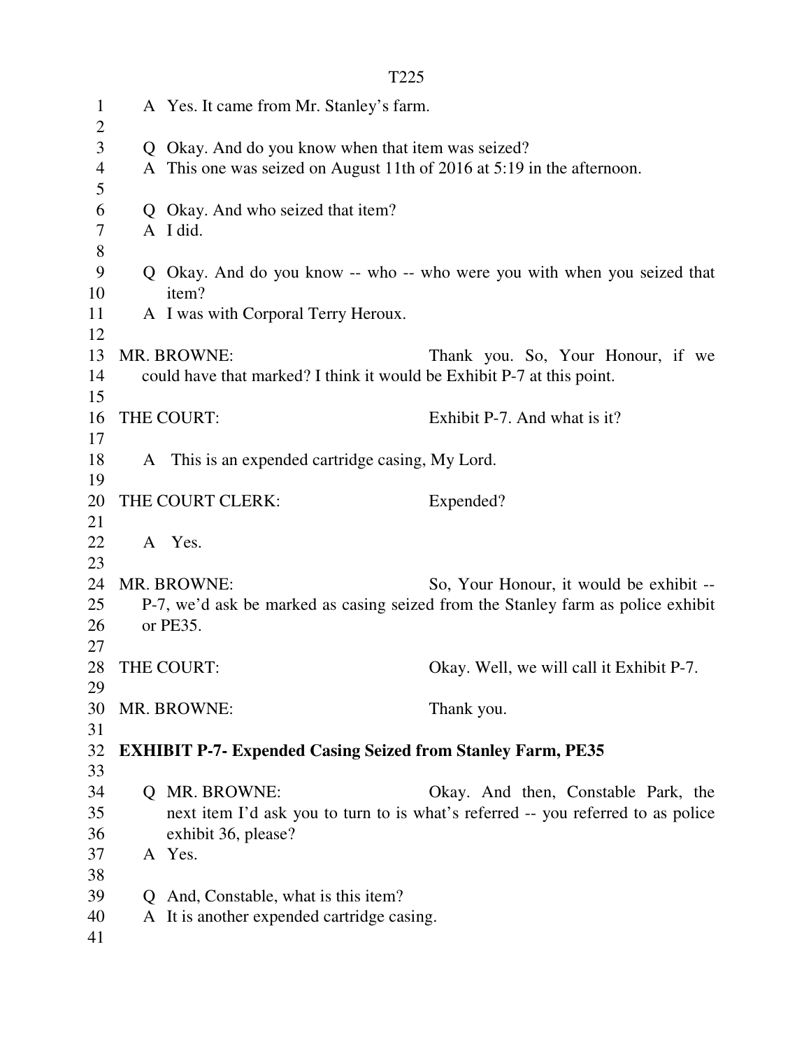A Yes. It came from Mr. Stanley's farm.

Q Okay. And do you know when that item was seized?
A This one was seized on August 11th of 2016 at 5:19 in the afternoon.

Q Okay. And who seized that item?
A I did.

Q Okay. And do you know -- who -- who were you with when you seized that item?
A I was with Corporal Terry Heroux.

MR. BROWNE: Thank you. So, Your Honour, if we could have that marked? I think it would be Exhibit P-7 at this point.

THE COURT: Exhibit P-7. And what is it?

A This is an expended cartridge casing, My Lord.

THE COURT CLERK: Expended?

A Yes.

MR. BROWNE: So, Your Honour, it would be exhibit -- P-7, we'd ask be marked as casing seized from the Stanley farm as police exhibit or PE35.

THE COURT: Okay. Well, we will call it Exhibit P-7.

MR. BROWNE: Thank you.

**EXHIBIT P-7- Expended Casing Seized from Stanley Farm, PE35**

Q MR. BROWNE: Okay. And then, Constable Park, the next item I'd ask you to turn to is what's referred -- you referred to as police exhibit 36, please?
A Yes.

Q And, Constable, what is this item?
A It is another expended cartridge casing.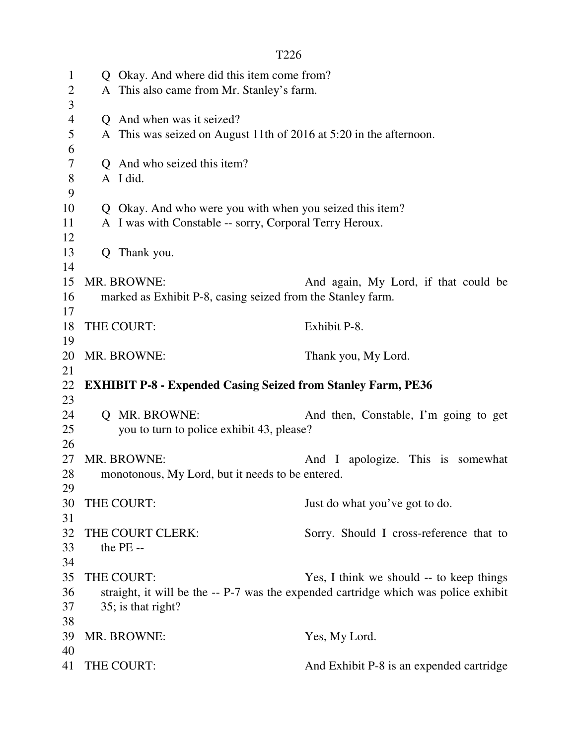Q Okay. And where did this item come from?
A This also came from Mr. Stanley's farm.

Q And when was it seized?
A This was seized on August 11th of 2016 at 5:20 in the afternoon.

Q And who seized this item?
A I did.

Q Okay. And who were you with when you seized this item?
A I was with Constable -- sorry, Corporal Terry Heroux.

Q Thank you.

MR. BROWNE: And again, My Lord, if that could be marked as Exhibit P-8, casing seized from the Stanley farm.

THE COURT: Exhibit P-8.

MR. BROWNE: Thank you, My Lord.

**EXHIBIT P-8 - Expended Casing Seized from Stanley Farm, PE36**

Q MR. BROWNE: And then, Constable, I'm going to get you to turn to police exhibit 43, please?

MR. BROWNE: And I apologize. This is somewhat monotonous, My Lord, but it needs to be entered.

THE COURT: Just do what you've got to do.

THE COURT CLERK: Sorry. Should I cross-reference that to the PE --

THE COURT: Yes, I think we should -- to keep things straight, it will be the -- P-7 was the expended cartridge which was police exhibit 35; is that right?

MR. BROWNE: Yes, My Lord.

THE COURT: And Exhibit P-8 is an expended cartridge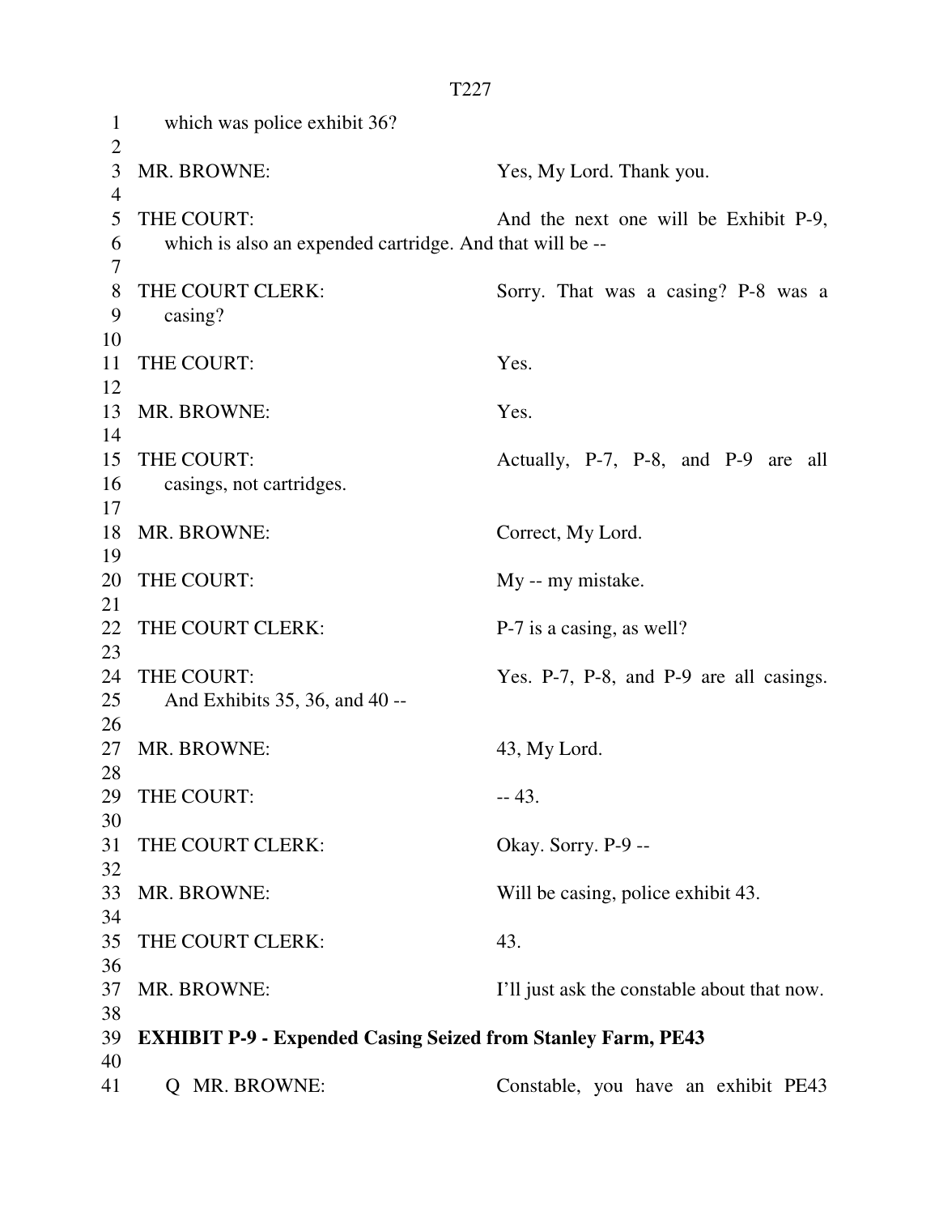which was police exhibit 36?

MR. BROWNE: Yes, My Lord. Thank you.

THE COURT: And the next one will be Exhibit P-9, which is also an expended cartridge. And that will be --

THE COURT CLERK: Sorry. That was a casing? P-8 was a casing?

THE COURT: Yes.

MR. BROWNE: Yes.

THE COURT: Actually, P-7, P-8, and P-9 are all casings, not cartridges.

MR. BROWNE: Correct, My Lord.

THE COURT: My -- my mistake.

THE COURT CLERK: P-7 is a casing, as well?

THE COURT: Yes. P-7, P-8, and P-9 are all casings. And Exhibits 35, 36, and 40 --

MR. BROWNE: 43, My Lord.

THE COURT: -- 43.

THE COURT CLERK: Okay. Sorry. P-9 --

MR. BROWNE: Will be casing, police exhibit 43.

THE COURT CLERK: 43.

MR. BROWNE: I'll just ask the constable about that now.

**EXHIBIT P-9 - Expended Casing Seized from Stanley Farm, PE43**

Q MR. BROWNE: Constable, you have an exhibit PE43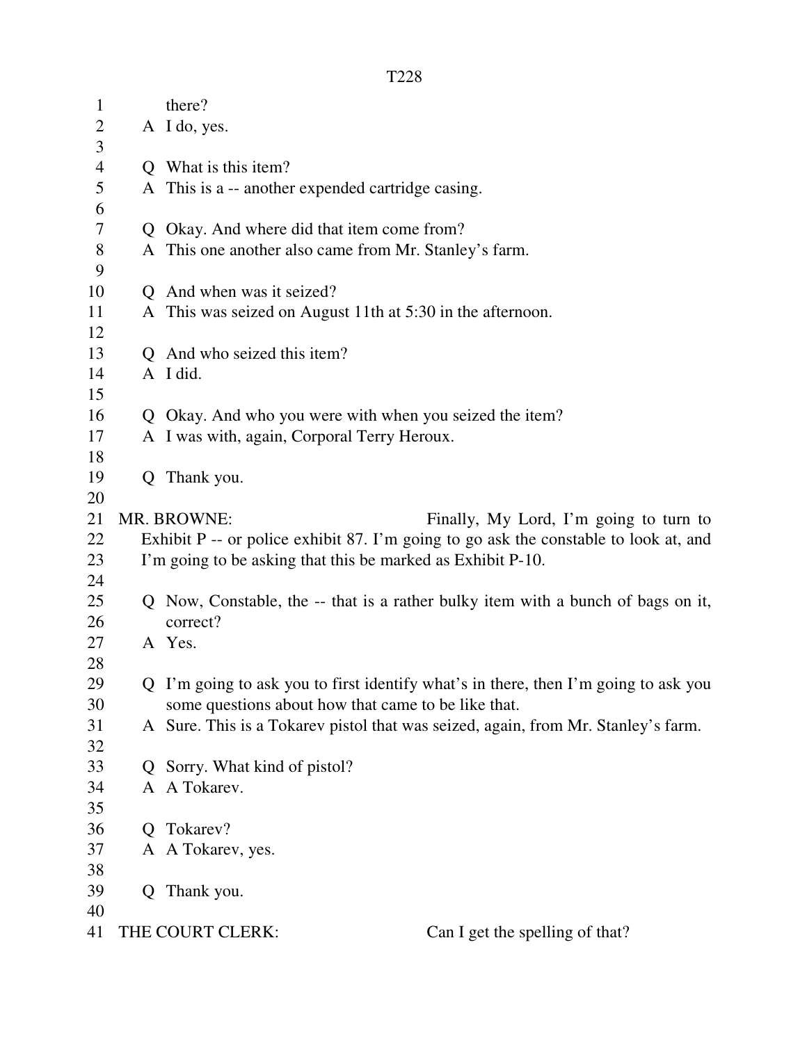there?

A I do, yes.

Q What is this item?

A This is a -- another expended cartridge casing.

Q Okay. And where did that item come from?

A This one another also came from Mr. Stanley's farm.

Q And when was it seized?

A This was seized on August 11th at 5:30 in the afternoon.

Q And who seized this item?

A I did.

Q Okay. And who you were with when you seized the item?

A I was with, again, Corporal Terry Heroux.

Q Thank you.

MR. BROWNE: Finally, My Lord, I'm going to turn to Exhibit P -- or police exhibit 87. I'm going to go ask the constable to look at, and I'm going to be asking that this be marked as Exhibit P-10.

Q Now, Constable, the -- that is a rather bulky item with a bunch of bags on it, correct?

A Yes.

Q I'm going to ask you to first identify what's in there, then I'm going to ask you some questions about how that came to be like that.

A Sure. This is a Tokarev pistol that was seized, again, from Mr. Stanley's farm.

Q Sorry. What kind of pistol?

A A Tokarev.

Q Tokarev?

A A Tokarev, yes.

Q Thank you.

THE COURT CLERK: Can I get the spelling of that?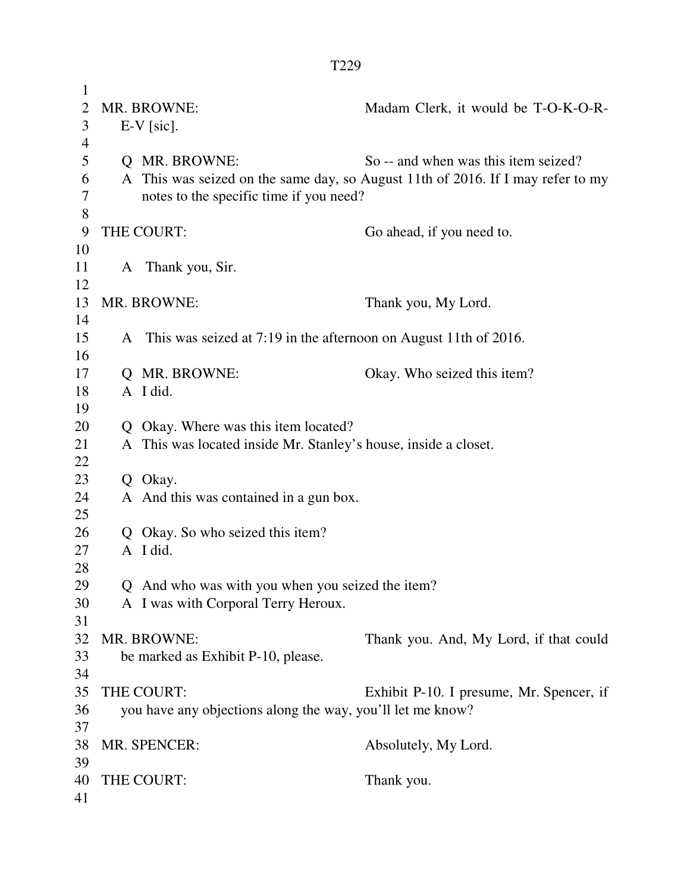MR. BROWNE: Madam Clerk, it would be T-O-K-O-R-E-V [sic].

Q MR. BROWNE: So -- and when was this item seized?

A This was seized on the same day, so August 11th of 2016. If I may refer to my notes to the specific time if you need?

THE COURT: Go ahead, if you need to.

A Thank you, Sir.

MR. BROWNE: Thank you, My Lord.

A This was seized at 7:19 in the afternoon on August 11th of 2016.

Q MR. BROWNE: Okay. Who seized this item?

A I did.

Q Okay. Where was this item located?

A This was located inside Mr. Stanley's house, inside a closet.

Q Okay.

A And this was contained in a gun box.

Q Okay. So who seized this item?

A I did.

Q And who was with you when you seized the item?

A I was with Corporal Terry Heroux.

MR. BROWNE: Thank you. And, My Lord, if that could be marked as Exhibit P-10, please.

THE COURT: Exhibit P-10. I presume, Mr. Spencer, if you have any objections along the way, you'll let me know?

MR. SPENCER: Absolutely, My Lord.

THE COURT: Thank you.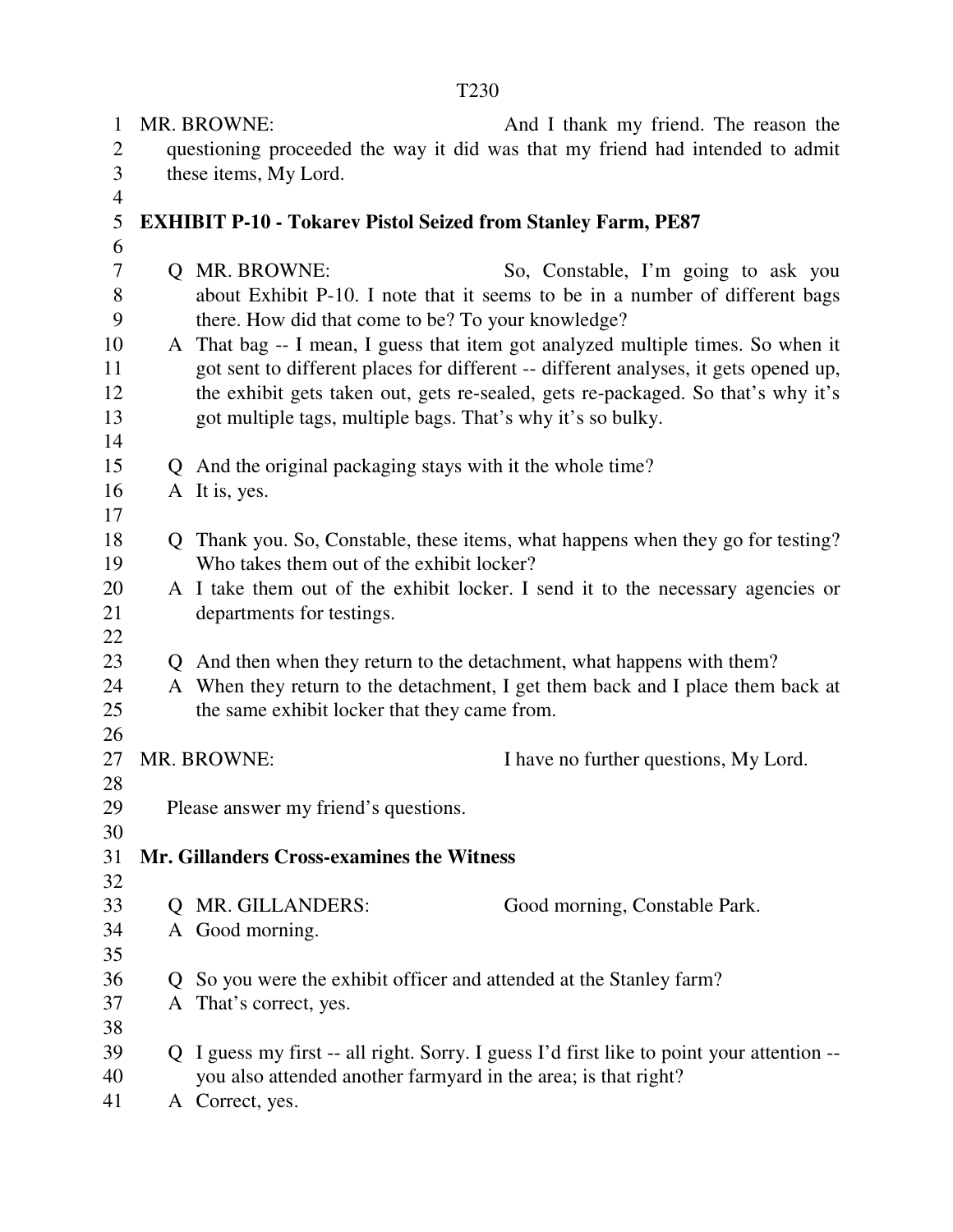MR. BROWNE: And I thank my friend. The reason the questioning proceeded the way it did was that my friend had intended to admit these items, My Lord.

**EXHIBIT P-10 - Tokarev Pistol Seized from Stanley Farm, PE87**

Q MR. BROWNE: So, Constable, I'm going to ask you about Exhibit P-10. I note that it seems to be in a number of different bags there. How did that come to be? To your knowledge?

A That bag -- I mean, I guess that item got analyzed multiple times. So when it got sent to different places for different -- different analyses, it gets opened up, the exhibit gets taken out, gets re-sealed, gets re-packaged. So that's why it's got multiple tags, multiple bags. That's why it's so bulky.

Q And the original packaging stays with it the whole time?

A It is, yes.

Q Thank you. So, Constable, these items, what happens when they go for testing? Who takes them out of the exhibit locker?

A I take them out of the exhibit locker. I send it to the necessary agencies or departments for testings.

Q And then when they return to the detachment, what happens with them?

A When they return to the detachment, I get them back and I place them back at the same exhibit locker that they came from.

MR. BROWNE: I have no further questions, My Lord.

Please answer my friend's questions.

**Mr. Gillanders Cross-examines the Witness**

Q MR. GILLANDERS: Good morning, Constable Park.

A Good morning.

Q So you were the exhibit officer and attended at the Stanley farm?

A That's correct, yes.

Q I guess my first -- all right. Sorry. I guess I'd first like to point your attention -- you also attended another farmyard in the area; is that right?

A Correct, yes.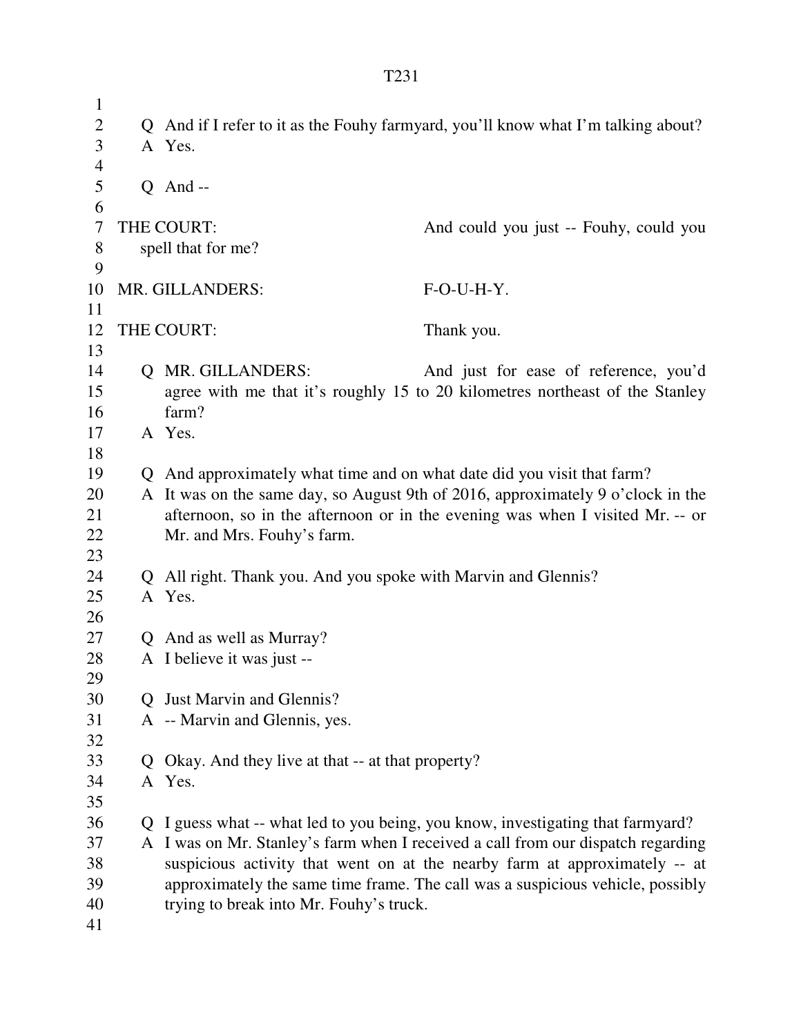Q And if I refer to it as the Fouhy farmyard, you'll know what I'm talking about?
A Yes.

Q And --

THE COURT: And could you just -- Fouhy, could you spell that for me?

MR. GILLANDERS: F-O-U-H-Y.

THE COURT: Thank you.

Q MR. GILLANDERS: And just for ease of reference, you'd agree with me that it's roughly 15 to 20 kilometres northeast of the Stanley farm?
A Yes.

Q And approximately what time and on what date did you visit that farm?
A It was on the same day, so August 9th of 2016, approximately 9 o'clock in the afternoon, so in the afternoon or in the evening was when I visited Mr. -- or Mr. and Mrs. Fouhy's farm.

Q All right. Thank you. And you spoke with Marvin and Glennis?
A Yes.

Q And as well as Murray?
A I believe it was just --

Q Just Marvin and Glennis?
A -- Marvin and Glennis, yes.

Q Okay. And they live at that -- at that property?
A Yes.

Q I guess what -- what led to you being, you know, investigating that farmyard?
A I was on Mr. Stanley's farm when I received a call from our dispatch regarding suspicious activity that went on at the nearby farm at approximately -- at approximately the same time frame. The call was a suspicious vehicle, possibly trying to break into Mr. Fouhy's truck.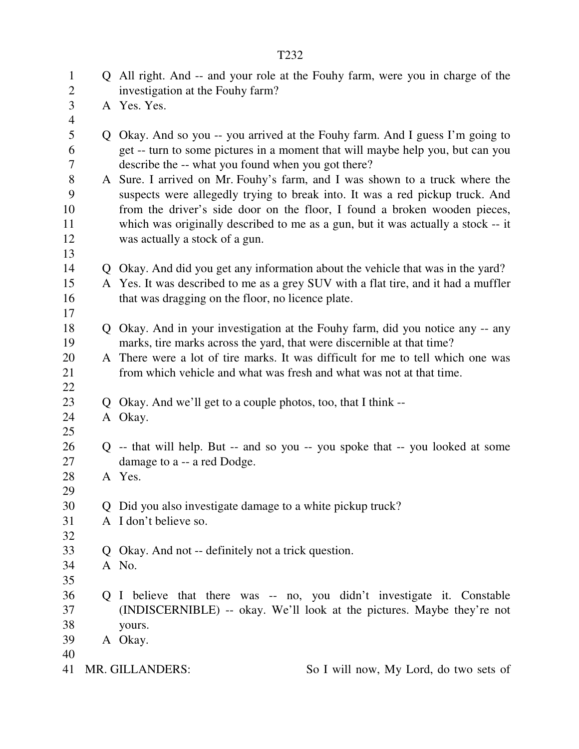Q All right. And -- and your role at the Fouhy farm, were you in charge of the investigation at the Fouhy farm?

A Yes. Yes.

Q Okay. And so you -- you arrived at the Fouhy farm. And I guess I'm going to get -- turn to some pictures in a moment that will maybe help you, but can you describe the -- what you found when you got there?

A Sure. I arrived on Mr. Fouhy's farm, and I was shown to a truck where the suspects were allegedly trying to break into. It was a red pickup truck. And from the driver's side door on the floor, I found a broken wooden pieces, which was originally described to me as a gun, but it was actually a stock -- it was actually a stock of a gun.

Q Okay. And did you get any information about the vehicle that was in the yard?

A Yes. It was described to me as a grey SUV with a flat tire, and it had a muffler that was dragging on the floor, no licence plate.

Q Okay. And in your investigation at the Fouhy farm, did you notice any -- any marks, tire marks across the yard, that were discernible at that time?

A There were a lot of tire marks. It was difficult for me to tell which one was from which vehicle and what was fresh and what was not at that time.

Q Okay. And we'll get to a couple photos, too, that I think --

A Okay.

Q -- that will help. But -- and so you -- you spoke that -- you looked at some damage to a -- a red Dodge.

A Yes.

Q Did you also investigate damage to a white pickup truck?

A I don't believe so.

Q Okay. And not -- definitely not a trick question.

A No.

Q I believe that there was -- no, you didn't investigate it. Constable (INDISCERNIBLE) -- okay. We'll look at the pictures. Maybe they're not yours.

A Okay.

MR. GILLANDERS: So I will now, My Lord, do two sets of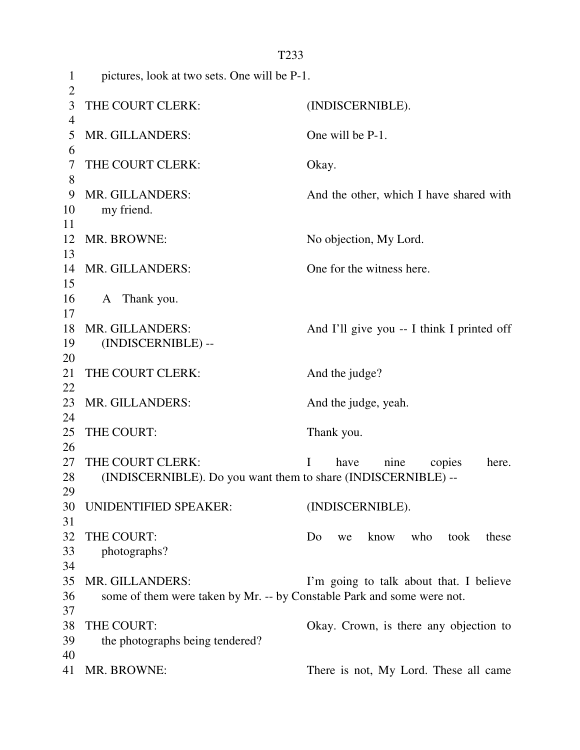pictures, look at two sets. One will be P-1.

THE COURT CLERK: (INDISCERNIBLE).

MR. GILLANDERS: One will be P-1.

THE COURT CLERK: Okay.

MR. GILLANDERS: And the other, which I have shared with my friend.

MR. BROWNE: No objection, My Lord.

MR. GILLANDERS: One for the witness here.

A Thank you.

MR. GILLANDERS: And I'll give you -- I think I printed off (INDISCERNIBLE) --

THE COURT CLERK: And the judge?

MR. GILLANDERS: And the judge, yeah.

THE COURT: Thank you.

THE COURT CLERK: I have nine copies here. (INDISCERNIBLE). Do you want them to share (INDISCERNIBLE) --

UNIDENTIFIED SPEAKER: (INDISCERNIBLE).

THE COURT: Do we know who took these photographs?

MR. GILLANDERS: I'm going to talk about that. I believe some of them were taken by Mr. -- by Constable Park and some were not.

THE COURT: Okay. Crown, is there any objection to the photographs being tendered?

MR. BROWNE: There is not, My Lord. These all came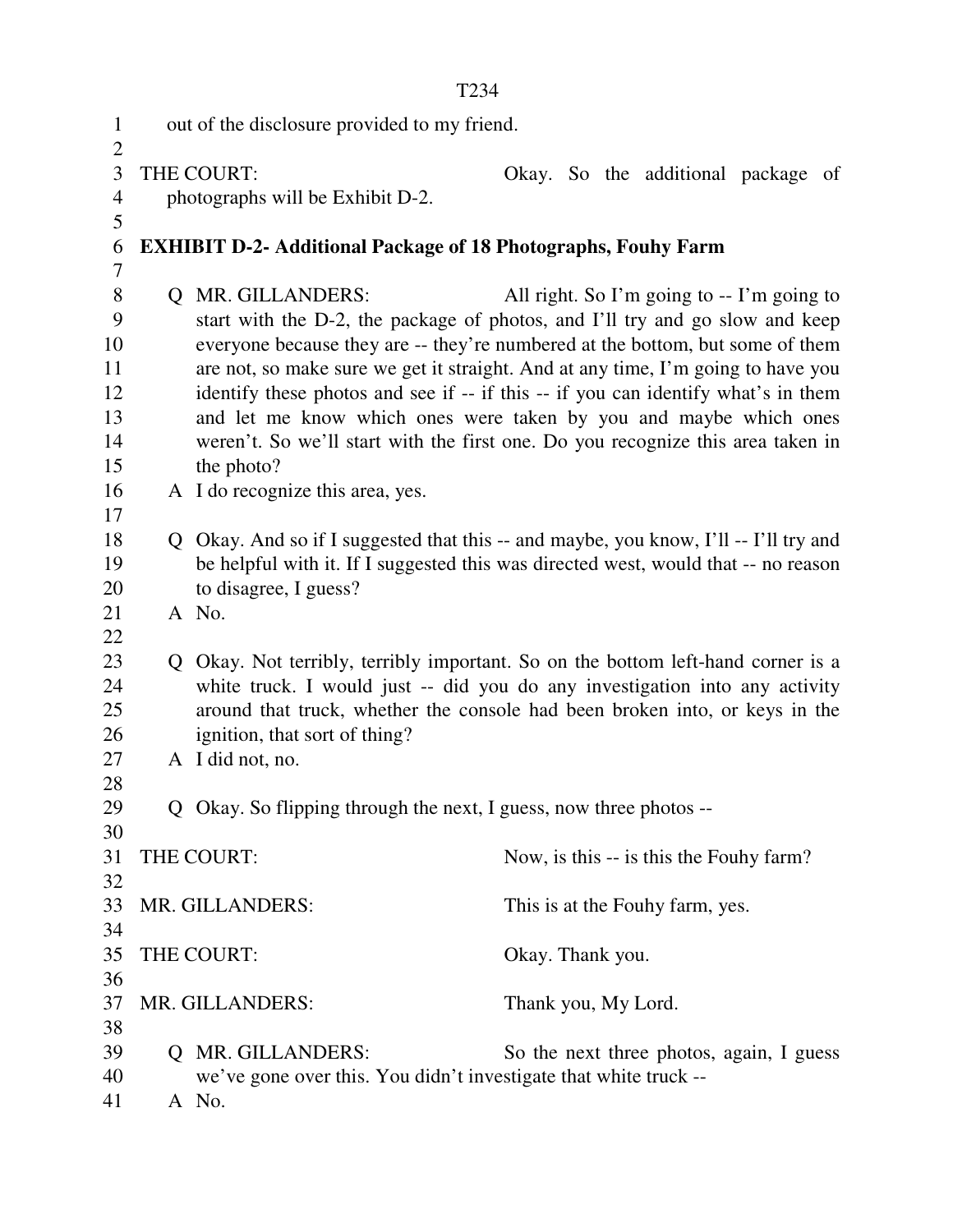out of the disclosure provided to my friend.

THE COURT: Okay. So the additional package of photographs will be Exhibit D-2.

**EXHIBIT D-2- Additional Package of 18 Photographs, Fouhy Farm**

Q MR. GILLANDERS: All right. So I'm going to -- I'm going to start with the D-2, the package of photos, and I'll try and go slow and keep everyone because they are -- they're numbered at the bottom, but some of them are not, so make sure we get it straight. And at any time, I'm going to have you identify these photos and see if -- if this -- if you can identify what's in them and let me know which ones were taken by you and maybe which ones weren't. So we'll start with the first one. Do you recognize this area taken in the photo?

A I do recognize this area, yes.

Q Okay. And so if I suggested that this -- and maybe, you know, I'll -- I'll try and be helpful with it. If I suggested this was directed west, would that -- no reason to disagree, I guess?

A No.

Q Okay. Not terribly, terribly important. So on the bottom left-hand corner is a white truck. I would just -- did you do any investigation into any activity around that truck, whether the console had been broken into, or keys in the ignition, that sort of thing?

A I did not, no.

Q Okay. So flipping through the next, I guess, now three photos --

THE COURT: Now, is this -- is this the Fouhy farm?

MR. GILLANDERS: This is at the Fouhy farm, yes.

THE COURT: Okay. Thank you.

MR. GILLANDERS: Thank you, My Lord.

Q MR. GILLANDERS: So the next three photos, again, I guess we've gone over this. You didn't investigate that white truck --

A No.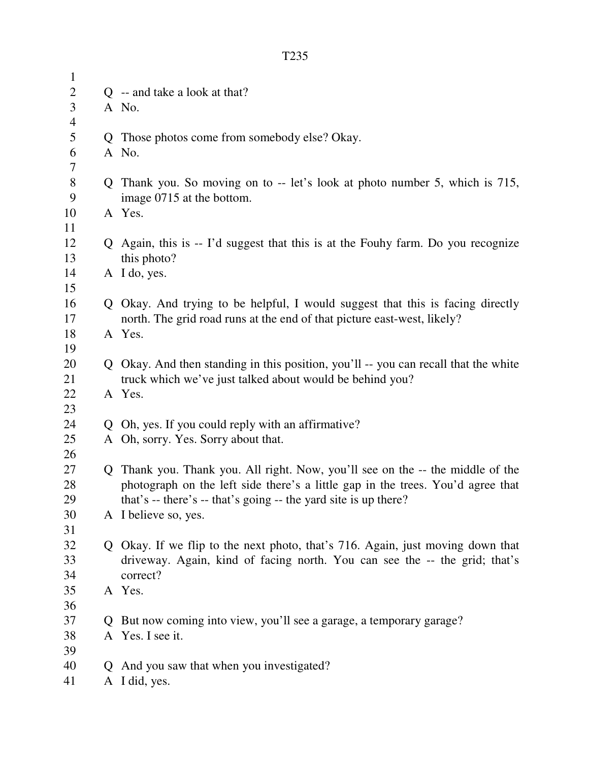Q -- and take a look at that?

A No.

Q Those photos come from somebody else? Okay.

A No.

Q Thank you. So moving on to -- let's look at photo number 5, which is 715, image 0715 at the bottom.

A Yes.

Q Again, this is -- I'd suggest that this is at the Fouhy farm. Do you recognize this photo?

A I do, yes.

Q Okay. And trying to be helpful, I would suggest that this is facing directly north. The grid road runs at the end of that picture east-west, likely?

A Yes.

Q Okay. And then standing in this position, you'll -- you can recall that the white truck which we've just talked about would be behind you?

A Yes.

Q Oh, yes. If you could reply with an affirmative?

A Oh, sorry. Yes. Sorry about that.

Q Thank you. Thank you. All right. Now, you'll see on the -- the middle of the photograph on the left side there's a little gap in the trees. You'd agree that that's -- there's -- that's going -- the yard site is up there?

A I believe so, yes.

Q Okay. If we flip to the next photo, that's 716. Again, just moving down that driveway. Again, kind of facing north. You can see the -- the grid; that's correct?

A Yes.

Q But now coming into view, you'll see a garage, a temporary garage?

A Yes. I see it.

Q And you saw that when you investigated?

A I did, yes.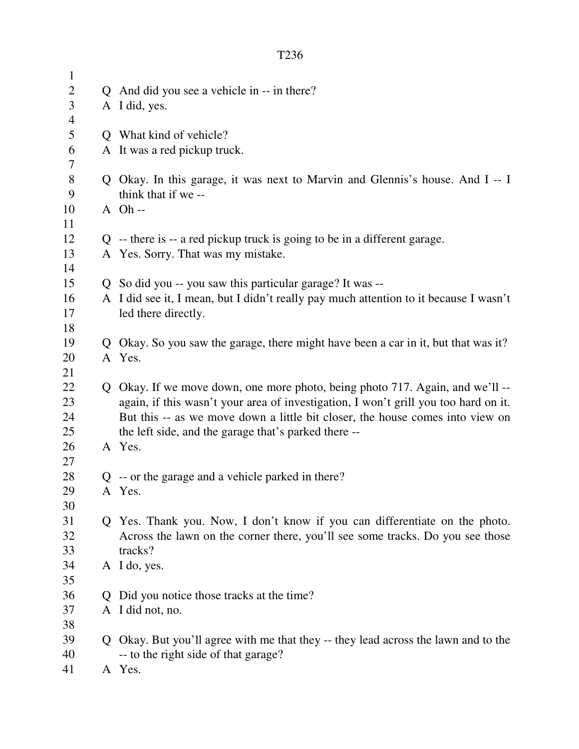Q And did you see a vehicle in -- in there?
A I did, yes.

Q What kind of vehicle?
A It was a red pickup truck.

Q Okay. In this garage, it was next to Marvin and Glennis's house. And I -- I think that if we --
A Oh --

Q -- there is -- a red pickup truck is going to be in a different garage.
A Yes. Sorry. That was my mistake.

Q So did you -- you saw this particular garage? It was --
A I did see it, I mean, but I didn't really pay much attention to it because I wasn't led there directly.

Q Okay. So you saw the garage, there might have been a car in it, but that was it?
A Yes.

Q Okay. If we move down, one more photo, being photo 717. Again, and we'll -- again, if this wasn't your area of investigation, I won't grill you too hard on it. But this -- as we move down a little bit closer, the house comes into view on the left side, and the garage that's parked there --
A Yes.

Q -- or the garage and a vehicle parked in there?
A Yes.

Q Yes. Thank you. Now, I don't know if you can differentiate on the photo. Across the lawn on the corner there, you'll see some tracks. Do you see those tracks?
A I do, yes.

Q Did you notice those tracks at the time?
A I did not, no.

Q Okay. But you'll agree with me that they -- they lead across the lawn and to the -- to the right side of that garage?
A Yes.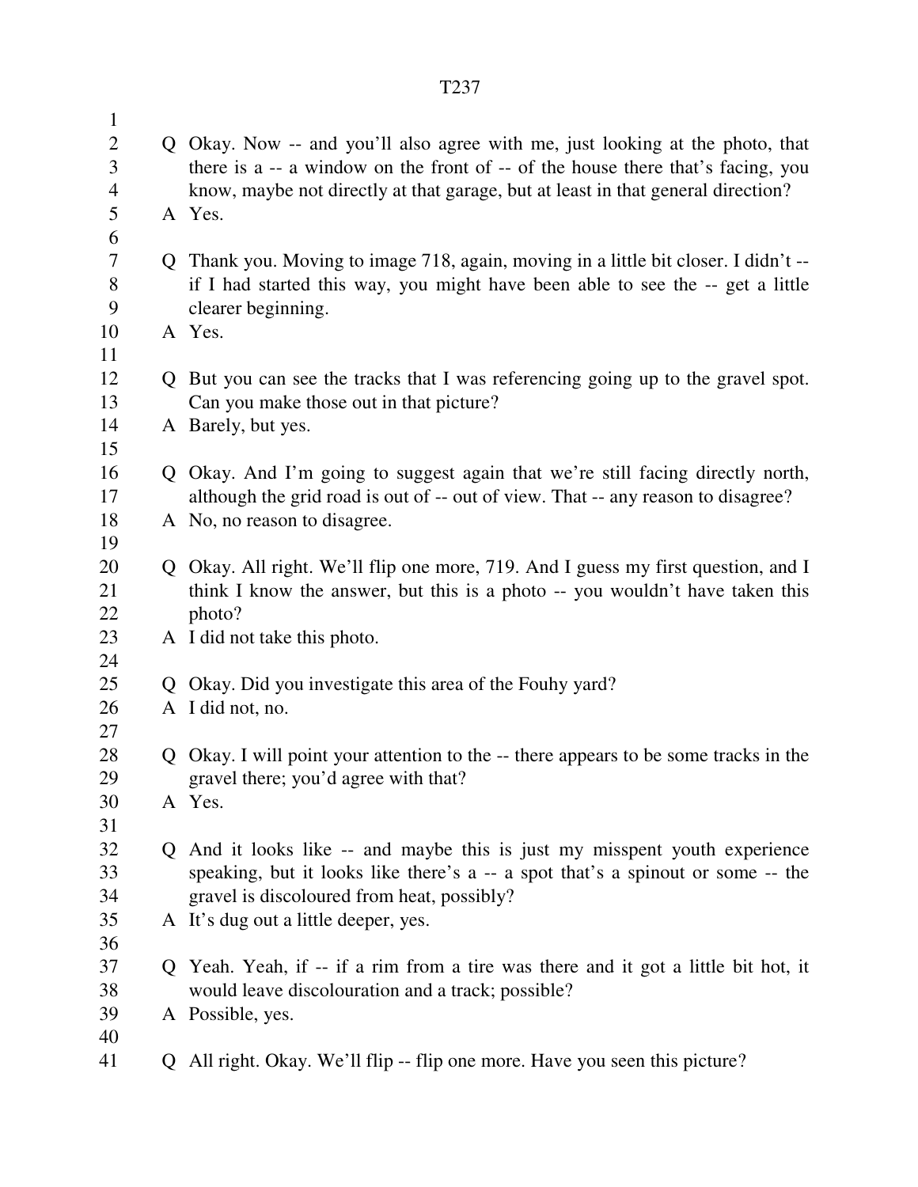Q Okay. Now -- and you'll also agree with me, just looking at the photo, that there is a -- a window on the front of -- of the house there that's facing, you know, maybe not directly at that garage, but at least in that general direction?

A Yes.

Q Thank you. Moving to image 718, again, moving in a little bit closer. I didn't -- if I had started this way, you might have been able to see the -- get a little clearer beginning.

A Yes.

Q But you can see the tracks that I was referencing going up to the gravel spot. Can you make those out in that picture?

A Barely, but yes.

Q Okay. And I'm going to suggest again that we're still facing directly north, although the grid road is out of -- out of view. That -- any reason to disagree?

A No, no reason to disagree.

Q Okay. All right. We'll flip one more, 719. And I guess my first question, and I think I know the answer, but this is a photo -- you wouldn't have taken this photo?

A I did not take this photo.

Q Okay. Did you investigate this area of the Fouhy yard?

A I did not, no.

Q Okay. I will point your attention to the -- there appears to be some tracks in the gravel there; you'd agree with that?

A Yes.

Q And it looks like -- and maybe this is just my misspent youth experience speaking, but it looks like there's a -- a spot that's a spinout or some -- the gravel is discoloured from heat, possibly?

A It's dug out a little deeper, yes.

Q Yeah. Yeah, if -- if a rim from a tire was there and it got a little bit hot, it would leave discolouration and a track; possible?

A Possible, yes.

Q All right. Okay. We'll flip -- flip one more. Have you seen this picture?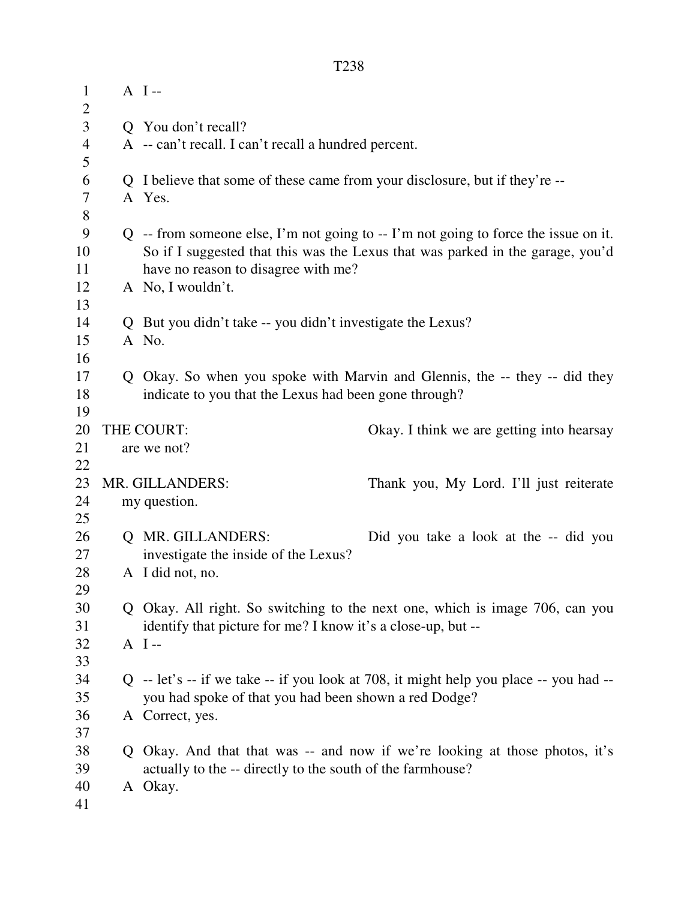A I --

Q You don't recall?
A -- can't recall. I can't recall a hundred percent.

Q I believe that some of these came from your disclosure, but if they're --
A Yes.

Q -- from someone else, I'm not going to -- I'm not going to force the issue on it. So if I suggested that this was the Lexus that was parked in the garage, you'd have no reason to disagree with me?
A No, I wouldn't.

Q But you didn't take -- you didn't investigate the Lexus?
A No.

Q Okay. So when you spoke with Marvin and Glennis, the -- they -- did they indicate to you that the Lexus had been gone through?

THE COURT: Okay. I think we are getting into hearsay are we not?

MR. GILLANDERS: Thank you, My Lord. I'll just reiterate my question.

Q MR. GILLANDERS: Did you take a look at the -- did you investigate the inside of the Lexus?
A I did not, no.

Q Okay. All right. So switching to the next one, which is image 706, can you identify that picture for me? I know it's a close-up, but --
A I --

Q -- let's -- if we take -- if you look at 708, it might help you place -- you had -- you had spoke of that you had been shown a red Dodge?
A Correct, yes.

Q Okay. And that that was -- and now if we're looking at those photos, it's actually to the -- directly to the south of the farmhouse?
A Okay.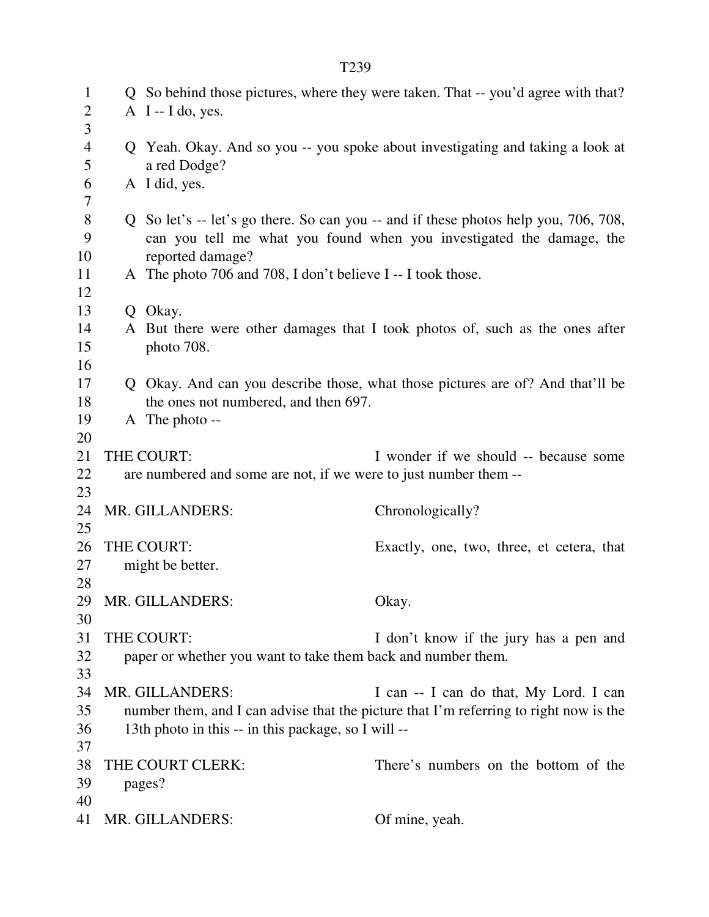Q So behind those pictures, where they were taken. That -- you'd agree with that?

A I -- I do, yes.

Q Yeah. Okay. And so you -- you spoke about investigating and taking a look at a red Dodge?

A I did, yes.

Q So let's -- let's go there. So can you -- and if these photos help you, 706, 708, can you tell me what you found when you investigated the damage, the reported damage?

A The photo 706 and 708, I don't believe I -- I took those.

Q Okay.

A But there were other damages that I took photos of, such as the ones after photo 708.

Q Okay. And can you describe those, what those pictures are of? And that'll be the ones not numbered, and then 697.

A The photo --

THE COURT: I wonder if we should -- because some are numbered and some are not, if we were to just number them --

MR. GILLANDERS: Chronologically?

THE COURT: Exactly, one, two, three, et cetera, that might be better.

MR. GILLANDERS: Okay.

THE COURT: I don't know if the jury has a pen and paper or whether you want to take them back and number them.

MR. GILLANDERS: I can -- I can do that, My Lord. I can number them, and I can advise that the picture that I'm referring to right now is the 13th photo in this -- in this package, so I will --

THE COURT CLERK: There's numbers on the bottom of the pages?

MR. GILLANDERS: Of mine, yeah.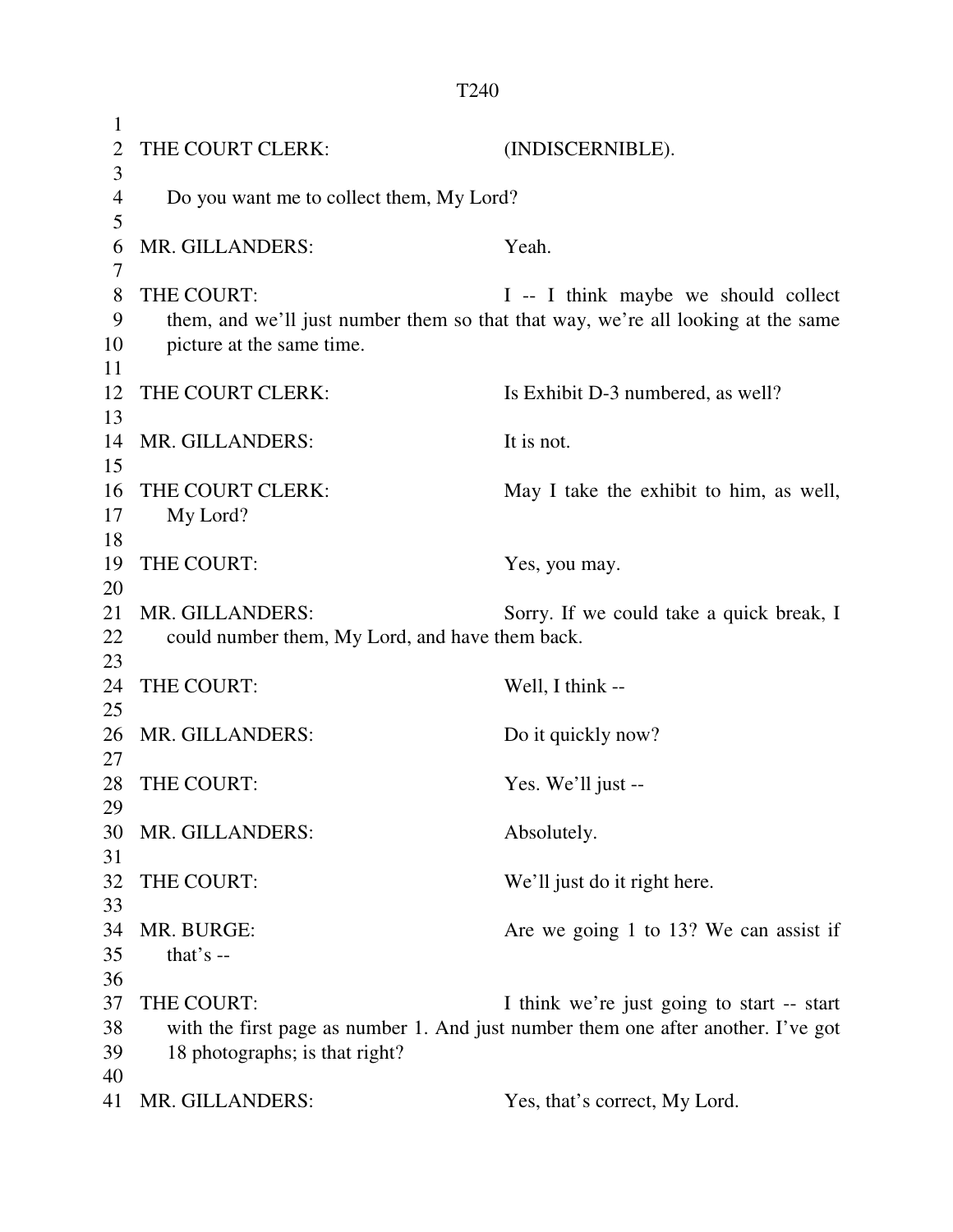THE COURT CLERK: (INDISCERNIBLE).

Do you want me to collect them, My Lord?

MR. GILLANDERS: Yeah.

THE COURT: I -- I think maybe we should collect them, and we'll just number them so that that way, we're all looking at the same picture at the same time.

THE COURT CLERK: Is Exhibit D-3 numbered, as well?

MR. GILLANDERS: It is not.

THE COURT CLERK: May I take the exhibit to him, as well, My Lord?

THE COURT: Yes, you may.

MR. GILLANDERS: Sorry. If we could take a quick break, I could number them, My Lord, and have them back.

THE COURT: Well, I think --

MR. GILLANDERS: Do it quickly now?

THE COURT: Yes. We'll just --

MR. GILLANDERS: Absolutely.

THE COURT: We'll just do it right here.

MR. BURGE: Are we going 1 to 13? We can assist if that's --

THE COURT: I think we're just going to start -- start with the first page as number 1. And just number them one after another. I've got 18 photographs; is that right?

MR. GILLANDERS: Yes, that's correct, My Lord.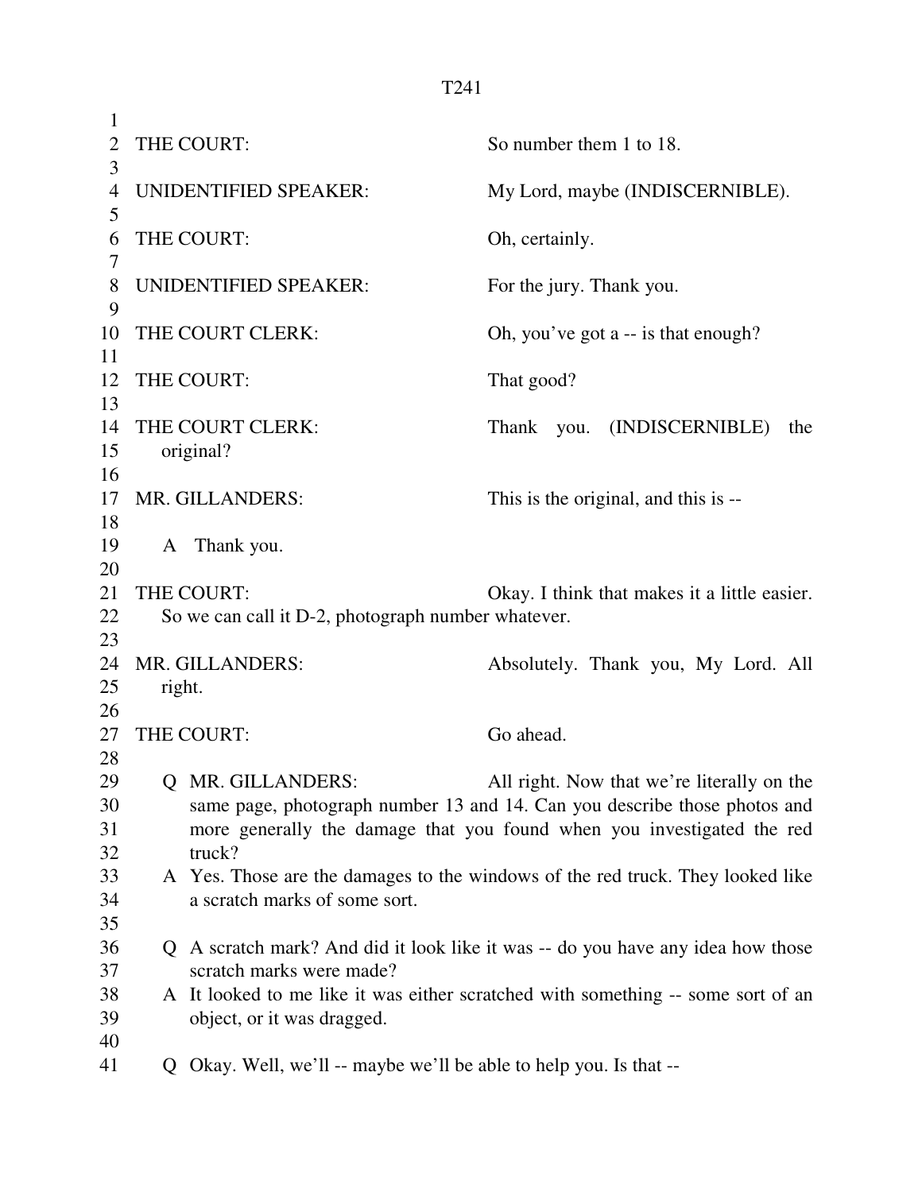THE COURT: So number them 1 to 18.

UNIDENTIFIED SPEAKER: My Lord, maybe (INDISCERNIBLE).

THE COURT: Oh, certainly.

UNIDENTIFIED SPEAKER: For the jury. Thank you.

THE COURT CLERK: Oh, you've got a -- is that enough?

THE COURT: That good?

THE COURT CLERK: Thank you. (INDISCERNIBLE) the original?

MR. GILLANDERS: This is the original, and this is --

A Thank you.

THE COURT: Okay. I think that makes it a little easier. So we can call it D-2, photograph number whatever.

MR. GILLANDERS: Absolutely. Thank you, My Lord. All right.

THE COURT: Go ahead.

Q MR. GILLANDERS: All right. Now that we're literally on the same page, photograph number 13 and 14. Can you describe those photos and more generally the damage that you found when you investigated the red truck?

A Yes. Those are the damages to the windows of the red truck. They looked like a scratch marks of some sort.

Q A scratch mark? And did it look like it was -- do you have any idea how those scratch marks were made?

A It looked to me like it was either scratched with something -- some sort of an object, or it was dragged.

Q Okay. Well, we'll -- maybe we'll be able to help you. Is that --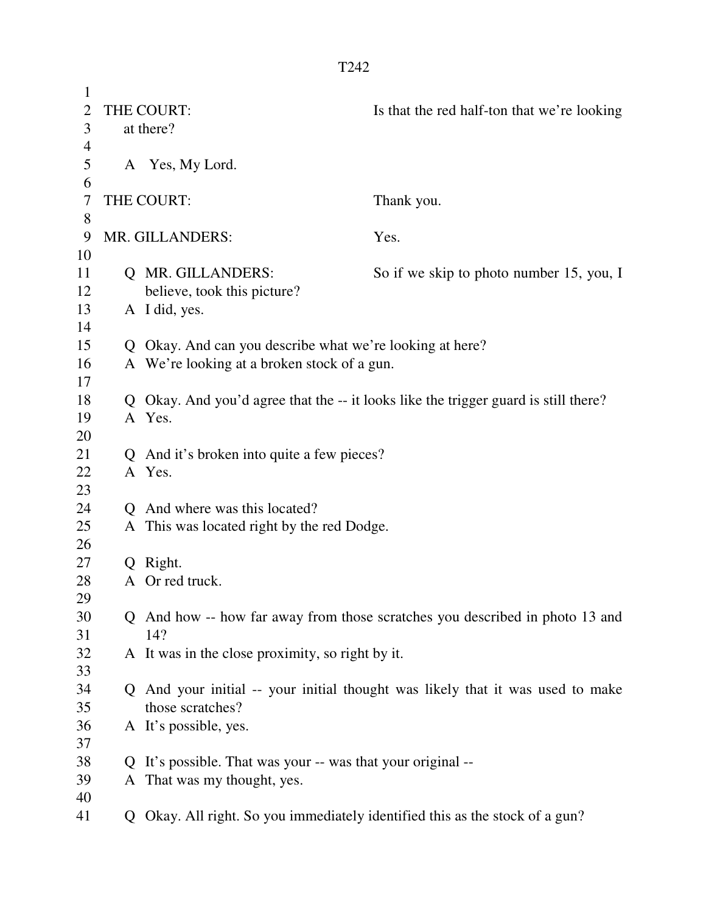THE COURT: Is that the red half-ton that we're looking at there?

A Yes, My Lord.

THE COURT: Thank you.

MR. GILLANDERS: Yes.

Q MR. GILLANDERS: So if we skip to photo number 15, you, I believe, took this picture?
A I did, yes.

Q Okay. And can you describe what we're looking at here?
A We're looking at a broken stock of a gun.

Q Okay. And you'd agree that the -- it looks like the trigger guard is still there?
A Yes.

Q And it's broken into quite a few pieces?
A Yes.

Q And where was this located?
A This was located right by the red Dodge.

Q Right.
A Or red truck.

Q And how -- how far away from those scratches you described in photo 13 and 14?
A It was in the close proximity, so right by it.

Q And your initial -- your initial thought was likely that it was used to make those scratches?
A It's possible, yes.

Q It's possible. That was your -- was that your original --
A That was my thought, yes.

Q Okay. All right. So you immediately identified this as the stock of a gun?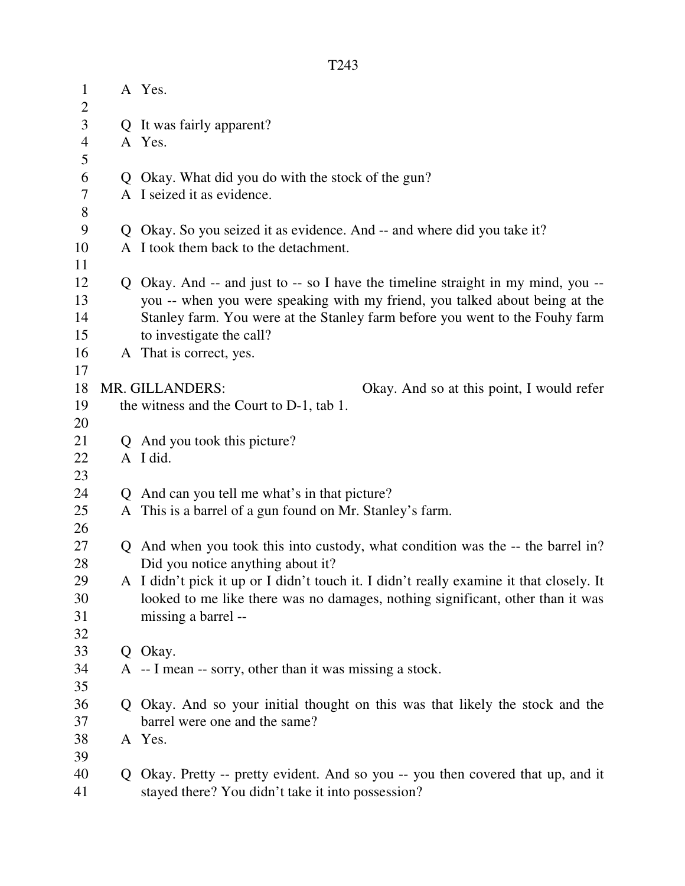A Yes.

Q It was fairly apparent?
A Yes.

Q Okay. What did you do with the stock of the gun?
A I seized it as evidence.

Q Okay. So you seized it as evidence. And -- and where did you take it?
A I took them back to the detachment.

Q Okay. And -- and just to -- so I have the timeline straight in my mind, you -- you -- when you were speaking with my friend, you talked about being at the Stanley farm. You were at the Stanley farm before you went to the Fouhy farm to investigate the call?
A That is correct, yes.

MR. GILLANDERS: Okay. And so at this point, I would refer the witness and the Court to D-1, tab 1.

Q And you took this picture?
A I did.

Q And can you tell me what's in that picture?
A This is a barrel of a gun found on Mr. Stanley's farm.

Q And when you took this into custody, what condition was the -- the barrel in? Did you notice anything about it?
A I didn't pick it up or I didn't touch it. I didn't really examine it that closely. It looked to me like there was no damages, nothing significant, other than it was missing a barrel --

Q Okay.
A -- I mean -- sorry, other than it was missing a stock.

Q Okay. And so your initial thought on this was that likely the stock and the barrel were one and the same?
A Yes.

Q Okay. Pretty -- pretty evident. And so you -- you then covered that up, and it stayed there? You didn't take it into possession?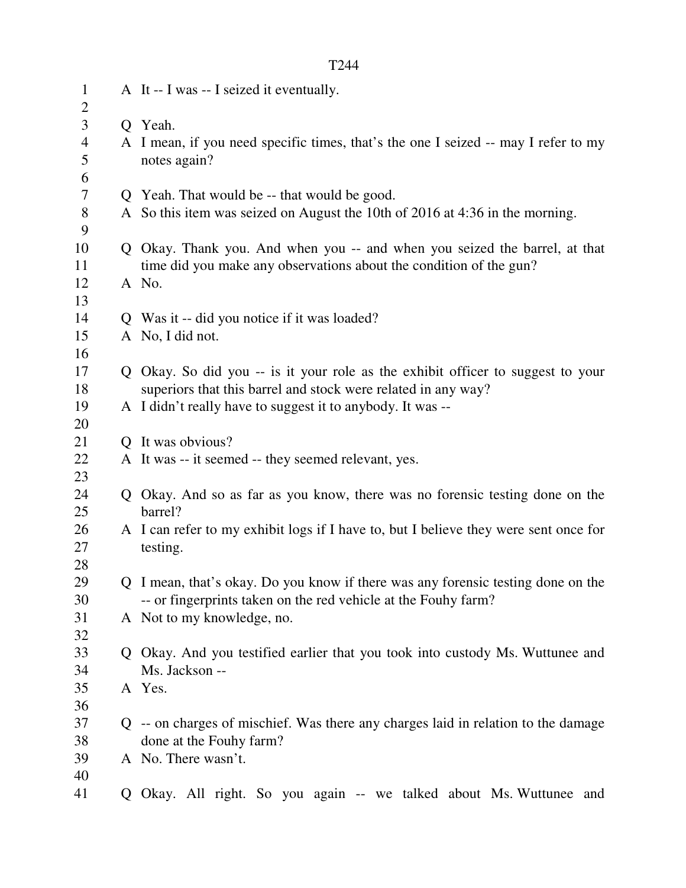A It -- I was -- I seized it eventually.

Q Yeah.

A I mean, if you need specific times, that's the one I seized -- may I refer to my notes again?

Q Yeah. That would be -- that would be good.

A So this item was seized on August the 10th of 2016 at 4:36 in the morning.

Q Okay. Thank you. And when you -- and when you seized the barrel, at that time did you make any observations about the condition of the gun?

A No.

Q Was it -- did you notice if it was loaded?

A No, I did not.

Q Okay. So did you -- is it your role as the exhibit officer to suggest to your superiors that this barrel and stock were related in any way?

A I didn't really have to suggest it to anybody. It was --

Q It was obvious?

A It was -- it seemed -- they seemed relevant, yes.

Q Okay. And so as far as you know, there was no forensic testing done on the barrel?

A I can refer to my exhibit logs if I have to, but I believe they were sent once for testing.

Q I mean, that's okay. Do you know if there was any forensic testing done on the -- or fingerprints taken on the red vehicle at the Fouhy farm?

A Not to my knowledge, no.

Q Okay. And you testified earlier that you took into custody Ms. Wuttunee and Ms. Jackson --

A Yes.

Q -- on charges of mischief. Was there any charges laid in relation to the damage done at the Fouhy farm?

A No. There wasn't.

Q Okay. All right. So you again -- we talked about Ms. Wuttunee and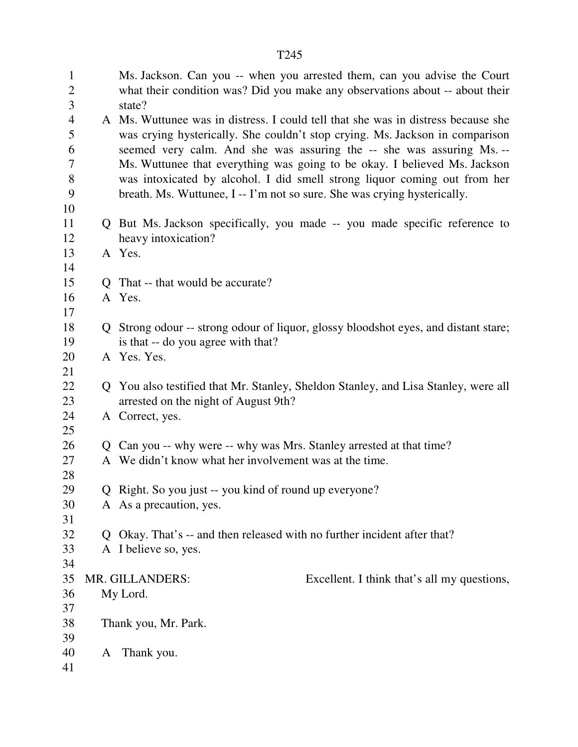Ms. Jackson. Can you -- when you arrested them, can you advise the Court what their condition was? Did you make any observations about -- about their state?

A Ms. Wuttunee was in distress. I could tell that she was in distress because she was crying hysterically. She couldn't stop crying. Ms. Jackson in comparison seemed very calm. And she was assuring the -- she was assuring Ms. -- Ms. Wuttunee that everything was going to be okay. I believed Ms. Jackson was intoxicated by alcohol. I did smell strong liquor coming out from her breath. Ms. Wuttunee, I -- I'm not so sure. She was crying hysterically.

Q But Ms. Jackson specifically, you made -- you made specific reference to heavy intoxication?

A Yes.

Q That -- that would be accurate?

A Yes.

Q Strong odour -- strong odour of liquor, glossy bloodshot eyes, and distant stare; is that -- do you agree with that?

A Yes. Yes.

Q You also testified that Mr. Stanley, Sheldon Stanley, and Lisa Stanley, were all arrested on the night of August 9th?

A Correct, yes.

Q Can you -- why were -- why was Mrs. Stanley arrested at that time?

A We didn't know what her involvement was at the time.

Q Right. So you just -- you kind of round up everyone?

A As a precaution, yes.

Q Okay. That's -- and then released with no further incident after that?

A I believe so, yes.

MR. GILLANDERS: Excellent. I think that's all my questions, My Lord.

Thank you, Mr. Park.

A Thank you.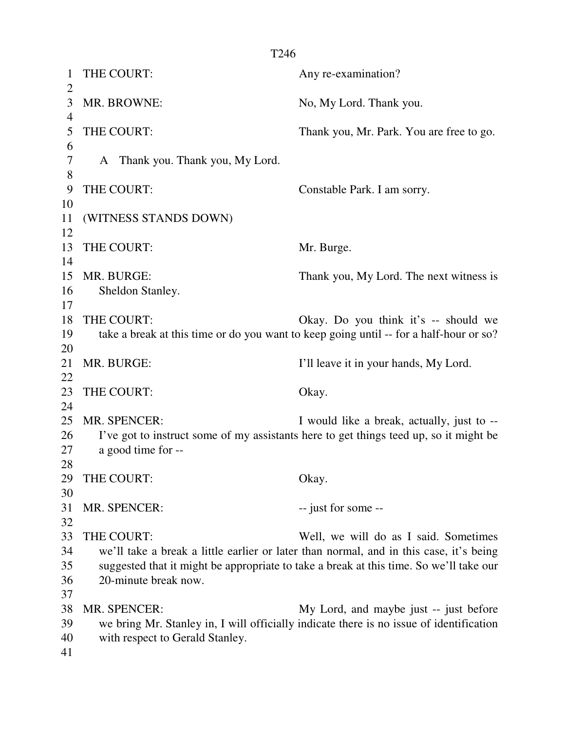THE COURT: Any re-examination?

MR. BROWNE: No, My Lord. Thank you.

THE COURT: Thank you, Mr. Park. You are free to go.

A Thank you. Thank you, My Lord.

THE COURT: Constable Park. I am sorry.

(WITNESS STANDS DOWN)

THE COURT: Mr. Burge.

MR. BURGE: Thank you, My Lord. The next witness is Sheldon Stanley.

THE COURT: Okay. Do you think it's -- should we take a break at this time or do you want to keep going until -- for a half-hour or so?

MR. BURGE: I'll leave it in your hands, My Lord.

THE COURT: Okay.

MR. SPENCER: I would like a break, actually, just to -- I've got to instruct some of my assistants here to get things teed up, so it might be a good time for --

THE COURT: Okay.

MR. SPENCER: -- just for some --

THE COURT: Well, we will do as I said. Sometimes we'll take a break a little earlier or later than normal, and in this case, it's being suggested that it might be appropriate to take a break at this time. So we'll take our 20-minute break now.

MR. SPENCER: My Lord, and maybe just -- just before we bring Mr. Stanley in, I will officially indicate there is no issue of identification with respect to Gerald Stanley.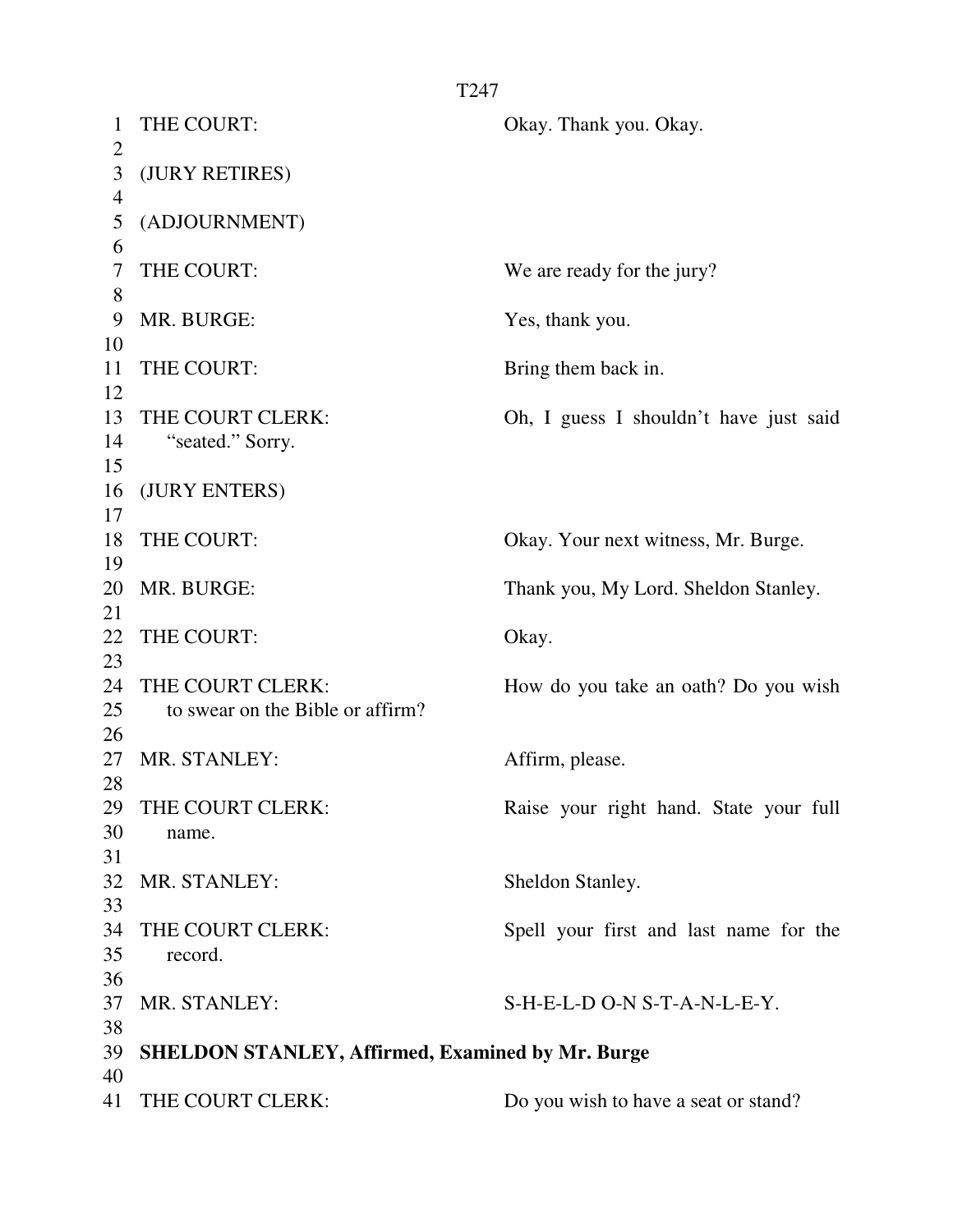THE COURT: Okay. Thank you. Okay.

(JURY RETIRES)

(ADJOURNMENT)

THE COURT: We are ready for the jury?

MR. BURGE: Yes, thank you.

THE COURT: Bring them back in.

THE COURT CLERK: Oh, I guess I shouldn't have just said "seated." Sorry.

(JURY ENTERS)

THE COURT: Okay. Your next witness, Mr. Burge.

MR. BURGE: Thank you, My Lord. Sheldon Stanley.

THE COURT: Okay.

THE COURT CLERK: How do you take an oath? Do you wish to swear on the Bible or affirm?

MR. STANLEY: Affirm, please.

THE COURT CLERK: Raise your right hand. State your full name.

MR. STANLEY: Sheldon Stanley.

THE COURT CLERK: Spell your first and last name for the record.

MR. STANLEY: S-H-E-L-D O-N S-T-A-N-L-E-Y.

**SHELDON STANLEY, Affirmed, Examined by Mr. Burge**

THE COURT CLERK: Do you wish to have a seat or stand?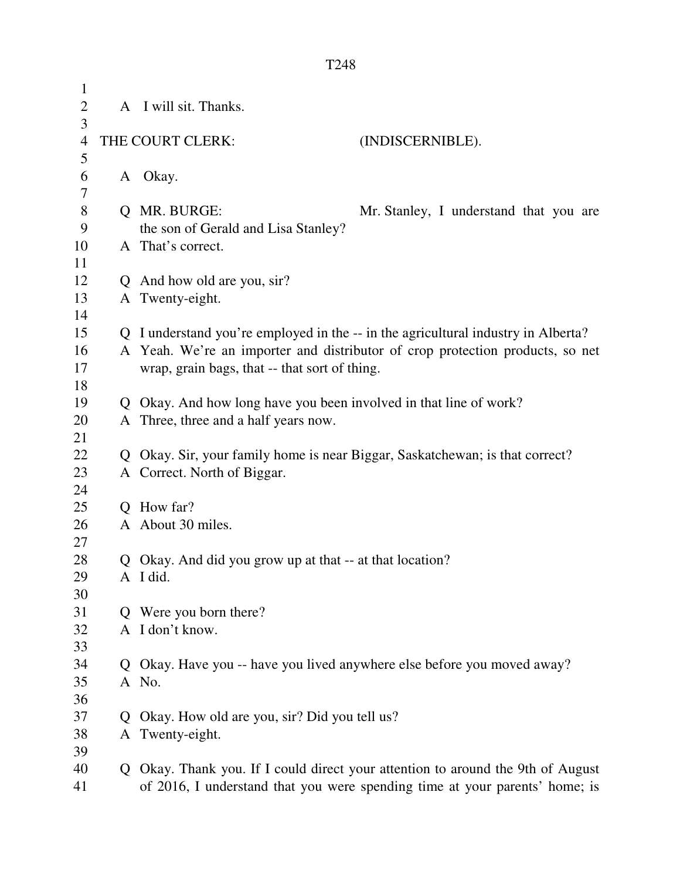A I will sit. Thanks.

THE COURT CLERK: (INDISCERNIBLE).

A Okay.

Q MR. BURGE: Mr. Stanley, I understand that you are the son of Gerald and Lisa Stanley?
A That's correct.

Q And how old are you, sir?
A Twenty-eight.

Q I understand you're employed in the -- in the agricultural industry in Alberta?
A Yeah. We're an importer and distributor of crop protection products, so net wrap, grain bags, that -- that sort of thing.

Q Okay. And how long have you been involved in that line of work?
A Three, three and a half years now.

Q Okay. Sir, your family home is near Biggar, Saskatchewan; is that correct?
A Correct. North of Biggar.

Q How far?
A About 30 miles.

Q Okay. And did you grow up at that -- at that location?
A I did.

Q Were you born there?
A I don't know.

Q Okay. Have you -- have you lived anywhere else before you moved away?
A No.

Q Okay. How old are you, sir? Did you tell us?
A Twenty-eight.

Q Okay. Thank you. If I could direct your attention to around the 9th of August of 2016, I understand that you were spending time at your parents' home; is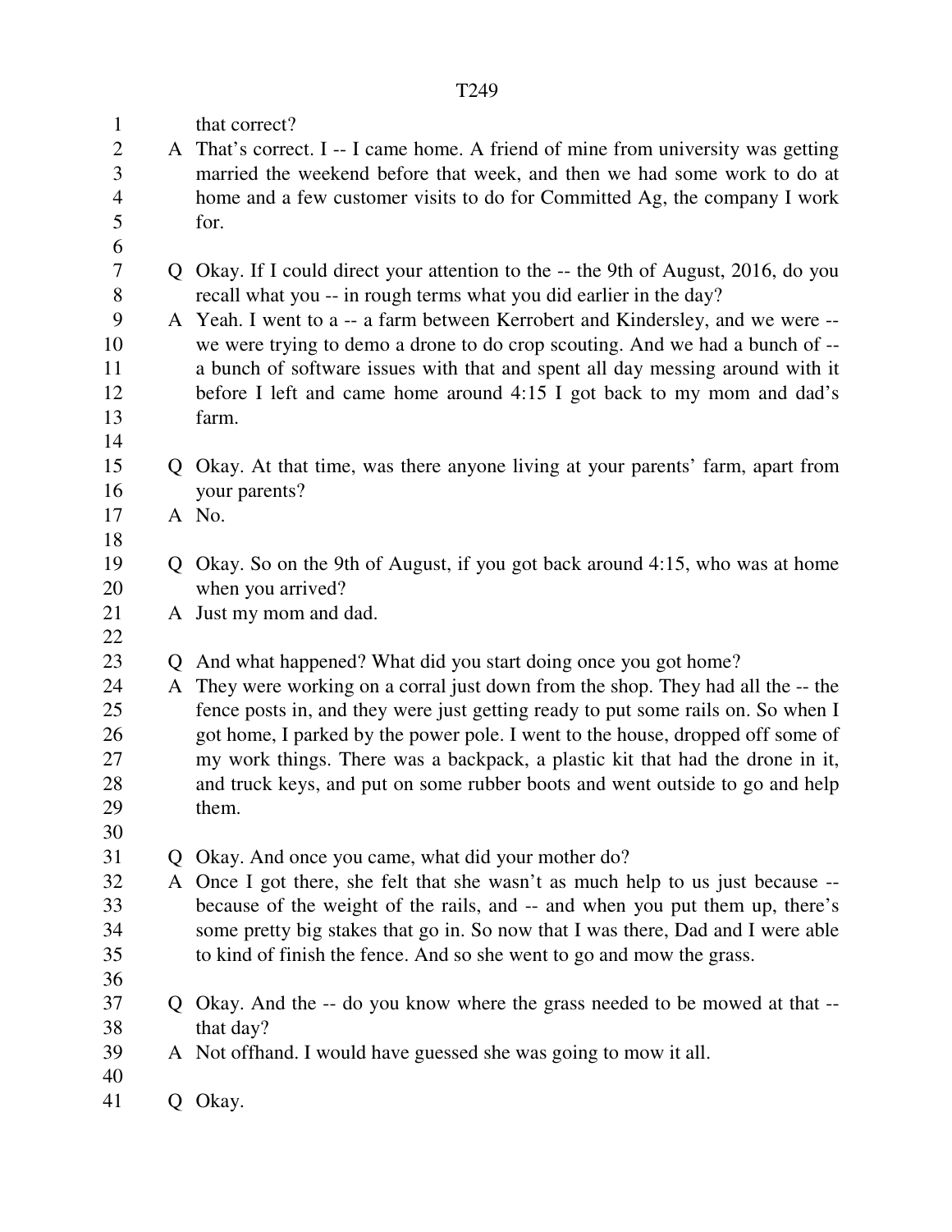that correct?

A That's correct. I -- I came home. A friend of mine from university was getting married the weekend before that week, and then we had some work to do at home and a few customer visits to do for Committed Ag, the company I work for.

Q Okay. If I could direct your attention to the -- the 9th of August, 2016, do you recall what you -- in rough terms what you did earlier in the day?

A Yeah. I went to a -- a farm between Kerrobert and Kindersley, and we were -- we were trying to demo a drone to do crop scouting. And we had a bunch of -- a bunch of software issues with that and spent all day messing around with it before I left and came home around 4:15 I got back to my mom and dad's farm.

Q Okay. At that time, was there anyone living at your parents' farm, apart from your parents?

A No.

Q Okay. So on the 9th of August, if you got back around 4:15, who was at home when you arrived?

A Just my mom and dad.

Q And what happened? What did you start doing once you got home?

A They were working on a corral just down from the shop. They had all the -- the fence posts in, and they were just getting ready to put some rails on. So when I got home, I parked by the power pole. I went to the house, dropped off some of my work things. There was a backpack, a plastic kit that had the drone in it, and truck keys, and put on some rubber boots and went outside to go and help them.

Q Okay. And once you came, what did your mother do?

A Once I got there, she felt that she wasn't as much help to us just because -- because of the weight of the rails, and -- and when you put them up, there's some pretty big stakes that go in. So now that I was there, Dad and I were able to kind of finish the fence. And so she went to go and mow the grass.

Q Okay. And the -- do you know where the grass needed to be mowed at that -- that day?

A Not offhand. I would have guessed she was going to mow it all.

Q Okay.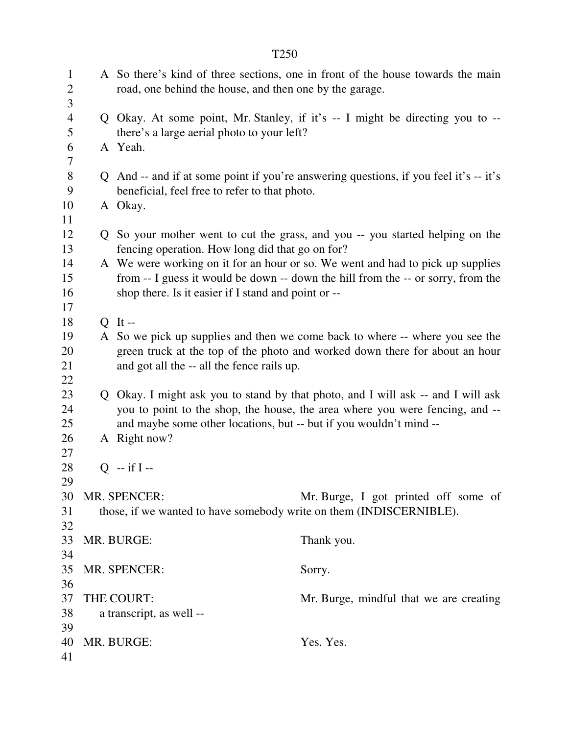A So there's kind of three sections, one in front of the house towards the main road, one behind the house, and then one by the garage.

Q Okay. At some point, Mr. Stanley, if it's -- I might be directing you to -- there's a large aerial photo to your left?

A Yeah.

Q And -- and if at some point if you're answering questions, if you feel it's -- it's beneficial, feel free to refer to that photo.

A Okay.

Q So your mother went to cut the grass, and you -- you started helping on the fencing operation. How long did that go on for?

A We were working on it for an hour or so. We went and had to pick up supplies from -- I guess it would be down -- down the hill from the -- or sorry, from the shop there. Is it easier if I stand and point or --

Q It --

A So we pick up supplies and then we come back to where -- where you see the green truck at the top of the photo and worked down there for about an hour and got all the -- all the fence rails up.

Q Okay. I might ask you to stand by that photo, and I will ask -- and I will ask you to point to the shop, the house, the area where you were fencing, and -- and maybe some other locations, but -- but if you wouldn't mind --

A Right now?

Q -- if I --

MR. SPENCER: Mr. Burge, I got printed off some of those, if we wanted to have somebody write on them (INDISCERNIBLE).

MR. BURGE: Thank you.

MR. SPENCER: Sorry.

THE COURT: Mr. Burge, mindful that we are creating a transcript, as well --

MR. BURGE: Yes. Yes.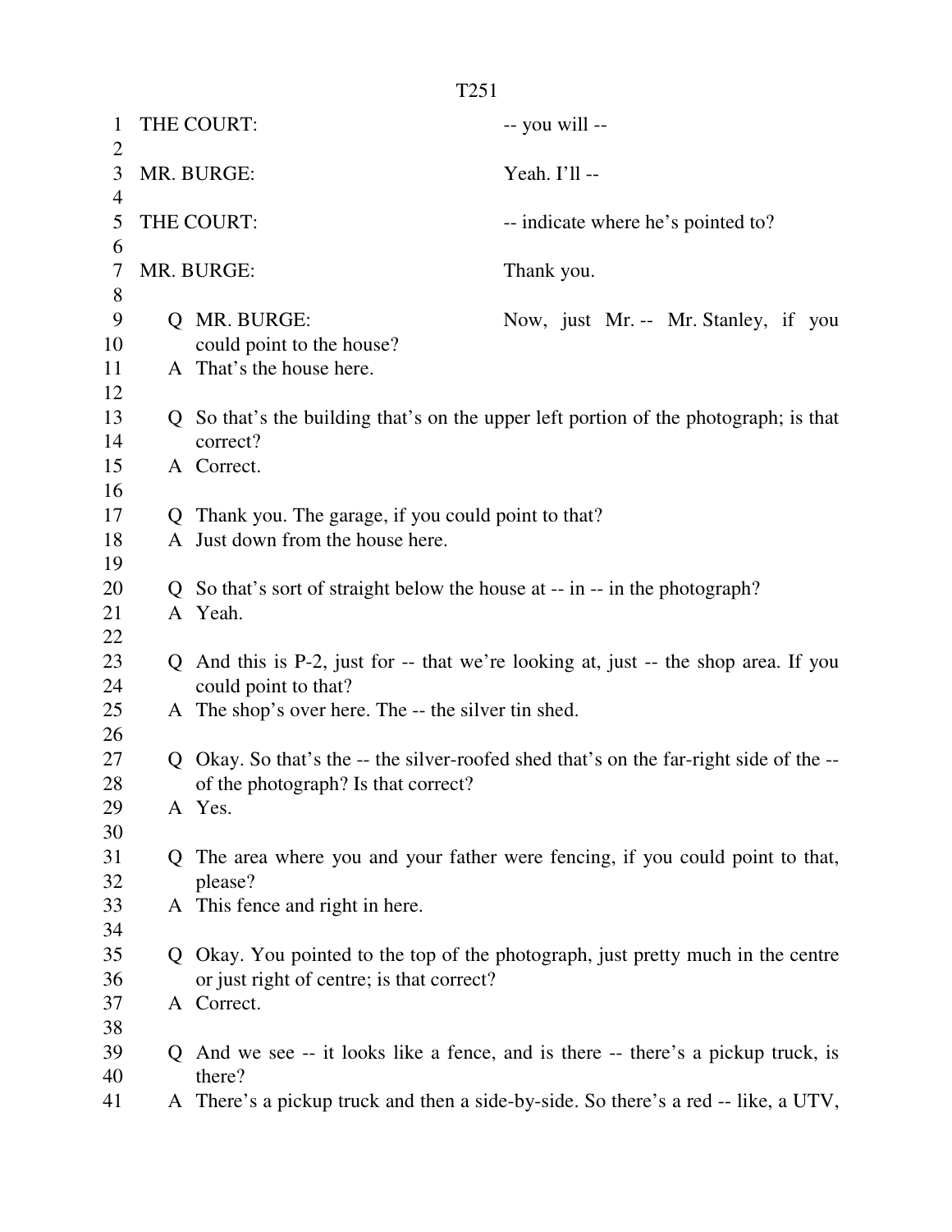THE COURT: -- you will --

MR. BURGE: Yeah. I'll --

THE COURT: -- indicate where he's pointed to?

MR. BURGE: Thank you.

Q MR. BURGE: Now, just Mr. -- Mr. Stanley, if you could point to the house?

A That's the house here.

Q So that's the building that's on the upper left portion of the photograph; is that correct?

A Correct.

Q Thank you. The garage, if you could point to that?

A Just down from the house here.

Q So that's sort of straight below the house at -- in -- in the photograph?

A Yeah.

Q And this is P-2, just for -- that we're looking at, just -- the shop area. If you could point to that?

A The shop's over here. The -- the silver tin shed.

Q Okay. So that's the -- the silver-roofed shed that's on the far-right side of the -- of the photograph? Is that correct?

A Yes.

Q The area where you and your father were fencing, if you could point to that, please?

A This fence and right in here.

Q Okay. You pointed to the top of the photograph, just pretty much in the centre or just right of centre; is that correct?

A Correct.

Q And we see -- it looks like a fence, and is there -- there's a pickup truck, is there?

A There's a pickup truck and then a side-by-side. So there's a red -- like, a UTV,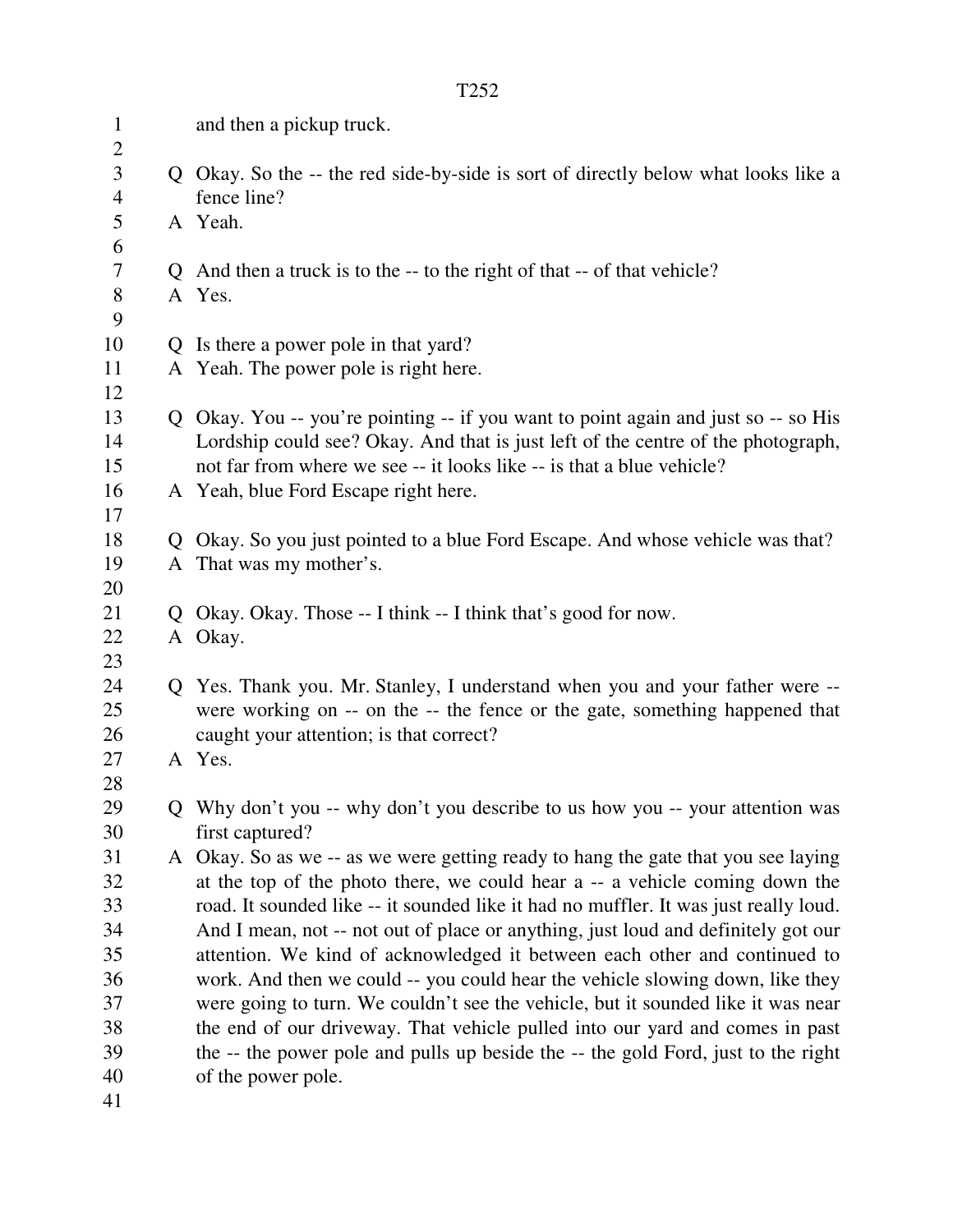and then a pickup truck.

Q Okay. So the -- the red side-by-side is sort of directly below what looks like a fence line?
A Yeah.

Q And then a truck is to the -- to the right of that -- of that vehicle?
A Yes.

Q Is there a power pole in that yard?
A Yeah. The power pole is right here.

Q Okay. You -- you're pointing -- if you want to point again and just so -- so His Lordship could see? Okay. And that is just left of the centre of the photograph, not far from where we see -- it looks like -- is that a blue vehicle?
A Yeah, blue Ford Escape right here.

Q Okay. So you just pointed to a blue Ford Escape. And whose vehicle was that?
A That was my mother's.

Q Okay. Okay. Those -- I think -- I think that's good for now.
A Okay.

Q Yes. Thank you. Mr. Stanley, I understand when you and your father were -- were working on -- on the -- the fence or the gate, something happened that caught your attention; is that correct?
A Yes.

Q Why don't you -- why don't you describe to us how you -- your attention was first captured?
A Okay. So as we -- as we were getting ready to hang the gate that you see laying at the top of the photo there, we could hear a -- a vehicle coming down the road. It sounded like -- it sounded like it had no muffler. It was just really loud. And I mean, not -- not out of place or anything, just loud and definitely got our attention. We kind of acknowledged it between each other and continued to work. And then we could -- you could hear the vehicle slowing down, like they were going to turn. We couldn't see the vehicle, but it sounded like it was near the end of our driveway. That vehicle pulled into our yard and comes in past the -- the power pole and pulls up beside the -- the gold Ford, just to the right of the power pole.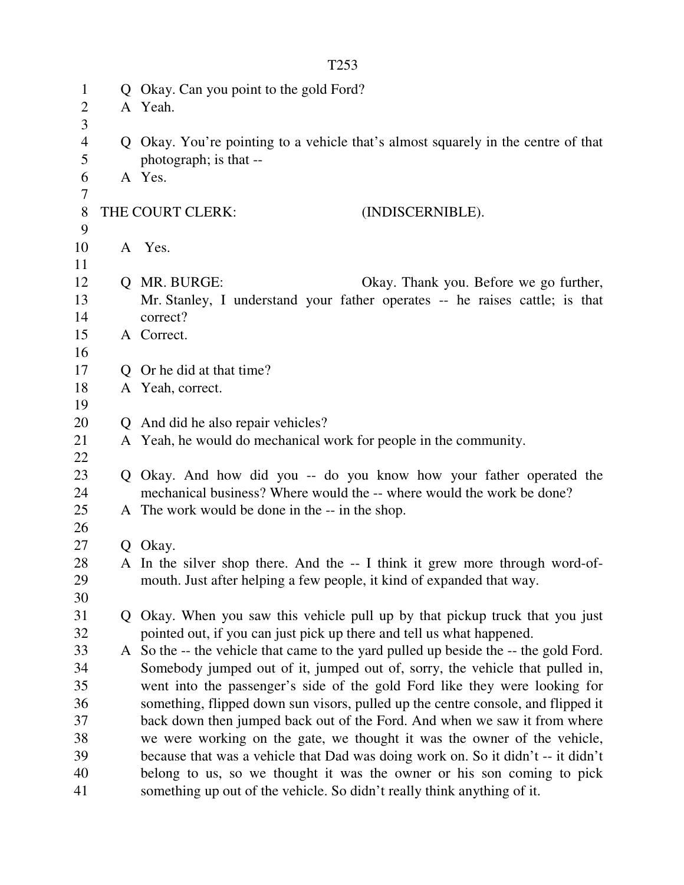Q Okay. Can you point to the gold Ford?

A Yeah.

Q Okay. You're pointing to a vehicle that's almost squarely in the centre of that photograph; is that --

A Yes.

THE COURT CLERK: (INDISCERNIBLE).

A Yes.

Q MR. BURGE: Okay. Thank you. Before we go further, Mr. Stanley, I understand your father operates -- he raises cattle; is that correct?

A Correct.

Q Or he did at that time?

A Yeah, correct.

Q And did he also repair vehicles?

A Yeah, he would do mechanical work for people in the community.

Q Okay. And how did you -- do you know how your father operated the mechanical business? Where would the -- where would the work be done?

A The work would be done in the -- in the shop.

Q Okay.

A In the silver shop there. And the -- I think it grew more through word-of-mouth. Just after helping a few people, it kind of expanded that way.

Q Okay. When you saw this vehicle pull up by that pickup truck that you just pointed out, if you can just pick up there and tell us what happened.

A So the -- the vehicle that came to the yard pulled up beside the -- the gold Ford. Somebody jumped out of it, jumped out of, sorry, the vehicle that pulled in, went into the passenger's side of the gold Ford like they were looking for something, flipped down sun visors, pulled up the centre console, and flipped it back down then jumped back out of the Ford. And when we saw it from where we were working on the gate, we thought it was the owner of the vehicle, because that was a vehicle that Dad was doing work on. So it didn't -- it didn't belong to us, so we thought it was the owner or his son coming to pick something up out of the vehicle. So didn't really think anything of it.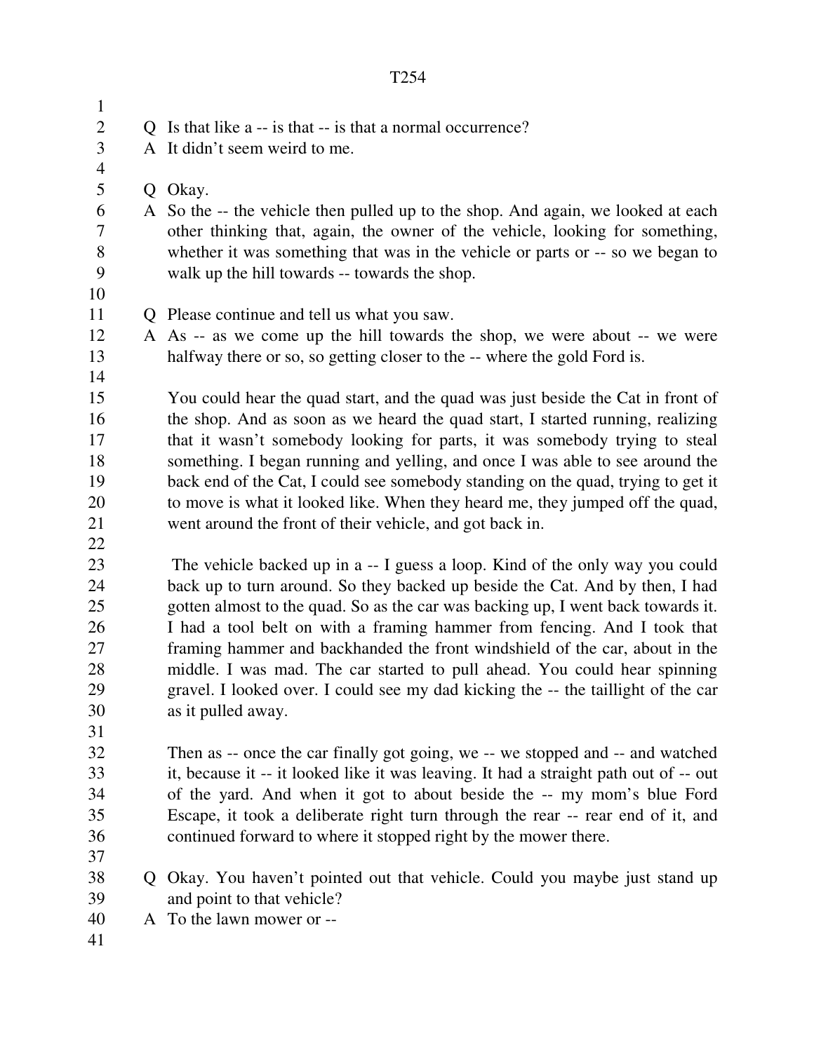Q Is that like a -- is that -- is that a normal occurrence?
A It didn't seem weird to me.

Q Okay.
A So the -- the vehicle then pulled up to the shop. And again, we looked at each other thinking that, again, the owner of the vehicle, looking for something, whether it was something that was in the vehicle or parts or -- so we began to walk up the hill towards -- towards the shop.

Q Please continue and tell us what you saw.
A As -- as we come up the hill towards the shop, we were about -- we were halfway there or so, so getting closer to the -- where the gold Ford is.

You could hear the quad start, and the quad was just beside the Cat in front of the shop. And as soon as we heard the quad start, I started running, realizing that it wasn't somebody looking for parts, it was somebody trying to steal something. I began running and yelling, and once I was able to see around the back end of the Cat, I could see somebody standing on the quad, trying to get it to move is what it looked like. When they heard me, they jumped off the quad, went around the front of their vehicle, and got back in.

The vehicle backed up in a -- I guess a loop. Kind of the only way you could back up to turn around. So they backed up beside the Cat. And by then, I had gotten almost to the quad. So as the car was backing up, I went back towards it. I had a tool belt on with a framing hammer from fencing. And I took that framing hammer and backhanded the front windshield of the car, about in the middle. I was mad. The car started to pull ahead. You could hear spinning gravel. I looked over. I could see my dad kicking the -- the taillight of the car as it pulled away.

Then as -- once the car finally got going, we -- we stopped and -- and watched it, because it -- it looked like it was leaving. It had a straight path out of -- out of the yard. And when it got to about beside the -- my mom's blue Ford Escape, it took a deliberate right turn through the rear -- rear end of it, and continued forward to where it stopped right by the mower there.

Q Okay. You haven't pointed out that vehicle. Could you maybe just stand up and point to that vehicle?
A To the lawn mower or --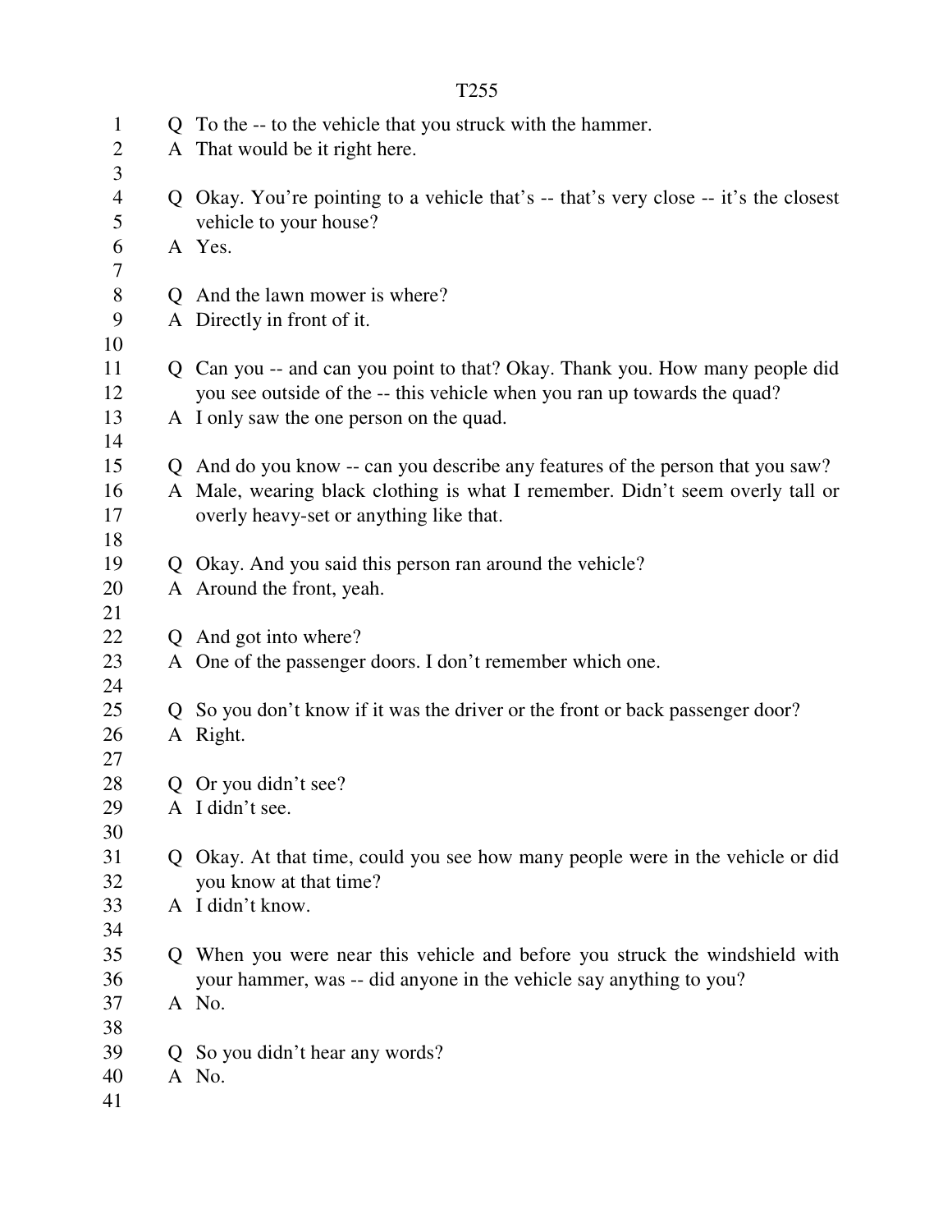Q To the -- to the vehicle that you struck with the hammer.
A That would be it right here.

Q Okay. You're pointing to a vehicle that's -- that's very close -- it's the closest vehicle to your house?
A Yes.

Q And the lawn mower is where?
A Directly in front of it.

Q Can you -- and can you point to that? Okay. Thank you. How many people did you see outside of the -- this vehicle when you ran up towards the quad?
A I only saw the one person on the quad.

Q And do you know -- can you describe any features of the person that you saw?
A Male, wearing black clothing is what I remember. Didn't seem overly tall or overly heavy-set or anything like that.

Q Okay. And you said this person ran around the vehicle?
A Around the front, yeah.

Q And got into where?
A One of the passenger doors. I don't remember which one.

Q So you don't know if it was the driver or the front or back passenger door?
A Right.

Q Or you didn't see?
A I didn't see.

Q Okay. At that time, could you see how many people were in the vehicle or did you know at that time?
A I didn't know.

Q When you were near this vehicle and before you struck the windshield with your hammer, was -- did anyone in the vehicle say anything to you?
A No.

Q So you didn't hear any words?
A No.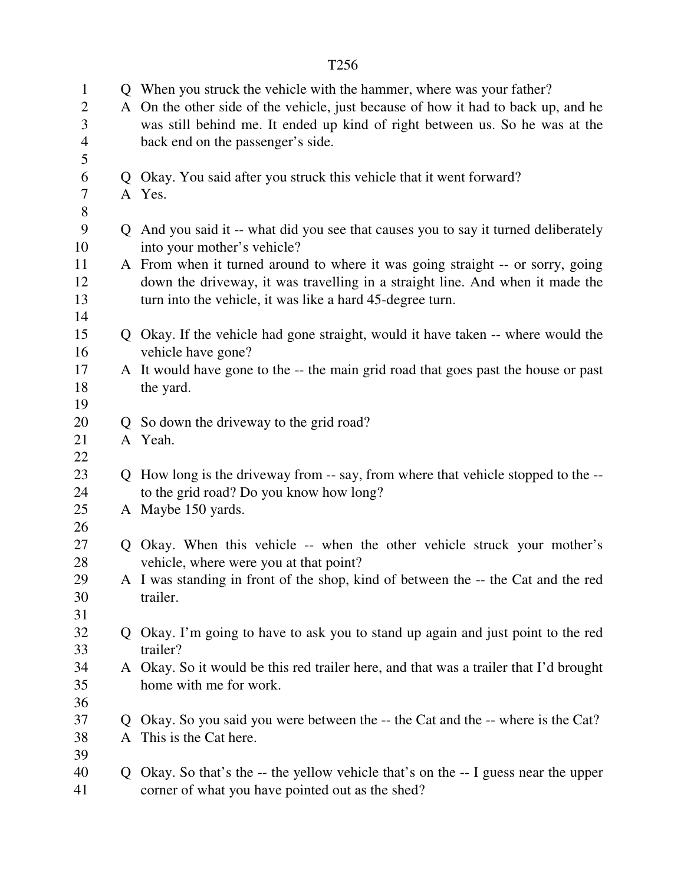Q When you struck the vehicle with the hammer, where was your father?

A On the other side of the vehicle, just because of how it had to back up, and he was still behind me. It ended up kind of right between us. So he was at the back end on the passenger's side.

Q Okay. You said after you struck this vehicle that it went forward?

A Yes.

Q And you said it -- what did you see that causes you to say it turned deliberately into your mother's vehicle?

A From when it turned around to where it was going straight -- or sorry, going down the driveway, it was travelling in a straight line. And when it made the turn into the vehicle, it was like a hard 45-degree turn.

Q Okay. If the vehicle had gone straight, would it have taken -- where would the vehicle have gone?

A It would have gone to the -- the main grid road that goes past the house or past the yard.

Q So down the driveway to the grid road?

A Yeah.

Q How long is the driveway from -- say, from where that vehicle stopped to the -- to the grid road? Do you know how long?

A Maybe 150 yards.

Q Okay. When this vehicle -- when the other vehicle struck your mother's vehicle, where were you at that point?

A I was standing in front of the shop, kind of between the -- the Cat and the red trailer.

Q Okay. I'm going to have to ask you to stand up again and just point to the red trailer?

A Okay. So it would be this red trailer here, and that was a trailer that I'd brought home with me for work.

Q Okay. So you said you were between the -- the Cat and the -- where is the Cat?

A This is the Cat here.

Q Okay. So that's the -- the yellow vehicle that's on the -- I guess near the upper corner of what you have pointed out as the shed?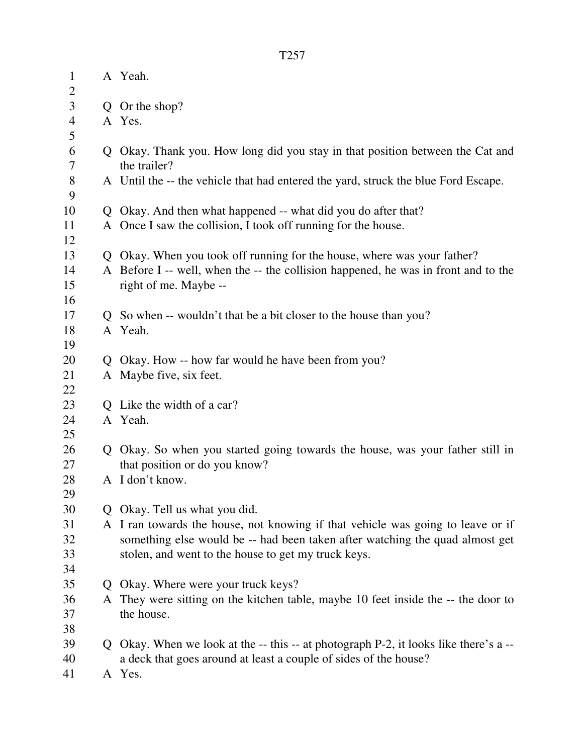A Yeah.

Q Or the shop?
A Yes.

Q Okay. Thank you. How long did you stay in that position between the Cat and the trailer?
A Until the -- the vehicle that had entered the yard, struck the blue Ford Escape.

Q Okay. And then what happened -- what did you do after that?
A Once I saw the collision, I took off running for the house.

Q Okay. When you took off running for the house, where was your father?
A Before I -- well, when the -- the collision happened, he was in front and to the right of me. Maybe --

Q So when -- wouldn't that be a bit closer to the house than you?
A Yeah.

Q Okay. How -- how far would he have been from you?
A Maybe five, six feet.

Q Like the width of a car?
A Yeah.

Q Okay. So when you started going towards the house, was your father still in that position or do you know?
A I don't know.

Q Okay. Tell us what you did.
A I ran towards the house, not knowing if that vehicle was going to leave or if something else would be -- had been taken after watching the quad almost get stolen, and went to the house to get my truck keys.

Q Okay. Where were your truck keys?
A They were sitting on the kitchen table, maybe 10 feet inside the -- the door to the house.

Q Okay. When we look at the -- this -- at photograph P-2, it looks like there's a -- a deck that goes around at least a couple of sides of the house?
A Yes.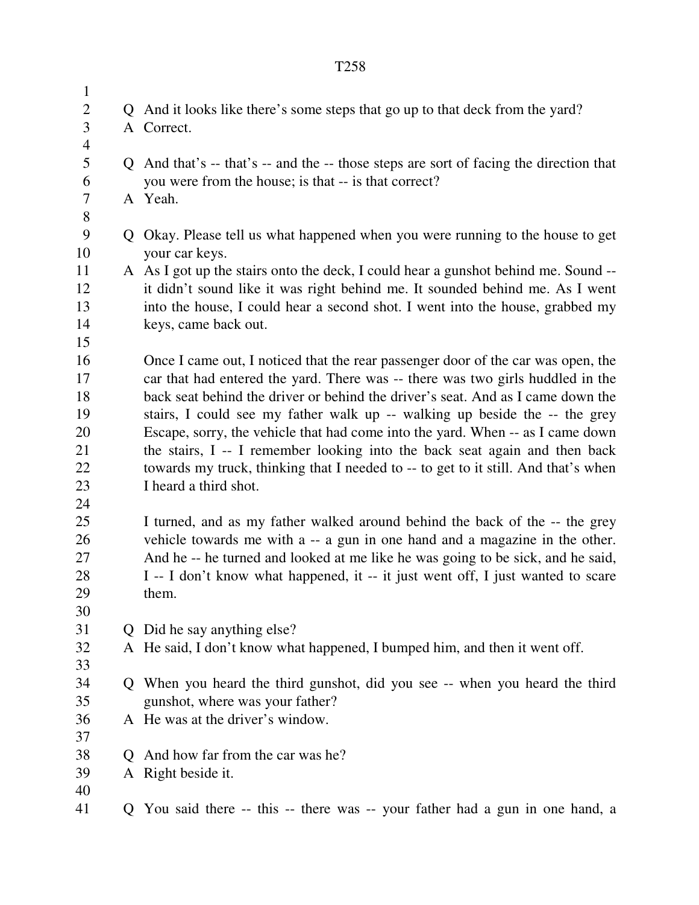Q And it looks like there's some steps that go up to that deck from the yard?

A Correct.

Q And that's -- that's -- and the -- those steps are sort of facing the direction that you were from the house; is that -- is that correct?

A Yeah.

Q Okay. Please tell us what happened when you were running to the house to get your car keys.

A As I got up the stairs onto the deck, I could hear a gunshot behind me. Sound -- it didn't sound like it was right behind me. It sounded behind me. As I went into the house, I could hear a second shot. I went into the house, grabbed my keys, came back out.

Once I came out, I noticed that the rear passenger door of the car was open, the car that had entered the yard. There was -- there was two girls huddled in the back seat behind the driver or behind the driver's seat. And as I came down the stairs, I could see my father walk up -- walking up beside the -- the grey Escape, sorry, the vehicle that had come into the yard. When -- as I came down the stairs, I -- I remember looking into the back seat again and then back towards my truck, thinking that I needed to -- to get to it still. And that's when I heard a third shot.

I turned, and as my father walked around behind the back of the -- the grey vehicle towards me with a -- a gun in one hand and a magazine in the other. And he -- he turned and looked at me like he was going to be sick, and he said, I -- I don't know what happened, it -- it just went off, I just wanted to scare them.

Q Did he say anything else?

A He said, I don't know what happened, I bumped him, and then it went off.

Q When you heard the third gunshot, did you see -- when you heard the third gunshot, where was your father?

A He was at the driver's window.

Q And how far from the car was he?

A Right beside it.

Q You said there -- this -- there was -- your father had a gun in one hand, a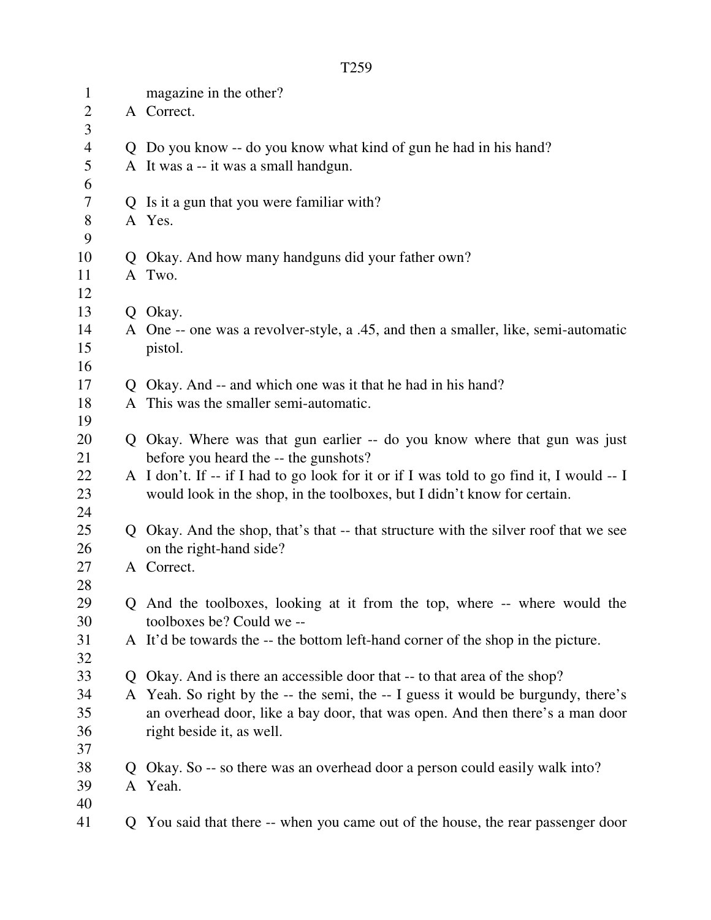magazine in the other?

A Correct.

Q Do you know -- do you know what kind of gun he had in his hand?

A It was a -- it was a small handgun.

Q Is it a gun that you were familiar with?

A Yes.

Q Okay. And how many handguns did your father own?

A Two.

Q Okay.

A One -- one was a revolver-style, a .45, and then a smaller, like, semi-automatic pistol.

Q Okay. And -- and which one was it that he had in his hand?

A This was the smaller semi-automatic.

Q Okay. Where was that gun earlier -- do you know where that gun was just before you heard the -- the gunshots?

A I don't. If -- if I had to go look for it or if I was told to go find it, I would -- I would look in the shop, in the toolboxes, but I didn't know for certain.

Q Okay. And the shop, that's that -- that structure with the silver roof that we see on the right-hand side?

A Correct.

Q And the toolboxes, looking at it from the top, where -- where would the toolboxes be? Could we --

A It'd be towards the -- the bottom left-hand corner of the shop in the picture.

Q Okay. And is there an accessible door that -- to that area of the shop?

A Yeah. So right by the -- the semi, the -- I guess it would be burgundy, there's an overhead door, like a bay door, that was open. And then there's a man door right beside it, as well.

Q Okay. So -- so there was an overhead door a person could easily walk into?

A Yeah.

Q You said that there -- when you came out of the house, the rear passenger door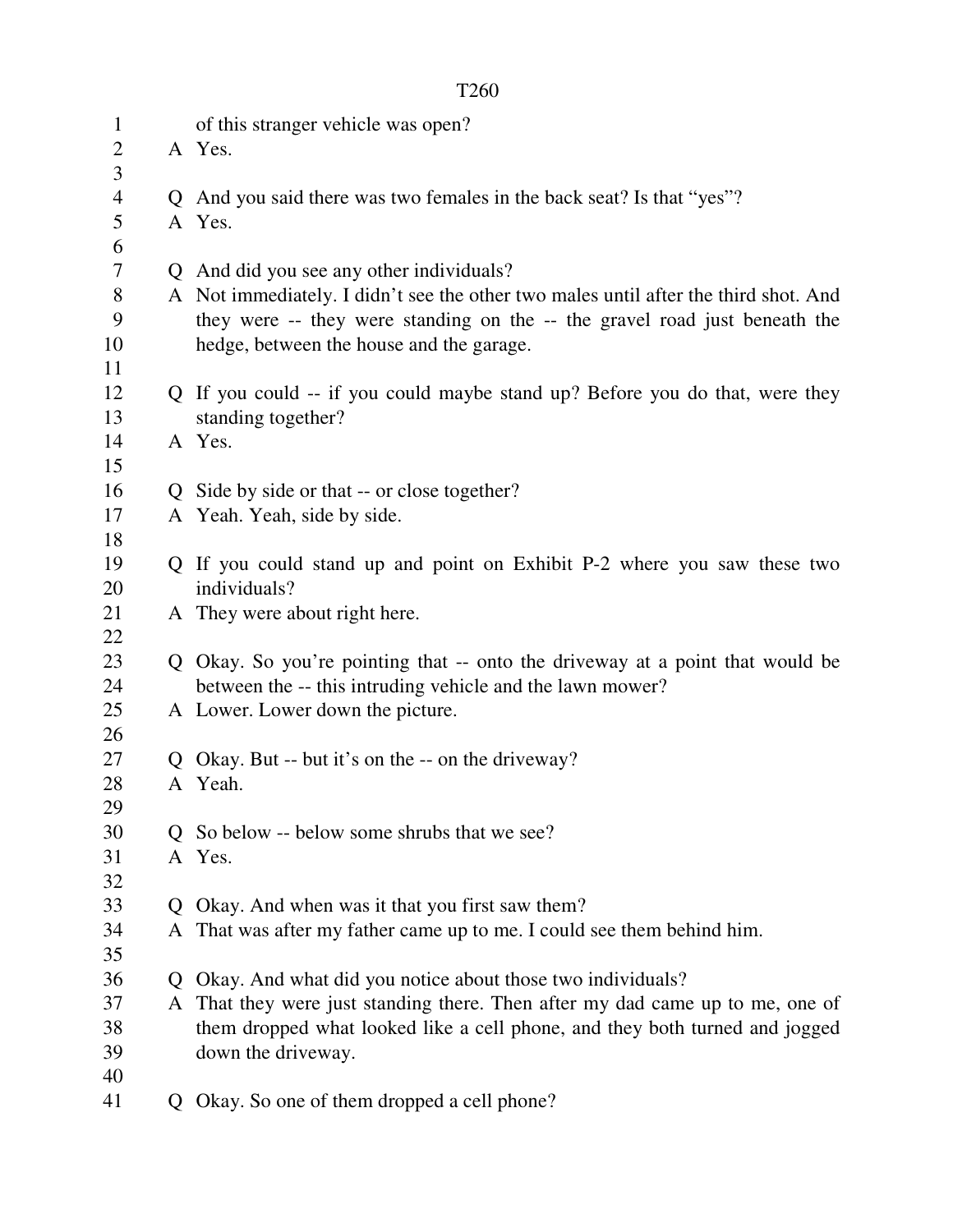of this stranger vehicle was open?

A Yes.

Q And you said there was two females in the back seat? Is that "yes"?

A Yes.

Q And did you see any other individuals?

A Not immediately. I didn't see the other two males until after the third shot. And they were -- they were standing on the -- the gravel road just beneath the hedge, between the house and the garage.

Q If you could -- if you could maybe stand up? Before you do that, were they standing together?

A Yes.

Q Side by side or that -- or close together?

A Yeah. Yeah, side by side.

Q If you could stand up and point on Exhibit P-2 where you saw these two individuals?

A They were about right here.

Q Okay. So you're pointing that -- onto the driveway at a point that would be between the -- this intruding vehicle and the lawn mower?

A Lower. Lower down the picture.

Q Okay. But -- but it's on the -- on the driveway?

A Yeah.

Q So below -- below some shrubs that we see?

A Yes.

Q Okay. And when was it that you first saw them?

A That was after my father came up to me. I could see them behind him.

Q Okay. And what did you notice about those two individuals?

A That they were just standing there. Then after my dad came up to me, one of them dropped what looked like a cell phone, and they both turned and jogged down the driveway.

Q Okay. So one of them dropped a cell phone?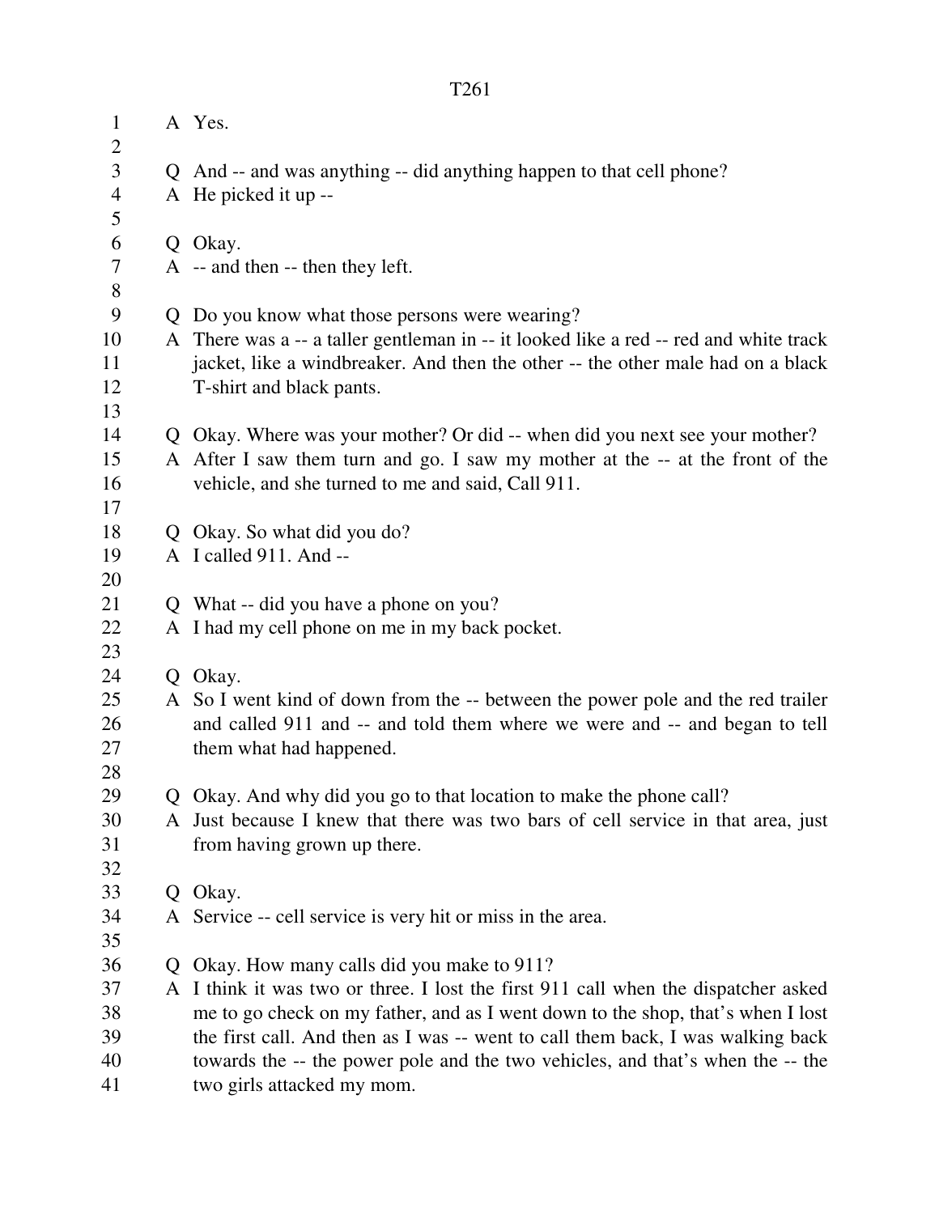A Yes.

Q And -- and was anything -- did anything happen to that cell phone?
A He picked it up --

Q Okay.
A -- and then -- then they left.

Q Do you know what those persons were wearing?
A There was a -- a taller gentleman in -- it looked like a red -- red and white track jacket, like a windbreaker. And then the other -- the other male had on a black T-shirt and black pants.

Q Okay. Where was your mother? Or did -- when did you next see your mother?
A After I saw them turn and go. I saw my mother at the -- at the front of the vehicle, and she turned to me and said, Call 911.

Q Okay. So what did you do?
A I called 911. And --

Q What -- did you have a phone on you?
A I had my cell phone on me in my back pocket.

Q Okay.
A So I went kind of down from the -- between the power pole and the red trailer and called 911 and -- and told them where we were and -- and began to tell them what had happened.

Q Okay. And why did you go to that location to make the phone call?
A Just because I knew that there was two bars of cell service in that area, just from having grown up there.

Q Okay.
A Service -- cell service is very hit or miss in the area.

Q Okay. How many calls did you make to 911?
A I think it was two or three. I lost the first 911 call when the dispatcher asked me to go check on my father, and as I went down to the shop, that's when I lost the first call. And then as I was -- went to call them back, I was walking back towards the -- the power pole and the two vehicles, and that's when the -- the two girls attacked my mom.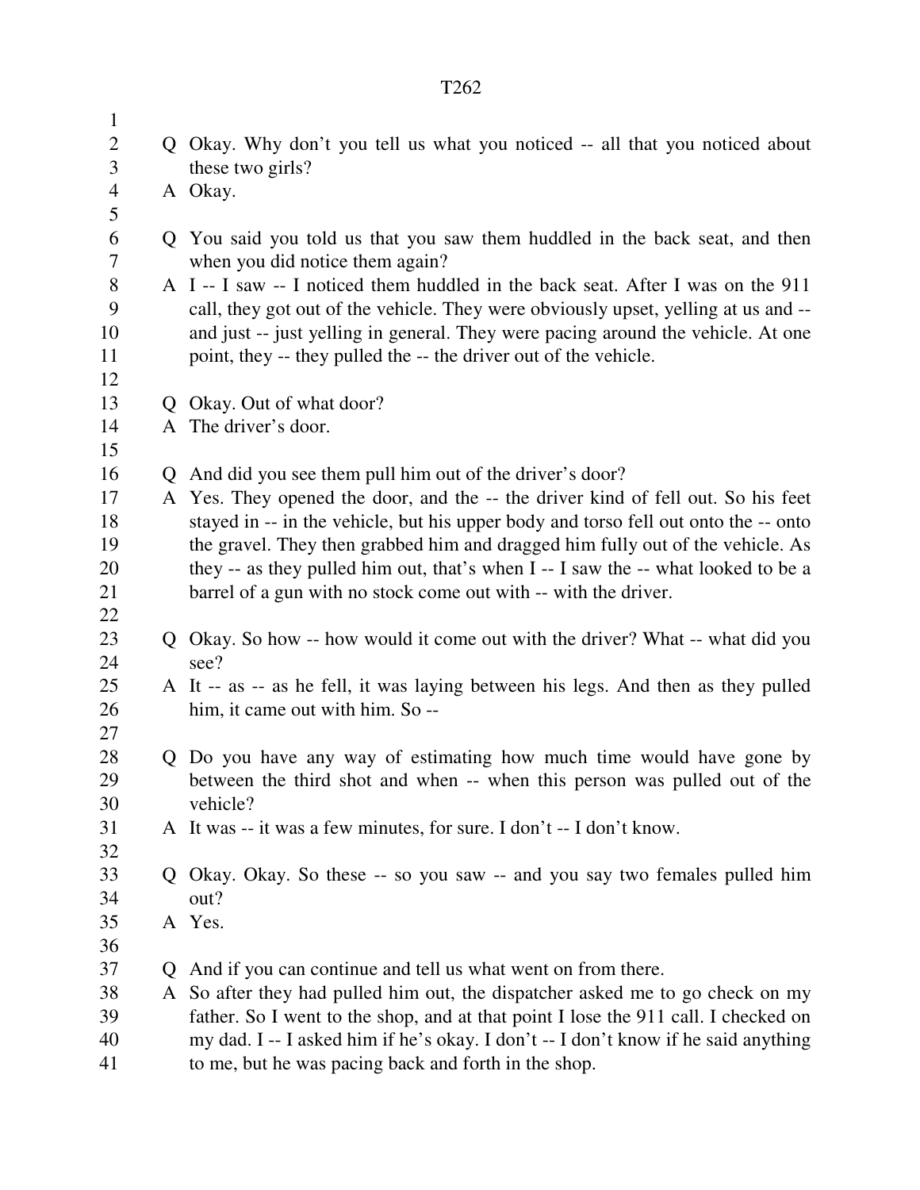Q Okay. Why don't you tell us what you noticed -- all that you noticed about these two girls?

A Okay.

Q You said you told us that you saw them huddled in the back seat, and then when you did notice them again?

A I -- I saw -- I noticed them huddled in the back seat. After I was on the 911 call, they got out of the vehicle. They were obviously upset, yelling at us and -- and just -- just yelling in general. They were pacing around the vehicle. At one point, they -- they pulled the -- the driver out of the vehicle.

Q Okay. Out of what door?

A The driver's door.

Q And did you see them pull him out of the driver's door?

A Yes. They opened the door, and the -- the driver kind of fell out. So his feet stayed in -- in the vehicle, but his upper body and torso fell out onto the -- onto the gravel. They then grabbed him and dragged him fully out of the vehicle. As they -- as they pulled him out, that's when I -- I saw the -- what looked to be a barrel of a gun with no stock come out with -- with the driver.

Q Okay. So how -- how would it come out with the driver? What -- what did you see?

A It -- as -- as he fell, it was laying between his legs. And then as they pulled him, it came out with him. So --

Q Do you have any way of estimating how much time would have gone by between the third shot and when -- when this person was pulled out of the vehicle?

A It was -- it was a few minutes, for sure. I don't -- I don't know.

Q Okay. Okay. So these -- so you saw -- and you say two females pulled him out?

A Yes.

Q And if you can continue and tell us what went on from there.

A So after they had pulled him out, the dispatcher asked me to go check on my father. So I went to the shop, and at that point I lose the 911 call. I checked on my dad. I -- I asked him if he's okay. I don't -- I don't know if he said anything to me, but he was pacing back and forth in the shop.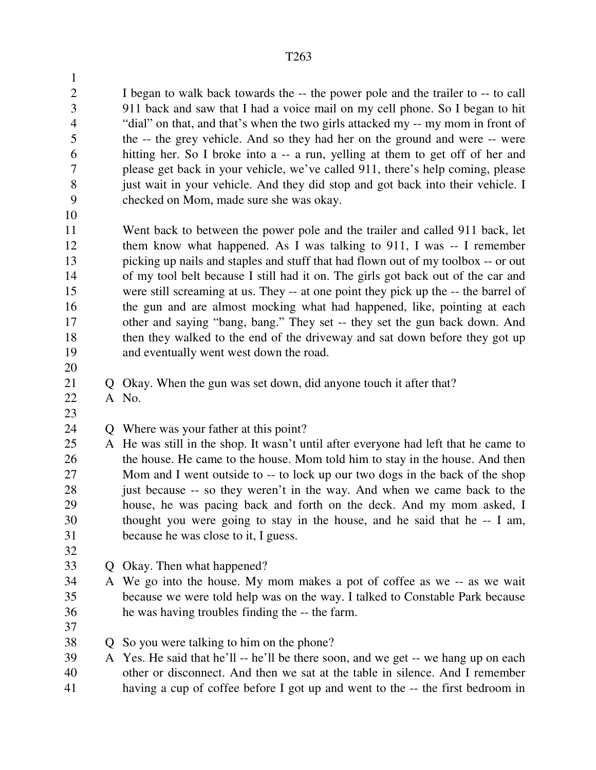I began to walk back towards the -- the power pole and the trailer to -- to call 911 back and saw that I had a voice mail on my cell phone. So I began to hit "dial" on that, and that's when the two girls attacked my -- my mom in front of the -- the grey vehicle. And so they had her on the ground and were -- were hitting her. So I broke into a -- a run, yelling at them to get off of her and please get back in your vehicle, we've called 911, there's help coming, please just wait in your vehicle. And they did stop and got back into their vehicle. I checked on Mom, made sure she was okay.

Went back to between the power pole and the trailer and called 911 back, let them know what happened. As I was talking to 911, I was -- I remember picking up nails and staples and stuff that had flown out of my toolbox -- or out of my tool belt because I still had it on. The girls got back out of the car and were still screaming at us. They -- at one point they pick up the -- the barrel of the gun and are almost mocking what had happened, like, pointing at each other and saying "bang, bang." They set -- they set the gun back down. And then they walked to the end of the driveway and sat down before they got up and eventually went west down the road.

Q Okay. When the gun was set down, did anyone touch it after that?
A No.

Q Where was your father at this point?
A He was still in the shop. It wasn't until after everyone had left that he came to the house. He came to the house. Mom told him to stay in the house. And then Mom and I went outside to -- to lock up our two dogs in the back of the shop just because -- so they weren't in the way. And when we came back to the house, he was pacing back and forth on the deck. And my mom asked, I thought you were going to stay in the house, and he said that he -- I am, because he was close to it, I guess.

Q Okay. Then what happened?
A We go into the house. My mom makes a pot of coffee as we -- as we wait because we were told help was on the way. I talked to Constable Park because he was having troubles finding the -- the farm.

Q So you were talking to him on the phone?
A Yes. He said that he'll -- he'll be there soon, and we get -- we hang up on each other or disconnect. And then we sat at the table in silence. And I remember having a cup of coffee before I got up and went to the -- the first bedroom in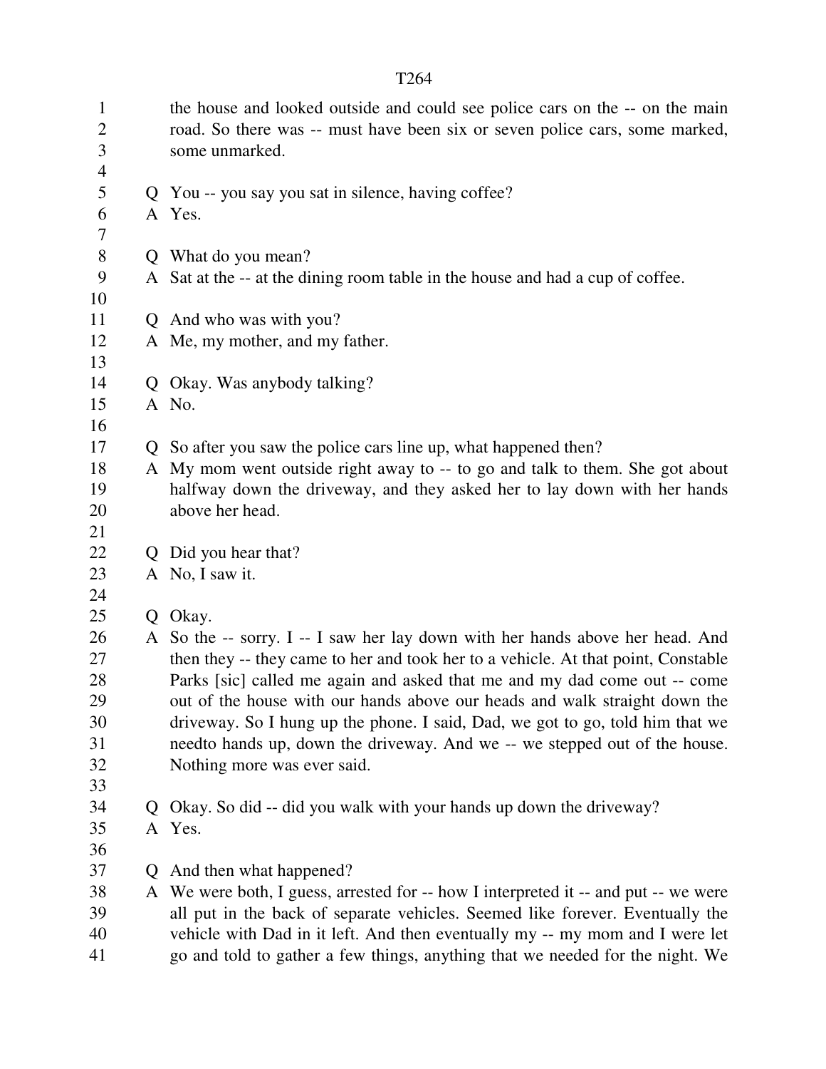the house and looked outside and could see police cars on the -- on the main road. So there was -- must have been six or seven police cars, some marked, some unmarked.

Q You -- you say you sat in silence, having coffee?
A Yes.

Q What do you mean?
A Sat at the -- at the dining room table in the house and had a cup of coffee.

Q And who was with you?
A Me, my mother, and my father.

Q Okay. Was anybody talking?
A No.

Q So after you saw the police cars line up, what happened then?
A My mom went outside right away to -- to go and talk to them. She got about halfway down the driveway, and they asked her to lay down with her hands above her head.

Q Did you hear that?
A No, I saw it.

Q Okay.
A So the -- sorry. I -- I saw her lay down with her hands above her head. And then they -- they came to her and took her to a vehicle. At that point, Constable Parks [sic] called me again and asked that me and my dad come out -- come out of the house with our hands above our heads and walk straight down the driveway. So I hung up the phone. I said, Dad, we got to go, told him that we needto hands up, down the driveway. And we -- we stepped out of the house. Nothing more was ever said.

Q Okay. So did -- did you walk with your hands up down the driveway?
A Yes.

Q And then what happened?
A We were both, I guess, arrested for -- how I interpreted it -- and put -- we were all put in the back of separate vehicles. Seemed like forever. Eventually the vehicle with Dad in it left. And then eventually my -- my mom and I were let go and told to gather a few things, anything that we needed for the night. We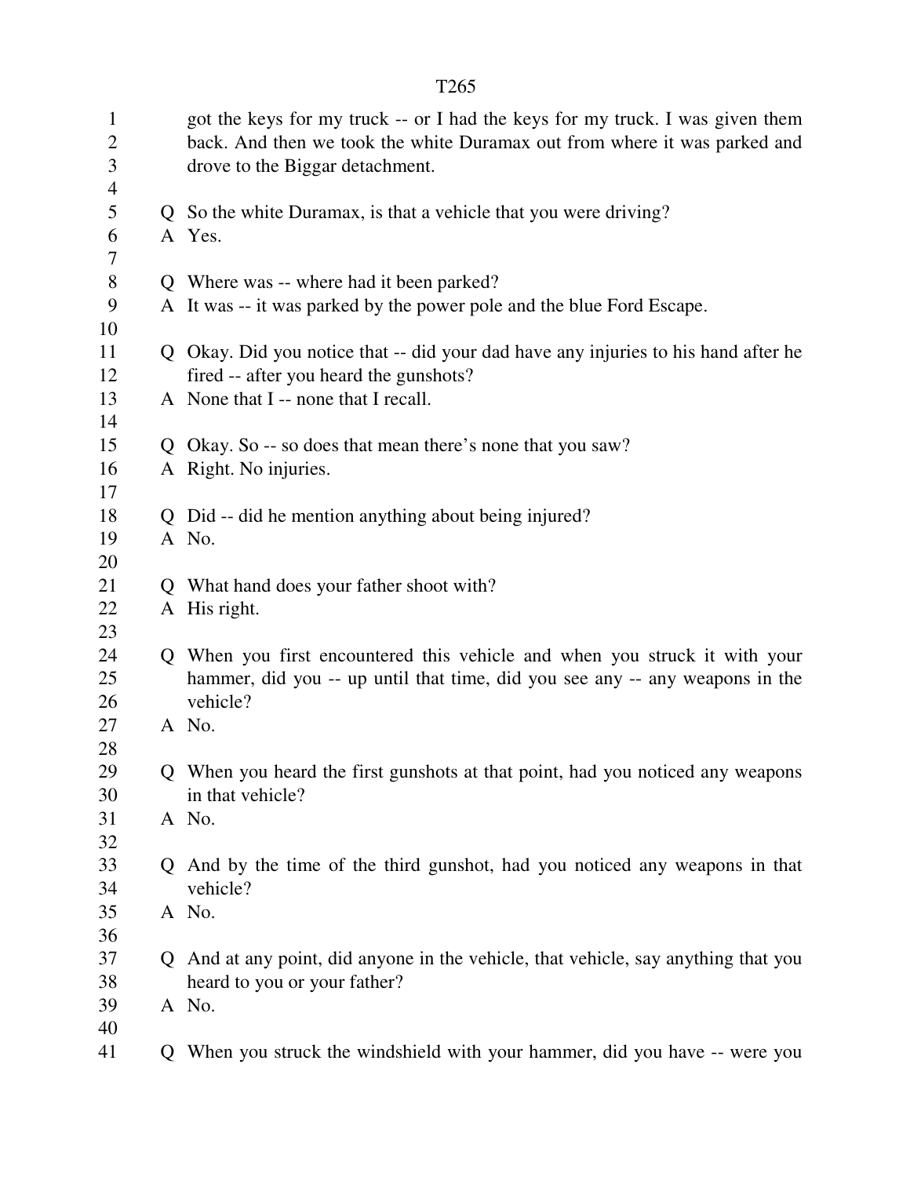got the keys for my truck -- or I had the keys for my truck. I was given them back. And then we took the white Duramax out from where it was parked and drove to the Biggar detachment.

Q So the white Duramax, is that a vehicle that you were driving?
A Yes.

Q Where was -- where had it been parked?
A It was -- it was parked by the power pole and the blue Ford Escape.

Q Okay. Did you notice that -- did your dad have any injuries to his hand after he fired -- after you heard the gunshots?
A None that I -- none that I recall.

Q Okay. So -- so does that mean there's none that you saw?
A Right. No injuries.

Q Did -- did he mention anything about being injured?
A No.

Q What hand does your father shoot with?
A His right.

Q When you first encountered this vehicle and when you struck it with your hammer, did you -- up until that time, did you see any -- any weapons in the vehicle?
A No.

Q When you heard the first gunshots at that point, had you noticed any weapons in that vehicle?
A No.

Q And by the time of the third gunshot, had you noticed any weapons in that vehicle?
A No.

Q And at any point, did anyone in the vehicle, that vehicle, say anything that you heard to you or your father?
A No.

Q When you struck the windshield with your hammer, did you have -- were you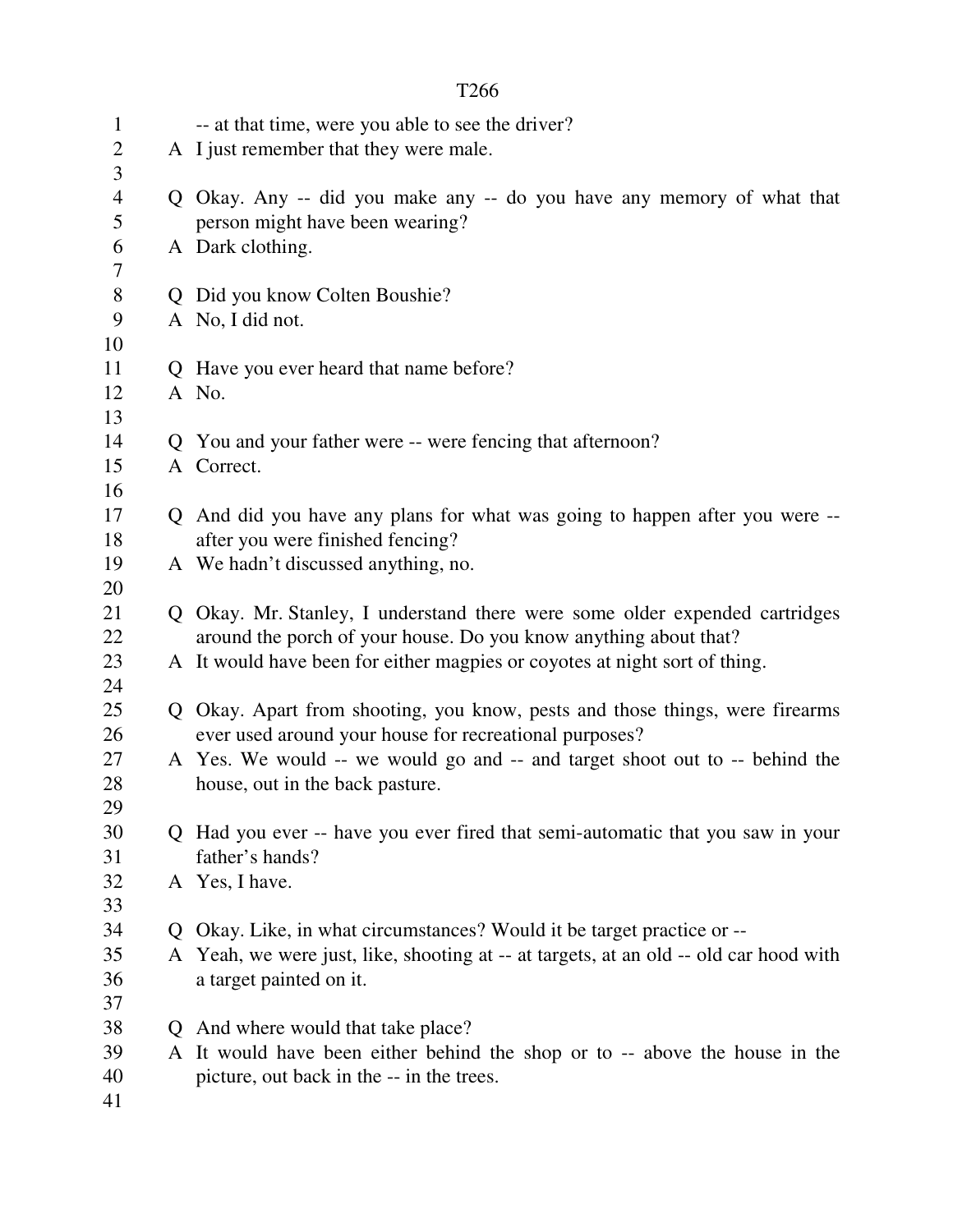-- at that time, were you able to see the driver?

A I just remember that they were male.

Q Okay. Any -- did you make any -- do you have any memory of what that person might have been wearing?

A Dark clothing.

Q Did you know Colten Boushie?

A No, I did not.

Q Have you ever heard that name before?

A No.

Q You and your father were -- were fencing that afternoon?

A Correct.

Q And did you have any plans for what was going to happen after you were -- after you were finished fencing?

A We hadn't discussed anything, no.

Q Okay. Mr. Stanley, I understand there were some older expended cartridges around the porch of your house. Do you know anything about that?

A It would have been for either magpies or coyotes at night sort of thing.

Q Okay. Apart from shooting, you know, pests and those things, were firearms ever used around your house for recreational purposes?

A Yes. We would -- we would go and -- and target shoot out to -- behind the house, out in the back pasture.

Q Had you ever -- have you ever fired that semi-automatic that you saw in your father's hands?

A Yes, I have.

Q Okay. Like, in what circumstances? Would it be target practice or --

A Yeah, we were just, like, shooting at -- at targets, at an old -- old car hood with a target painted on it.

Q And where would that take place?

A It would have been either behind the shop or to -- above the house in the picture, out back in the -- in the trees.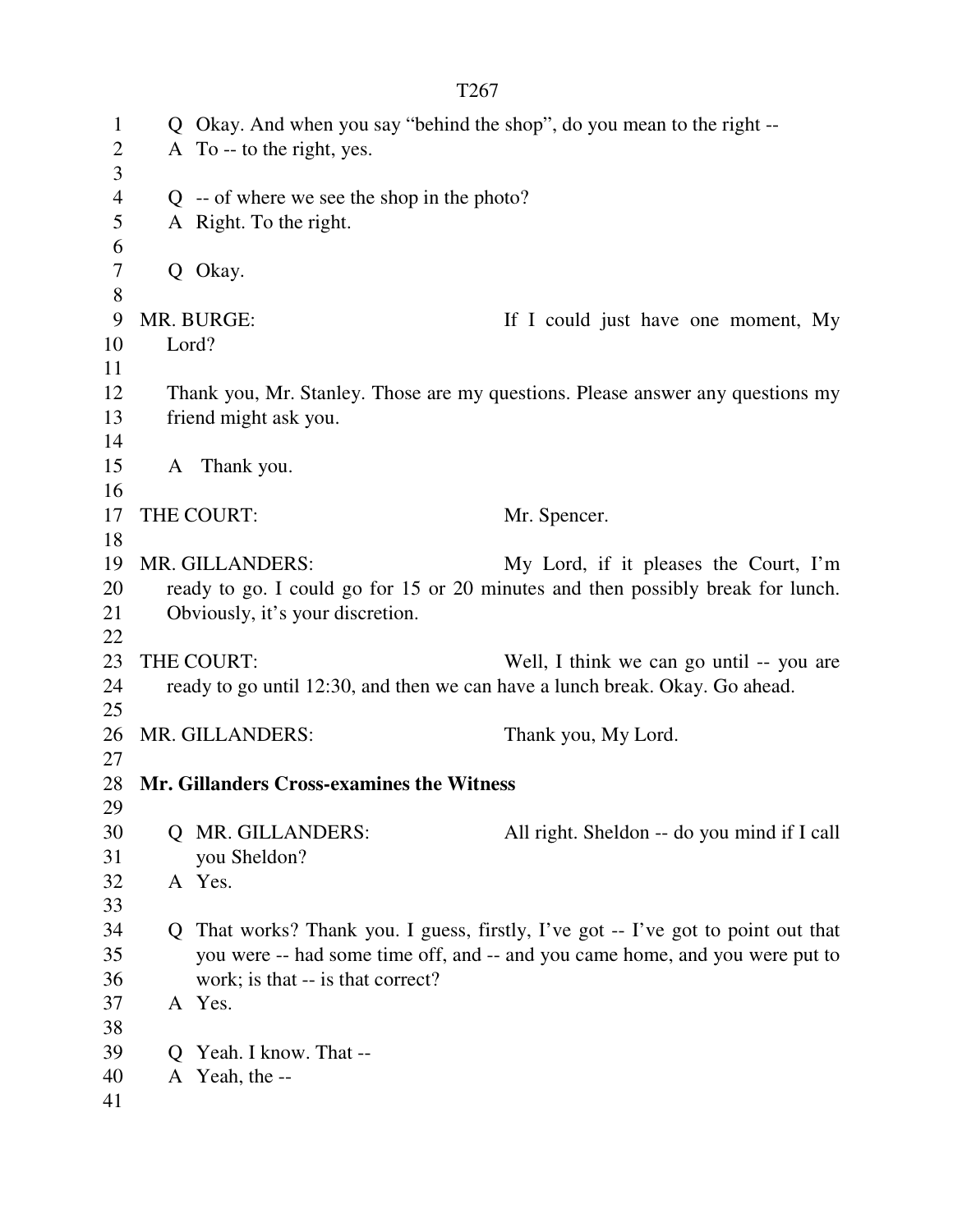Q Okay. And when you say "behind the shop", do you mean to the right --
A To -- to the right, yes.

Q -- of where we see the shop in the photo?
A Right. To the right.

Q Okay.

MR. BURGE: If I could just have one moment, My Lord?

Thank you, Mr. Stanley. Those are my questions. Please answer any questions my friend might ask you.

A Thank you.

THE COURT: Mr. Spencer.

MR. GILLANDERS: My Lord, if it pleases the Court, I'm ready to go. I could go for 15 or 20 minutes and then possibly break for lunch. Obviously, it's your discretion.

THE COURT: Well, I think we can go until -- you are ready to go until 12:30, and then we can have a lunch break. Okay. Go ahead.

MR. GILLANDERS: Thank you, My Lord.

**Mr. Gillanders Cross-examines the Witness**

Q MR. GILLANDERS: All right. Sheldon -- do you mind if I call you Sheldon?
A Yes.

Q That works? Thank you. I guess, firstly, I've got -- I've got to point out that you were -- had some time off, and -- and you came home, and you were put to work; is that -- is that correct?
A Yes.

Q Yeah. I know. That --
A Yeah, the --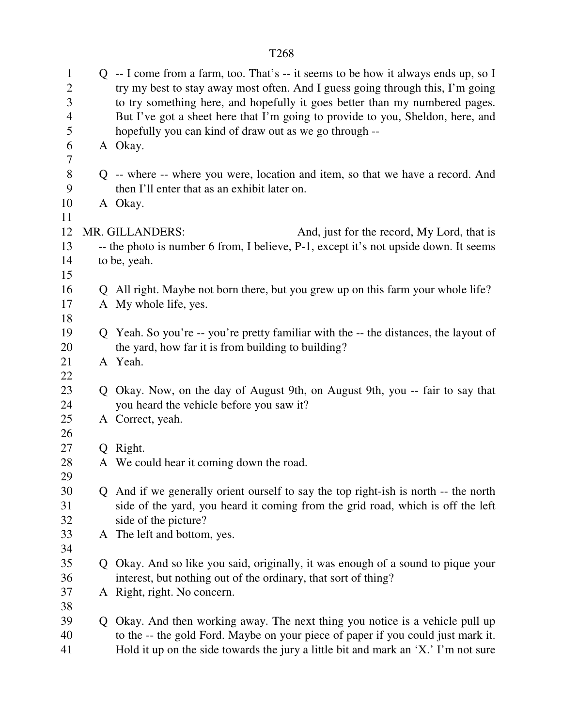Q -- I come from a farm, too. That's -- it seems to be how it always ends up, so I try my best to stay away most often. And I guess going through this, I'm going to try something here, and hopefully it goes better than my numbered pages. But I've got a sheet here that I'm going to provide to you, Sheldon, here, and hopefully you can kind of draw out as we go through --

A Okay.

Q -- where -- where you were, location and item, so that we have a record. And then I'll enter that as an exhibit later on.

A Okay.

MR. GILLANDERS: And, just for the record, My Lord, that is -- the photo is number 6 from, I believe, P-1, except it's not upside down. It seems to be, yeah.

Q All right. Maybe not born there, but you grew up on this farm your whole life?

A My whole life, yes.

Q Yeah. So you're -- you're pretty familiar with the -- the distances, the layout of the yard, how far it is from building to building?

A Yeah.

Q Okay. Now, on the day of August 9th, on August 9th, you -- fair to say that you heard the vehicle before you saw it?

A Correct, yeah.

Q Right.

A We could hear it coming down the road.

Q And if we generally orient ourself to say the top right-ish is north -- the north side of the yard, you heard it coming from the grid road, which is off the left side of the picture?

A The left and bottom, yes.

Q Okay. And so like you said, originally, it was enough of a sound to pique your interest, but nothing out of the ordinary, that sort of thing?

A Right, right. No concern.

Q Okay. And then working away. The next thing you notice is a vehicle pull up to the -- the gold Ford. Maybe on your piece of paper if you could just mark it. Hold it up on the side towards the jury a little bit and mark an 'X.' I'm not sure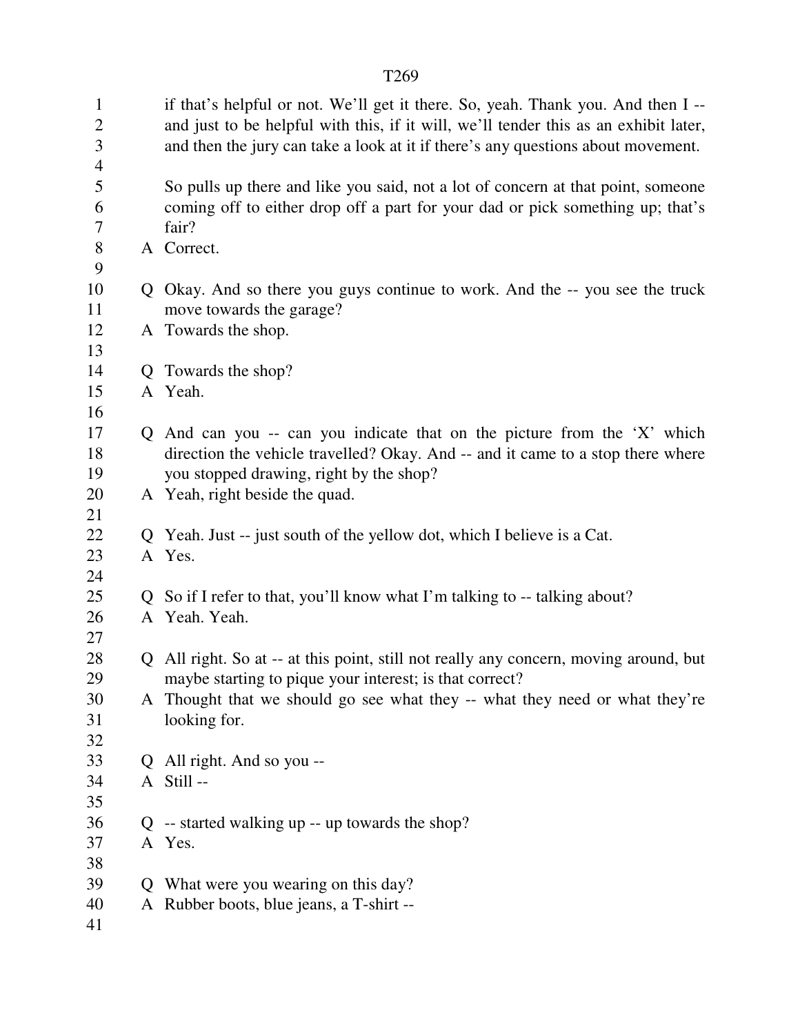if that's helpful or not. We'll get it there. So, yeah. Thank you. And then I -- and just to be helpful with this, if it will, we'll tender this as an exhibit later, and then the jury can take a look at it if there's any questions about movement.

So pulls up there and like you said, not a lot of concern at that point, someone coming off to either drop off a part for your dad or pick something up; that's fair?

A Correct.

Q Okay. And so there you guys continue to work. And the -- you see the truck move towards the garage?

A Towards the shop.

Q Towards the shop?

A Yeah.

Q And can you -- can you indicate that on the picture from the 'X' which direction the vehicle travelled? Okay. And -- and it came to a stop there where you stopped drawing, right by the shop?

A Yeah, right beside the quad.

Q Yeah. Just -- just south of the yellow dot, which I believe is a Cat.

A Yes.

Q So if I refer to that, you'll know what I'm talking to -- talking about?

A Yeah. Yeah.

Q All right. So at -- at this point, still not really any concern, moving around, but maybe starting to pique your interest; is that correct?

A Thought that we should go see what they -- what they need or what they're looking for.

Q All right. And so you --

A Still --

Q -- started walking up -- up towards the shop?

A Yes.

Q What were you wearing on this day?

A Rubber boots, blue jeans, a T-shirt --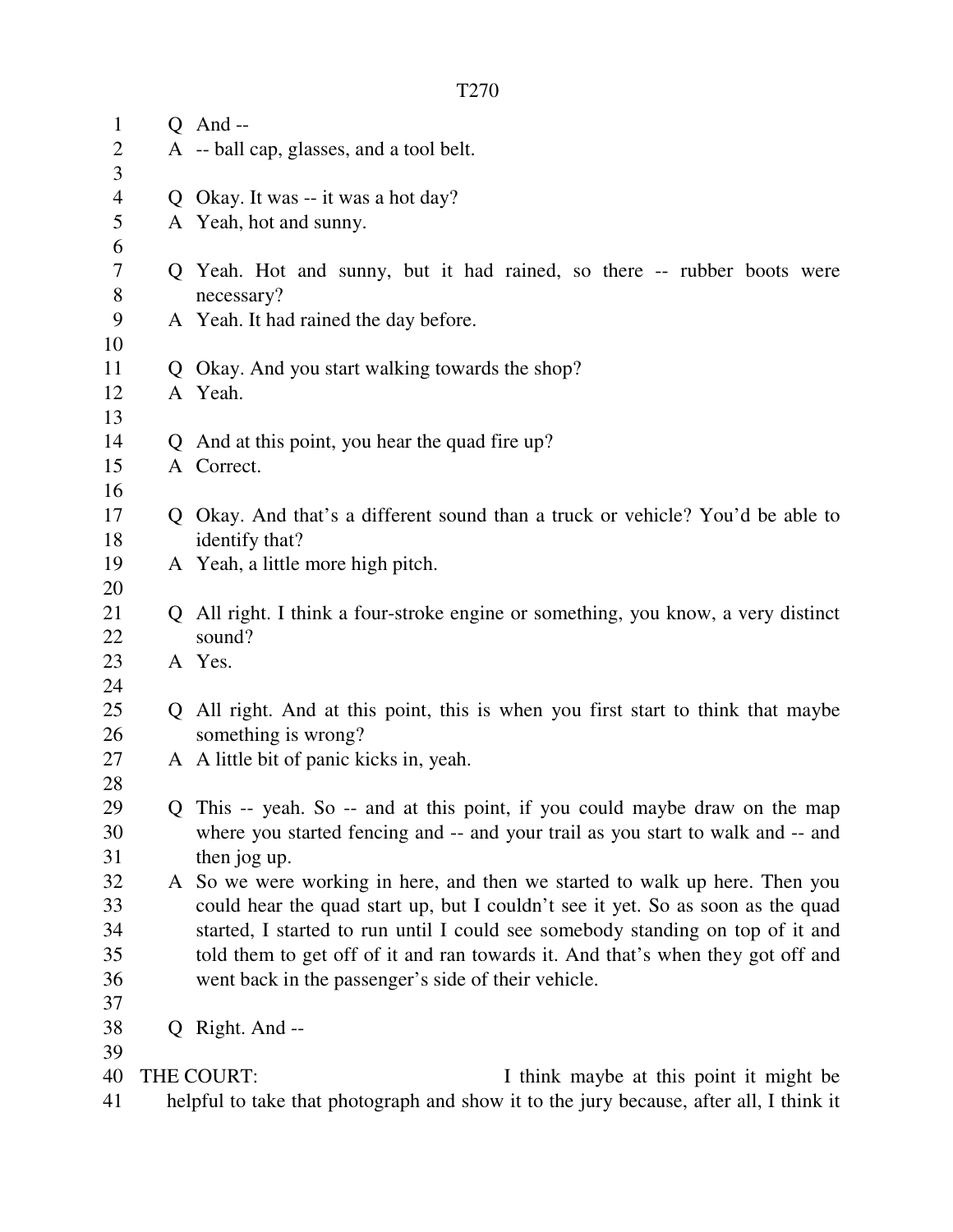Q And --

A -- ball cap, glasses, and a tool belt.

Q Okay. It was -- it was a hot day?

A Yeah, hot and sunny.

Q Yeah. Hot and sunny, but it had rained, so there -- rubber boots were necessary?

A Yeah. It had rained the day before.

Q Okay. And you start walking towards the shop?

A Yeah.

Q And at this point, you hear the quad fire up?

A Correct.

Q Okay. And that's a different sound than a truck or vehicle? You'd be able to identify that?

A Yeah, a little more high pitch.

Q All right. I think a four-stroke engine or something, you know, a very distinct sound?

A Yes.

Q All right. And at this point, this is when you first start to think that maybe something is wrong?

A A little bit of panic kicks in, yeah.

Q This -- yeah. So -- and at this point, if you could maybe draw on the map where you started fencing and -- and your trail as you start to walk and -- and then jog up.

A So we were working in here, and then we started to walk up here. Then you could hear the quad start up, but I couldn't see it yet. So as soon as the quad started, I started to run until I could see somebody standing on top of it and told them to get off of it and ran towards it. And that's when they got off and went back in the passenger's side of their vehicle.

Q Right. And --

THE COURT: I think maybe at this point it might be helpful to take that photograph and show it to the jury because, after all, I think it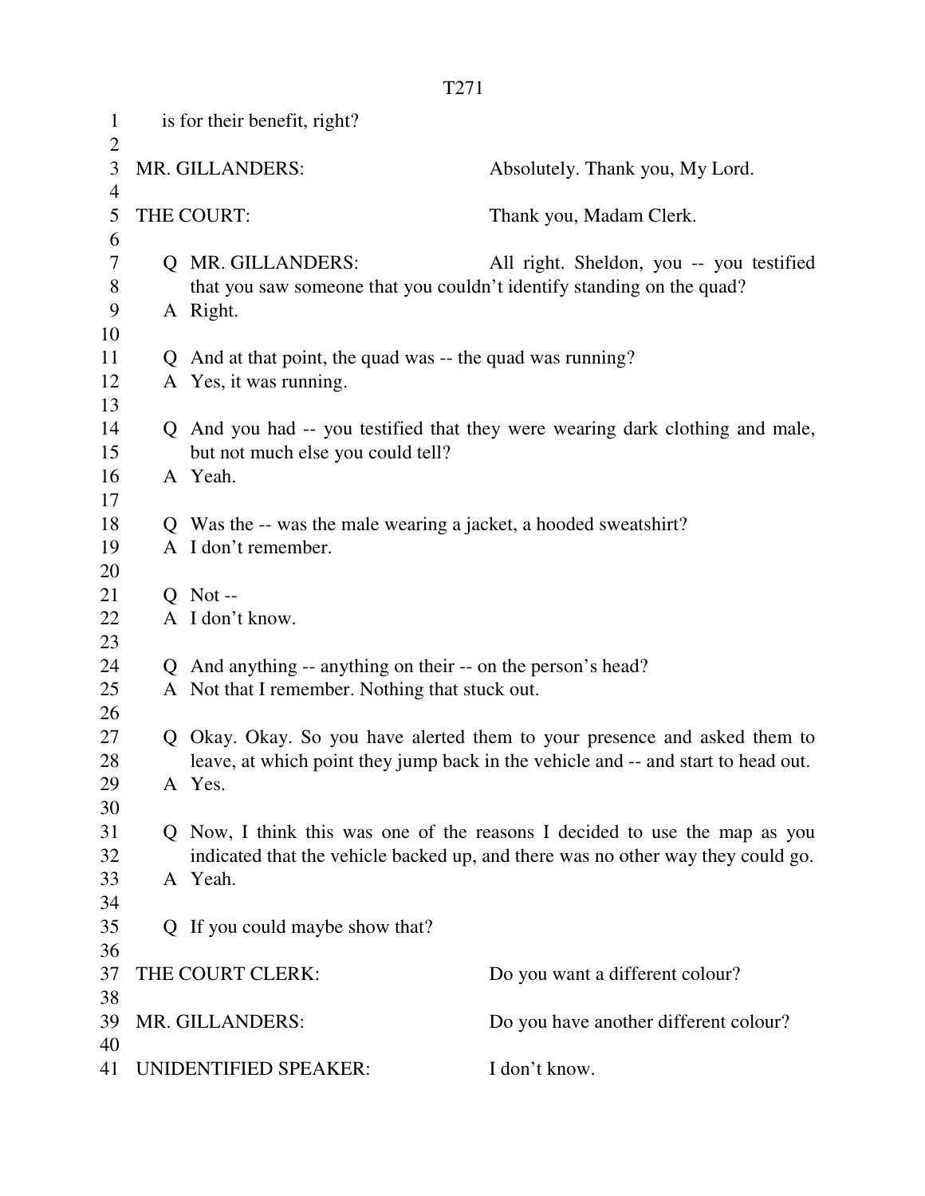is for their benefit, right?

MR. GILLANDERS: Absolutely. Thank you, My Lord.

THE COURT: Thank you, Madam Clerk.

Q MR. GILLANDERS: All right. Sheldon, you -- you testified that you saw someone that you couldn't identify standing on the quad?

A Right.

Q And at that point, the quad was -- the quad was running?

A Yes, it was running.

Q And you had -- you testified that they were wearing dark clothing and male, but not much else you could tell?

A Yeah.

Q Was the -- was the male wearing a jacket, a hooded sweatshirt?

A I don't remember.

Q Not --

A I don't know.

Q And anything -- anything on their -- on the person's head?

A Not that I remember. Nothing that stuck out.

Q Okay. Okay. So you have alerted them to your presence and asked them to leave, at which point they jump back in the vehicle and -- and start to head out.

A Yes.

Q Now, I think this was one of the reasons I decided to use the map as you indicated that the vehicle backed up, and there was no other way they could go.

A Yeah.

Q If you could maybe show that?

THE COURT CLERK: Do you want a different colour?

MR. GILLANDERS: Do you have another different colour?

UNIDENTIFIED SPEAKER: I don't know.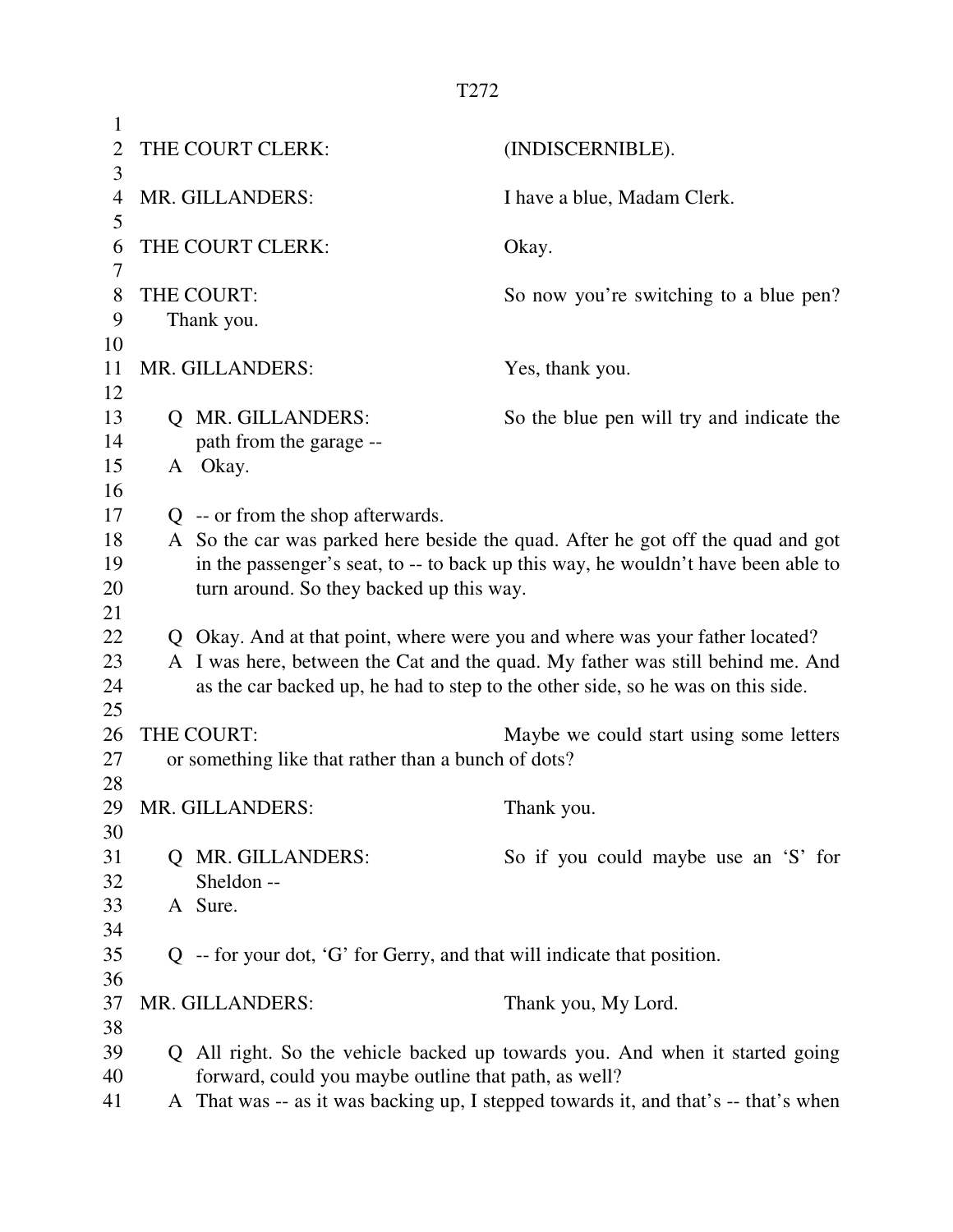THE COURT CLERK: (INDISCERNIBLE).

MR. GILLANDERS: I have a blue, Madam Clerk.

THE COURT CLERK: Okay.

THE COURT: So now you're switching to a blue pen? Thank you.

MR. GILLANDERS: Yes, thank you.

Q MR. GILLANDERS: So the blue pen will try and indicate the path from the garage --

A Okay.

Q -- or from the shop afterwards.

A So the car was parked here beside the quad. After he got off the quad and got in the passenger's seat, to -- to back up this way, he wouldn't have been able to turn around. So they backed up this way.

Q Okay. And at that point, where were you and where was your father located?

A I was here, between the Cat and the quad. My father was still behind me. And as the car backed up, he had to step to the other side, so he was on this side.

THE COURT: Maybe we could start using some letters or something like that rather than a bunch of dots?

MR. GILLANDERS: Thank you.

Q MR. GILLANDERS: So if you could maybe use an 'S' for Sheldon --

A Sure.

Q -- for your dot, 'G' for Gerry, and that will indicate that position.

MR. GILLANDERS: Thank you, My Lord.

Q All right. So the vehicle backed up towards you. And when it started going forward, could you maybe outline that path, as well?

A That was -- as it was backing up, I stepped towards it, and that's -- that's when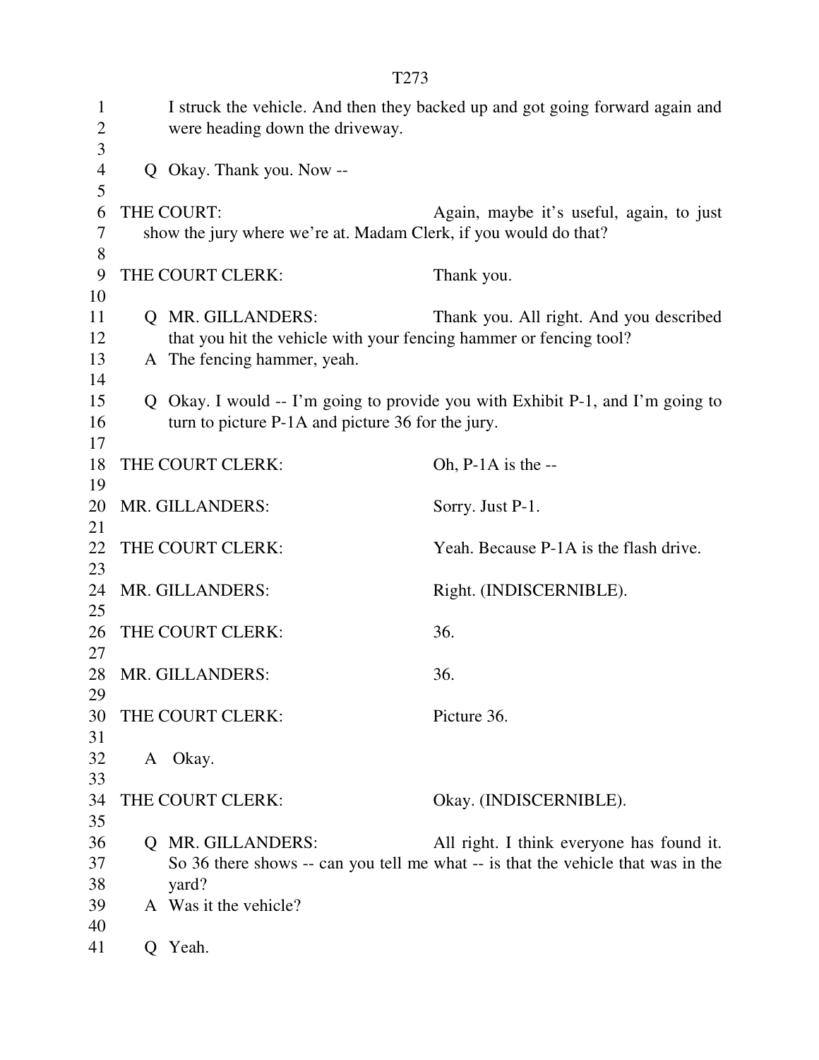I struck the vehicle. And then they backed up and got going forward again and were heading down the driveway.

Q Okay. Thank you. Now --

THE COURT: Again, maybe it's useful, again, to just show the jury where we're at. Madam Clerk, if you would do that?

THE COURT CLERK: Thank you.

Q MR. GILLANDERS: Thank you. All right. And you described that you hit the vehicle with your fencing hammer or fencing tool?

A The fencing hammer, yeah.

Q Okay. I would -- I'm going to provide you with Exhibit P-1, and I'm going to turn to picture P-1A and picture 36 for the jury.

THE COURT CLERK: Oh, P-1A is the --

MR. GILLANDERS: Sorry. Just P-1.

THE COURT CLERK: Yeah. Because P-1A is the flash drive.

MR. GILLANDERS: Right. (INDISCERNIBLE).

THE COURT CLERK: 36.

MR. GILLANDERS: 36.

THE COURT CLERK: Picture 36.

A Okay.

THE COURT CLERK: Okay. (INDISCERNIBLE).

Q MR. GILLANDERS: All right. I think everyone has found it. So 36 there shows -- can you tell me what -- is that the vehicle that was in the yard?

A Was it the vehicle?

Q Yeah.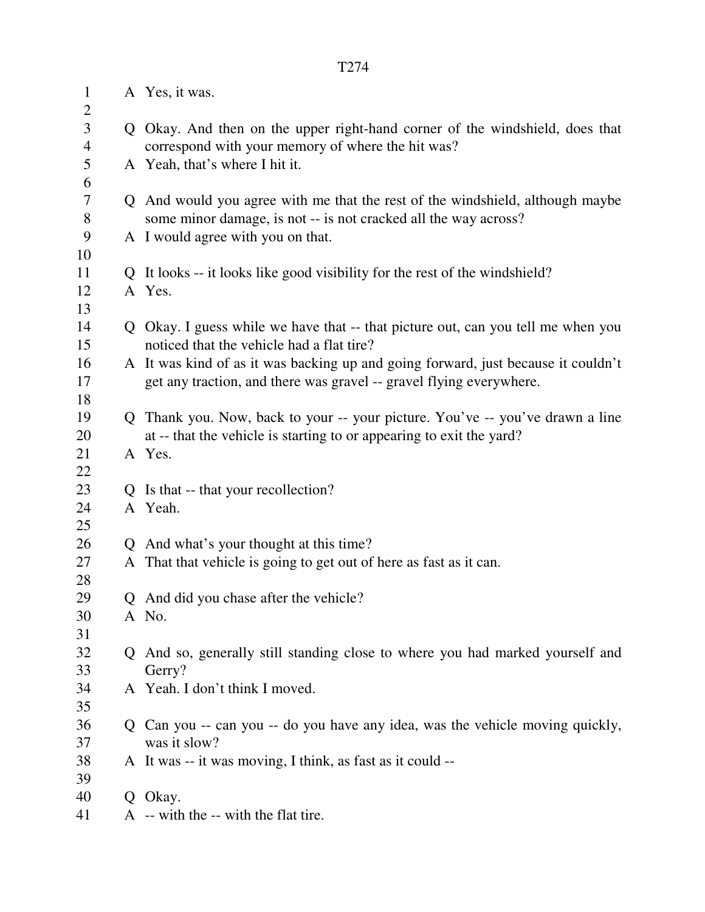A Yes, it was.

Q Okay. And then on the upper right-hand corner of the windshield, does that correspond with your memory of where the hit was?
A Yeah, that's where I hit it.

Q And would you agree with me that the rest of the windshield, although maybe some minor damage, is not -- is not cracked all the way across?
A I would agree with you on that.

Q It looks -- it looks like good visibility for the rest of the windshield?
A Yes.

Q Okay. I guess while we have that -- that picture out, can you tell me when you noticed that the vehicle had a flat tire?
A It was kind of as it was backing up and going forward, just because it couldn't get any traction, and there was gravel -- gravel flying everywhere.

Q Thank you. Now, back to your -- your picture. You've -- you've drawn a line at -- that the vehicle is starting to or appearing to exit the yard?
A Yes.

Q Is that -- that your recollection?
A Yeah.

Q And what's your thought at this time?
A That that vehicle is going to get out of here as fast as it can.

Q And did you chase after the vehicle?
A No.

Q And so, generally still standing close to where you had marked yourself and Gerry?
A Yeah. I don't think I moved.

Q Can you -- can you -- do you have any idea, was the vehicle moving quickly, was it slow?
A It was -- it was moving, I think, as fast as it could --

Q Okay.
A -- with the -- with the flat tire.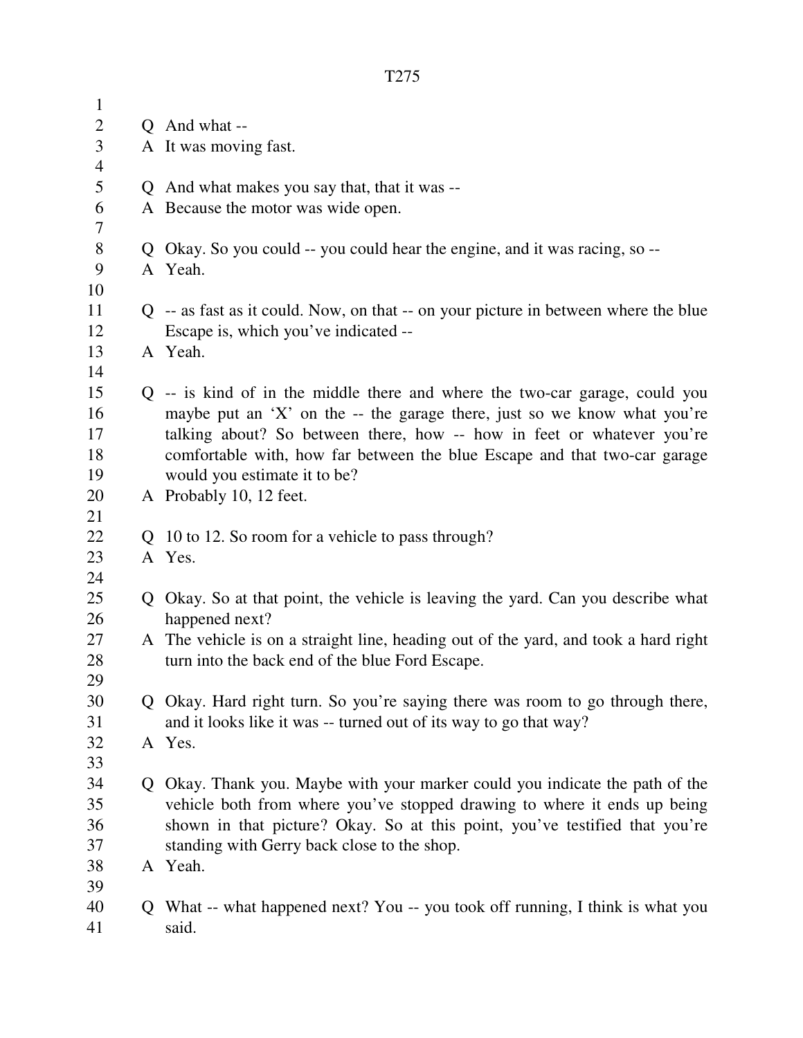Q And what --

A It was moving fast.

Q And what makes you say that, that it was --

A Because the motor was wide open.

Q Okay. So you could -- you could hear the engine, and it was racing, so --

A Yeah.

Q -- as fast as it could. Now, on that -- on your picture in between where the blue Escape is, which you've indicated --

A Yeah.

Q -- is kind of in the middle there and where the two-car garage, could you maybe put an 'X' on the -- the garage there, just so we know what you're talking about? So between there, how -- how in feet or whatever you're comfortable with, how far between the blue Escape and that two-car garage would you estimate it to be?

A Probably 10, 12 feet.

Q 10 to 12. So room for a vehicle to pass through?

A Yes.

Q Okay. So at that point, the vehicle is leaving the yard. Can you describe what happened next?

A The vehicle is on a straight line, heading out of the yard, and took a hard right turn into the back end of the blue Ford Escape.

Q Okay. Hard right turn. So you're saying there was room to go through there, and it looks like it was -- turned out of its way to go that way?

A Yes.

Q Okay. Thank you. Maybe with your marker could you indicate the path of the vehicle both from where you've stopped drawing to where it ends up being shown in that picture? Okay. So at this point, you've testified that you're standing with Gerry back close to the shop.

A Yeah.

Q What -- what happened next? You -- you took off running, I think is what you said.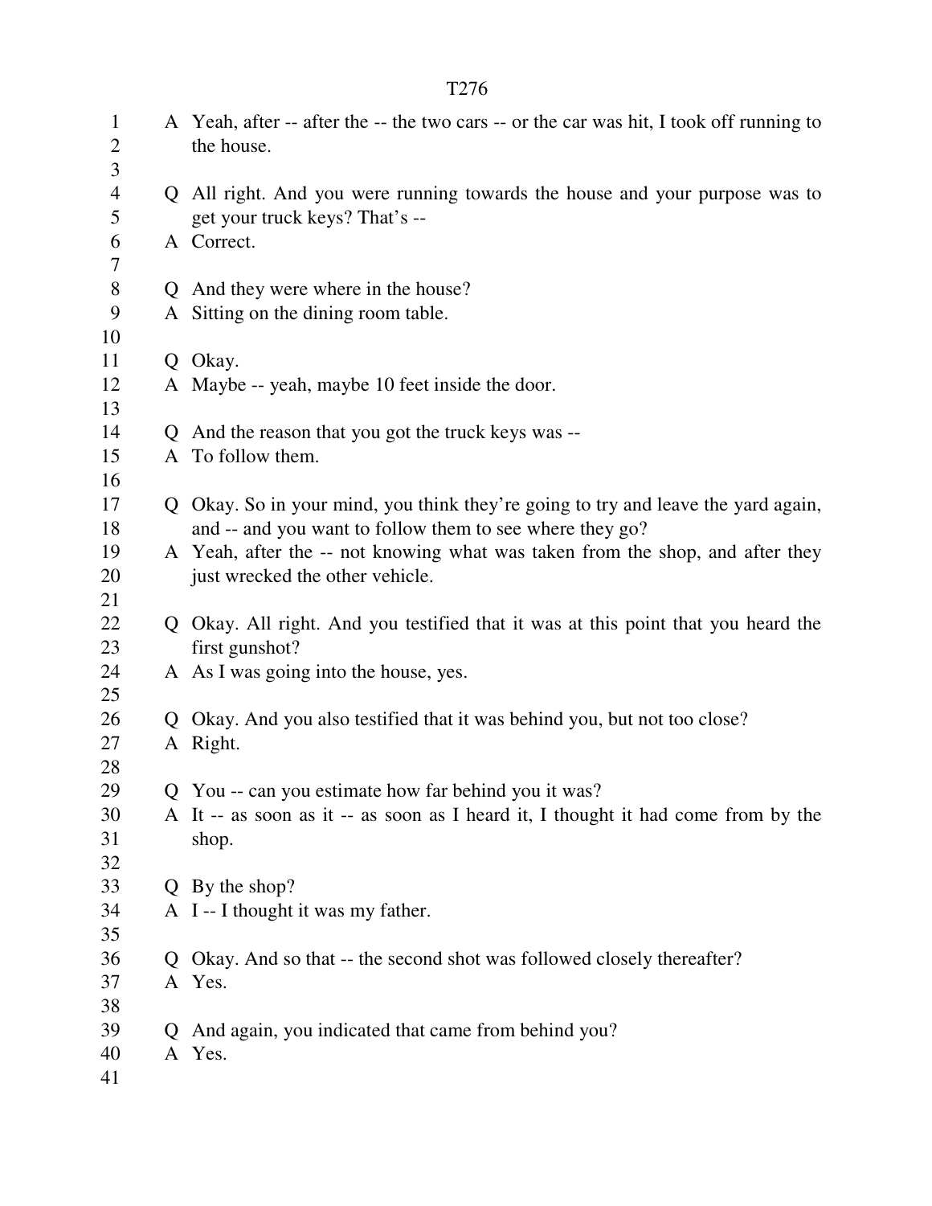A Yeah, after -- after the -- the two cars -- or the car was hit, I took off running to the house.

Q All right. And you were running towards the house and your purpose was to get your truck keys? That's --

A Correct.

Q And they were where in the house?

A Sitting on the dining room table.

Q Okay.

A Maybe -- yeah, maybe 10 feet inside the door.

Q And the reason that you got the truck keys was --

A To follow them.

Q Okay. So in your mind, you think they're going to try and leave the yard again, and -- and you want to follow them to see where they go?

A Yeah, after the -- not knowing what was taken from the shop, and after they just wrecked the other vehicle.

Q Okay. All right. And you testified that it was at this point that you heard the first gunshot?

A As I was going into the house, yes.

Q Okay. And you also testified that it was behind you, but not too close?

A Right.

Q You -- can you estimate how far behind you it was?

A It -- as soon as it -- as soon as I heard it, I thought it had come from by the shop.

Q By the shop?

A I -- I thought it was my father.

Q Okay. And so that -- the second shot was followed closely thereafter?

A Yes.

Q And again, you indicated that came from behind you?

A Yes.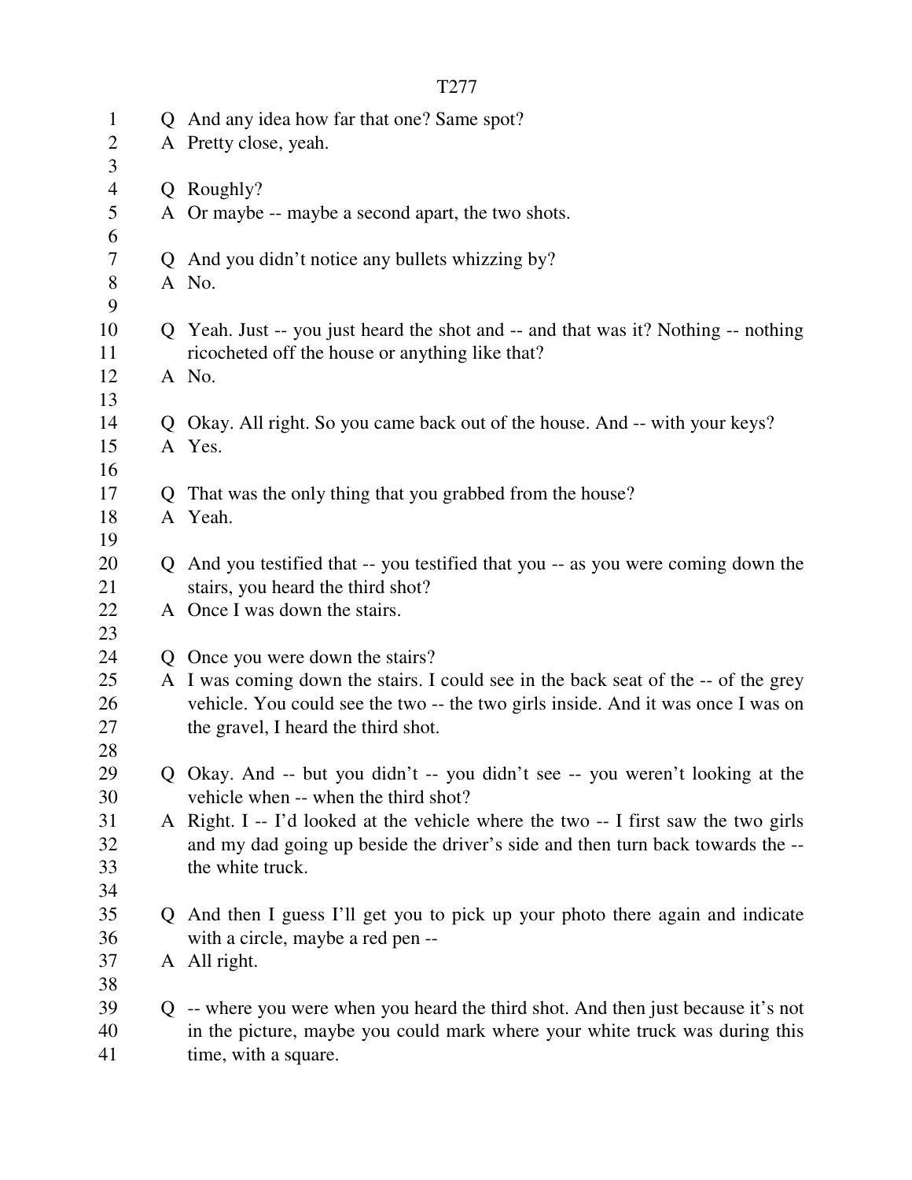Q And any idea how far that one? Same spot?
A Pretty close, yeah.

Q Roughly?
A Or maybe -- maybe a second apart, the two shots.

Q And you didn't notice any bullets whizzing by?
A No.

Q Yeah. Just -- you just heard the shot and -- and that was it? Nothing -- nothing ricocheted off the house or anything like that?
A No.

Q Okay. All right. So you came back out of the house. And -- with your keys?
A Yes.

Q That was the only thing that you grabbed from the house?
A Yeah.

Q And you testified that -- you testified that you -- as you were coming down the stairs, you heard the third shot?
A Once I was down the stairs.

Q Once you were down the stairs?
A I was coming down the stairs. I could see in the back seat of the -- of the grey vehicle. You could see the two -- the two girls inside. And it was once I was on the gravel, I heard the third shot.

Q Okay. And -- but you didn't -- you didn't see -- you weren't looking at the vehicle when -- when the third shot?
A Right. I -- I'd looked at the vehicle where the two -- I first saw the two girls and my dad going up beside the driver's side and then turn back towards the -- the white truck.

Q And then I guess I'll get you to pick up your photo there again and indicate with a circle, maybe a red pen --
A All right.

Q -- where you were when you heard the third shot. And then just because it's not in the picture, maybe you could mark where your white truck was during this time, with a square.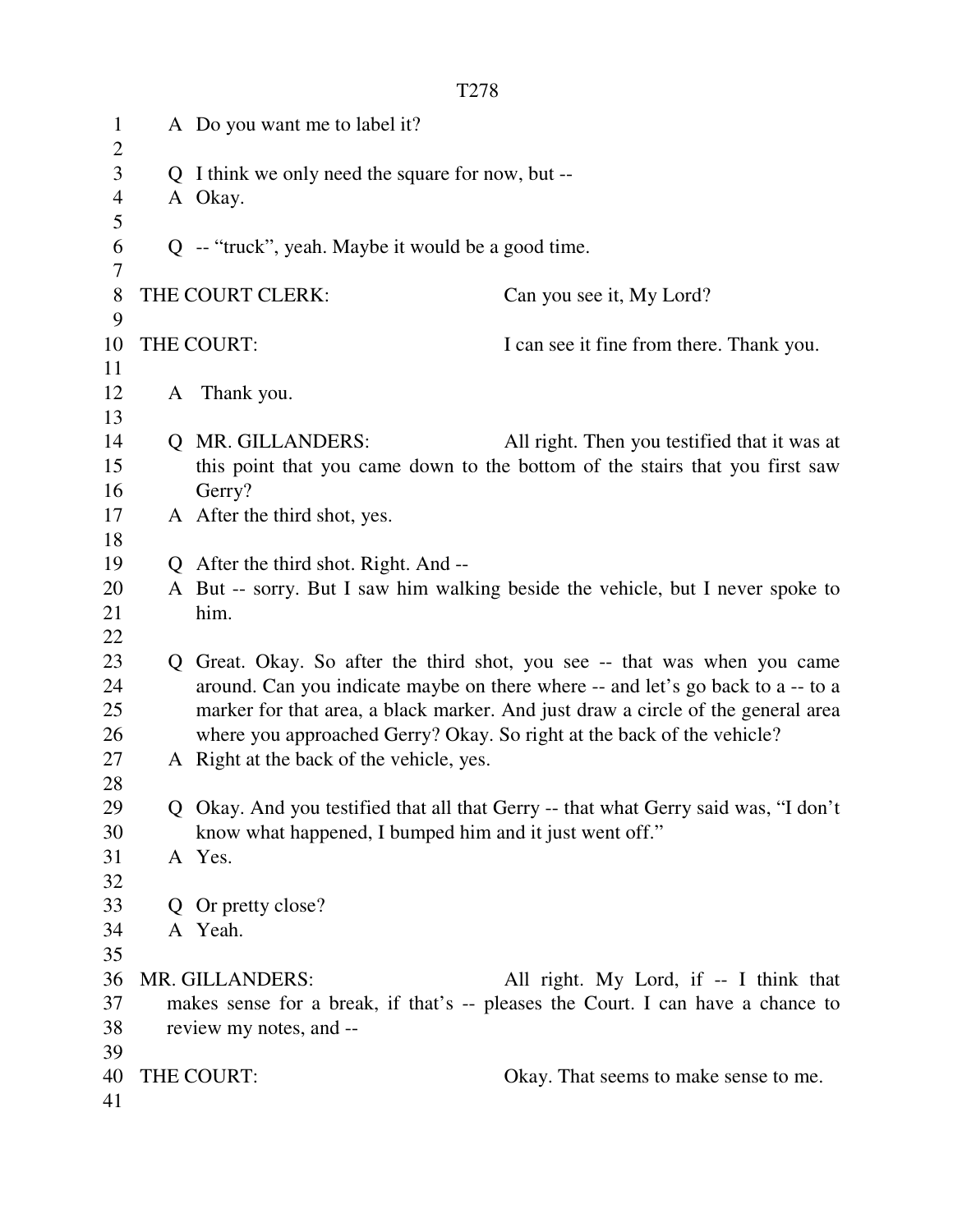A Do you want me to label it?

Q I think we only need the square for now, but --

A Okay.

Q -- "truck", yeah. Maybe it would be a good time.

THE COURT CLERK: Can you see it, My Lord?

THE COURT: I can see it fine from there. Thank you.

A Thank you.

Q MR. GILLANDERS: All right. Then you testified that it was at this point that you came down to the bottom of the stairs that you first saw Gerry?

A After the third shot, yes.

Q After the third shot. Right. And --

A But -- sorry. But I saw him walking beside the vehicle, but I never spoke to him.

Q Great. Okay. So after the third shot, you see -- that was when you came around. Can you indicate maybe on there where -- and let's go back to a -- to a marker for that area, a black marker. And just draw a circle of the general area where you approached Gerry? Okay. So right at the back of the vehicle?

A Right at the back of the vehicle, yes.

Q Okay. And you testified that all that Gerry -- that what Gerry said was, "I don't know what happened, I bumped him and it just went off."

A Yes.

Q Or pretty close?

A Yeah.

MR. GILLANDERS: All right. My Lord, if -- I think that makes sense for a break, if that's -- pleases the Court. I can have a chance to review my notes, and --

THE COURT: Okay. That seems to make sense to me.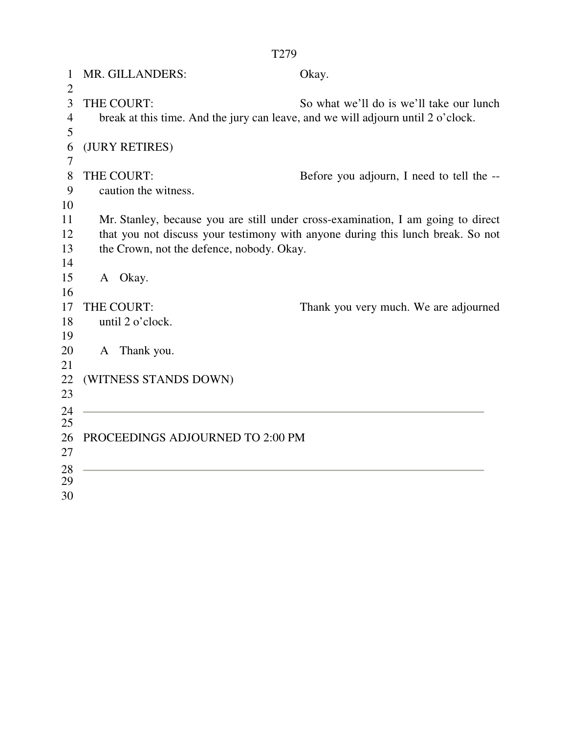MR. GILLANDERS: Okay.

THE COURT: So what we'll do is we'll take our lunch break at this time. And the jury can leave, and we will adjourn until 2 o'clock.

(JURY RETIRES)

THE COURT: Before you adjourn, I need to tell the -- caution the witness.

Mr. Stanley, because you are still under cross-examination, I am going to direct that you not discuss your testimony with anyone during this lunch break. So not the Crown, not the defence, nobody. Okay.

A Okay.

THE COURT: Thank you very much. We are adjourned until 2 o'clock.

A Thank you.

(WITNESS STANDS DOWN)

---

PROCEEDINGS ADJOURNED TO 2:00 PM

---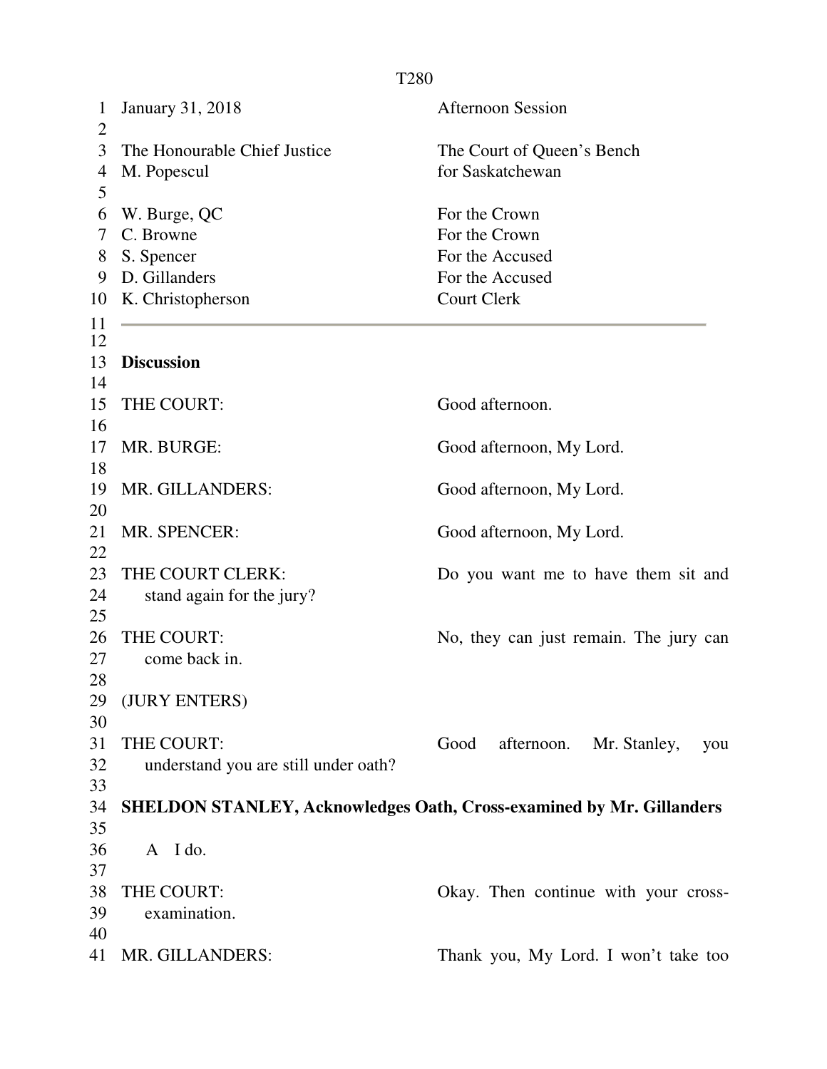January 31, 2018 — Afternoon Session

The Honourable Chief Justice M. Popescul — The Court of Queen's Bench for Saskatchewan

| | |
|---|---|
| W. Burge, QC | For the Crown |
| C. Browne | For the Crown |
| S. Spencer | For the Accused |
| D. Gillanders | For the Accused |
| K. Christopherson | Court Clerk |

---

**Discussion**

THE COURT: Good afternoon.

MR. BURGE: Good afternoon, My Lord.

MR. GILLANDERS: Good afternoon, My Lord.

MR. SPENCER: Good afternoon, My Lord.

THE COURT CLERK: Do you want me to have them sit and stand again for the jury?

THE COURT: No, they can just remain. The jury can come back in.

(JURY ENTERS)

THE COURT: Good afternoon. Mr. Stanley, you understand you are still under oath?

**SHELDON STANLEY, Acknowledges Oath, Cross-examined by Mr. Gillanders**

A I do.

THE COURT: Okay. Then continue with your cross-examination.

MR. GILLANDERS: Thank you, My Lord. I won't take too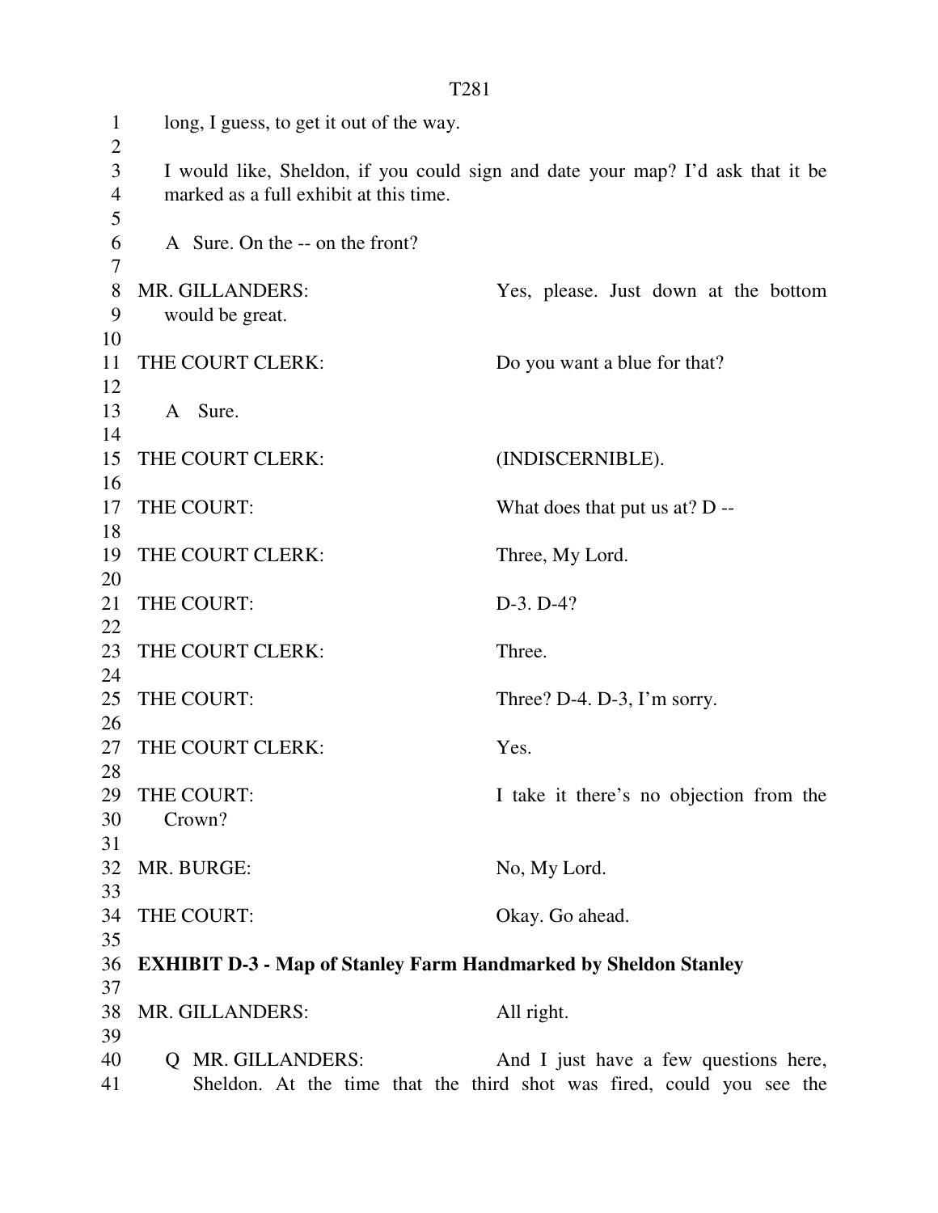long, I guess, to get it out of the way.

I would like, Sheldon, if you could sign and date your map? I'd ask that it be marked as a full exhibit at this time.

A Sure. On the -- on the front?

MR. GILLANDERS: Yes, please. Just down at the bottom would be great.

THE COURT CLERK: Do you want a blue for that?

A Sure.

THE COURT CLERK: (INDISCERNIBLE).

THE COURT: What does that put us at? D --

THE COURT CLERK: Three, My Lord.

THE COURT: D-3. D-4?

THE COURT CLERK: Three.

THE COURT: Three? D-4. D-3, I'm sorry.

THE COURT CLERK: Yes.

THE COURT: I take it there's no objection from the Crown?

MR. BURGE: No, My Lord.

THE COURT: Okay. Go ahead.

**EXHIBIT D-3 - Map of Stanley Farm Handmarked by Sheldon Stanley**

MR. GILLANDERS: All right.

Q MR. GILLANDERS: And I just have a few questions here, Sheldon. At the time that the third shot was fired, could you see the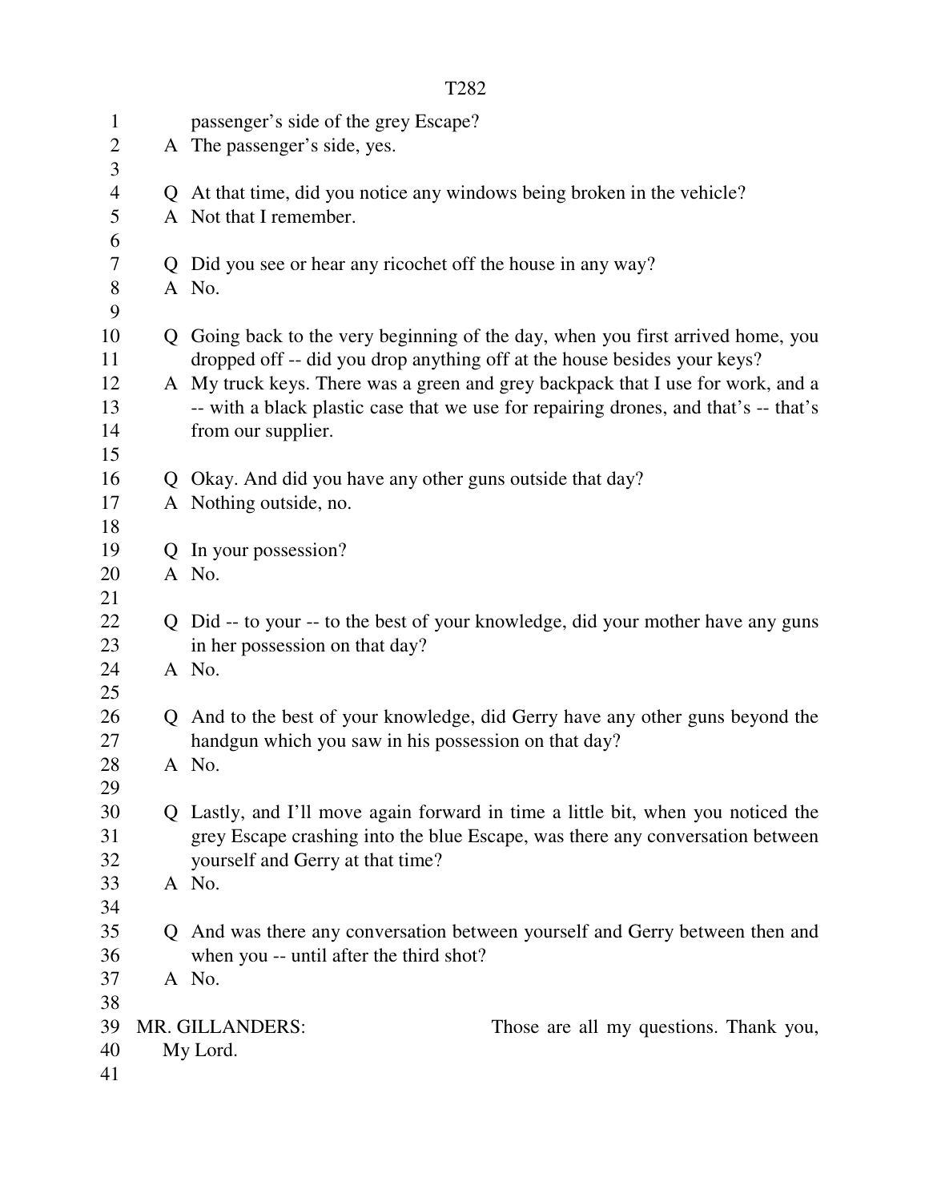passenger's side of the grey Escape?

A The passenger's side, yes.

Q At that time, did you notice any windows being broken in the vehicle?

A Not that I remember.

Q Did you see or hear any ricochet off the house in any way?

A No.

Q Going back to the very beginning of the day, when you first arrived home, you dropped off -- did you drop anything off at the house besides your keys?

A My truck keys. There was a green and grey backpack that I use for work, and a -- with a black plastic case that we use for repairing drones, and that's -- that's from our supplier.

Q Okay. And did you have any other guns outside that day?

A Nothing outside, no.

Q In your possession?

A No.

Q Did -- to your -- to the best of your knowledge, did your mother have any guns in her possession on that day?

A No.

Q And to the best of your knowledge, did Gerry have any other guns beyond the handgun which you saw in his possession on that day?

A No.

Q Lastly, and I'll move again forward in time a little bit, when you noticed the grey Escape crashing into the blue Escape, was there any conversation between yourself and Gerry at that time?

A No.

Q And was there any conversation between yourself and Gerry between then and when you -- until after the third shot?

A No.

MR. GILLANDERS: Those are all my questions. Thank you, My Lord.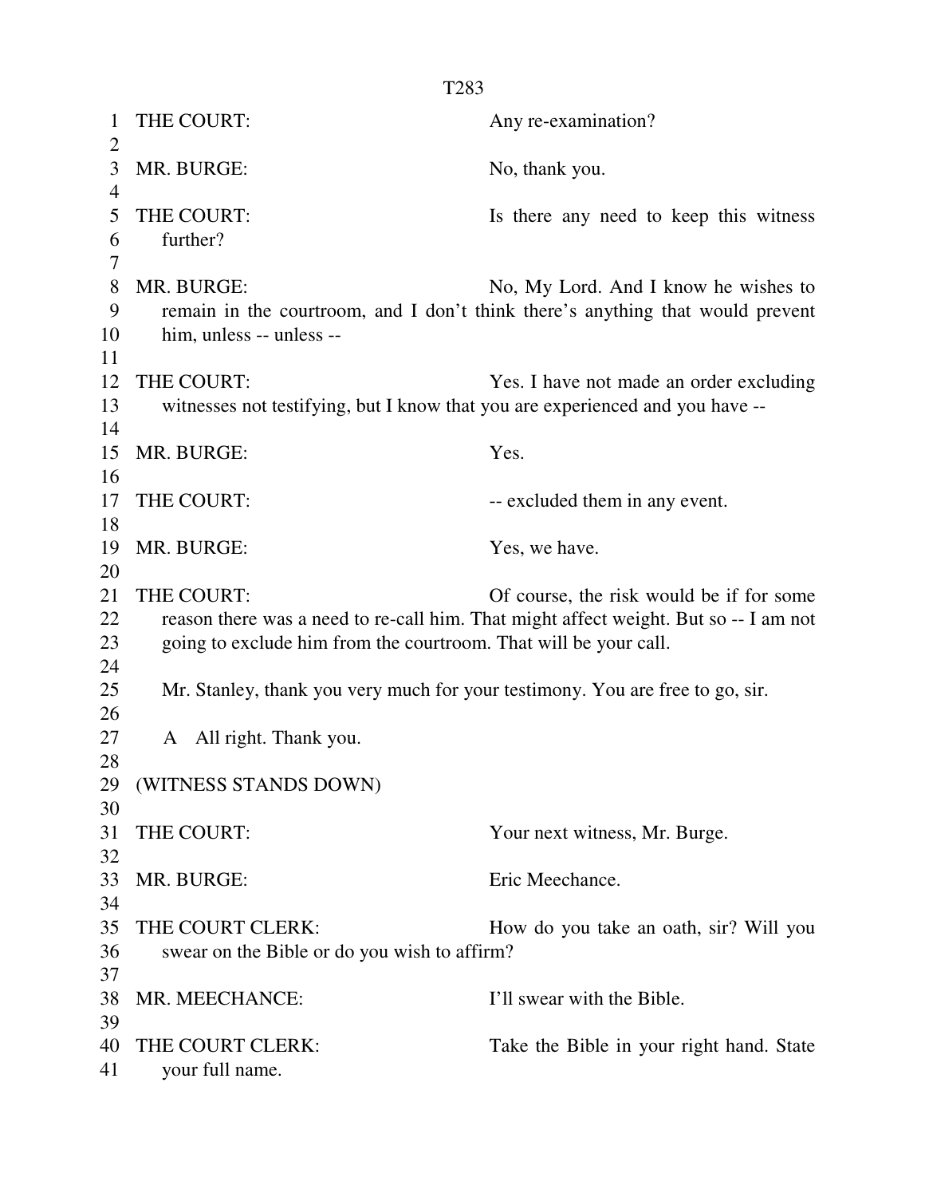THE COURT: Any re-examination?

MR. BURGE: No, thank you.

THE COURT: Is there any need to keep this witness further?

MR. BURGE: No, My Lord. And I know he wishes to remain in the courtroom, and I don't think there's anything that would prevent him, unless -- unless --

THE COURT: Yes. I have not made an order excluding witnesses not testifying, but I know that you are experienced and you have --

MR. BURGE: Yes.

THE COURT: -- excluded them in any event.

MR. BURGE: Yes, we have.

THE COURT: Of course, the risk would be if for some reason there was a need to re-call him. That might affect weight. But so -- I am not going to exclude him from the courtroom. That will be your call.

Mr. Stanley, thank you very much for your testimony. You are free to go, sir.

A All right. Thank you.

(WITNESS STANDS DOWN)

THE COURT: Your next witness, Mr. Burge.

MR. BURGE: Eric Meechance.

THE COURT CLERK: How do you take an oath, sir? Will you swear on the Bible or do you wish to affirm?

MR. MEECHANCE: I'll swear with the Bible.

THE COURT CLERK: Take the Bible in your right hand. State your full name.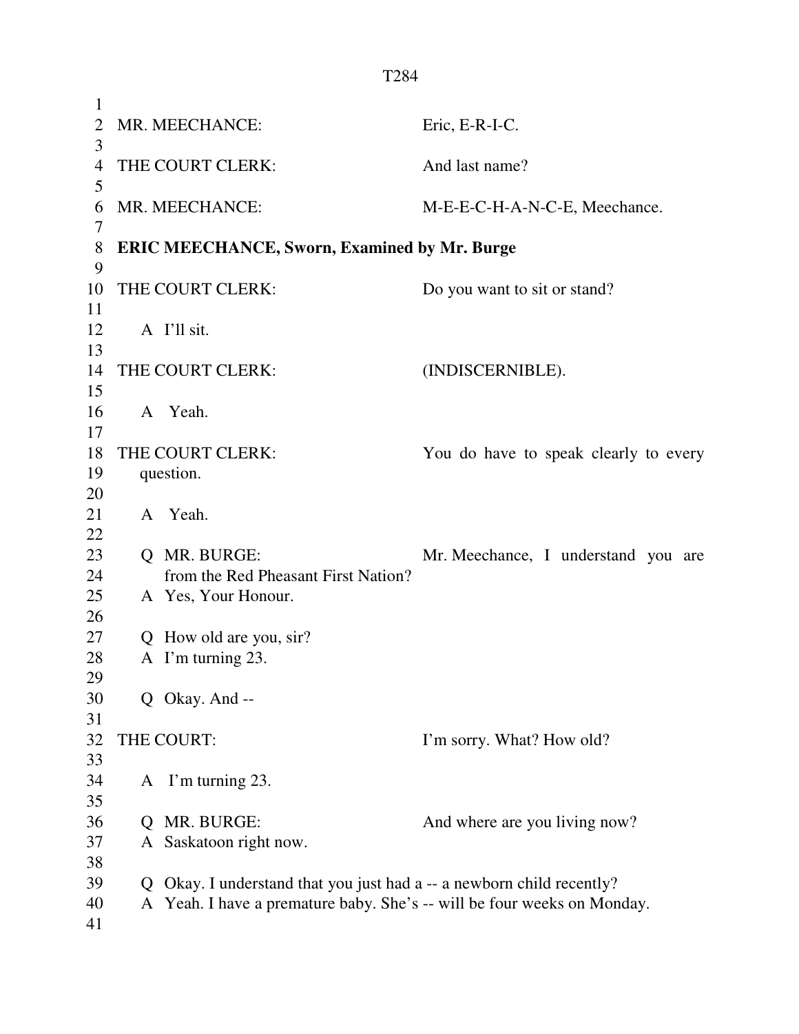MR. MEECHANCE: Eric, E-R-I-C.

THE COURT CLERK: And last name?

MR. MEECHANCE: M-E-E-C-H-A-N-C-E, Meechance.

**ERIC MEECHANCE, Sworn, Examined by Mr. Burge**

THE COURT CLERK: Do you want to sit or stand?

A I'll sit.

THE COURT CLERK: (INDISCERNIBLE).

A Yeah.

THE COURT CLERK: You do have to speak clearly to every question.

A Yeah.

Q MR. BURGE: Mr. Meechance, I understand you are from the Red Pheasant First Nation?
A Yes, Your Honour.

Q How old are you, sir?
A I'm turning 23.

Q Okay. And --

THE COURT: I'm sorry. What? How old?

A I'm turning 23.

Q MR. BURGE: And where are you living now?
A Saskatoon right now.

Q Okay. I understand that you just had a -- a newborn child recently?
A Yeah. I have a premature baby. She's -- will be four weeks on Monday.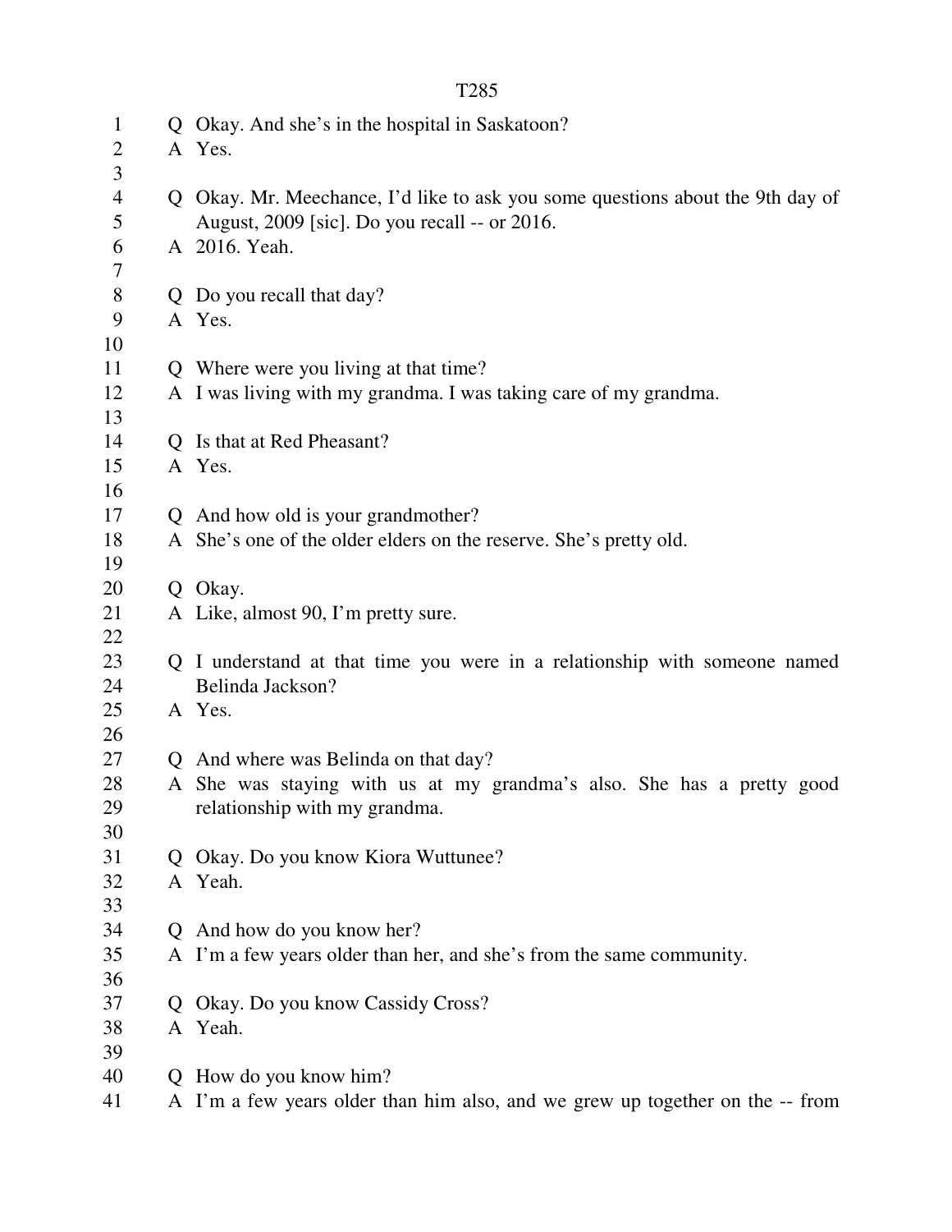Q Okay. And she's in the hospital in Saskatoon?
A Yes.

Q Okay. Mr. Meechance, I'd like to ask you some questions about the 9th day of August, 2009 [sic]. Do you recall -- or 2016.
A 2016. Yeah.

Q Do you recall that day?
A Yes.

Q Where were you living at that time?
A I was living with my grandma. I was taking care of my grandma.

Q Is that at Red Pheasant?
A Yes.

Q And how old is your grandmother?
A She's one of the older elders on the reserve. She's pretty old.

Q Okay.
A Like, almost 90, I'm pretty sure.

Q I understand at that time you were in a relationship with someone named Belinda Jackson?
A Yes.

Q And where was Belinda on that day?
A She was staying with us at my grandma's also. She has a pretty good relationship with my grandma.

Q Okay. Do you know Kiora Wuttunee?
A Yeah.

Q And how do you know her?
A I'm a few years older than her, and she's from the same community.

Q Okay. Do you know Cassidy Cross?
A Yeah.

Q How do you know him?
A I'm a few years older than him also, and we grew up together on the -- from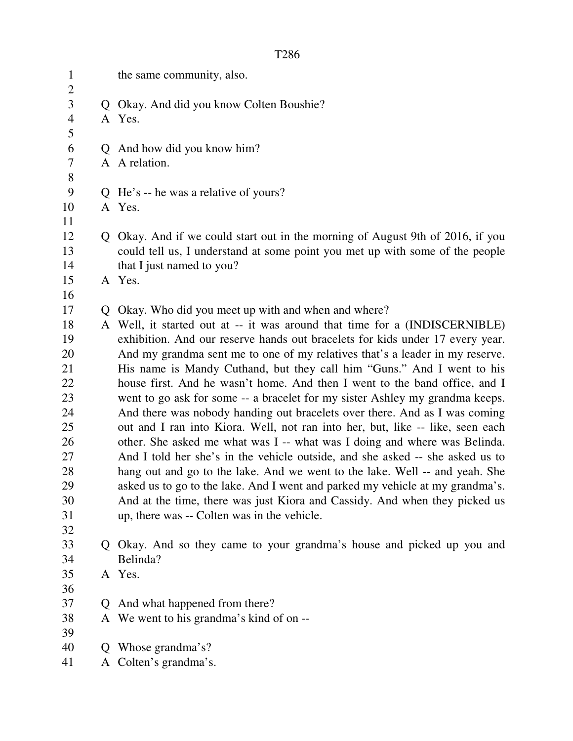the same community, also.

Q Okay. And did you know Colten Boushie?
A Yes.

Q And how did you know him?
A A relation.

Q He's -- he was a relative of yours?
A Yes.

Q Okay. And if we could start out in the morning of August 9th of 2016, if you could tell us, I understand at some point you met up with some of the people that I just named to you?
A Yes.

Q Okay. Who did you meet up with and when and where?
A Well, it started out at -- it was around that time for a (INDISCERNIBLE) exhibition. And our reserve hands out bracelets for kids under 17 every year. And my grandma sent me to one of my relatives that's a leader in my reserve. His name is Mandy Cuthand, but they call him "Guns." And I went to his house first. And he wasn't home. And then I went to the band office, and I went to go ask for some -- a bracelet for my sister Ashley my grandma keeps. And there was nobody handing out bracelets over there. And as I was coming out and I ran into Kiora. Well, not ran into her, but, like -- like, seen each other. She asked me what was I -- what was I doing and where was Belinda. And I told her she's in the vehicle outside, and she asked -- she asked us to hang out and go to the lake. And we went to the lake. Well -- and yeah. She asked us to go to the lake. And I went and parked my vehicle at my grandma's. And at the time, there was just Kiora and Cassidy. And when they picked us up, there was -- Colten was in the vehicle.

Q Okay. And so they came to your grandma's house and picked up you and Belinda?
A Yes.

Q And what happened from there?
A We went to his grandma's kind of on --

Q Whose grandma's?
A Colten's grandma's.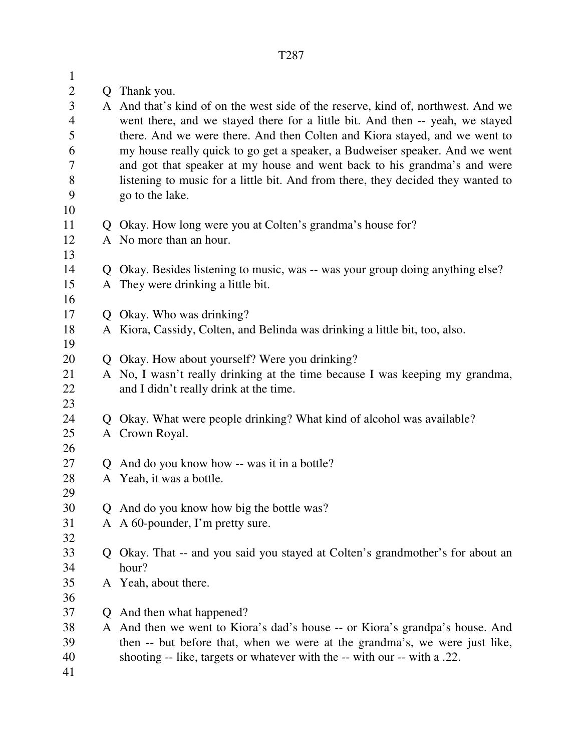Q Thank you.

A And that's kind of on the west side of the reserve, kind of, northwest. And we went there, and we stayed there for a little bit. And then -- yeah, we stayed there. And we were there. And then Colten and Kiora stayed, and we went to my house really quick to go get a speaker, a Budweiser speaker. And we went and got that speaker at my house and went back to his grandma's and were listening to music for a little bit. And from there, they decided they wanted to go to the lake.

Q Okay. How long were you at Colten's grandma's house for?

A No more than an hour.

Q Okay. Besides listening to music, was -- was your group doing anything else?

A They were drinking a little bit.

Q Okay. Who was drinking?

A Kiora, Cassidy, Colten, and Belinda was drinking a little bit, too, also.

Q Okay. How about yourself? Were you drinking?

A No, I wasn't really drinking at the time because I was keeping my grandma, and I didn't really drink at the time.

Q Okay. What were people drinking? What kind of alcohol was available?

A Crown Royal.

Q And do you know how -- was it in a bottle?

A Yeah, it was a bottle.

Q And do you know how big the bottle was?

A A 60-pounder, I'm pretty sure.

Q Okay. That -- and you said you stayed at Colten's grandmother's for about an hour?

A Yeah, about there.

Q And then what happened?

A And then we went to Kiora's dad's house -- or Kiora's grandpa's house. And then -- but before that, when we were at the grandma's, we were just like, shooting -- like, targets or whatever with the -- with our -- with a .22.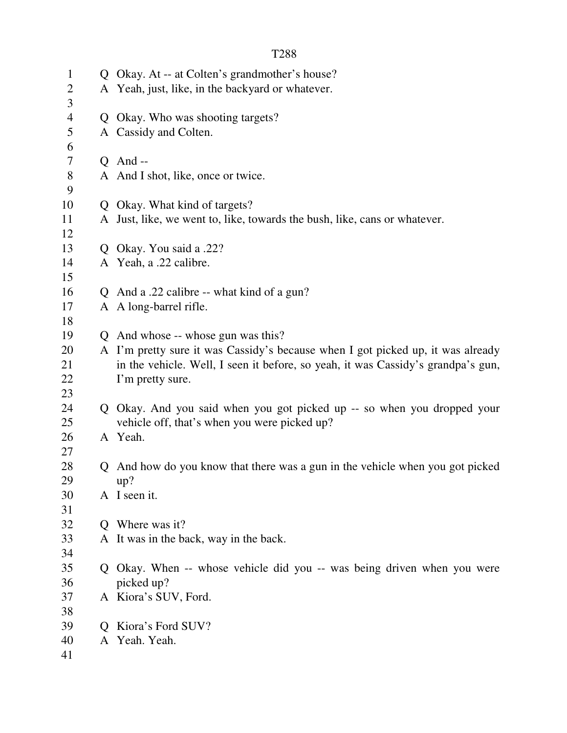Q Okay. At -- at Colten's grandmother's house?
A Yeah, just, like, in the backyard or whatever.

Q Okay. Who was shooting targets?
A Cassidy and Colten.

Q And --
A And I shot, like, once or twice.

Q Okay. What kind of targets?
A Just, like, we went to, like, towards the bush, like, cans or whatever.

Q Okay. You said a .22?
A Yeah, a .22 calibre.

Q And a .22 calibre -- what kind of a gun?
A A long-barrel rifle.

Q And whose -- whose gun was this?
A I'm pretty sure it was Cassidy's because when I got picked up, it was already in the vehicle. Well, I seen it before, so yeah, it was Cassidy's grandpa's gun, I'm pretty sure.

Q Okay. And you said when you got picked up -- so when you dropped your vehicle off, that's when you were picked up?
A Yeah.

Q And how do you know that there was a gun in the vehicle when you got picked up?
A I seen it.

Q Where was it?
A It was in the back, way in the back.

Q Okay. When -- whose vehicle did you -- was being driven when you were picked up?
A Kiora's SUV, Ford.

Q Kiora's Ford SUV?
A Yeah. Yeah.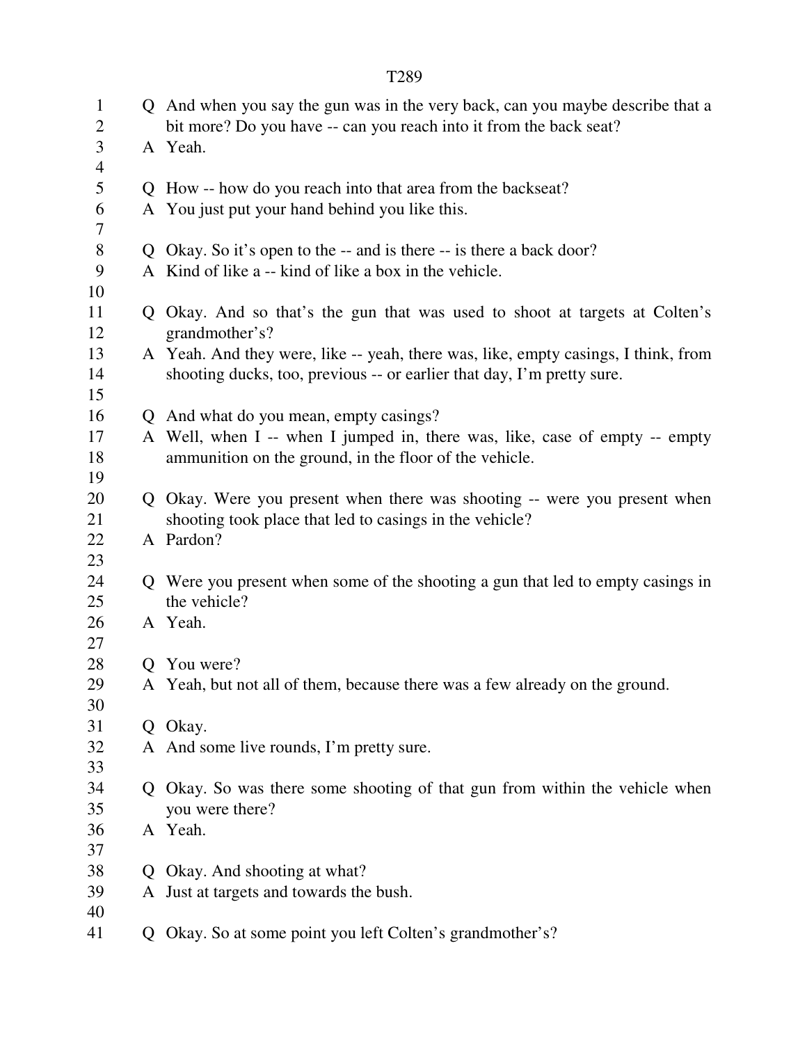Q And when you say the gun was in the very back, can you maybe describe that a bit more? Do you have -- can you reach into it from the back seat?

A Yeah.

Q How -- how do you reach into that area from the backseat?

A You just put your hand behind you like this.

Q Okay. So it's open to the -- and is there -- is there a back door?

A Kind of like a -- kind of like a box in the vehicle.

Q Okay. And so that's the gun that was used to shoot at targets at Colten's grandmother's?

A Yeah. And they were, like -- yeah, there was, like, empty casings, I think, from shooting ducks, too, previous -- or earlier that day, I'm pretty sure.

Q And what do you mean, empty casings?

A Well, when I -- when I jumped in, there was, like, case of empty -- empty ammunition on the ground, in the floor of the vehicle.

Q Okay. Were you present when there was shooting -- were you present when shooting took place that led to casings in the vehicle?

A Pardon?

Q Were you present when some of the shooting a gun that led to empty casings in the vehicle?

A Yeah.

Q You were?

A Yeah, but not all of them, because there was a few already on the ground.

Q Okay.

A And some live rounds, I'm pretty sure.

Q Okay. So was there some shooting of that gun from within the vehicle when you were there?

A Yeah.

Q Okay. And shooting at what?

A Just at targets and towards the bush.

Q Okay. So at some point you left Colten's grandmother's?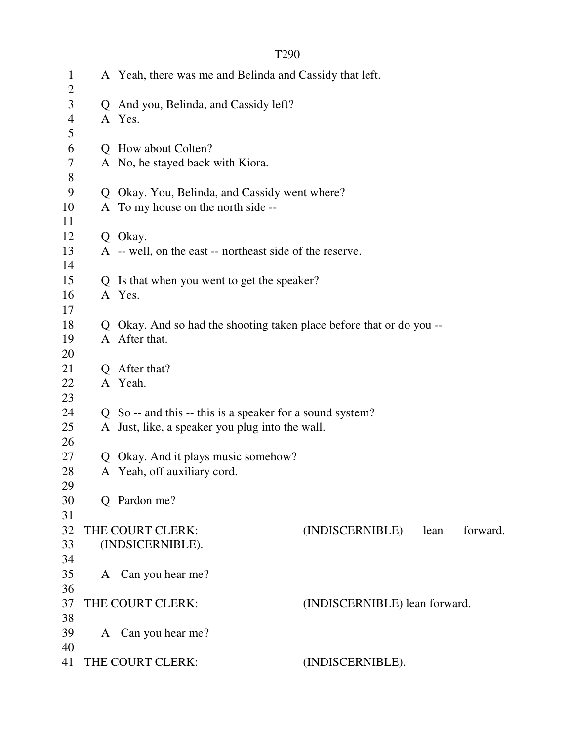A Yeah, there was me and Belinda and Cassidy that left.

Q And you, Belinda, and Cassidy left?
A Yes.

Q How about Colten?
A No, he stayed back with Kiora.

Q Okay. You, Belinda, and Cassidy went where?
A To my house on the north side --

Q Okay.
A -- well, on the east -- northeast side of the reserve.

Q Is that when you went to get the speaker?
A Yes.

Q Okay. And so had the shooting taken place before that or do you --
A After that.

Q After that?
A Yeah.

Q So -- and this -- this is a speaker for a sound system?
A Just, like, a speaker you plug into the wall.

Q Okay. And it plays music somehow?
A Yeah, off auxiliary cord.

Q Pardon me?

THE COURT CLERK: (INDISCERNIBLE) lean forward. (INDSICERNIBLE).

A Can you hear me?

THE COURT CLERK: (INDISCERNIBLE) lean forward.

A Can you hear me?

THE COURT CLERK: (INDISCERNIBLE).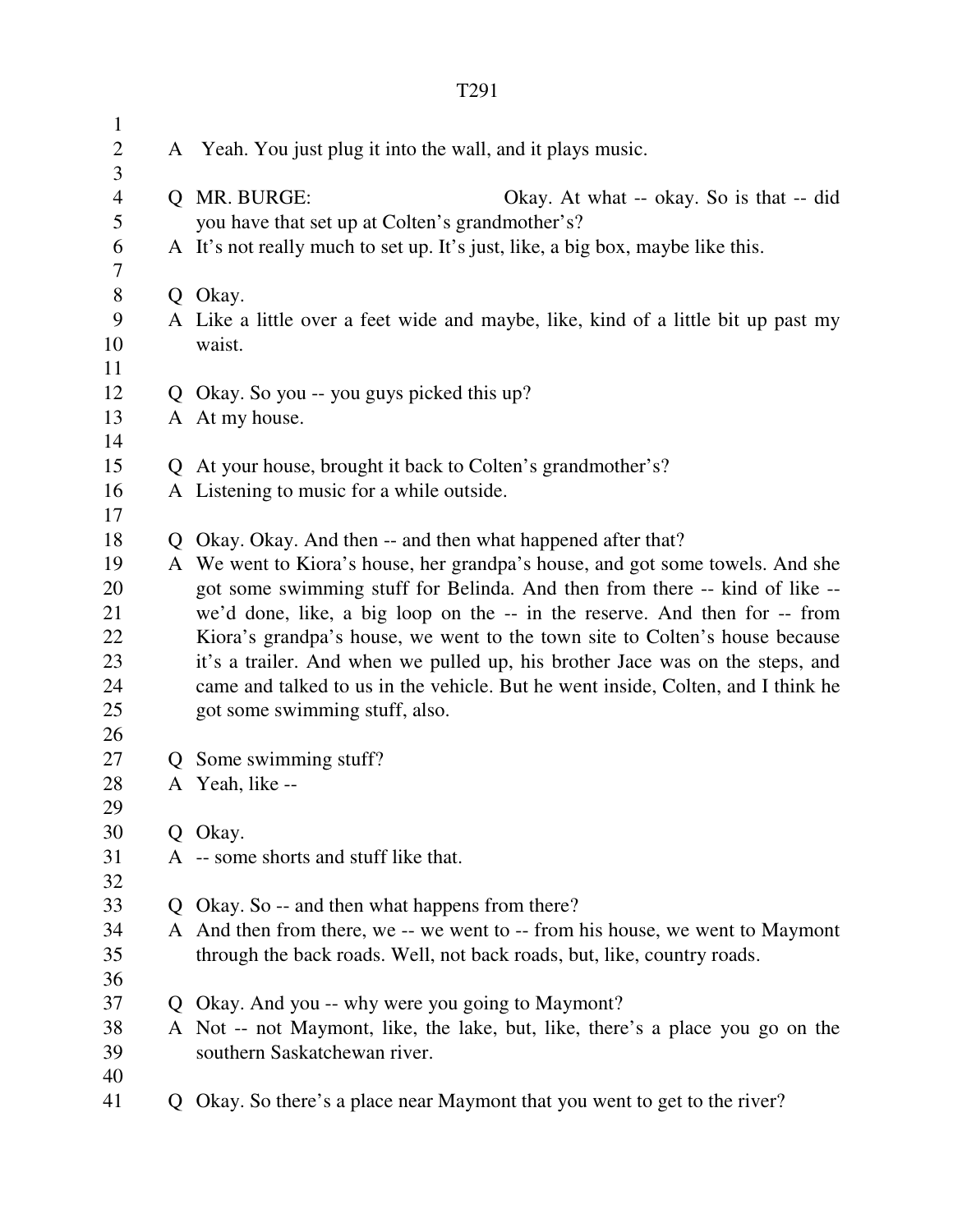A Yeah. You just plug it into the wall, and it plays music.

Q MR. BURGE: Okay. At what -- okay. So is that -- did you have that set up at Colten's grandmother's?

A It's not really much to set up. It's just, like, a big box, maybe like this.

Q Okay.

A Like a little over a feet wide and maybe, like, kind of a little bit up past my waist.

Q Okay. So you -- you guys picked this up?

A At my house.

Q At your house, brought it back to Colten's grandmother's?

A Listening to music for a while outside.

Q Okay. Okay. And then -- and then what happened after that?

A We went to Kiora's house, her grandpa's house, and got some towels. And she got some swimming stuff for Belinda. And then from there -- kind of like -- we'd done, like, a big loop on the -- in the reserve. And then for -- from Kiora's grandpa's house, we went to the town site to Colten's house because it's a trailer. And when we pulled up, his brother Jace was on the steps, and came and talked to us in the vehicle. But he went inside, Colten, and I think he got some swimming stuff, also.

Q Some swimming stuff?

A Yeah, like --

Q Okay.

A -- some shorts and stuff like that.

Q Okay. So -- and then what happens from there?

A And then from there, we -- we went to -- from his house, we went to Maymont through the back roads. Well, not back roads, but, like, country roads.

Q Okay. And you -- why were you going to Maymont?

A Not -- not Maymont, like, the lake, but, like, there's a place you go on the southern Saskatchewan river.

Q Okay. So there's a place near Maymont that you went to get to the river?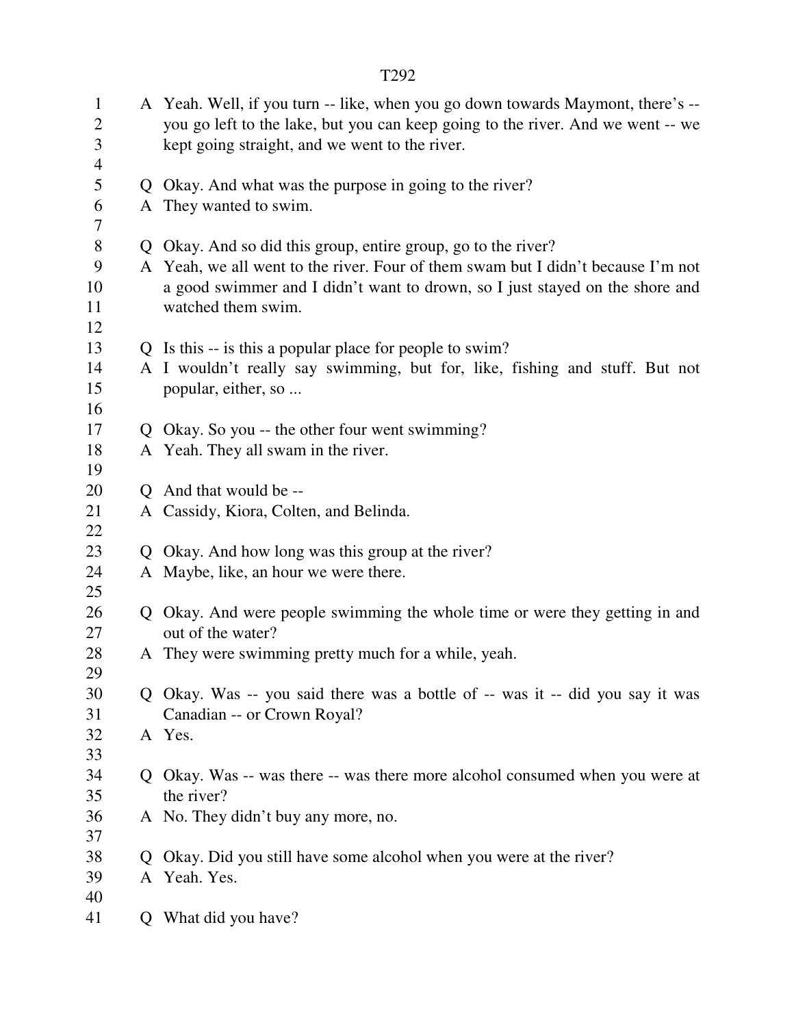A Yeah. Well, if you turn -- like, when you go down towards Maymont, there's -- you go left to the lake, but you can keep going to the river. And we went -- we kept going straight, and we went to the river.

Q Okay. And what was the purpose in going to the river?
A They wanted to swim.

Q Okay. And so did this group, entire group, go to the river?
A Yeah, we all went to the river. Four of them swam but I didn't because I'm not a good swimmer and I didn't want to drown, so I just stayed on the shore and watched them swim.

Q Is this -- is this a popular place for people to swim?
A I wouldn't really say swimming, but for, like, fishing and stuff. But not popular, either, so ...

Q Okay. So you -- the other four went swimming?
A Yeah. They all swam in the river.

Q And that would be --
A Cassidy, Kiora, Colten, and Belinda.

Q Okay. And how long was this group at the river?
A Maybe, like, an hour we were there.

Q Okay. And were people swimming the whole time or were they getting in and out of the water?
A They were swimming pretty much for a while, yeah.

Q Okay. Was -- you said there was a bottle of -- was it -- did you say it was Canadian -- or Crown Royal?
A Yes.

Q Okay. Was -- was there -- was there more alcohol consumed when you were at the river?
A No. They didn't buy any more, no.

Q Okay. Did you still have some alcohol when you were at the river?
A Yeah. Yes.

Q What did you have?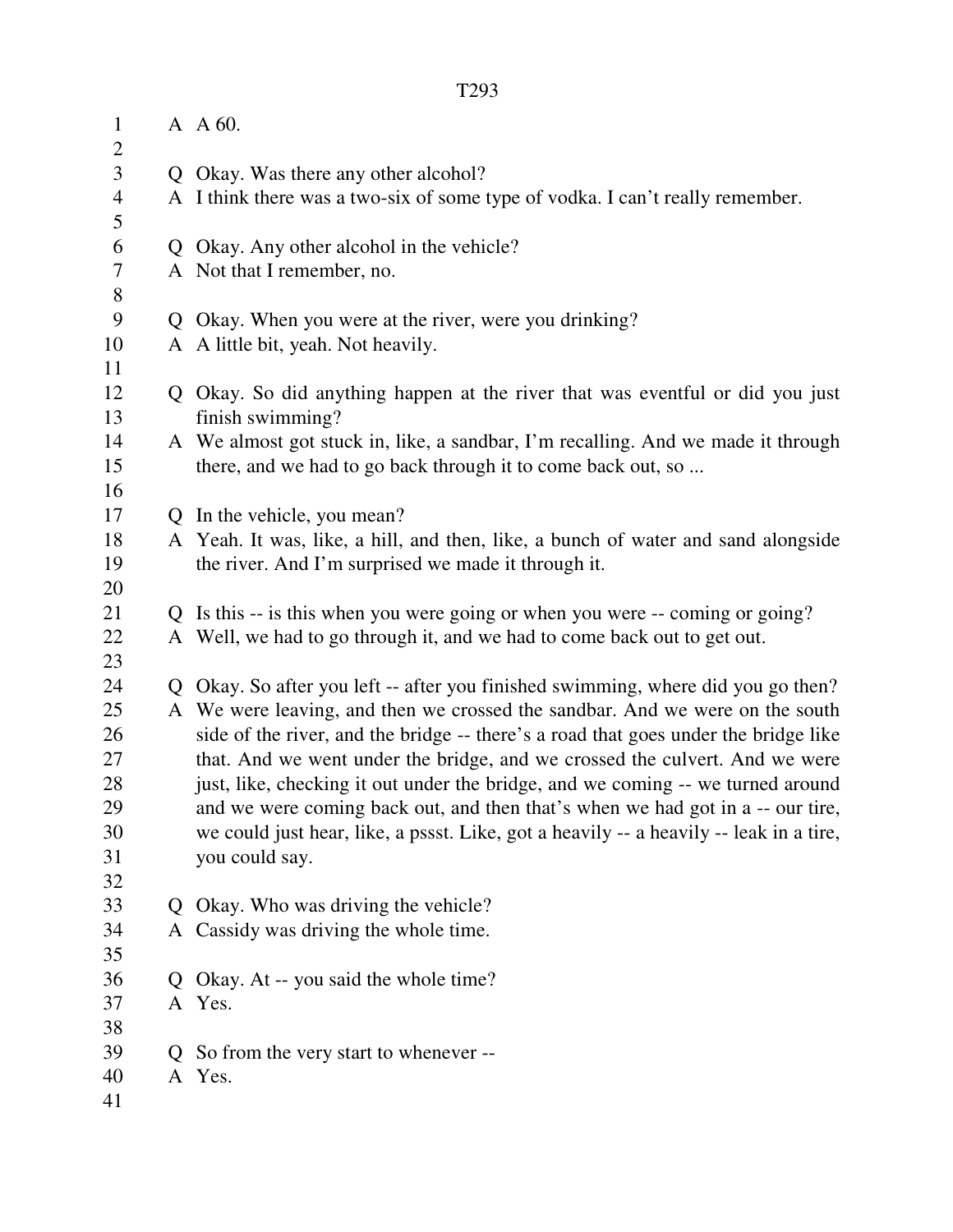A A 60.

Q Okay. Was there any other alcohol?
A I think there was a two-six of some type of vodka. I can't really remember.

Q Okay. Any other alcohol in the vehicle?
A Not that I remember, no.

Q Okay. When you were at the river, were you drinking?
A A little bit, yeah. Not heavily.

Q Okay. So did anything happen at the river that was eventful or did you just finish swimming?
A We almost got stuck in, like, a sandbar, I'm recalling. And we made it through there, and we had to go back through it to come back out, so ...

Q In the vehicle, you mean?
A Yeah. It was, like, a hill, and then, like, a bunch of water and sand alongside the river. And I'm surprised we made it through it.

Q Is this -- is this when you were going or when you were -- coming or going?
A Well, we had to go through it, and we had to come back out to get out.

Q Okay. So after you left -- after you finished swimming, where did you go then?
A We were leaving, and then we crossed the sandbar. And we were on the south side of the river, and the bridge -- there's a road that goes under the bridge like that. And we went under the bridge, and we crossed the culvert. And we were just, like, checking it out under the bridge, and we coming -- we turned around and we were coming back out, and then that's when we had got in a -- our tire, we could just hear, like, a pssst. Like, got a heavily -- a heavily -- leak in a tire, you could say.

Q Okay. Who was driving the vehicle?
A Cassidy was driving the whole time.

Q Okay. At -- you said the whole time?
A Yes.

Q So from the very start to whenever --
A Yes.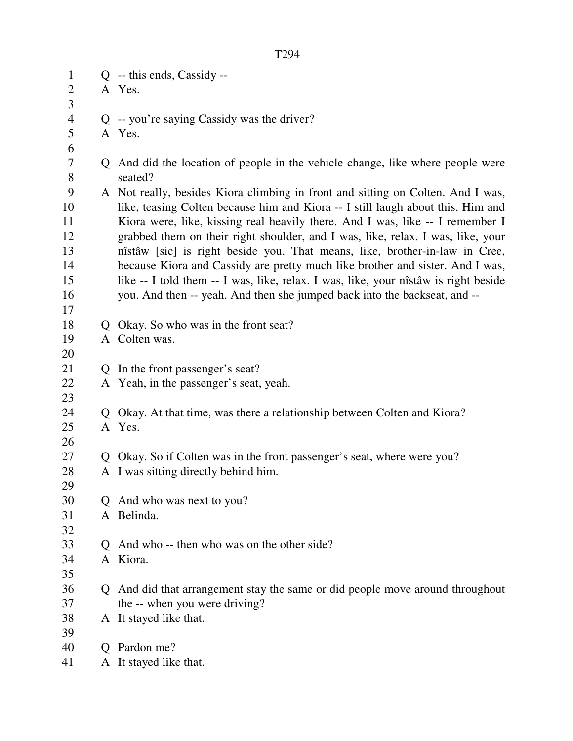Q -- this ends, Cassidy --
A Yes.

Q -- you're saying Cassidy was the driver?
A Yes.

Q And did the location of people in the vehicle change, like where people were seated?
A Not really, besides Kiora climbing in front and sitting on Colten. And I was, like, teasing Colten because him and Kiora -- I still laugh about this. Him and Kiora were, like, kissing real heavily there. And I was, like -- I remember I grabbed them on their right shoulder, and I was, like, relax. I was, like, your nîstâw [sic] is right beside you. That means, like, brother-in-law in Cree, because Kiora and Cassidy are pretty much like brother and sister. And I was, like -- I told them -- I was, like, relax. I was, like, your nîstâw is right beside you. And then -- yeah. And then she jumped back into the backseat, and --

Q Okay. So who was in the front seat?
A Colten was.

Q In the front passenger's seat?
A Yeah, in the passenger's seat, yeah.

Q Okay. At that time, was there a relationship between Colten and Kiora?
A Yes.

Q Okay. So if Colten was in the front passenger's seat, where were you?
A I was sitting directly behind him.

Q And who was next to you?
A Belinda.

Q And who -- then who was on the other side?
A Kiora.

Q And did that arrangement stay the same or did people move around throughout the -- when you were driving?
A It stayed like that.

Q Pardon me?
A It stayed like that.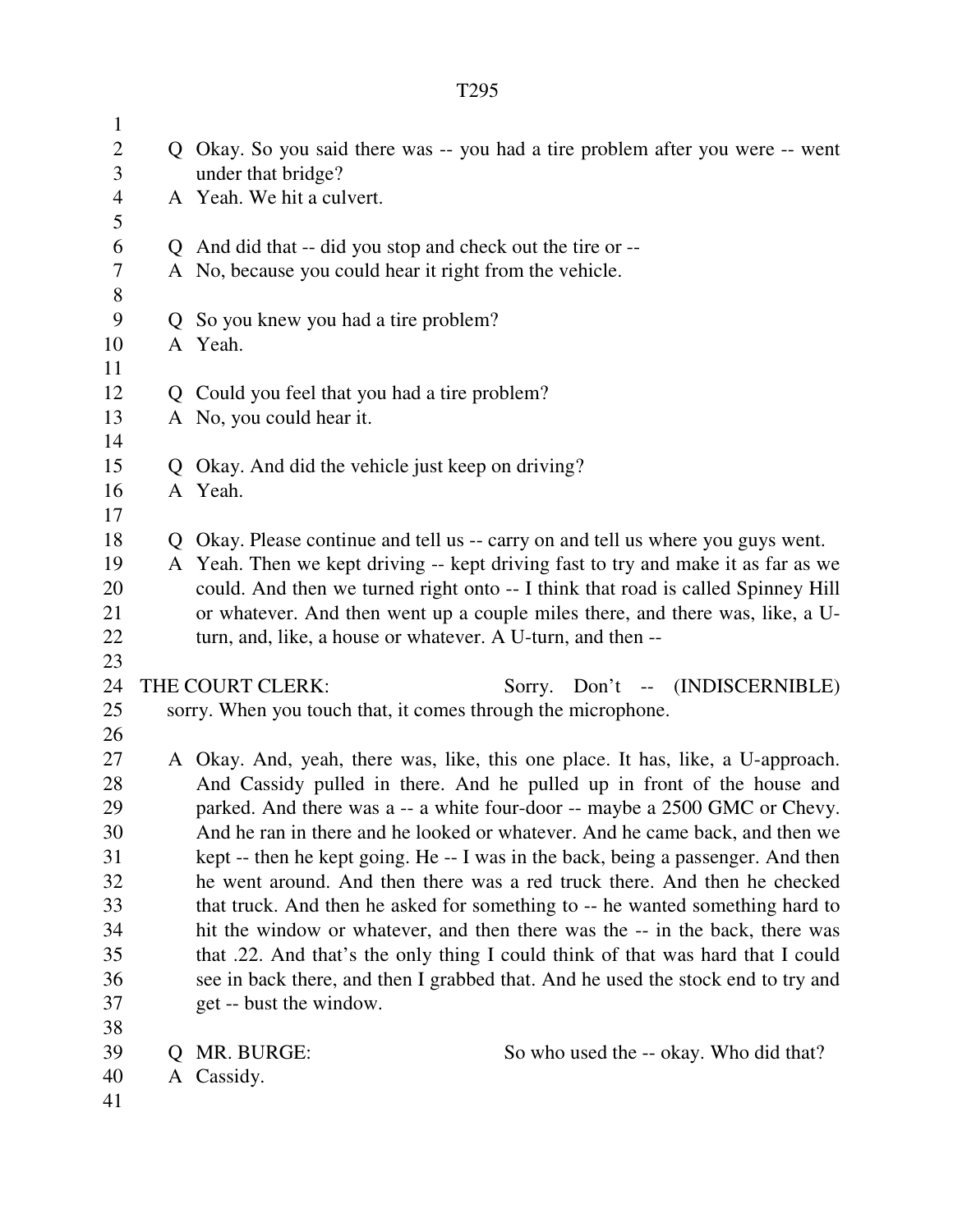Q Okay. So you said there was -- you had a tire problem after you were -- went under that bridge?

A Yeah. We hit a culvert.

Q And did that -- did you stop and check out the tire or --

A No, because you could hear it right from the vehicle.

Q So you knew you had a tire problem?

A Yeah.

Q Could you feel that you had a tire problem?

A No, you could hear it.

Q Okay. And did the vehicle just keep on driving?

A Yeah.

Q Okay. Please continue and tell us -- carry on and tell us where you guys went.

A Yeah. Then we kept driving -- kept driving fast to try and make it as far as we could. And then we turned right onto -- I think that road is called Spinney Hill or whatever. And then went up a couple miles there, and there was, like, a U-turn, and, like, a house or whatever. A U-turn, and then --

THE COURT CLERK: Sorry. Don't -- (INDISCERNIBLE) sorry. When you touch that, it comes through the microphone.

A Okay. And, yeah, there was, like, this one place. It has, like, a U-approach. And Cassidy pulled in there. And he pulled up in front of the house and parked. And there was a -- a white four-door -- maybe a 2500 GMC or Chevy. And he ran in there and he looked or whatever. And he came back, and then we kept -- then he kept going. He -- I was in the back, being a passenger. And then he went around. And then there was a red truck there. And then he checked that truck. And then he asked for something to -- he wanted something hard to hit the window or whatever, and then there was the -- in the back, there was that .22. And that's the only thing I could think of that was hard that I could see in back there, and then I grabbed that. And he used the stock end to try and get -- bust the window.

Q MR. BURGE: So who used the -- okay. Who did that?

A Cassidy.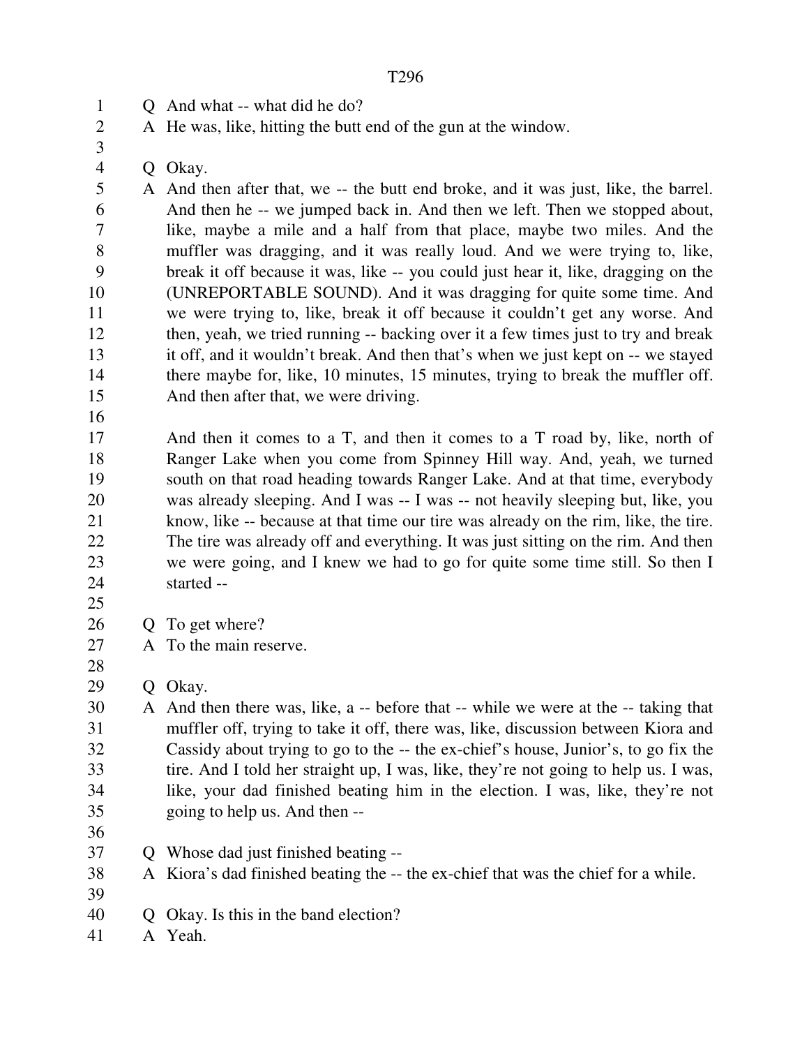Q And what -- what did he do?

A He was, like, hitting the butt end of the gun at the window.

Q Okay.

A And then after that, we -- the butt end broke, and it was just, like, the barrel. And then he -- we jumped back in. And then we left. Then we stopped about, like, maybe a mile and a half from that place, maybe two miles. And the muffler was dragging, and it was really loud. And we were trying to, like, break it off because it was, like -- you could just hear it, like, dragging on the (UNREPORTABLE SOUND). And it was dragging for quite some time. And we were trying to, like, break it off because it couldn't get any worse. And then, yeah, we tried running -- backing over it a few times just to try and break it off, and it wouldn't break. And then that's when we just kept on -- we stayed there maybe for, like, 10 minutes, 15 minutes, trying to break the muffler off. And then after that, we were driving.

And then it comes to a T, and then it comes to a T road by, like, north of Ranger Lake when you come from Spinney Hill way. And, yeah, we turned south on that road heading towards Ranger Lake. And at that time, everybody was already sleeping. And I was -- I was -- not heavily sleeping but, like, you know, like -- because at that time our tire was already on the rim, like, the tire. The tire was already off and everything. It was just sitting on the rim. And then we were going, and I knew we had to go for quite some time still. So then I started --

Q To get where?

A To the main reserve.

Q Okay.

A And then there was, like, a -- before that -- while we were at the -- taking that muffler off, trying to take it off, there was, like, discussion between Kiora and Cassidy about trying to go to the -- the ex-chief's house, Junior's, to go fix the tire. And I told her straight up, I was, like, they're not going to help us. I was, like, your dad finished beating him in the election. I was, like, they're not going to help us. And then --

Q Whose dad just finished beating --

A Kiora's dad finished beating the -- the ex-chief that was the chief for a while.

Q Okay. Is this in the band election?

A Yeah.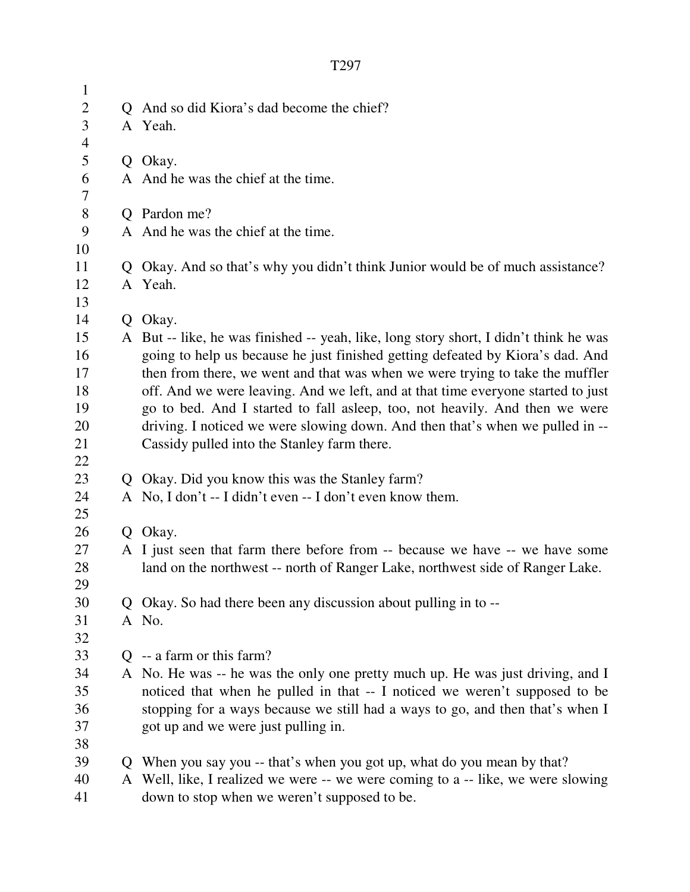Q And so did Kiora's dad become the chief?
A Yeah.

Q Okay.
A And he was the chief at the time.

Q Pardon me?
A And he was the chief at the time.

Q Okay. And so that's why you didn't think Junior would be of much assistance?
A Yeah.

Q Okay.
A But -- like, he was finished -- yeah, like, long story short, I didn't think he was going to help us because he just finished getting defeated by Kiora's dad. And then from there, we went and that was when we were trying to take the muffler off. And we were leaving. And we left, and at that time everyone started to just go to bed. And I started to fall asleep, too, not heavily. And then we were driving. I noticed we were slowing down. And then that's when we pulled in -- Cassidy pulled into the Stanley farm there.

Q Okay. Did you know this was the Stanley farm?
A No, I don't -- I didn't even -- I don't even know them.

Q Okay.
A I just seen that farm there before from -- because we have -- we have some land on the northwest -- north of Ranger Lake, northwest side of Ranger Lake.

Q Okay. So had there been any discussion about pulling in to --
A No.

Q -- a farm or this farm?
A No. He was -- he was the only one pretty much up. He was just driving, and I noticed that when he pulled in that -- I noticed we weren't supposed to be stopping for a ways because we still had a ways to go, and then that's when I got up and we were just pulling in.

Q When you say you -- that's when you got up, what do you mean by that?
A Well, like, I realized we were -- we were coming to a -- like, we were slowing down to stop when we weren't supposed to be.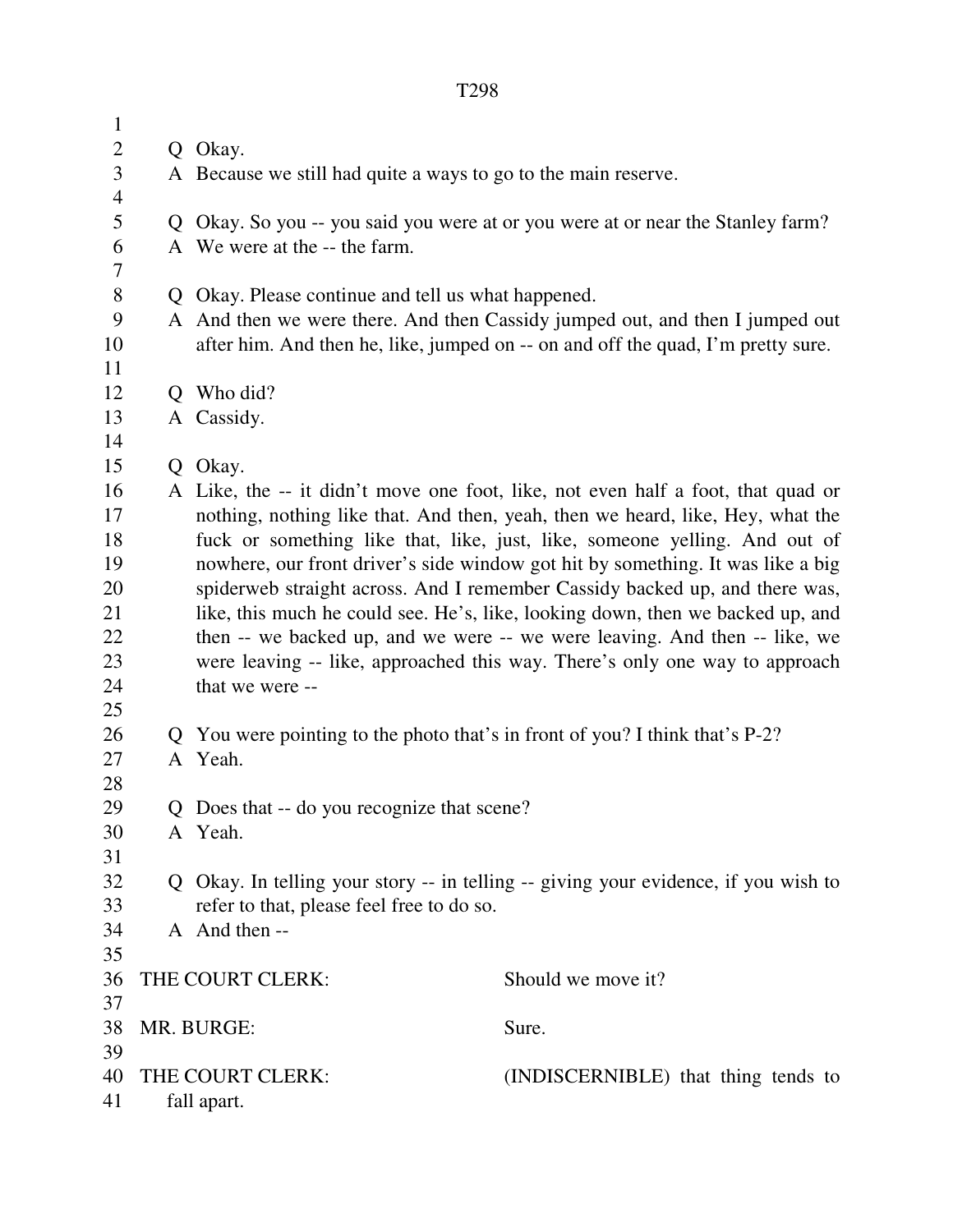Q Okay.
A Because we still had quite a ways to go to the main reserve.

Q Okay. So you -- you said you were at or you were at or near the Stanley farm?
A We were at the -- the farm.

Q Okay. Please continue and tell us what happened.
A And then we were there. And then Cassidy jumped out, and then I jumped out after him. And then he, like, jumped on -- on and off the quad, I'm pretty sure.

Q Who did?
A Cassidy.

Q Okay.
A Like, the -- it didn't move one foot, like, not even half a foot, that quad or nothing, nothing like that. And then, yeah, then we heard, like, Hey, what the fuck or something like that, like, just, like, someone yelling. And out of nowhere, our front driver's side window got hit by something. It was like a big spiderweb straight across. And I remember Cassidy backed up, and there was, like, this much he could see. He's, like, looking down, then we backed up, and then -- we backed up, and we were -- we were leaving. And then -- like, we were leaving -- like, approached this way. There's only one way to approach that we were --

Q You were pointing to the photo that's in front of you? I think that's P-2?
A Yeah.

Q Does that -- do you recognize that scene?
A Yeah.

Q Okay. In telling your story -- in telling -- giving your evidence, if you wish to refer to that, please feel free to do so.
A And then --

THE COURT CLERK: Should we move it?

MR. BURGE: Sure.

THE COURT CLERK: (INDISCERNIBLE) that thing tends to fall apart.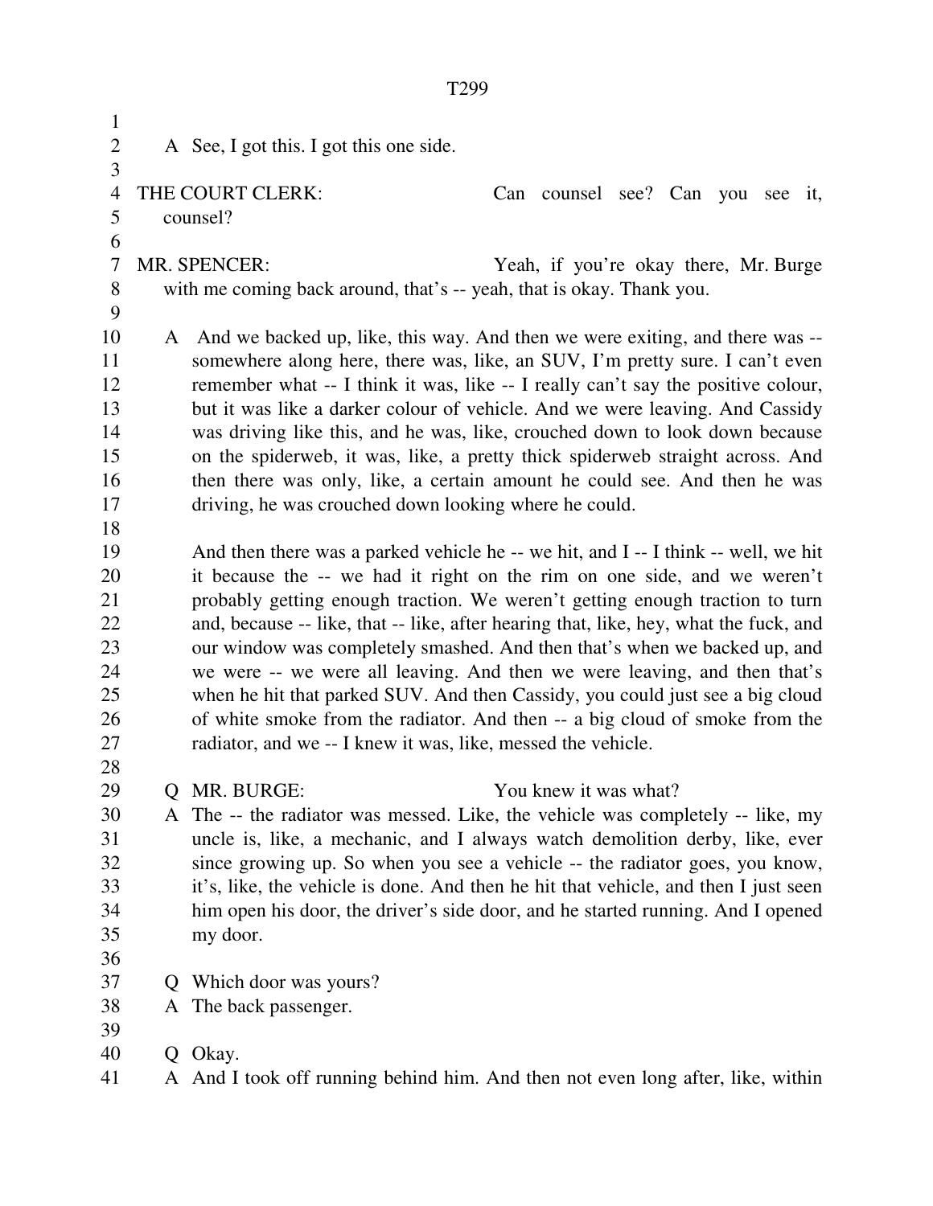A See, I got this. I got this one side.

THE COURT CLERK: Can counsel see? Can you see it, counsel?

MR. SPENCER: Yeah, if you're okay there, Mr. Burge with me coming back around, that's -- yeah, that is okay. Thank you.

A And we backed up, like, this way. And then we were exiting, and there was -- somewhere along here, there was, like, an SUV, I'm pretty sure. I can't even remember what -- I think it was, like -- I really can't say the positive colour, but it was like a darker colour of vehicle. And we were leaving. And Cassidy was driving like this, and he was, like, crouched down to look down because on the spiderweb, it was, like, a pretty thick spiderweb straight across. And then there was only, like, a certain amount he could see. And then he was driving, he was crouched down looking where he could.

And then there was a parked vehicle he -- we hit, and I -- I think -- well, we hit it because the -- we had it right on the rim on one side, and we weren't probably getting enough traction. We weren't getting enough traction to turn and, because -- like, that -- like, after hearing that, like, hey, what the fuck, and our window was completely smashed. And then that's when we backed up, and we were -- we were all leaving. And then we were leaving, and then that's when he hit that parked SUV. And then Cassidy, you could just see a big cloud of white smoke from the radiator. And then -- a big cloud of smoke from the radiator, and we -- I knew it was, like, messed the vehicle.

Q MR. BURGE: You knew it was what?

A The -- the radiator was messed. Like, the vehicle was completely -- like, my uncle is, like, a mechanic, and I always watch demolition derby, like, ever since growing up. So when you see a vehicle -- the radiator goes, you know, it's, like, the vehicle is done. And then he hit that vehicle, and then I just seen him open his door, the driver's side door, and he started running. And I opened my door.

Q Which door was yours?

A The back passenger.

Q Okay.

A And I took off running behind him. And then not even long after, like, within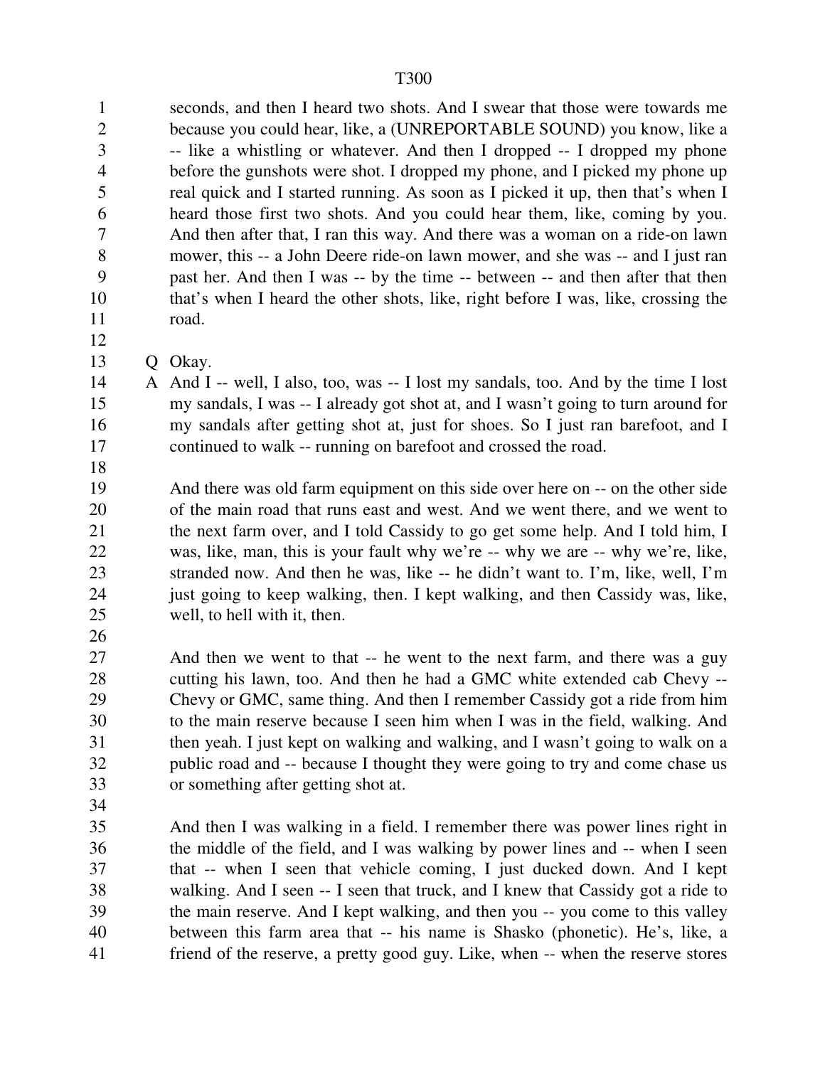seconds, and then I heard two shots. And I swear that those were towards me because you could hear, like, a (UNREPORTABLE SOUND) you know, like a -- like a whistling or whatever. And then I dropped -- I dropped my phone before the gunshots were shot. I dropped my phone, and I picked my phone up real quick and I started running. As soon as I picked it up, then that's when I heard those first two shots. And you could hear them, like, coming by you. And then after that, I ran this way. And there was a woman on a ride-on lawn mower, this -- a John Deere ride-on lawn mower, and she was -- and I just ran past her. And then I was -- by the time -- between -- and then after that then that's when I heard the other shots, like, right before I was, like, crossing the road.

Q Okay.

A And I -- well, I also, too, was -- I lost my sandals, too. And by the time I lost my sandals, I was -- I already got shot at, and I wasn't going to turn around for my sandals after getting shot at, just for shoes. So I just ran barefoot, and I continued to walk -- running on barefoot and crossed the road.

And there was old farm equipment on this side over here on -- on the other side of the main road that runs east and west. And we went there, and we went to the next farm over, and I told Cassidy to go get some help. And I told him, I was, like, man, this is your fault why we're -- why we are -- why we're, like, stranded now. And then he was, like -- he didn't want to. I'm, like, well, I'm just going to keep walking, then. I kept walking, and then Cassidy was, like, well, to hell with it, then.

And then we went to that -- he went to the next farm, and there was a guy cutting his lawn, too. And then he had a GMC white extended cab Chevy -- Chevy or GMC, same thing. And then I remember Cassidy got a ride from him to the main reserve because I seen him when I was in the field, walking. And then yeah. I just kept on walking and walking, and I wasn't going to walk on a public road and -- because I thought they were going to try and come chase us or something after getting shot at.

And then I was walking in a field. I remember there was power lines right in the middle of the field, and I was walking by power lines and -- when I seen that -- when I seen that vehicle coming, I just ducked down. And I kept walking. And I seen -- I seen that truck, and I knew that Cassidy got a ride to the main reserve. And I kept walking, and then you -- you come to this valley between this farm area that -- his name is Shasko (phonetic). He's, like, a friend of the reserve, a pretty good guy. Like, when -- when the reserve stores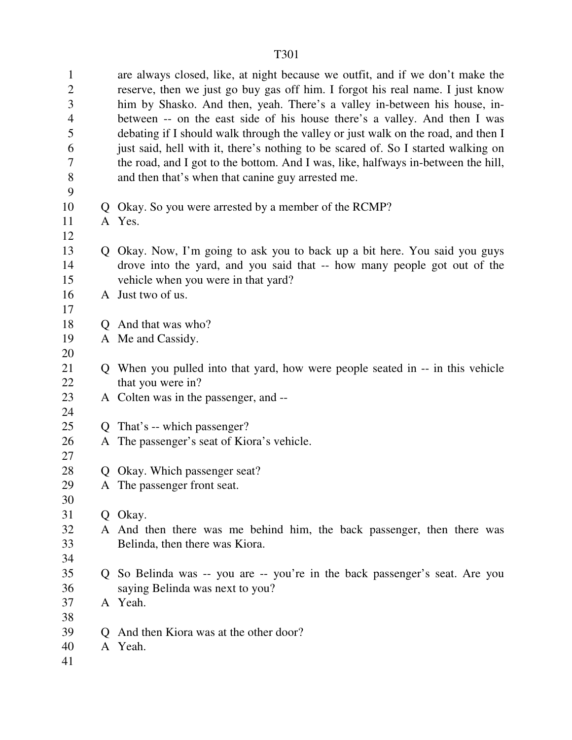are always closed, like, at night because we outfit, and if we don't make the reserve, then we just go buy gas off him. I forgot his real name. I just know him by Shasko. And then, yeah. There's a valley in-between his house, in-between -- on the east side of his house there's a valley. And then I was debating if I should walk through the valley or just walk on the road, and then I just said, hell with it, there's nothing to be scared of. So I started walking on the road, and I got to the bottom. And I was, like, halfways in-between the hill, and then that's when that canine guy arrested me.

Q Okay. So you were arrested by a member of the RCMP?
A Yes.

Q Okay. Now, I'm going to ask you to back up a bit here. You said you guys drove into the yard, and you said that -- how many people got out of the vehicle when you were in that yard?
A Just two of us.

Q And that was who?
A Me and Cassidy.

Q When you pulled into that yard, how were people seated in -- in this vehicle that you were in?
A Colten was in the passenger, and --

Q That's -- which passenger?
A The passenger's seat of Kiora's vehicle.

Q Okay. Which passenger seat?
A The passenger front seat.

Q Okay.
A And then there was me behind him, the back passenger, then there was Belinda, then there was Kiora.

Q So Belinda was -- you are -- you're in the back passenger's seat. Are you saying Belinda was next to you?
A Yeah.

Q And then Kiora was at the other door?
A Yeah.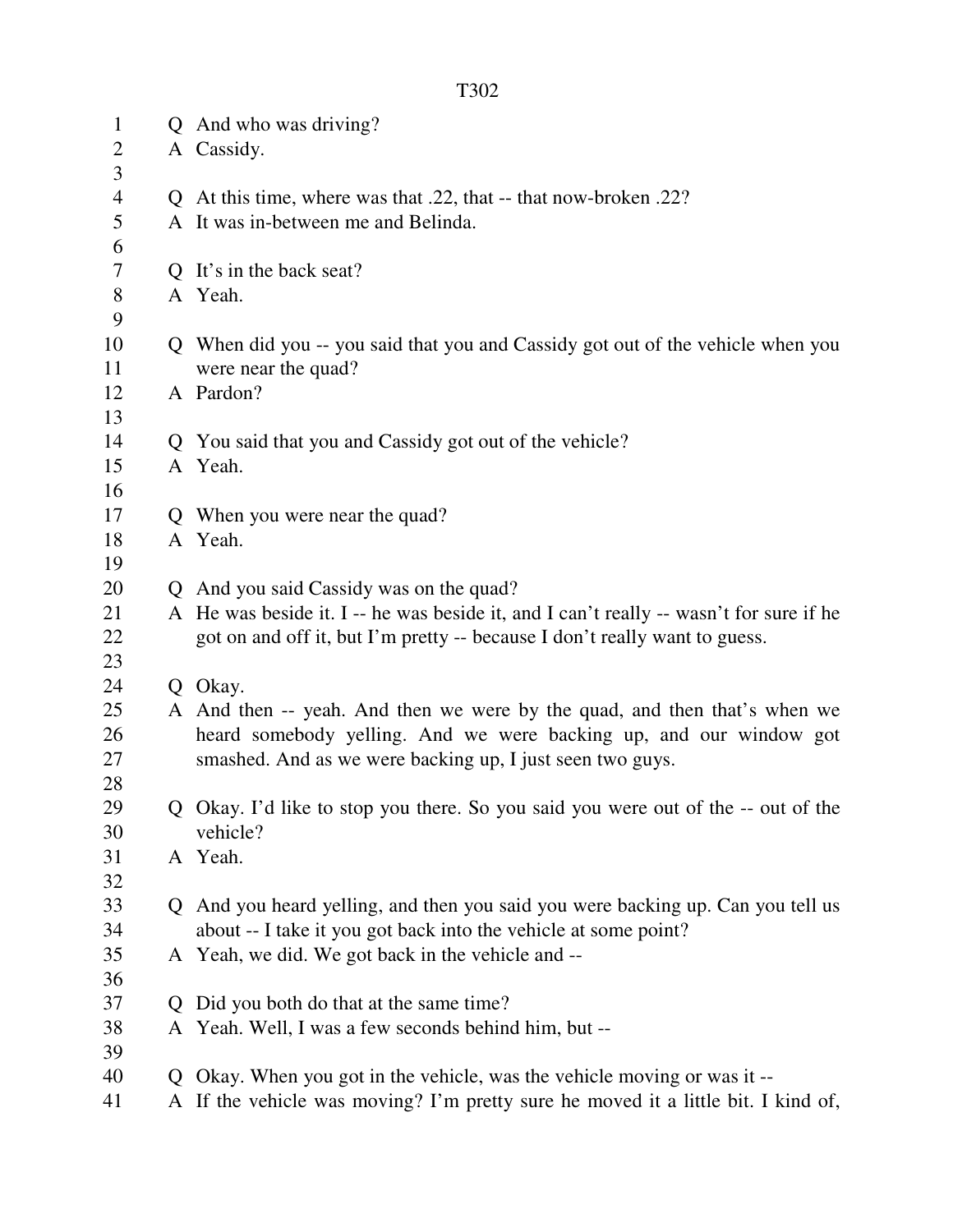Q And who was driving?
A Cassidy.

Q At this time, where was that .22, that -- that now-broken .22?
A It was in-between me and Belinda.

Q It's in the back seat?
A Yeah.

Q When did you -- you said that you and Cassidy got out of the vehicle when you were near the quad?
A Pardon?

Q You said that you and Cassidy got out of the vehicle?
A Yeah.

Q When you were near the quad?
A Yeah.

Q And you said Cassidy was on the quad?
A He was beside it. I -- he was beside it, and I can't really -- wasn't for sure if he got on and off it, but I'm pretty -- because I don't really want to guess.

Q Okay.
A And then -- yeah. And then we were by the quad, and then that's when we heard somebody yelling. And we were backing up, and our window got smashed. And as we were backing up, I just seen two guys.

Q Okay. I'd like to stop you there. So you said you were out of the -- out of the vehicle?
A Yeah.

Q And you heard yelling, and then you said you were backing up. Can you tell us about -- I take it you got back into the vehicle at some point?
A Yeah, we did. We got back in the vehicle and --

Q Did you both do that at the same time?
A Yeah. Well, I was a few seconds behind him, but --

Q Okay. When you got in the vehicle, was the vehicle moving or was it --
A If the vehicle was moving? I'm pretty sure he moved it a little bit. I kind of,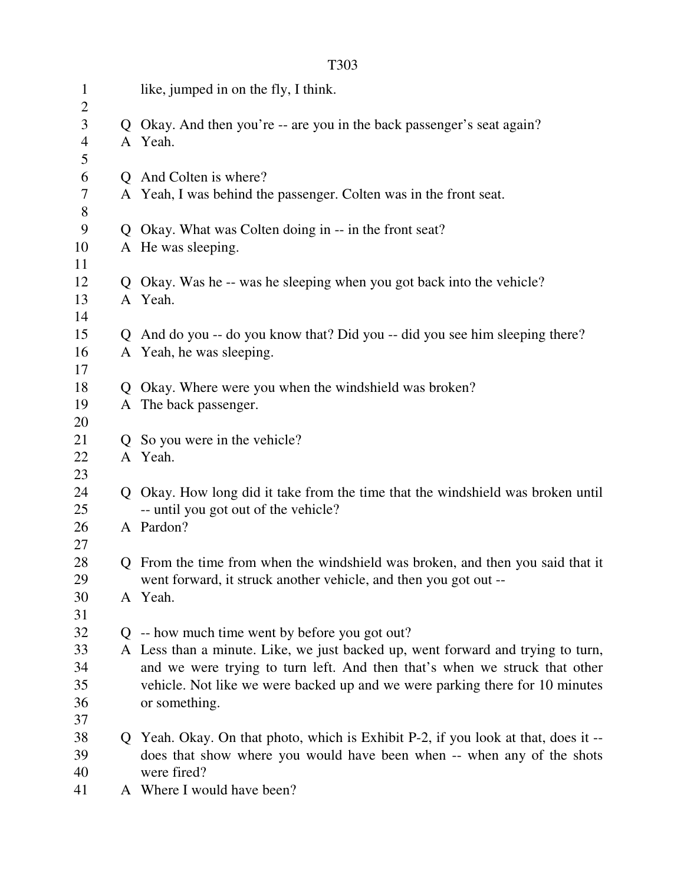like, jumped in on the fly, I think.

Q Okay. And then you're -- are you in the back passenger's seat again?
A Yeah.

Q And Colten is where?
A Yeah, I was behind the passenger. Colten was in the front seat.

Q Okay. What was Colten doing in -- in the front seat?
A He was sleeping.

Q Okay. Was he -- was he sleeping when you got back into the vehicle?
A Yeah.

Q And do you -- do you know that? Did you -- did you see him sleeping there?
A Yeah, he was sleeping.

Q Okay. Where were you when the windshield was broken?
A The back passenger.

Q So you were in the vehicle?
A Yeah.

Q Okay. How long did it take from the time that the windshield was broken until -- until you got out of the vehicle?
A Pardon?

Q From the time from when the windshield was broken, and then you said that it went forward, it struck another vehicle, and then you got out --
A Yeah.

Q -- how much time went by before you got out?
A Less than a minute. Like, we just backed up, went forward and trying to turn, and we were trying to turn left. And then that's when we struck that other vehicle. Not like we were backed up and we were parking there for 10 minutes or something.

Q Yeah. Okay. On that photo, which is Exhibit P-2, if you look at that, does it -- does that show where you would have been when -- when any of the shots were fired?
A Where I would have been?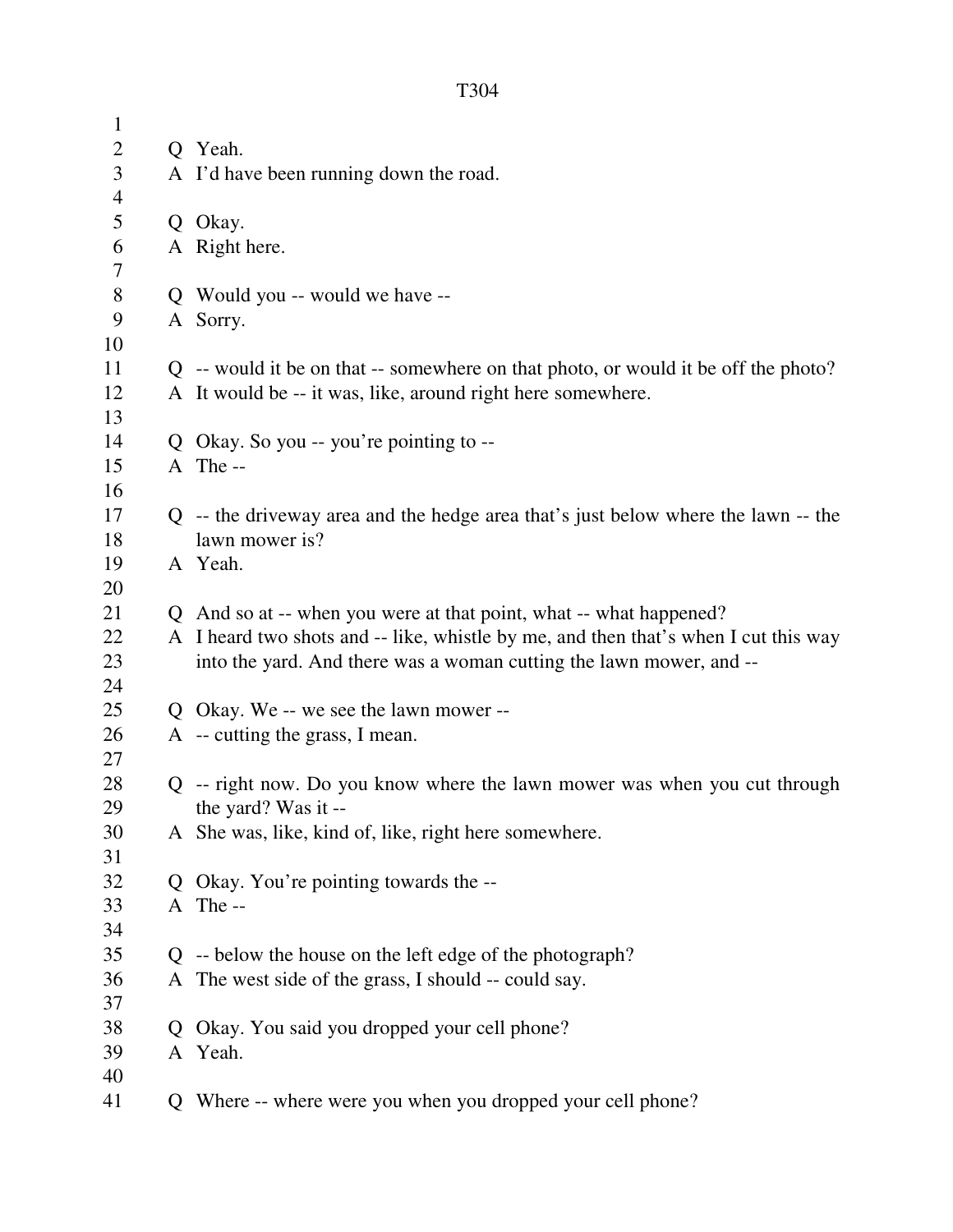Q Yeah.
A I'd have been running down the road.

Q Okay.
A Right here.

Q Would you -- would we have --
A Sorry.

Q -- would it be on that -- somewhere on that photo, or would it be off the photo?
A It would be -- it was, like, around right here somewhere.

Q Okay. So you -- you're pointing to --
A The --

Q -- the driveway area and the hedge area that's just below where the lawn -- the lawn mower is?
A Yeah.

Q And so at -- when you were at that point, what -- what happened?
A I heard two shots and -- like, whistle by me, and then that's when I cut this way into the yard. And there was a woman cutting the lawn mower, and --

Q Okay. We -- we see the lawn mower --
A -- cutting the grass, I mean.

Q -- right now. Do you know where the lawn mower was when you cut through the yard? Was it --
A She was, like, kind of, like, right here somewhere.

Q Okay. You're pointing towards the --
A The --

Q -- below the house on the left edge of the photograph?
A The west side of the grass, I should -- could say.

Q Okay. You said you dropped your cell phone?
A Yeah.

Q Where -- where were you when you dropped your cell phone?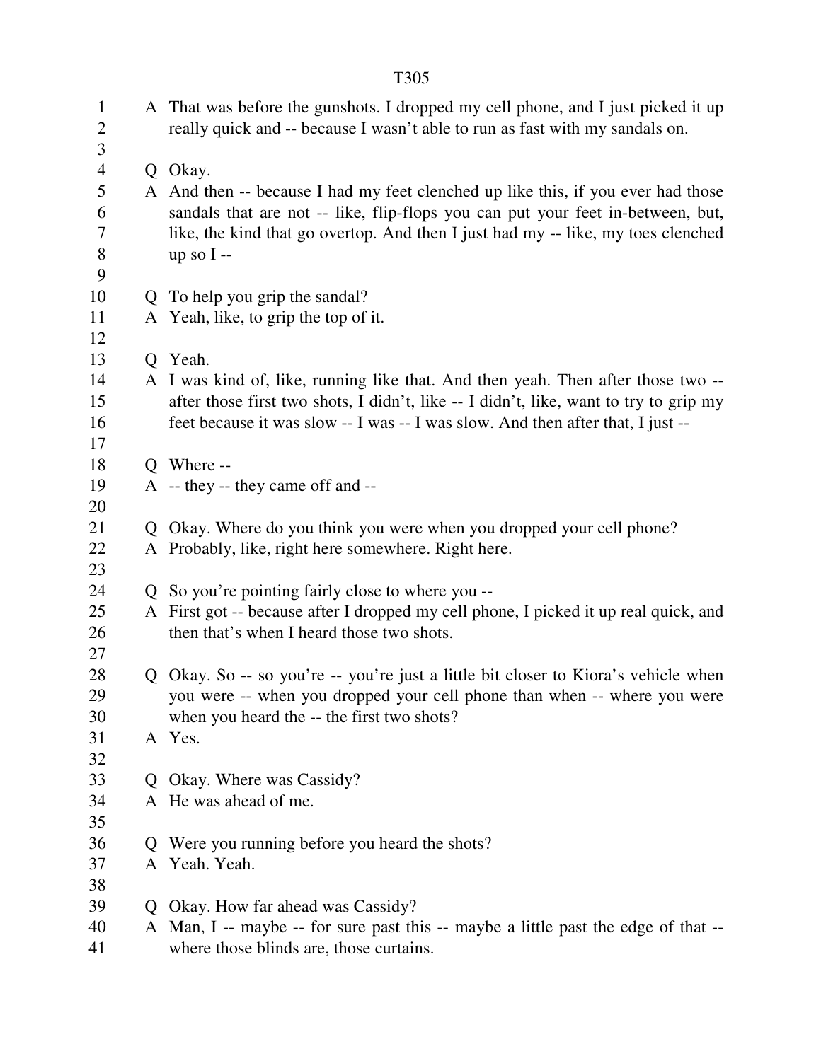A That was before the gunshots. I dropped my cell phone, and I just picked it up really quick and -- because I wasn't able to run as fast with my sandals on.

Q Okay.

A And then -- because I had my feet clenched up like this, if you ever had those sandals that are not -- like, flip-flops you can put your feet in-between, but, like, the kind that go overtop. And then I just had my -- like, my toes clenched up so I --

Q To help you grip the sandal?

A Yeah, like, to grip the top of it.

Q Yeah.

A I was kind of, like, running like that. And then yeah. Then after those two -- after those first two shots, I didn't, like -- I didn't, like, want to try to grip my feet because it was slow -- I was -- I was slow. And then after that, I just --

Q Where --

A -- they -- they came off and --

Q Okay. Where do you think you were when you dropped your cell phone?

A Probably, like, right here somewhere. Right here.

Q So you're pointing fairly close to where you --

A First got -- because after I dropped my cell phone, I picked it up real quick, and then that's when I heard those two shots.

Q Okay. So -- so you're -- you're just a little bit closer to Kiora's vehicle when you were -- when you dropped your cell phone than when -- where you were when you heard the -- the first two shots?

A Yes.

Q Okay. Where was Cassidy?

A He was ahead of me.

Q Were you running before you heard the shots?

A Yeah. Yeah.

Q Okay. How far ahead was Cassidy?

A Man, I -- maybe -- for sure past this -- maybe a little past the edge of that -- where those blinds are, those curtains.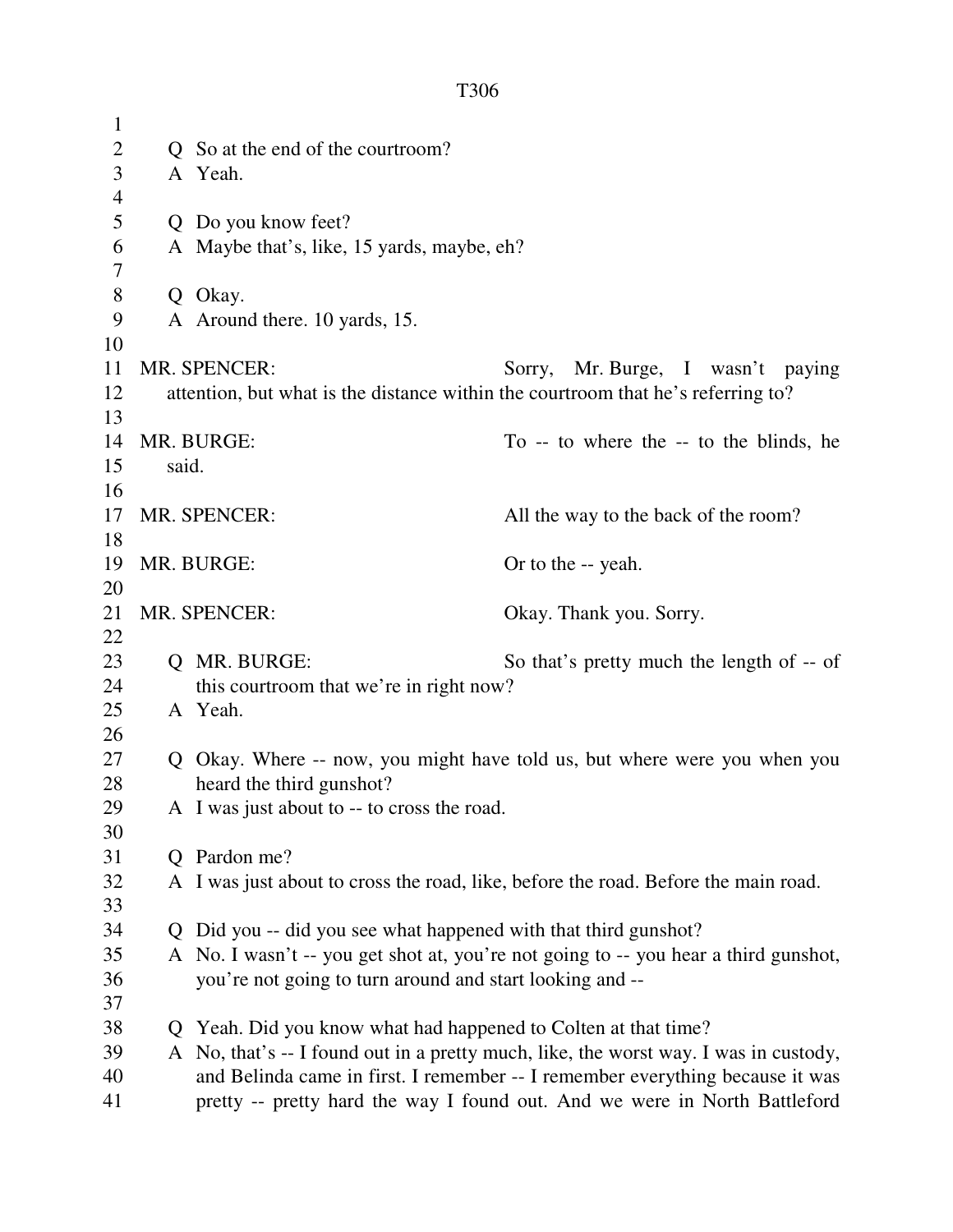Q So at the end of the courtroom?

A Yeah.

Q Do you know feet?

A Maybe that's, like, 15 yards, maybe, eh?

Q Okay.

A Around there. 10 yards, 15.

MR. SPENCER: Sorry, Mr. Burge, I wasn't paying attention, but what is the distance within the courtroom that he's referring to?

MR. BURGE: To -- to where the -- to the blinds, he said.

MR. SPENCER: All the way to the back of the room?

MR. BURGE: Or to the -- yeah.

MR. SPENCER: Okay. Thank you. Sorry.

Q MR. BURGE: So that's pretty much the length of -- of this courtroom that we're in right now?

A Yeah.

Q Okay. Where -- now, you might have told us, but where were you when you heard the third gunshot?

A I was just about to -- to cross the road.

Q Pardon me?

A I was just about to cross the road, like, before the road. Before the main road.

Q Did you -- did you see what happened with that third gunshot?

A No. I wasn't -- you get shot at, you're not going to -- you hear a third gunshot, you're not going to turn around and start looking and --

Q Yeah. Did you know what had happened to Colten at that time?

A No, that's -- I found out in a pretty much, like, the worst way. I was in custody, and Belinda came in first. I remember -- I remember everything because it was pretty -- pretty hard the way I found out. And we were in North Battleford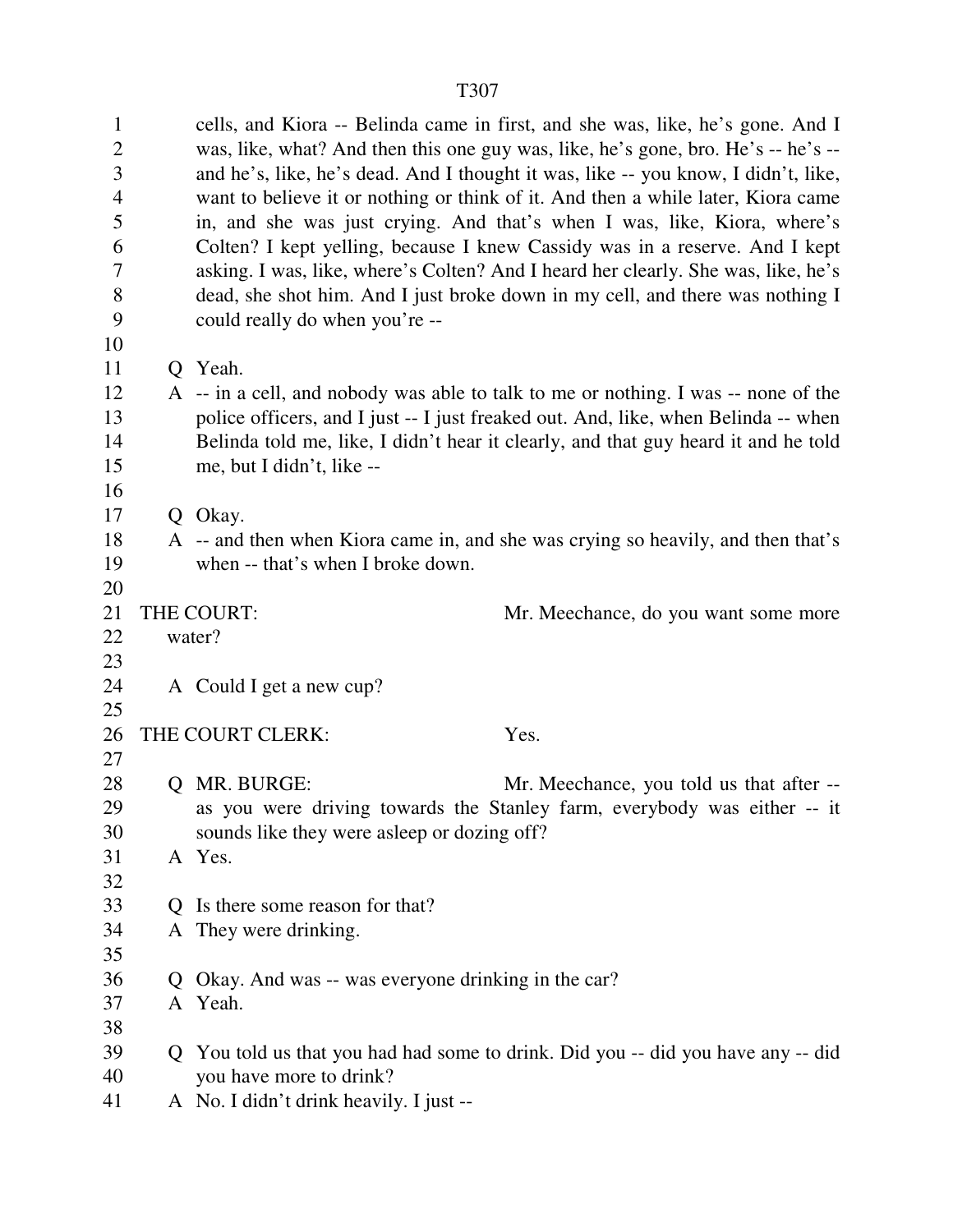cells, and Kiora -- Belinda came in first, and she was, like, he's gone. And I was, like, what? And then this one guy was, like, he's gone, bro. He's -- he's -- and he's, like, he's dead. And I thought it was, like -- you know, I didn't, like, want to believe it or nothing or think of it. And then a while later, Kiora came in, and she was just crying. And that's when I was, like, Kiora, where's Colten? I kept yelling, because I knew Cassidy was in a reserve. And I kept asking. I was, like, where's Colten? And I heard her clearly. She was, like, he's dead, she shot him. And I just broke down in my cell, and there was nothing I could really do when you're --

Q Yeah.

A -- in a cell, and nobody was able to talk to me or nothing. I was -- none of the police officers, and I just -- I just freaked out. And, like, when Belinda -- when Belinda told me, like, I didn't hear it clearly, and that guy heard it and he told me, but I didn't, like --

Q Okay.

A -- and then when Kiora came in, and she was crying so heavily, and then that's when -- that's when I broke down.

THE COURT: Mr. Meechance, do you want some more water?

A Could I get a new cup?

THE COURT CLERK: Yes.

Q MR. BURGE: Mr. Meechance, you told us that after -- as you were driving towards the Stanley farm, everybody was either -- it sounds like they were asleep or dozing off?

A Yes.

Q Is there some reason for that?

A They were drinking.

Q Okay. And was -- was everyone drinking in the car?

A Yeah.

Q You told us that you had had some to drink. Did you -- did you have any -- did you have more to drink?

A No. I didn't drink heavily. I just --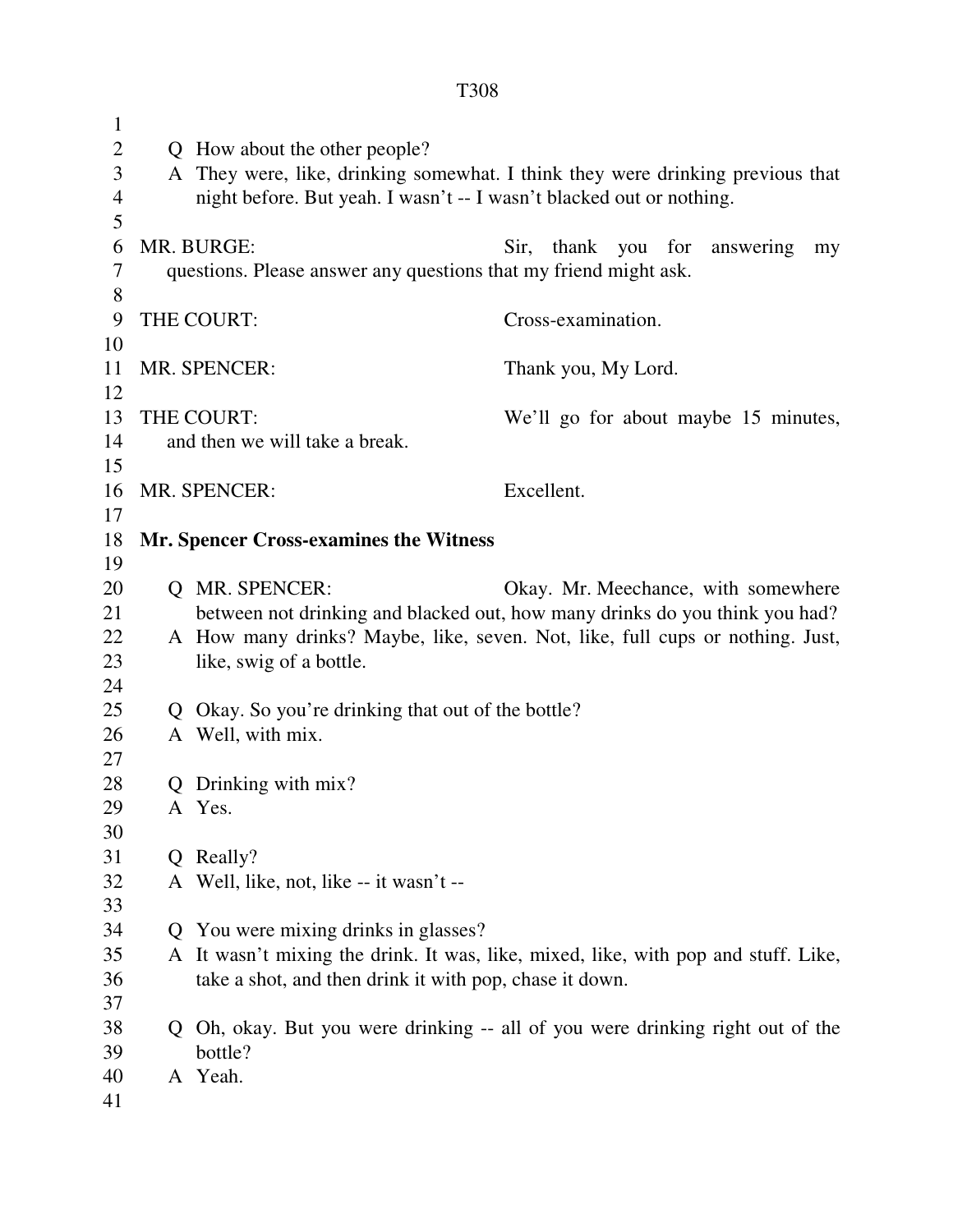Q How about the other people?

A They were, like, drinking somewhat. I think they were drinking previous that night before. But yeah. I wasn't -- I wasn't blacked out or nothing.

MR. BURGE: Sir, thank you for answering my questions. Please answer any questions that my friend might ask.

THE COURT: Cross-examination.

MR. SPENCER: Thank you, My Lord.

THE COURT: We'll go for about maybe 15 minutes, and then we will take a break.

MR. SPENCER: Excellent.

**Mr. Spencer Cross-examines the Witness**

Q MR. SPENCER: Okay. Mr. Meechance, with somewhere between not drinking and blacked out, how many drinks do you think you had?

A How many drinks? Maybe, like, seven. Not, like, full cups or nothing. Just, like, swig of a bottle.

Q Okay. So you're drinking that out of the bottle?

A Well, with mix.

Q Drinking with mix?

A Yes.

Q Really?

A Well, like, not, like -- it wasn't --

Q You were mixing drinks in glasses?

A It wasn't mixing the drink. It was, like, mixed, like, with pop and stuff. Like, take a shot, and then drink it with pop, chase it down.

Q Oh, okay. But you were drinking -- all of you were drinking right out of the bottle?

A Yeah.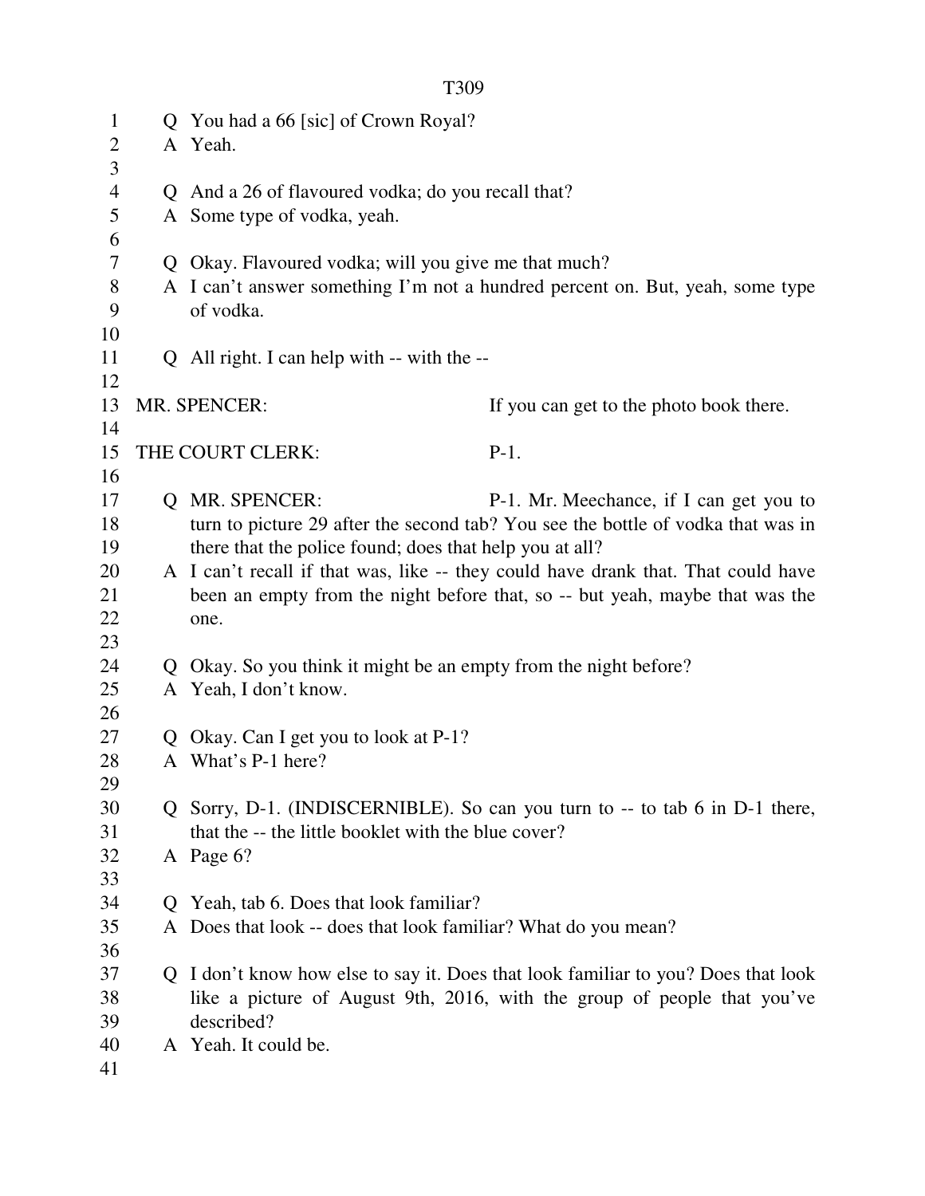Q You had a 66 [sic] of Crown Royal?
A Yeah.

Q And a 26 of flavoured vodka; do you recall that?
A Some type of vodka, yeah.

Q Okay. Flavoured vodka; will you give me that much?
A I can't answer something I'm not a hundred percent on. But, yeah, some type of vodka.

Q All right. I can help with -- with the --

MR. SPENCER: If you can get to the photo book there.

THE COURT CLERK: P-1.

Q MR. SPENCER: P-1. Mr. Meechance, if I can get you to turn to picture 29 after the second tab? You see the bottle of vodka that was in there that the police found; does that help you at all?
A I can't recall if that was, like -- they could have drank that. That could have been an empty from the night before that, so -- but yeah, maybe that was the one.

Q Okay. So you think it might be an empty from the night before?
A Yeah, I don't know.

Q Okay. Can I get you to look at P-1?
A What's P-1 here?

Q Sorry, D-1. (INDISCERNIBLE). So can you turn to -- to tab 6 in D-1 there, that the -- the little booklet with the blue cover?
A Page 6?

Q Yeah, tab 6. Does that look familiar?
A Does that look -- does that look familiar? What do you mean?

Q I don't know how else to say it. Does that look familiar to you? Does that look like a picture of August 9th, 2016, with the group of people that you've described?
A Yeah. It could be.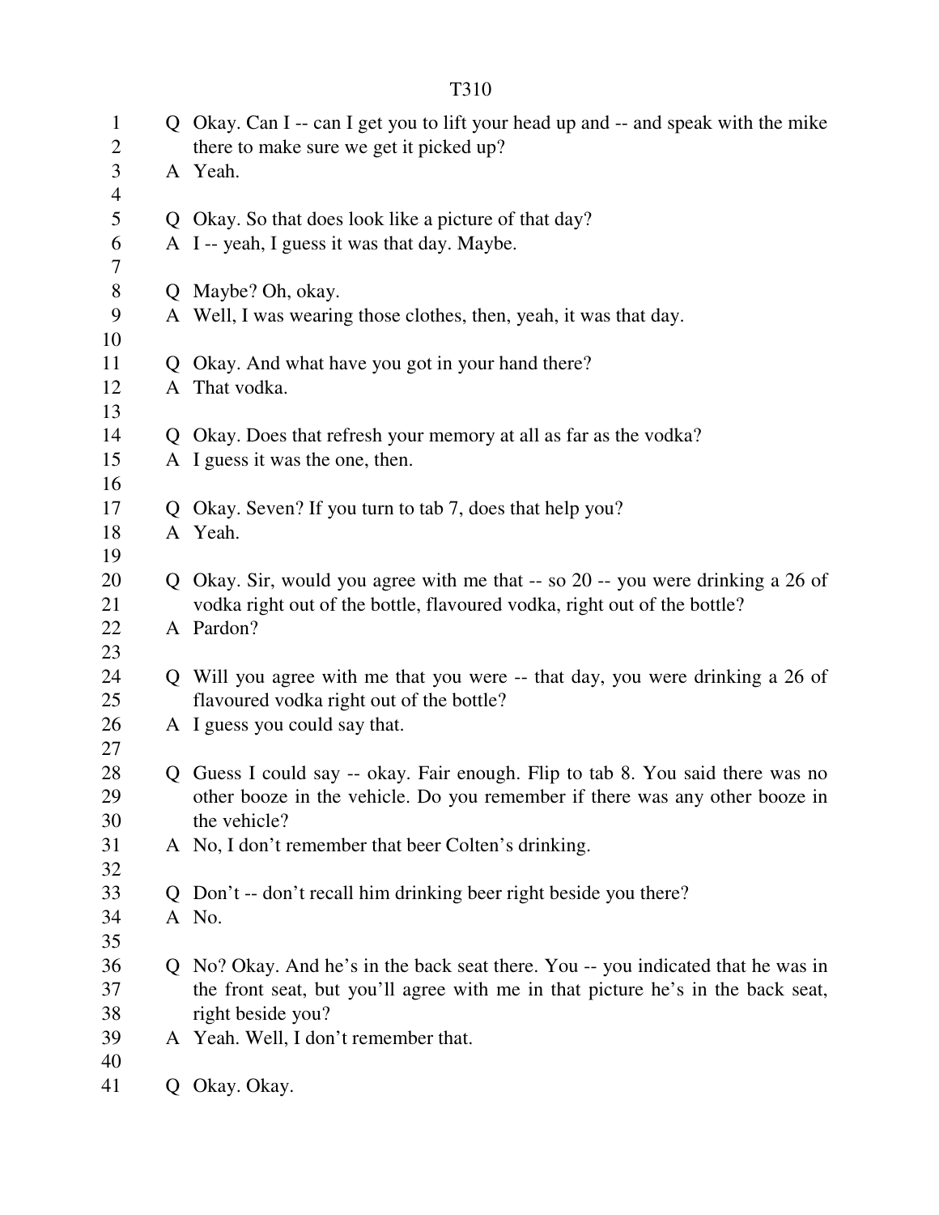Q Okay. Can I -- can I get you to lift your head up and -- and speak with the mike there to make sure we get it picked up?

A Yeah.

Q Okay. So that does look like a picture of that day?

A I -- yeah, I guess it was that day. Maybe.

Q Maybe? Oh, okay.

A Well, I was wearing those clothes, then, yeah, it was that day.

Q Okay. And what have you got in your hand there?

A That vodka.

Q Okay. Does that refresh your memory at all as far as the vodka?

A I guess it was the one, then.

Q Okay. Seven? If you turn to tab 7, does that help you?

A Yeah.

Q Okay. Sir, would you agree with me that -- so 20 -- you were drinking a 26 of vodka right out of the bottle, flavoured vodka, right out of the bottle?

A Pardon?

Q Will you agree with me that you were -- that day, you were drinking a 26 of flavoured vodka right out of the bottle?

A I guess you could say that.

Q Guess I could say -- okay. Fair enough. Flip to tab 8. You said there was no other booze in the vehicle. Do you remember if there was any other booze in the vehicle?

A No, I don't remember that beer Colten's drinking.

Q Don't -- don't recall him drinking beer right beside you there?

A No.

Q No? Okay. And he's in the back seat there. You -- you indicated that he was in the front seat, but you'll agree with me in that picture he's in the back seat, right beside you?

A Yeah. Well, I don't remember that.

Q Okay. Okay.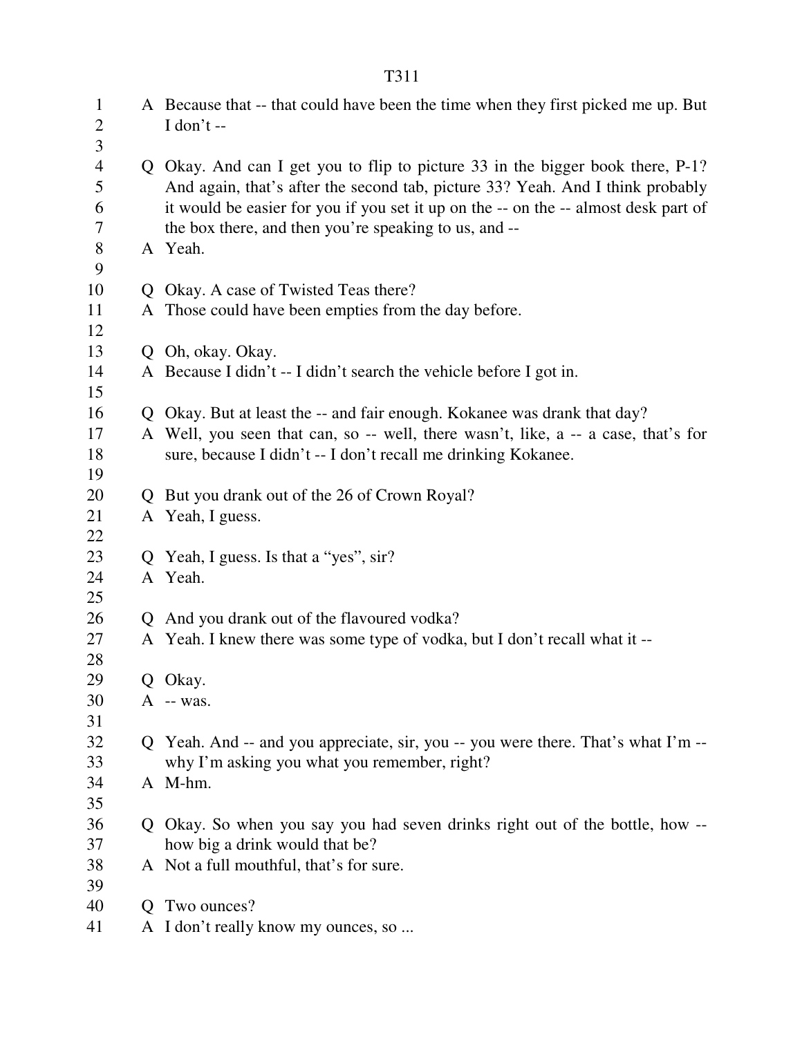A Because that -- that could have been the time when they first picked me up. But I don't --

Q Okay. And can I get you to flip to picture 33 in the bigger book there, P-1? And again, that's after the second tab, picture 33? Yeah. And I think probably it would be easier for you if you set it up on the -- on the -- almost desk part of the box there, and then you're speaking to us, and --

A Yeah.

Q Okay. A case of Twisted Teas there?

A Those could have been empties from the day before.

Q Oh, okay. Okay.

A Because I didn't -- I didn't search the vehicle before I got in.

Q Okay. But at least the -- and fair enough. Kokanee was drank that day?

A Well, you seen that can, so -- well, there wasn't, like, a -- a case, that's for sure, because I didn't -- I don't recall me drinking Kokanee.

Q But you drank out of the 26 of Crown Royal?

A Yeah, I guess.

Q Yeah, I guess. Is that a "yes", sir?

A Yeah.

Q And you drank out of the flavoured vodka?

A Yeah. I knew there was some type of vodka, but I don't recall what it --

Q Okay.

A -- was.

Q Yeah. And -- and you appreciate, sir, you -- you were there. That's what I'm -- why I'm asking you what you remember, right?

A M-hm.

Q Okay. So when you say you had seven drinks right out of the bottle, how -- how big a drink would that be?

A Not a full mouthful, that's for sure.

Q Two ounces?

A I don't really know my ounces, so ...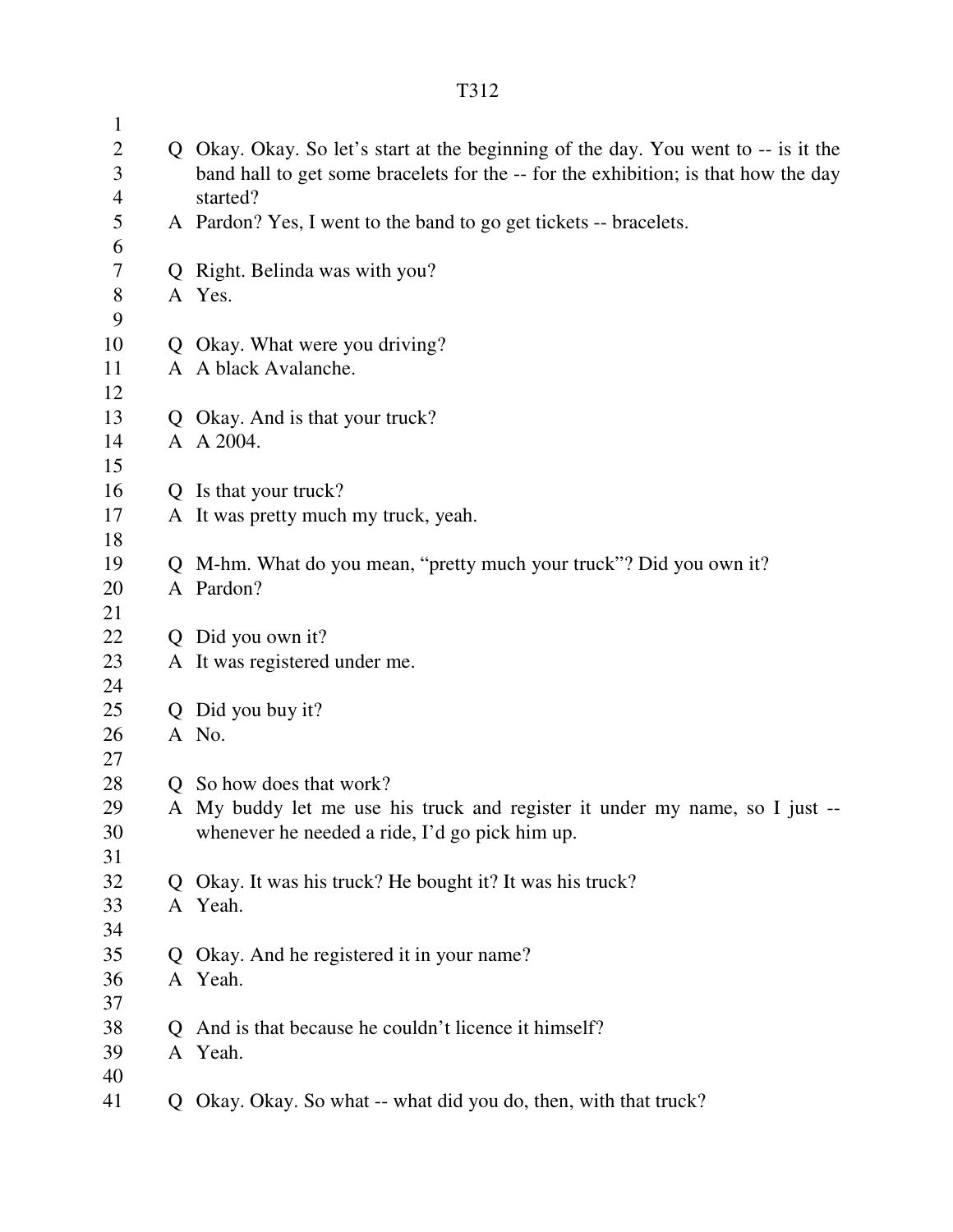Q Okay. Okay. So let's start at the beginning of the day. You went to -- is it the band hall to get some bracelets for the -- for the exhibition; is that how the day started?

A Pardon? Yes, I went to the band to go get tickets -- bracelets.

Q Right. Belinda was with you?

A Yes.

Q Okay. What were you driving?

A A black Avalanche.

Q Okay. And is that your truck?

A A 2004.

Q Is that your truck?

A It was pretty much my truck, yeah.

Q M-hm. What do you mean, "pretty much your truck"? Did you own it?

A Pardon?

Q Did you own it?

A It was registered under me.

Q Did you buy it?

A No.

Q So how does that work?

A My buddy let me use his truck and register it under my name, so I just -- whenever he needed a ride, I'd go pick him up.

Q Okay. It was his truck? He bought it? It was his truck?

A Yeah.

Q Okay. And he registered it in your name?

A Yeah.

Q And is that because he couldn't licence it himself?

A Yeah.

Q Okay. Okay. So what -- what did you do, then, with that truck?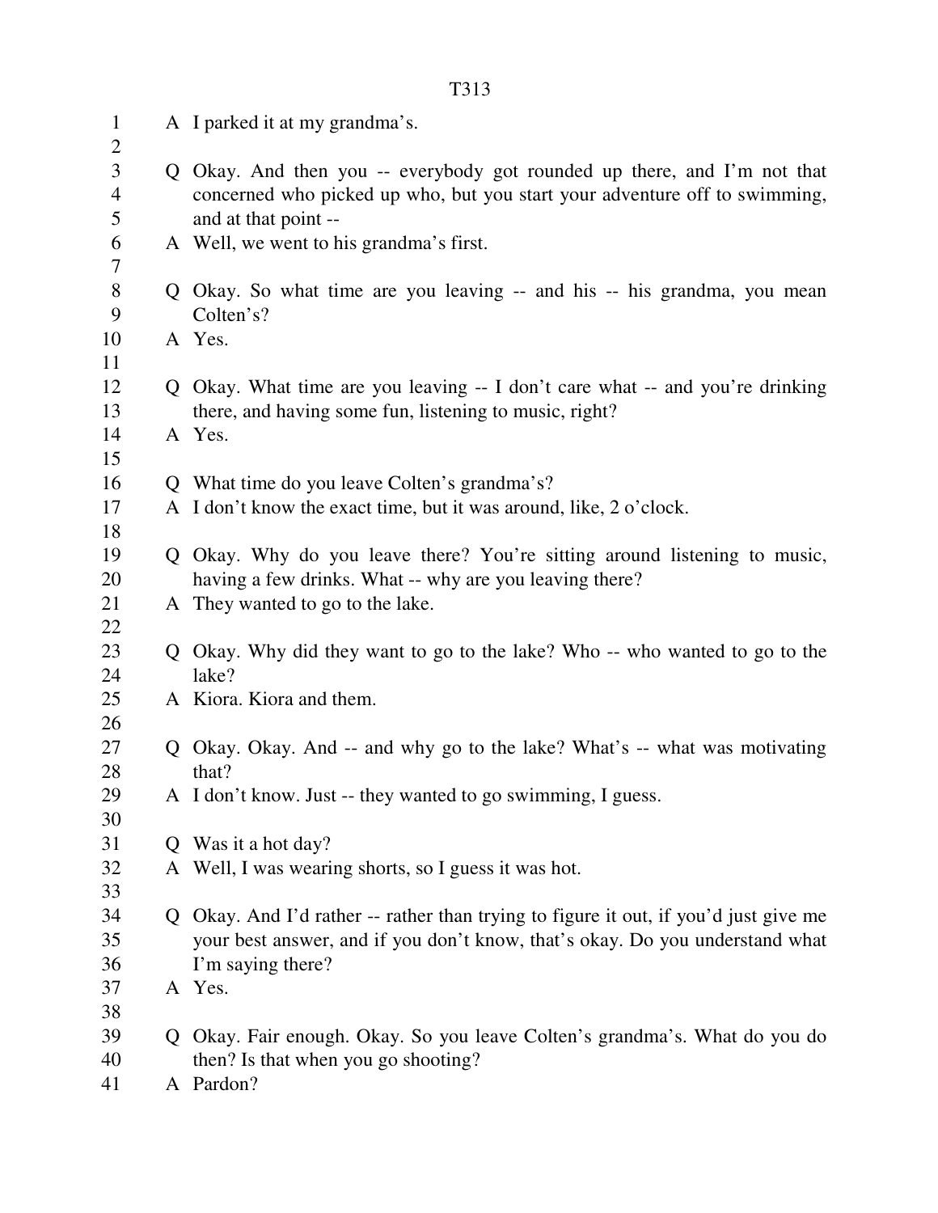A I parked it at my grandma's.

Q Okay. And then you -- everybody got rounded up there, and I'm not that concerned who picked up who, but you start your adventure off to swimming, and at that point --

A Well, we went to his grandma's first.

Q Okay. So what time are you leaving -- and his -- his grandma, you mean Colten's?

A Yes.

Q Okay. What time are you leaving -- I don't care what -- and you're drinking there, and having some fun, listening to music, right?

A Yes.

Q What time do you leave Colten's grandma's?

A I don't know the exact time, but it was around, like, 2 o'clock.

Q Okay. Why do you leave there? You're sitting around listening to music, having a few drinks. What -- why are you leaving there?

A They wanted to go to the lake.

Q Okay. Why did they want to go to the lake? Who -- who wanted to go to the lake?

A Kiora. Kiora and them.

Q Okay. Okay. And -- and why go to the lake? What's -- what was motivating that?

A I don't know. Just -- they wanted to go swimming, I guess.

Q Was it a hot day?

A Well, I was wearing shorts, so I guess it was hot.

Q Okay. And I'd rather -- rather than trying to figure it out, if you'd just give me your best answer, and if you don't know, that's okay. Do you understand what I'm saying there?

A Yes.

Q Okay. Fair enough. Okay. So you leave Colten's grandma's. What do you do then? Is that when you go shooting?

A Pardon?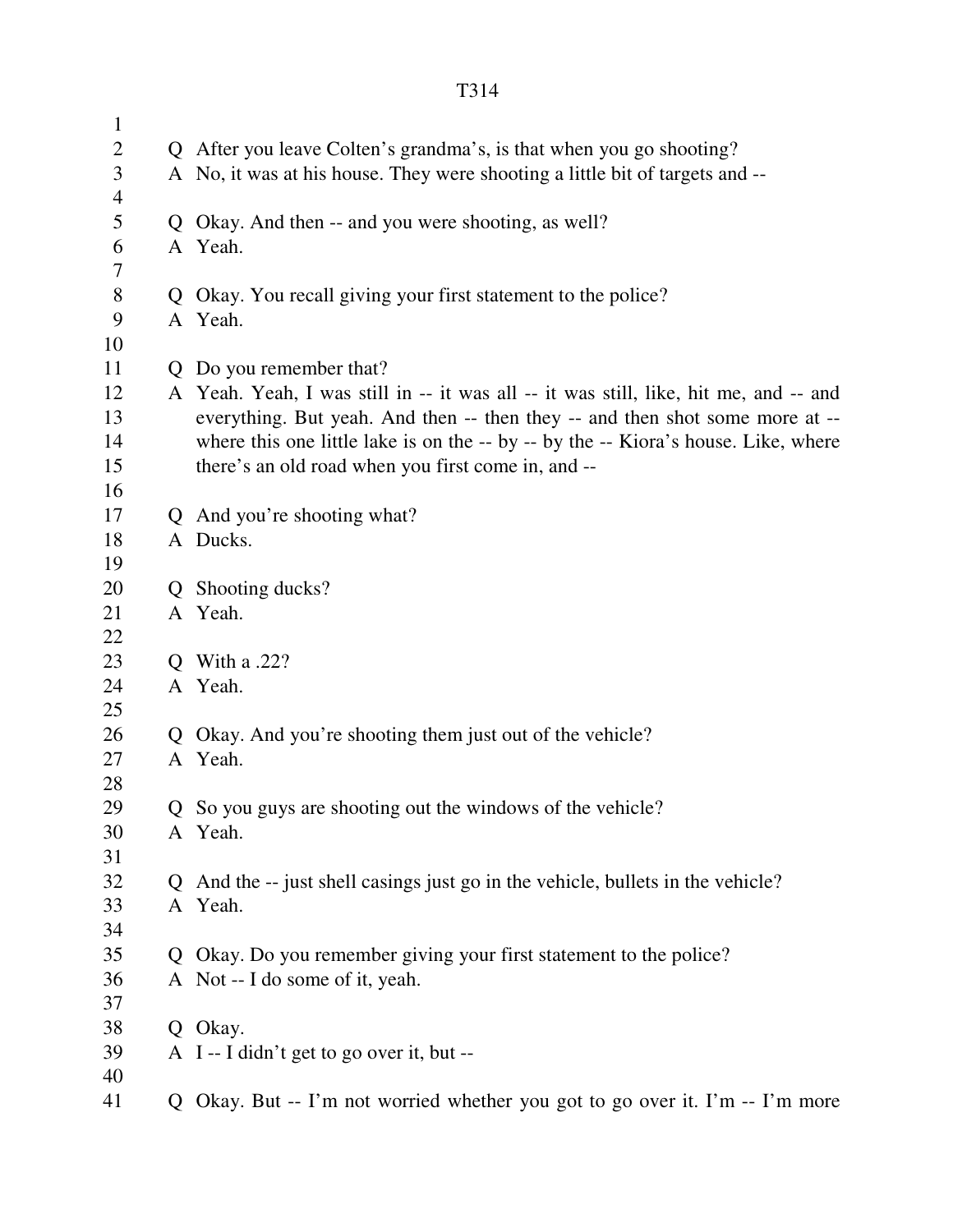Q After you leave Colten's grandma's, is that when you go shooting?

A No, it was at his house. They were shooting a little bit of targets and --

Q Okay. And then -- and you were shooting, as well?

A Yeah.

Q Okay. You recall giving your first statement to the police?

A Yeah.

Q Do you remember that?

A Yeah. Yeah, I was still in -- it was all -- it was still, like, hit me, and -- and everything. But yeah. And then -- then they -- and then shot some more at -- where this one little lake is on the -- by -- by the -- Kiora's house. Like, where there's an old road when you first come in, and --

Q And you're shooting what?

A Ducks.

Q Shooting ducks?

A Yeah.

Q With a .22?

A Yeah.

Q Okay. And you're shooting them just out of the vehicle?

A Yeah.

Q So you guys are shooting out the windows of the vehicle?

A Yeah.

Q And the -- just shell casings just go in the vehicle, bullets in the vehicle?

A Yeah.

Q Okay. Do you remember giving your first statement to the police?

A Not -- I do some of it, yeah.

Q Okay.

A I -- I didn't get to go over it, but --

Q Okay. But -- I'm not worried whether you got to go over it. I'm -- I'm more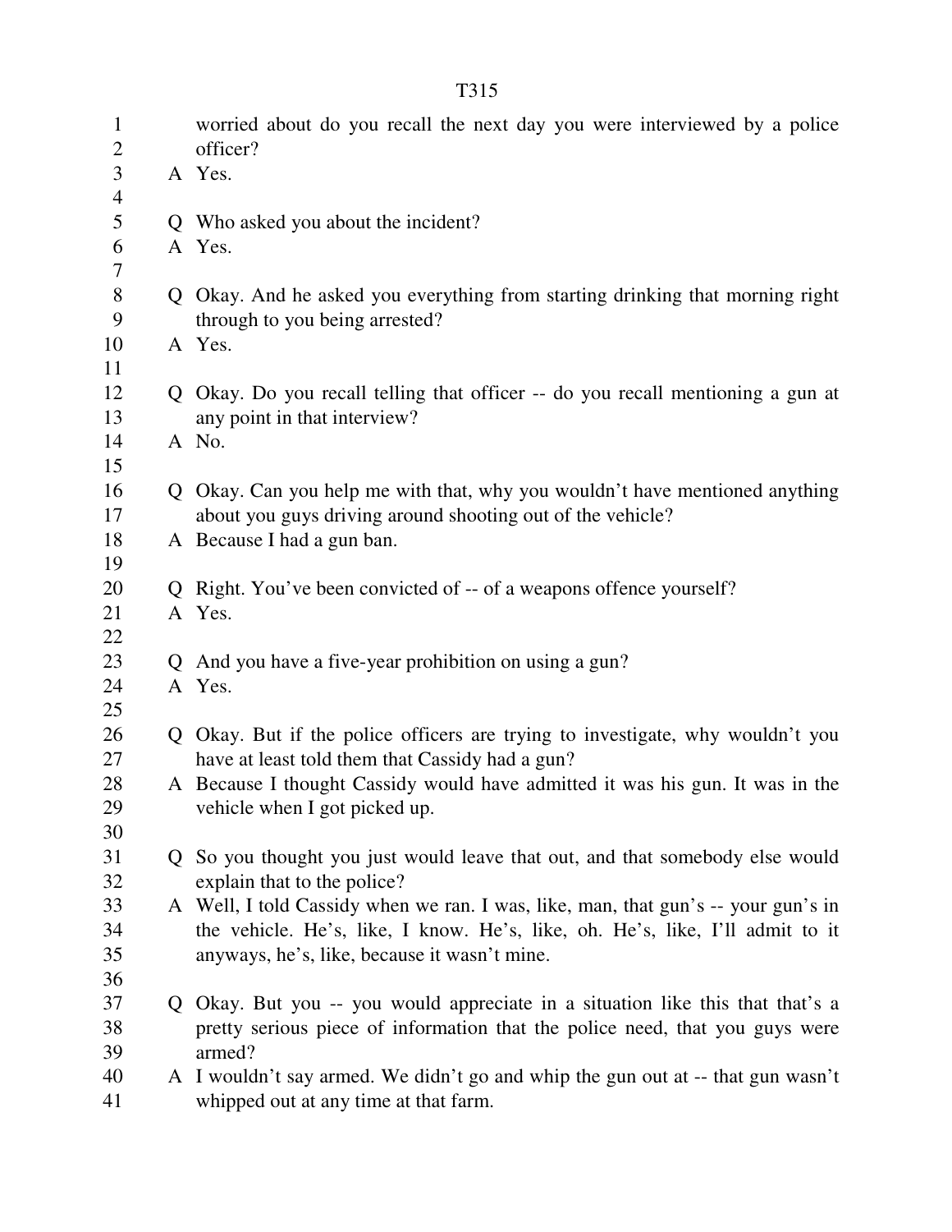worried about do you recall the next day you were interviewed by a police officer?

A Yes.

Q Who asked you about the incident?

A Yes.

Q Okay. And he asked you everything from starting drinking that morning right through to you being arrested?

A Yes.

Q Okay. Do you recall telling that officer -- do you recall mentioning a gun at any point in that interview?

A No.

Q Okay. Can you help me with that, why you wouldn't have mentioned anything about you guys driving around shooting out of the vehicle?

A Because I had a gun ban.

Q Right. You've been convicted of -- of a weapons offence yourself?

A Yes.

Q And you have a five-year prohibition on using a gun?

A Yes.

Q Okay. But if the police officers are trying to investigate, why wouldn't you have at least told them that Cassidy had a gun?

A Because I thought Cassidy would have admitted it was his gun. It was in the vehicle when I got picked up.

Q So you thought you just would leave that out, and that somebody else would explain that to the police?

A Well, I told Cassidy when we ran. I was, like, man, that gun's -- your gun's in the vehicle. He's, like, I know. He's, like, oh. He's, like, I'll admit to it anyways, he's, like, because it wasn't mine.

Q Okay. But you -- you would appreciate in a situation like this that that's a pretty serious piece of information that the police need, that you guys were armed?

A I wouldn't say armed. We didn't go and whip the gun out at -- that gun wasn't whipped out at any time at that farm.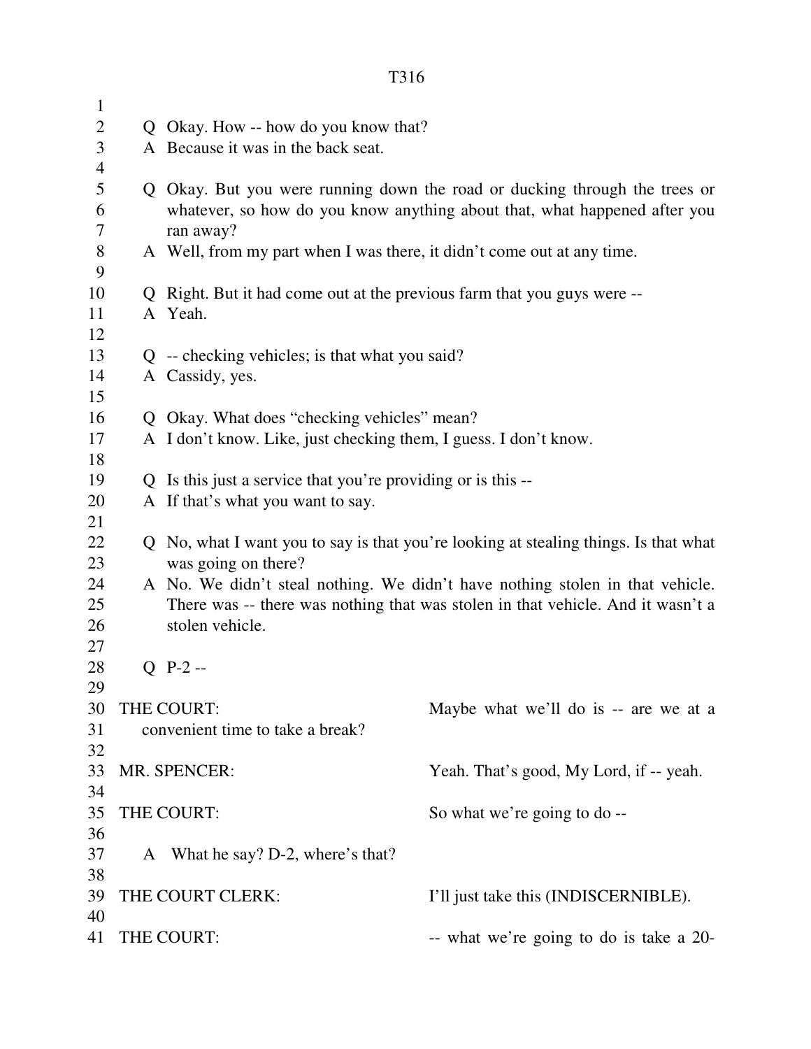Q Okay. How -- how do you know that?
A Because it was in the back seat.

Q Okay. But you were running down the road or ducking through the trees or whatever, so how do you know anything about that, what happened after you ran away?
A Well, from my part when I was there, it didn't come out at any time.

Q Right. But it had come out at the previous farm that you guys were --
A Yeah.

Q -- checking vehicles; is that what you said?
A Cassidy, yes.

Q Okay. What does "checking vehicles" mean?
A I don't know. Like, just checking them, I guess. I don't know.

Q Is this just a service that you're providing or is this --
A If that's what you want to say.

Q No, what I want you to say is that you're looking at stealing things. Is that what was going on there?
A No. We didn't steal nothing. We didn't have nothing stolen in that vehicle. There was -- there was nothing that was stolen in that vehicle. And it wasn't a stolen vehicle.

Q P-2 --

THE COURT: Maybe what we'll do is -- are we at a convenient time to take a break?

MR. SPENCER: Yeah. That's good, My Lord, if -- yeah.

THE COURT: So what we're going to do --

A What he say? D-2, where's that?

THE COURT CLERK: I'll just take this (INDISCERNIBLE).

THE COURT: -- what we're going to do is take a 20-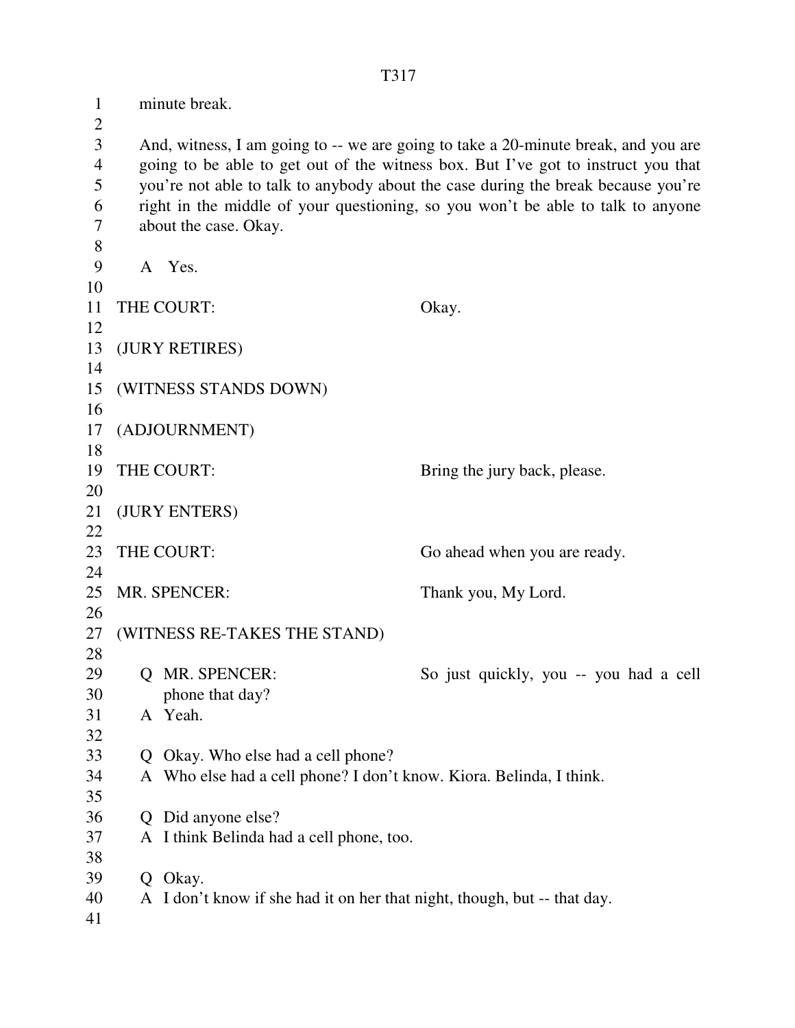minute break.

And, witness, I am going to -- we are going to take a 20-minute break, and you are going to be able to get out of the witness box. But I've got to instruct you that you're not able to talk to anybody about the case during the break because you're right in the middle of your questioning, so you won't be able to talk to anyone about the case. Okay.

A Yes.

THE COURT: Okay.

(JURY RETIRES)

(WITNESS STANDS DOWN)

(ADJOURNMENT)

THE COURT: Bring the jury back, please.

(JURY ENTERS)

THE COURT: Go ahead when you are ready.

MR. SPENCER: Thank you, My Lord.

(WITNESS RE-TAKES THE STAND)

Q MR. SPENCER: So just quickly, you -- you had a cell phone that day?

A Yeah.

Q Okay. Who else had a cell phone?

A Who else had a cell phone? I don't know. Kiora. Belinda, I think.

Q Did anyone else?

A I think Belinda had a cell phone, too.

Q Okay.

A I don't know if she had it on her that night, though, but -- that day.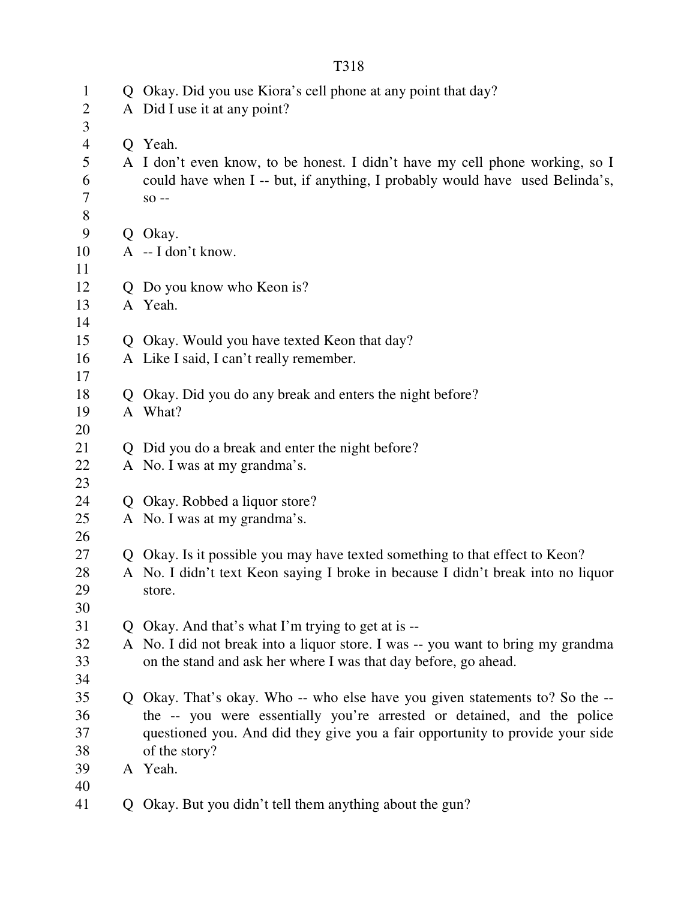Q Okay. Did you use Kiora's cell phone at any point that day?

A Did I use it at any point?

Q Yeah.

A I don't even know, to be honest. I didn't have my cell phone working, so I could have when I -- but, if anything, I probably would have used Belinda's, so --

Q Okay.

A -- I don't know.

Q Do you know who Keon is?

A Yeah.

Q Okay. Would you have texted Keon that day?

A Like I said, I can't really remember.

Q Okay. Did you do any break and enters the night before?

A What?

Q Did you do a break and enter the night before?

A No. I was at my grandma's.

Q Okay. Robbed a liquor store?

A No. I was at my grandma's.

Q Okay. Is it possible you may have texted something to that effect to Keon?

A No. I didn't text Keon saying I broke in because I didn't break into no liquor store.

Q Okay. And that's what I'm trying to get at is --

A No. I did not break into a liquor store. I was -- you want to bring my grandma on the stand and ask her where I was that day before, go ahead.

Q Okay. That's okay. Who -- who else have you given statements to? So the -- the -- you were essentially you're arrested or detained, and the police questioned you. And did they give you a fair opportunity to provide your side of the story?

A Yeah.

Q Okay. But you didn't tell them anything about the gun?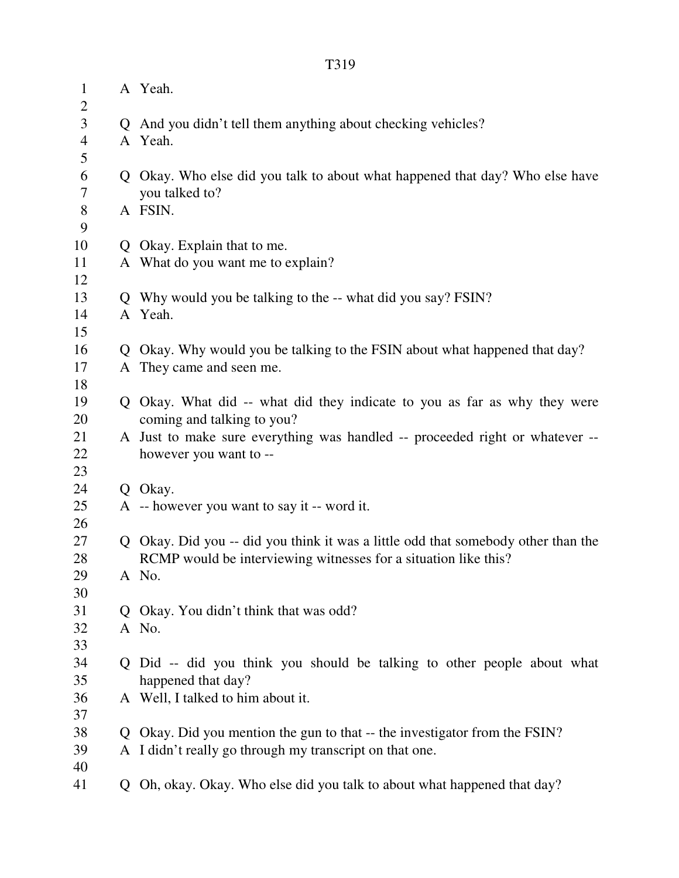T319

A Yeah.

Q And you didn't tell them anything about checking vehicles?
A Yeah.

Q Okay. Who else did you talk to about what happened that day? Who else have you talked to?
A FSIN.

Q Okay. Explain that to me.
A What do you want me to explain?

Q Why would you be talking to the -- what did you say? FSIN?
A Yeah.

Q Okay. Why would you be talking to the FSIN about what happened that day?
A They came and seen me.

Q Okay. What did -- what did they indicate to you as far as why they were coming and talking to you?
A Just to make sure everything was handled -- proceeded right or whatever -- however you want to --

Q Okay.
A -- however you want to say it -- word it.

Q Okay. Did you -- did you think it was a little odd that somebody other than the RCMP would be interviewing witnesses for a situation like this?
A No.

Q Okay. You didn't think that was odd?
A No.

Q Did -- did you think you should be talking to other people about what happened that day?
A Well, I talked to him about it.

Q Okay. Did you mention the gun to that -- the investigator from the FSIN?
A I didn't really go through my transcript on that one.

Q Oh, okay. Okay. Who else did you talk to about what happened that day?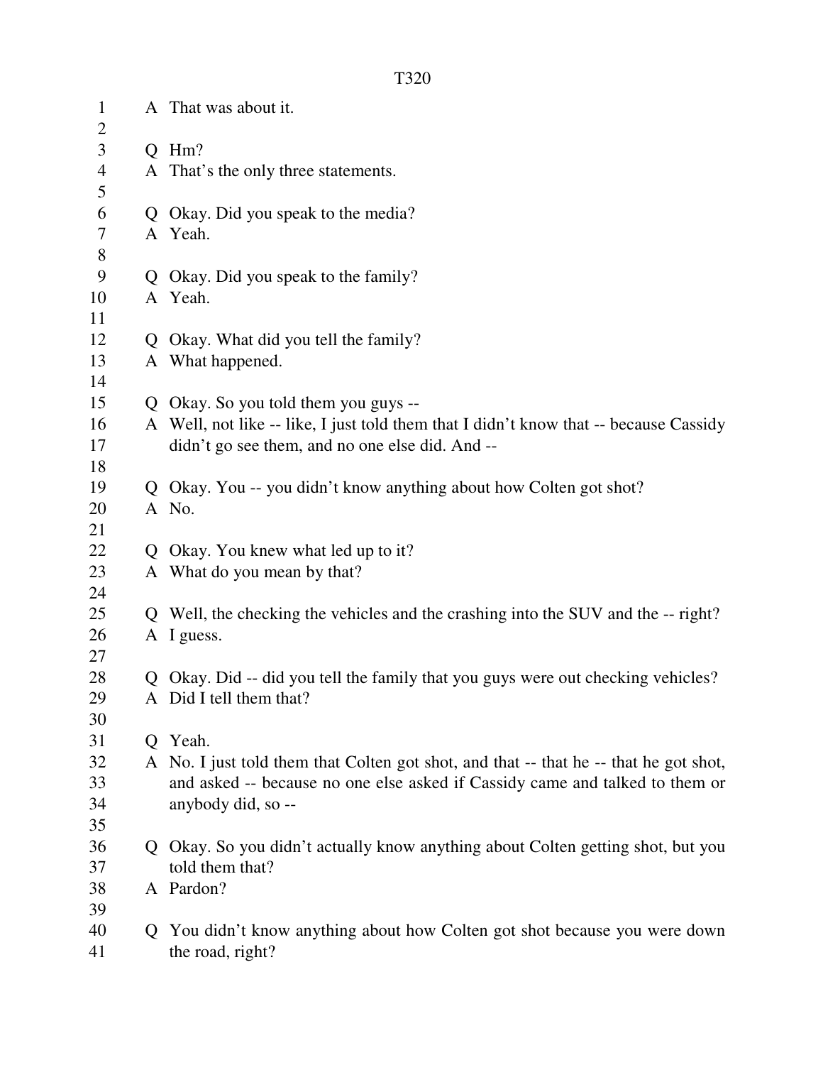A That was about it.

Q Hm?
A That's the only three statements.

Q Okay. Did you speak to the media?
A Yeah.

Q Okay. Did you speak to the family?
A Yeah.

Q Okay. What did you tell the family?
A What happened.

Q Okay. So you told them you guys --
A Well, not like -- like, I just told them that I didn't know that -- because Cassidy didn't go see them, and no one else did. And --

Q Okay. You -- you didn't know anything about how Colten got shot?
A No.

Q Okay. You knew what led up to it?
A What do you mean by that?

Q Well, the checking the vehicles and the crashing into the SUV and the -- right?
A I guess.

Q Okay. Did -- did you tell the family that you guys were out checking vehicles?
A Did I tell them that?

Q Yeah.
A No. I just told them that Colten got shot, and that -- that he -- that he got shot, and asked -- because no one else asked if Cassidy came and talked to them or anybody did, so --

Q Okay. So you didn't actually know anything about Colten getting shot, but you told them that?
A Pardon?

Q You didn't know anything about how Colten got shot because you were down the road, right?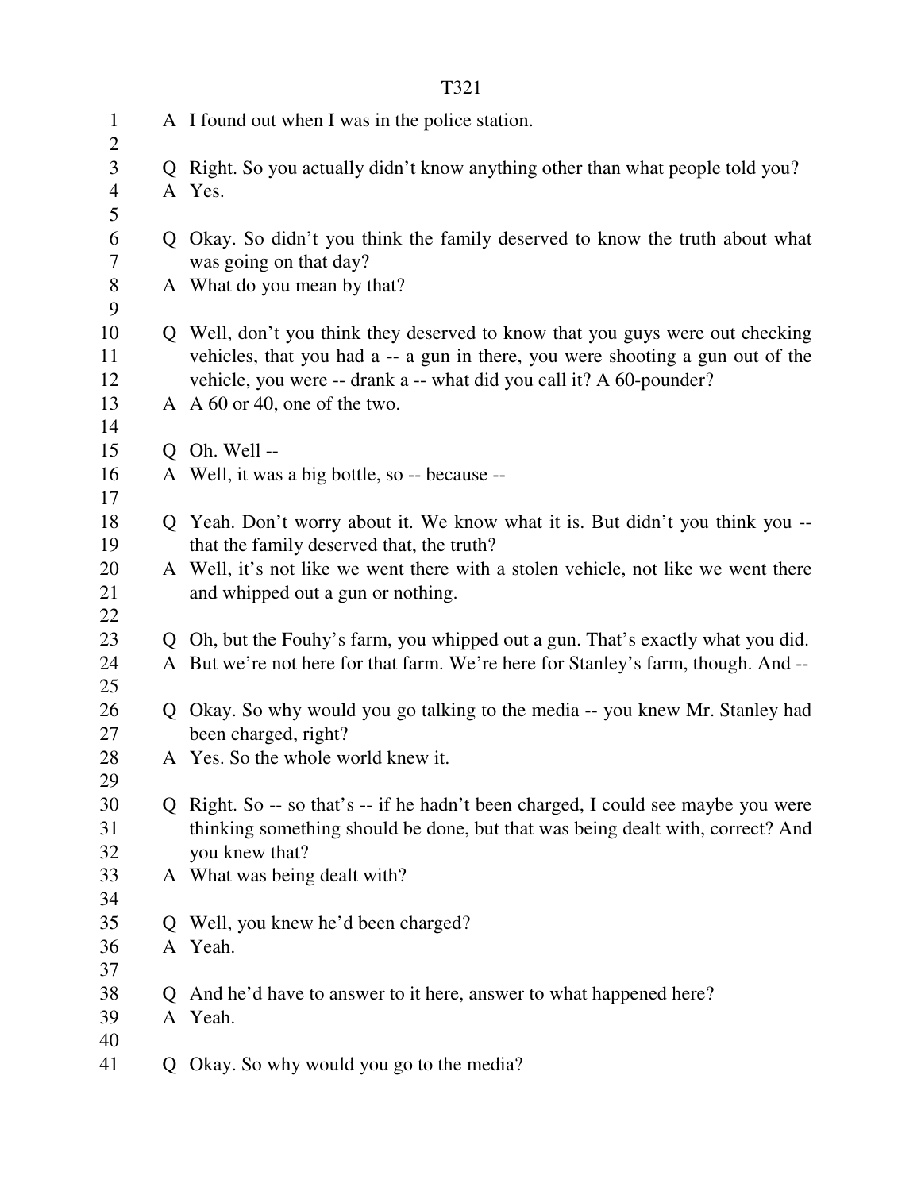A I found out when I was in the police station.

Q Right. So you actually didn't know anything other than what people told you?
A Yes.

Q Okay. So didn't you think the family deserved to know the truth about what was going on that day?
A What do you mean by that?

Q Well, don't you think they deserved to know that you guys were out checking vehicles, that you had a -- a gun in there, you were shooting a gun out of the vehicle, you were -- drank a -- what did you call it? A 60-pounder?
A A 60 or 40, one of the two.

Q Oh. Well --
A Well, it was a big bottle, so -- because --

Q Yeah. Don't worry about it. We know what it is. But didn't you think you -- that the family deserved that, the truth?
A Well, it's not like we went there with a stolen vehicle, not like we went there and whipped out a gun or nothing.

Q Oh, but the Fouhy's farm, you whipped out a gun. That's exactly what you did.
A But we're not here for that farm. We're here for Stanley's farm, though. And --

Q Okay. So why would you go talking to the media -- you knew Mr. Stanley had been charged, right?
A Yes. So the whole world knew it.

Q Right. So -- so that's -- if he hadn't been charged, I could see maybe you were thinking something should be done, but that was being dealt with, correct? And you knew that?
A What was being dealt with?

Q Well, you knew he'd been charged?
A Yeah.

Q And he'd have to answer to it here, answer to what happened here?
A Yeah.

Q Okay. So why would you go to the media?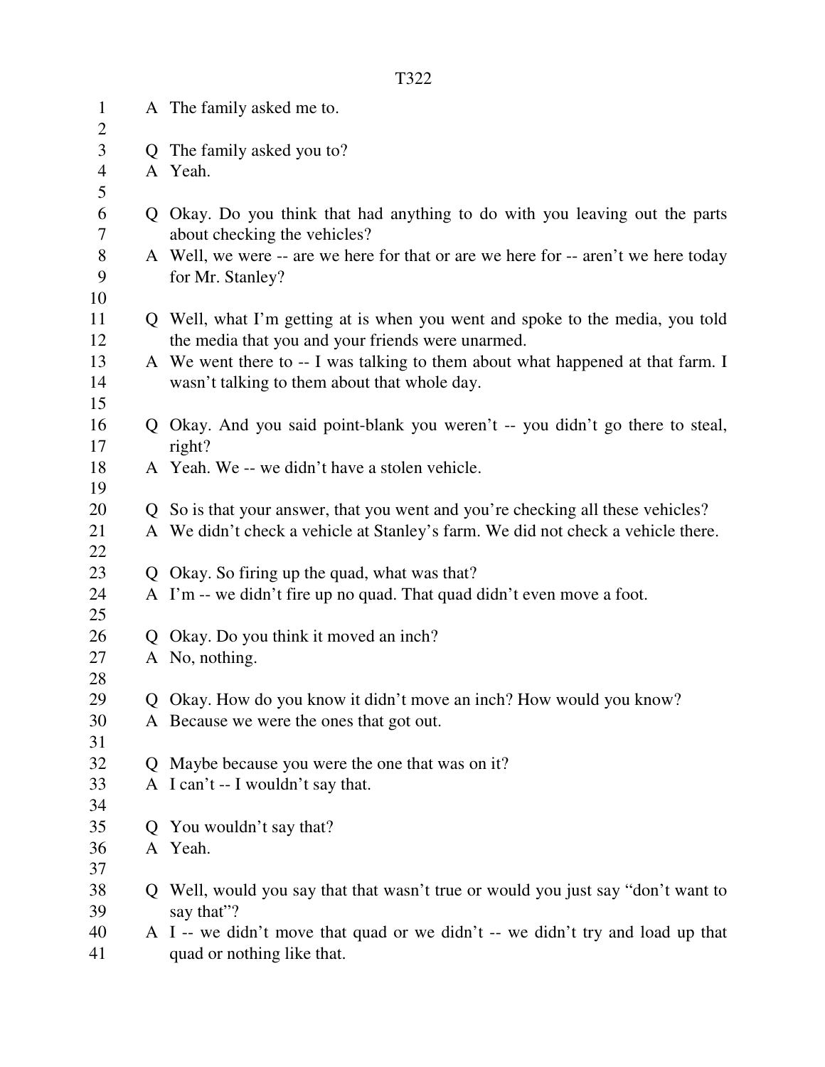A The family asked me to.

Q The family asked you to?
A Yeah.

Q Okay. Do you think that had anything to do with you leaving out the parts about checking the vehicles?
A Well, we were -- are we here for that or are we here for -- aren't we here today for Mr. Stanley?

Q Well, what I'm getting at is when you went and spoke to the media, you told the media that you and your friends were unarmed.
A We went there to -- I was talking to them about what happened at that farm. I wasn't talking to them about that whole day.

Q Okay. And you said point-blank you weren't -- you didn't go there to steal, right?
A Yeah. We -- we didn't have a stolen vehicle.

Q So is that your answer, that you went and you're checking all these vehicles?
A We didn't check a vehicle at Stanley's farm. We did not check a vehicle there.

Q Okay. So firing up the quad, what was that?
A I'm -- we didn't fire up no quad. That quad didn't even move a foot.

Q Okay. Do you think it moved an inch?
A No, nothing.

Q Okay. How do you know it didn't move an inch? How would you know?
A Because we were the ones that got out.

Q Maybe because you were the one that was on it?
A I can't -- I wouldn't say that.

Q You wouldn't say that?
A Yeah.

Q Well, would you say that that wasn't true or would you just say "don't want to say that"?
A I -- we didn't move that quad or we didn't -- we didn't try and load up that quad or nothing like that.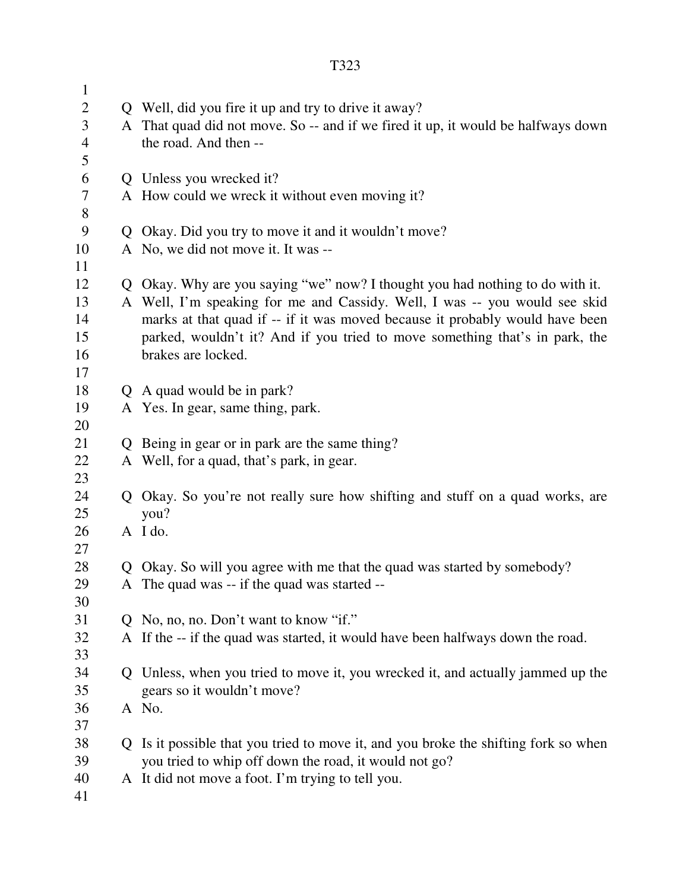Q Well, did you fire it up and try to drive it away?
A That quad did not move. So -- and if we fired it up, it would be halfways down the road. And then --

Q Unless you wrecked it?
A How could we wreck it without even moving it?

Q Okay. Did you try to move it and it wouldn't move?
A No, we did not move it. It was --

Q Okay. Why are you saying "we" now? I thought you had nothing to do with it.
A Well, I'm speaking for me and Cassidy. Well, I was -- you would see skid marks at that quad if -- if it was moved because it probably would have been parked, wouldn't it? And if you tried to move something that's in park, the brakes are locked.

Q A quad would be in park?
A Yes. In gear, same thing, park.

Q Being in gear or in park are the same thing?
A Well, for a quad, that's park, in gear.

Q Okay. So you're not really sure how shifting and stuff on a quad works, are you?
A I do.

Q Okay. So will you agree with me that the quad was started by somebody?
A The quad was -- if the quad was started --

Q No, no, no. Don't want to know "if."
A If the -- if the quad was started, it would have been halfways down the road.

Q Unless, when you tried to move it, you wrecked it, and actually jammed up the gears so it wouldn't move?
A No.

Q Is it possible that you tried to move it, and you broke the shifting fork so when you tried to whip off down the road, it would not go?
A It did not move a foot. I'm trying to tell you.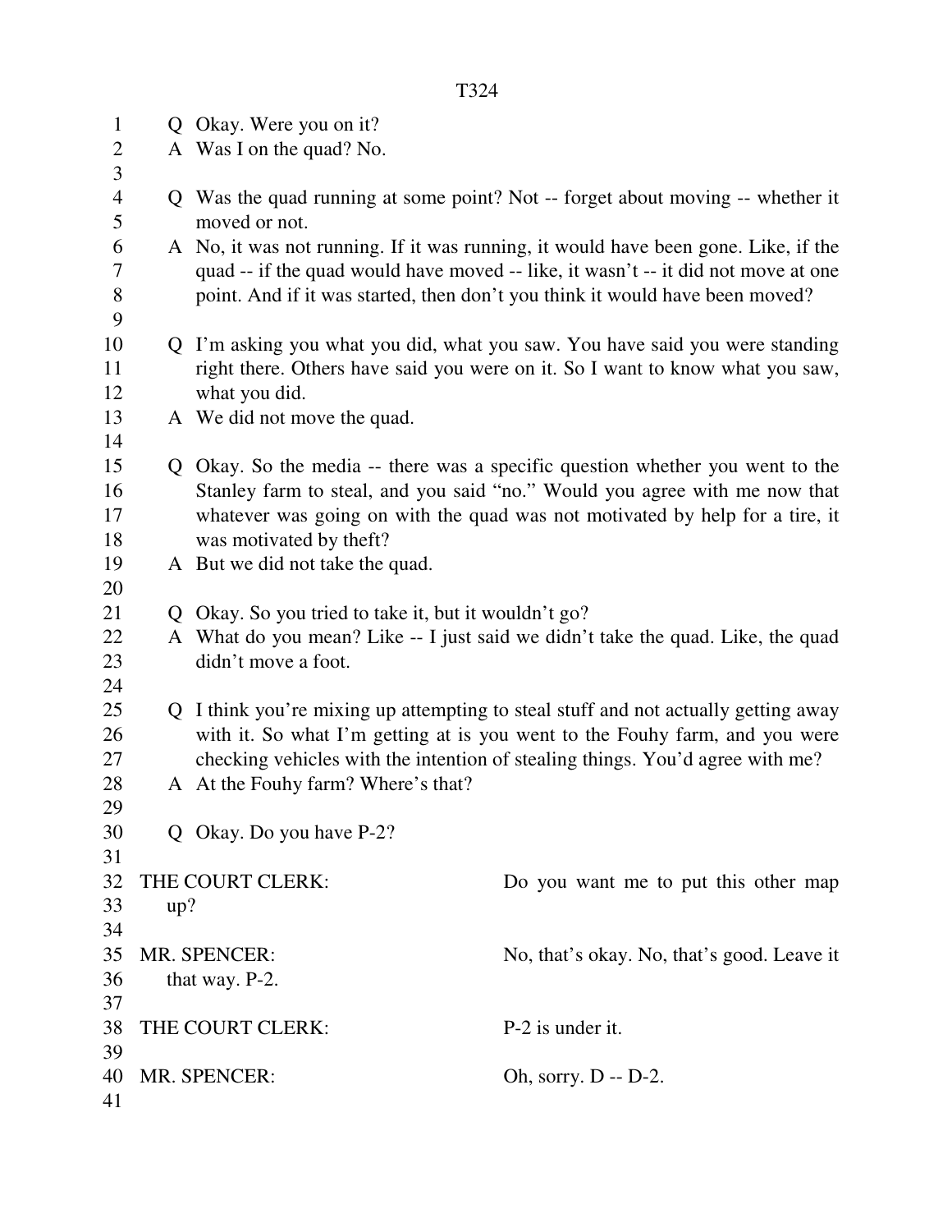Q Okay. Were you on it?

A Was I on the quad? No.

Q Was the quad running at some point? Not -- forget about moving -- whether it moved or not.

A No, it was not running. If it was running, it would have been gone. Like, if the quad -- if the quad would have moved -- like, it wasn't -- it did not move at one point. And if it was started, then don't you think it would have been moved?

Q I'm asking you what you did, what you saw. You have said you were standing right there. Others have said you were on it. So I want to know what you saw, what you did.

A We did not move the quad.

Q Okay. So the media -- there was a specific question whether you went to the Stanley farm to steal, and you said "no." Would you agree with me now that whatever was going on with the quad was not motivated by help for a tire, it was motivated by theft?

A But we did not take the quad.

Q Okay. So you tried to take it, but it wouldn't go?

A What do you mean? Like -- I just said we didn't take the quad. Like, the quad didn't move a foot.

Q I think you're mixing up attempting to steal stuff and not actually getting away with it. So what I'm getting at is you went to the Fouhy farm, and you were checking vehicles with the intention of stealing things. You'd agree with me?

A At the Fouhy farm? Where's that?

Q Okay. Do you have P-2?

THE COURT CLERK: Do you want me to put this other map up?

MR. SPENCER: No, that's okay. No, that's good. Leave it that way. P-2.

THE COURT CLERK: P-2 is under it.

MR. SPENCER: Oh, sorry. D -- D-2.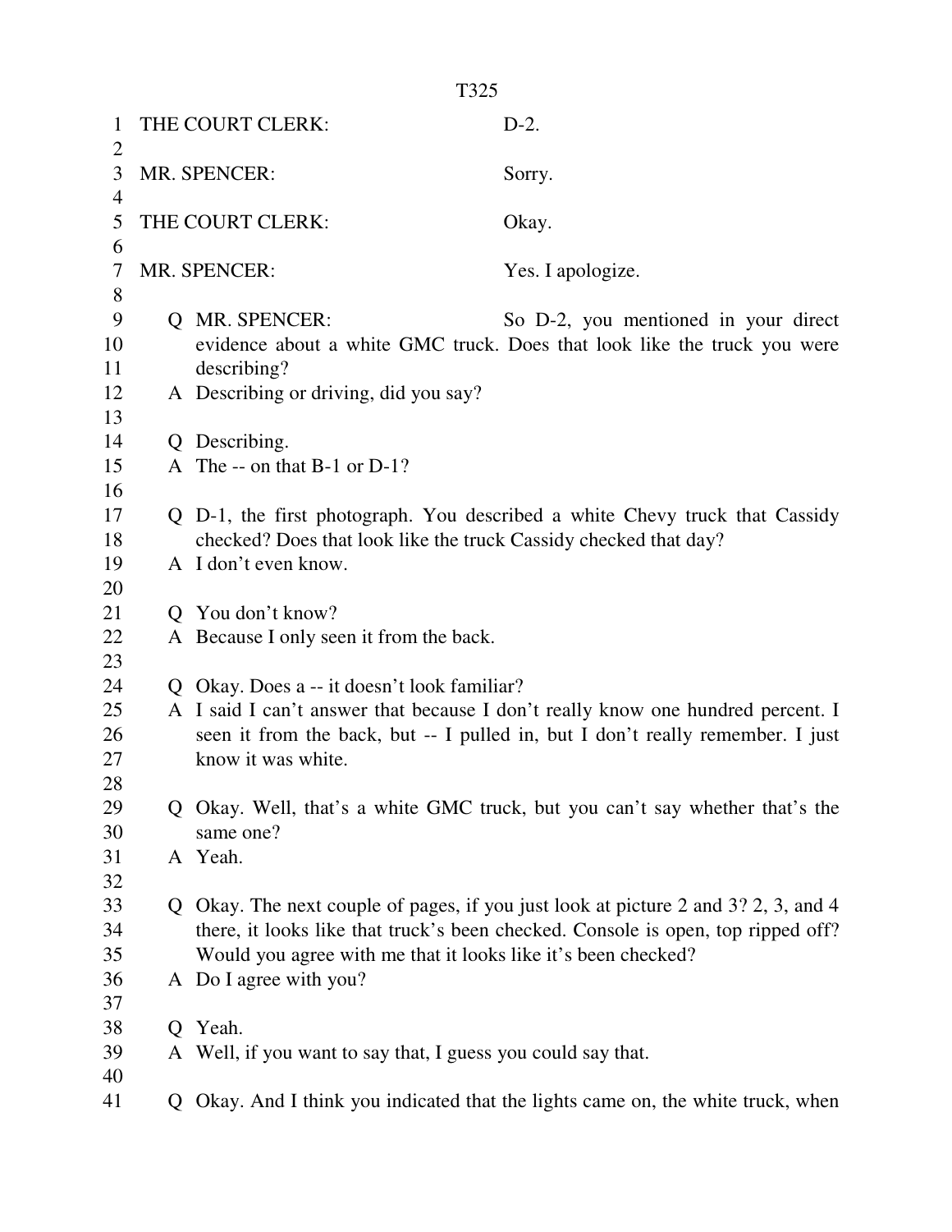THE COURT CLERK: D-2.

MR. SPENCER: Sorry.

THE COURT CLERK: Okay.

MR. SPENCER: Yes. I apologize.

Q MR. SPENCER: So D-2, you mentioned in your direct evidence about a white GMC truck. Does that look like the truck you were describing?

A Describing or driving, did you say?

Q Describing.

A The -- on that B-1 or D-1?

Q D-1, the first photograph. You described a white Chevy truck that Cassidy checked? Does that look like the truck Cassidy checked that day?

A I don't even know.

Q You don't know?

A Because I only seen it from the back.

Q Okay. Does a -- it doesn't look familiar?

A I said I can't answer that because I don't really know one hundred percent. I seen it from the back, but -- I pulled in, but I don't really remember. I just know it was white.

Q Okay. Well, that's a white GMC truck, but you can't say whether that's the same one?

A Yeah.

Q Okay. The next couple of pages, if you just look at picture 2 and 3? 2, 3, and 4 there, it looks like that truck's been checked. Console is open, top ripped off? Would you agree with me that it looks like it's been checked?

A Do I agree with you?

Q Yeah.

A Well, if you want to say that, I guess you could say that.

Q Okay. And I think you indicated that the lights came on, the white truck, when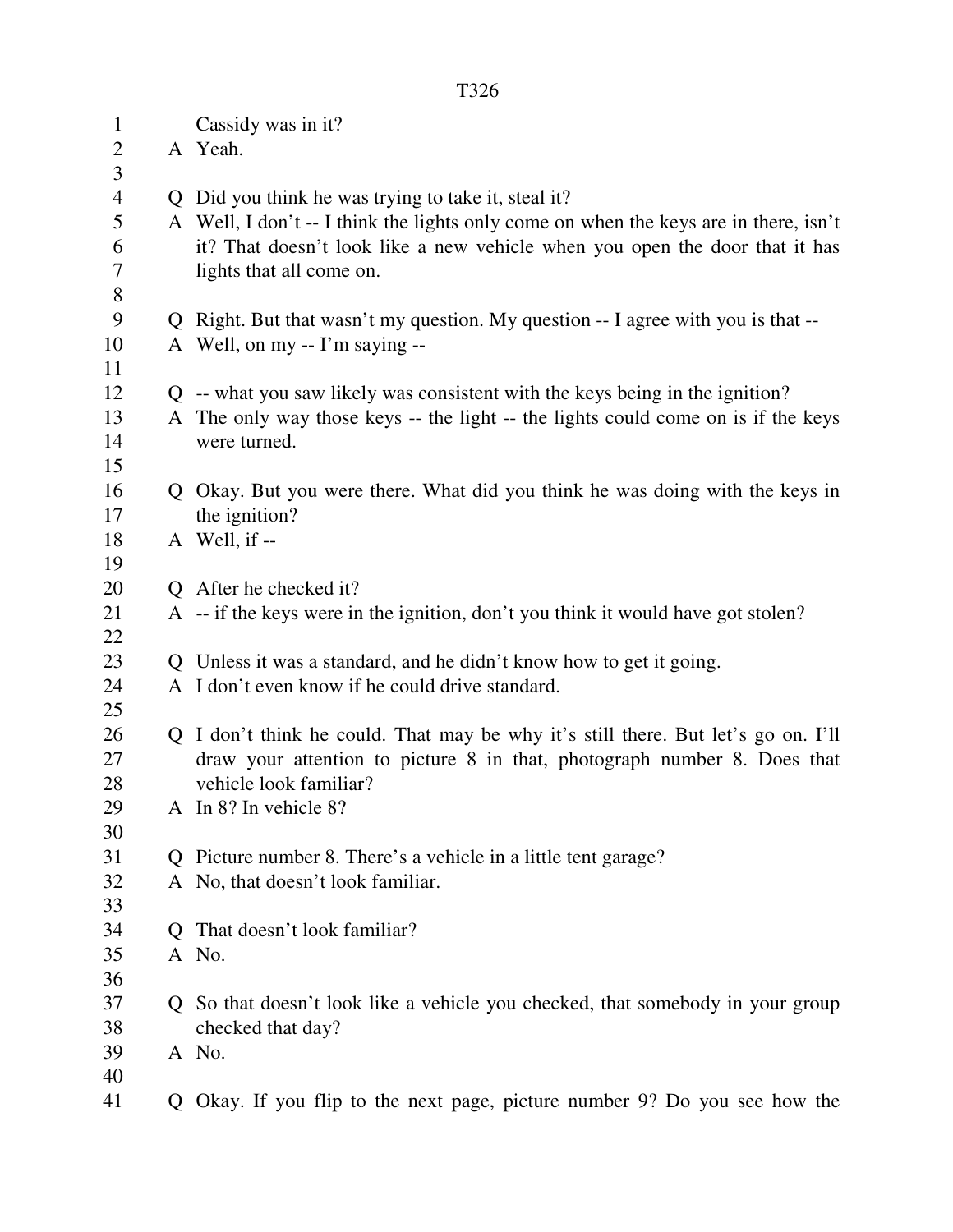Cassidy was in it?

A Yeah.

Q Did you think he was trying to take it, steal it?

A Well, I don't -- I think the lights only come on when the keys are in there, isn't it? That doesn't look like a new vehicle when you open the door that it has lights that all come on.

Q Right. But that wasn't my question. My question -- I agree with you is that --

A Well, on my -- I'm saying --

Q -- what you saw likely was consistent with the keys being in the ignition?

A The only way those keys -- the light -- the lights could come on is if the keys were turned.

Q Okay. But you were there. What did you think he was doing with the keys in the ignition?

A Well, if --

Q After he checked it?

A -- if the keys were in the ignition, don't you think it would have got stolen?

Q Unless it was a standard, and he didn't know how to get it going.

A I don't even know if he could drive standard.

Q I don't think he could. That may be why it's still there. But let's go on. I'll draw your attention to picture 8 in that, photograph number 8. Does that vehicle look familiar?

A In 8? In vehicle 8?

Q Picture number 8. There's a vehicle in a little tent garage?

A No, that doesn't look familiar.

Q That doesn't look familiar?

A No.

Q So that doesn't look like a vehicle you checked, that somebody in your group checked that day?

A No.

Q Okay. If you flip to the next page, picture number 9? Do you see how the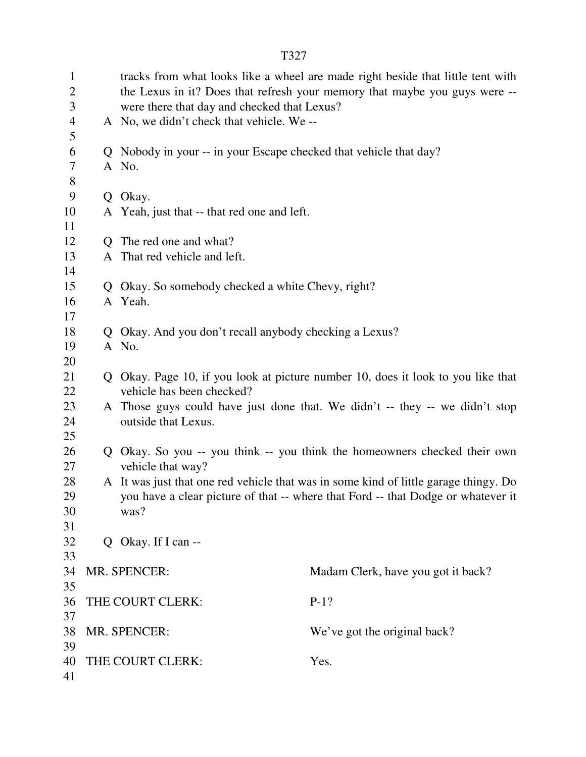tracks from what looks like a wheel are made right beside that little tent with the Lexus in it? Does that refresh your memory that maybe you guys were -- were there that day and checked that Lexus?

A No, we didn't check that vehicle. We --

Q Nobody in your -- in your Escape checked that vehicle that day?

A No.

Q Okay.

A Yeah, just that -- that red one and left.

Q The red one and what?

A That red vehicle and left.

Q Okay. So somebody checked a white Chevy, right?

A Yeah.

Q Okay. And you don't recall anybody checking a Lexus?

A No.

Q Okay. Page 10, if you look at picture number 10, does it look to you like that vehicle has been checked?

A Those guys could have just done that. We didn't -- they -- we didn't stop outside that Lexus.

Q Okay. So you -- you think -- you think the homeowners checked their own vehicle that way?

A It was just that one red vehicle that was in some kind of little garage thingy. Do you have a clear picture of that -- where that Ford -- that Dodge or whatever it was?

Q Okay. If I can --

MR. SPENCER: Madam Clerk, have you got it back?

THE COURT CLERK: P-1?

MR. SPENCER: We've got the original back?

THE COURT CLERK: Yes.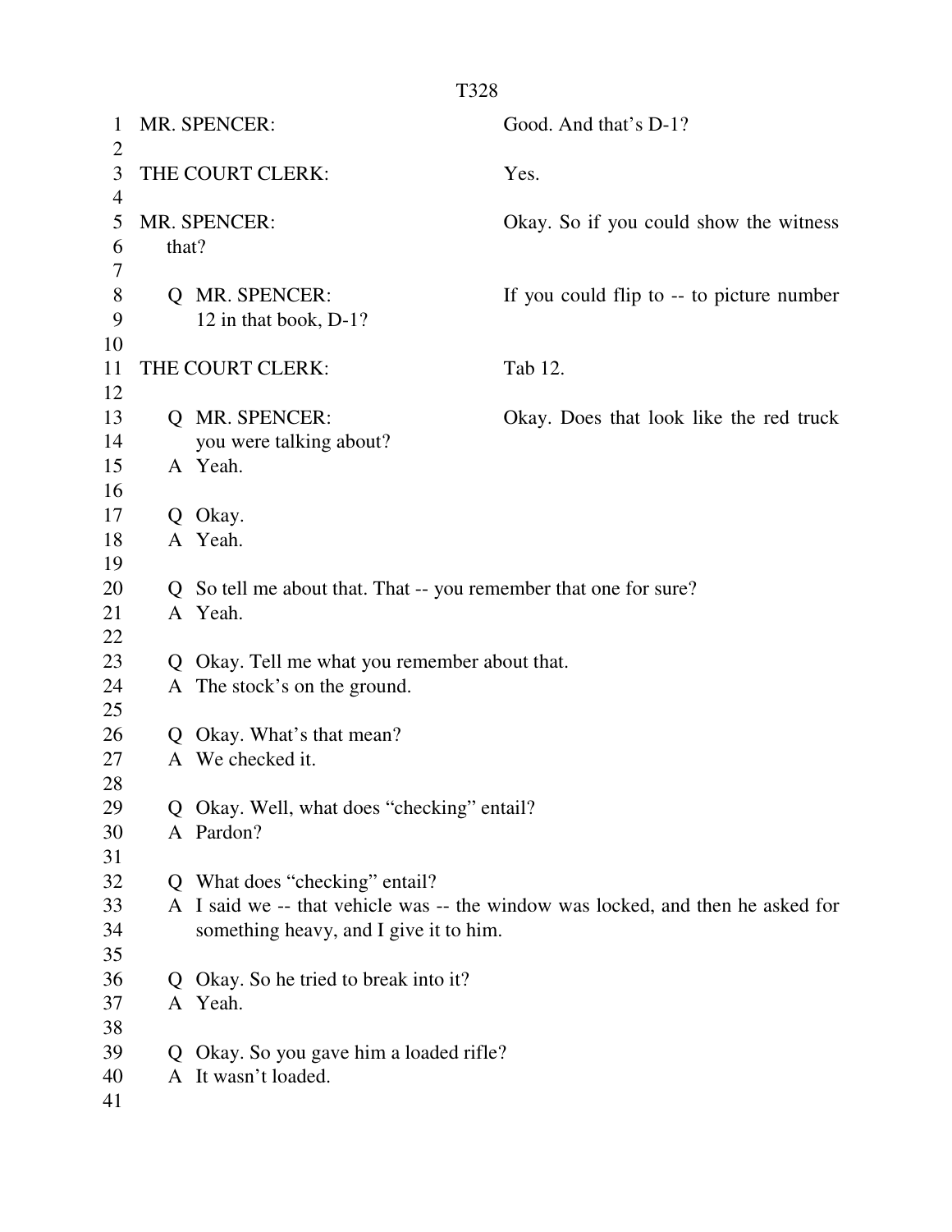MR. SPENCER: Good. And that's D-1?

THE COURT CLERK: Yes.

MR. SPENCER: Okay. So if you could show the witness that?

Q MR. SPENCER: If you could flip to -- to picture number 12 in that book, D-1?

THE COURT CLERK: Tab 12.

Q MR. SPENCER: Okay. Does that look like the red truck you were talking about?

A Yeah.

Q Okay.

A Yeah.

Q So tell me about that. That -- you remember that one for sure?

A Yeah.

Q Okay. Tell me what you remember about that.

A The stock's on the ground.

Q Okay. What's that mean?

A We checked it.

Q Okay. Well, what does "checking" entail?

A Pardon?

Q What does "checking" entail?

A I said we -- that vehicle was -- the window was locked, and then he asked for something heavy, and I give it to him.

Q Okay. So he tried to break into it?

A Yeah.

Q Okay. So you gave him a loaded rifle?

A It wasn't loaded.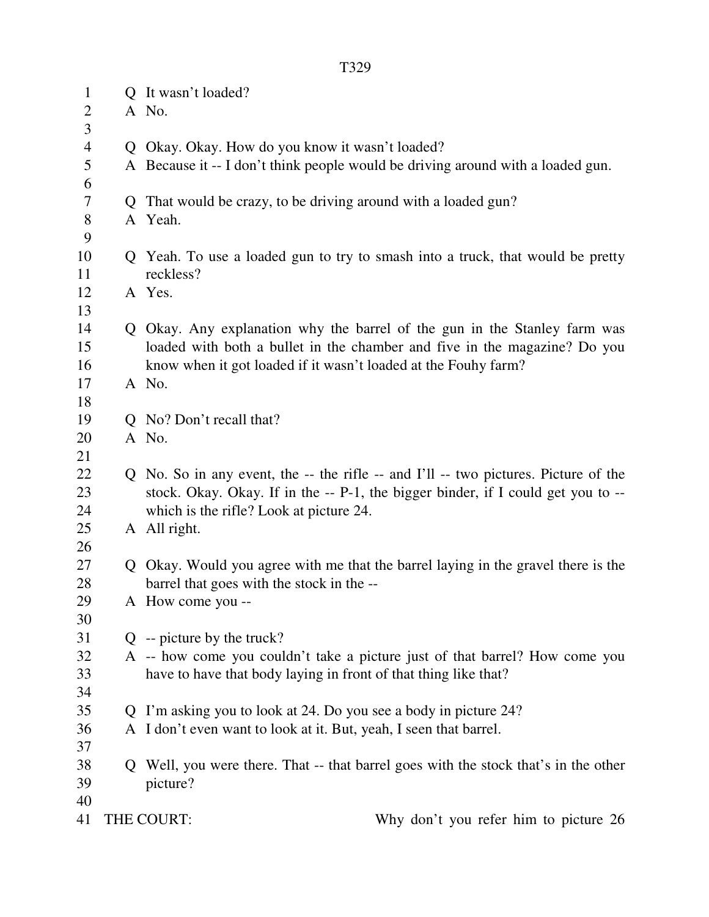Q It wasn't loaded?

A No.

Q Okay. Okay. How do you know it wasn't loaded?

A Because it -- I don't think people would be driving around with a loaded gun.

Q That would be crazy, to be driving around with a loaded gun?

A Yeah.

Q Yeah. To use a loaded gun to try to smash into a truck, that would be pretty reckless?

A Yes.

Q Okay. Any explanation why the barrel of the gun in the Stanley farm was loaded with both a bullet in the chamber and five in the magazine? Do you know when it got loaded if it wasn't loaded at the Fouhy farm?

A No.

Q No? Don't recall that?

A No.

Q No. So in any event, the -- the rifle -- and I'll -- two pictures. Picture of the stock. Okay. Okay. If in the -- P-1, the bigger binder, if I could get you to -- which is the rifle? Look at picture 24.

A All right.

Q Okay. Would you agree with me that the barrel laying in the gravel there is the barrel that goes with the stock in the --

A How come you --

Q -- picture by the truck?

A -- how come you couldn't take a picture just of that barrel? How come you have to have that body laying in front of that thing like that?

Q I'm asking you to look at 24. Do you see a body in picture 24?

A I don't even want to look at it. But, yeah, I seen that barrel.

Q Well, you were there. That -- that barrel goes with the stock that's in the other picture?

THE COURT: Why don't you refer him to picture 26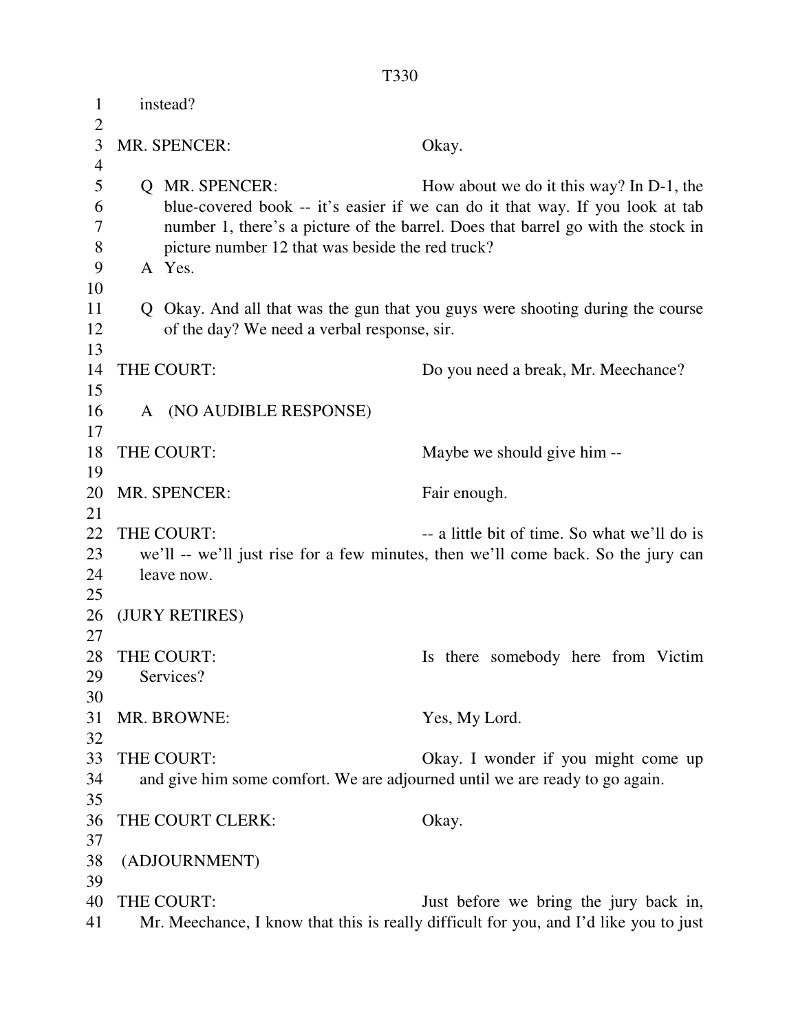instead?

MR. SPENCER: Okay.

Q MR. SPENCER: How about we do it this way? In D-1, the blue-covered book -- it's easier if we can do it that way. If you look at tab number 1, there's a picture of the barrel. Does that barrel go with the stock in picture number 12 that was beside the red truck?

A Yes.

Q Okay. And all that was the gun that you guys were shooting during the course of the day? We need a verbal response, sir.

THE COURT: Do you need a break, Mr. Meechance?

A (NO AUDIBLE RESPONSE)

THE COURT: Maybe we should give him --

MR. SPENCER: Fair enough.

THE COURT: -- a little bit of time. So what we'll do is we'll -- we'll just rise for a few minutes, then we'll come back. So the jury can leave now.

(JURY RETIRES)

THE COURT: Is there somebody here from Victim Services?

MR. BROWNE: Yes, My Lord.

THE COURT: Okay. I wonder if you might come up and give him some comfort. We are adjourned until we are ready to go again.

THE COURT CLERK: Okay.

(ADJOURNMENT)

THE COURT: Just before we bring the jury back in, Mr. Meechance, I know that this is really difficult for you, and I'd like you to just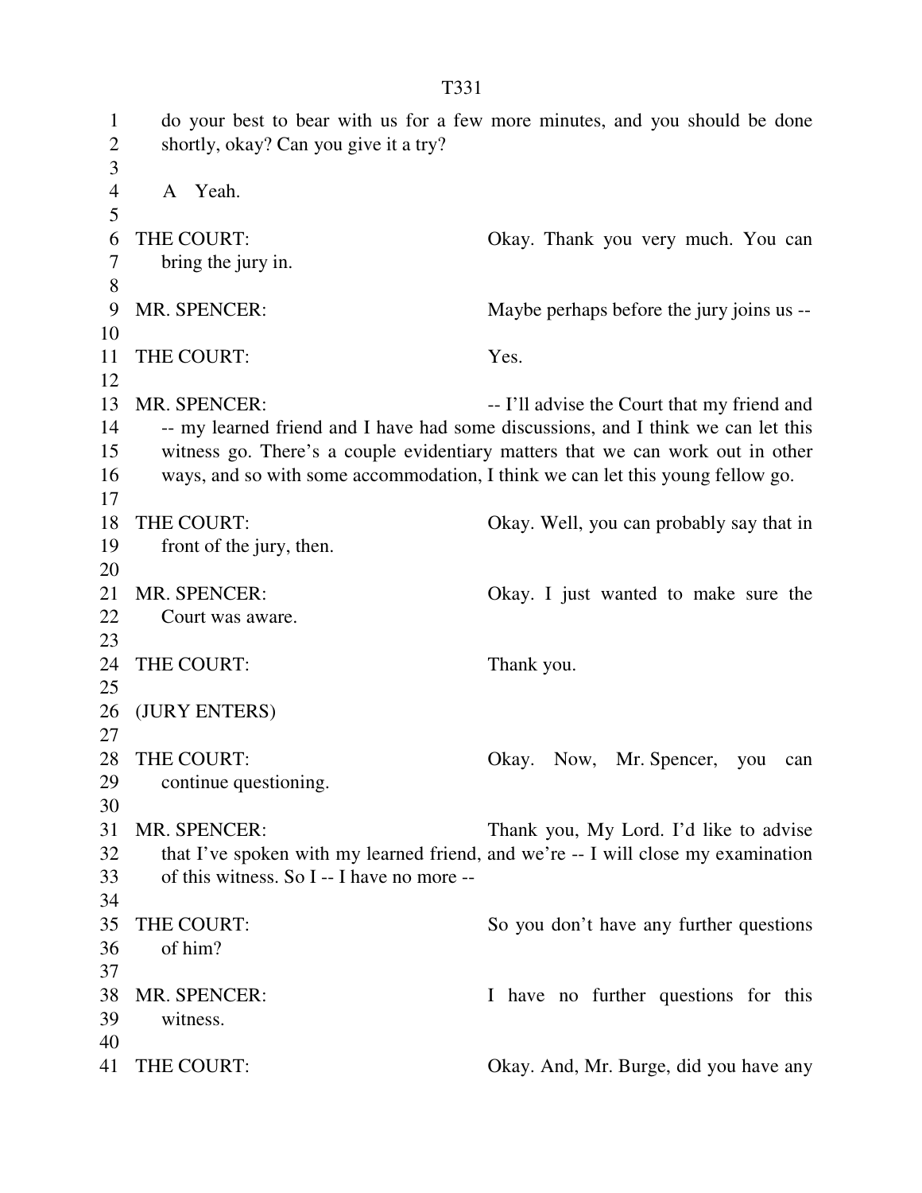do your best to bear with us for a few more minutes, and you should be done shortly, okay? Can you give it a try?

A Yeah.

THE COURT: Okay. Thank you very much. You can bring the jury in.

MR. SPENCER: Maybe perhaps before the jury joins us --

THE COURT: Yes.

MR. SPENCER: -- I'll advise the Court that my friend and -- my learned friend and I have had some discussions, and I think we can let this witness go. There's a couple evidentiary matters that we can work out in other ways, and so with some accommodation, I think we can let this young fellow go.

THE COURT: Okay. Well, you can probably say that in front of the jury, then.

MR. SPENCER: Okay. I just wanted to make sure the Court was aware.

THE COURT: Thank you.

(JURY ENTERS)

THE COURT: Okay. Now, Mr. Spencer, you can continue questioning.

MR. SPENCER: Thank you, My Lord. I'd like to advise that I've spoken with my learned friend, and we're -- I will close my examination of this witness. So I -- I have no more --

THE COURT: So you don't have any further questions of him?

MR. SPENCER: I have no further questions for this witness.

THE COURT: Okay. And, Mr. Burge, did you have any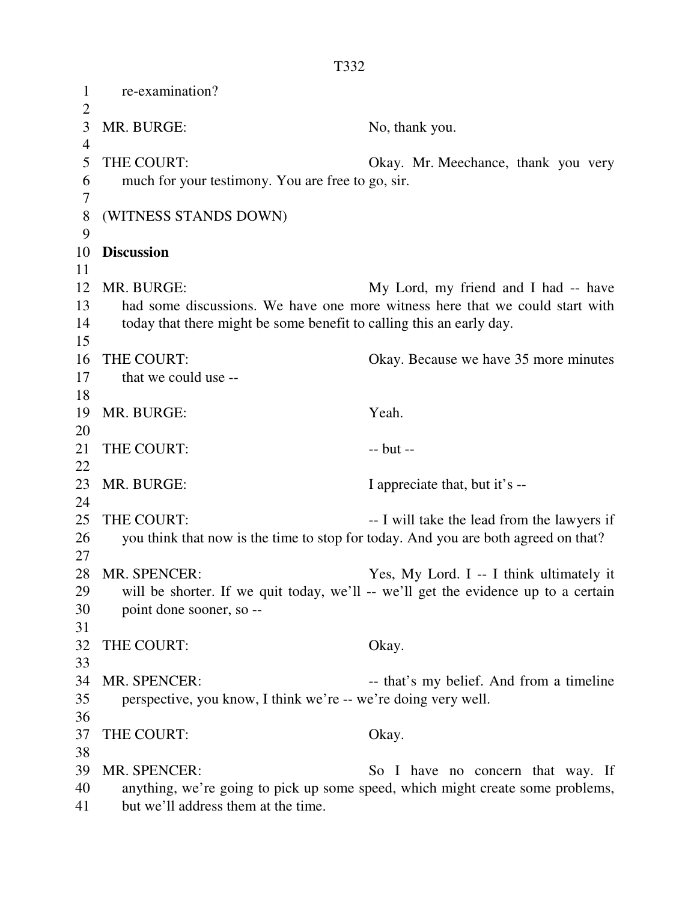re-examination?

MR. BURGE: No, thank you.

THE COURT: Okay. Mr. Meechance, thank you very much for your testimony. You are free to go, sir.

(WITNESS STANDS DOWN)

**Discussion**

MR. BURGE: My Lord, my friend and I had -- have had some discussions. We have one more witness here that we could start with today that there might be some benefit to calling this an early day.

THE COURT: Okay. Because we have 35 more minutes that we could use --

MR. BURGE: Yeah.

THE COURT: -- but --

MR. BURGE: I appreciate that, but it's --

THE COURT: -- I will take the lead from the lawyers if you think that now is the time to stop for today. And you are both agreed on that?

MR. SPENCER: Yes, My Lord. I -- I think ultimately it will be shorter. If we quit today, we'll -- we'll get the evidence up to a certain point done sooner, so --

THE COURT: Okay.

MR. SPENCER: -- that's my belief. And from a timeline perspective, you know, I think we're -- we're doing very well.

THE COURT: Okay.

MR. SPENCER: So I have no concern that way. If anything, we're going to pick up some speed, which might create some problems, but we'll address them at the time.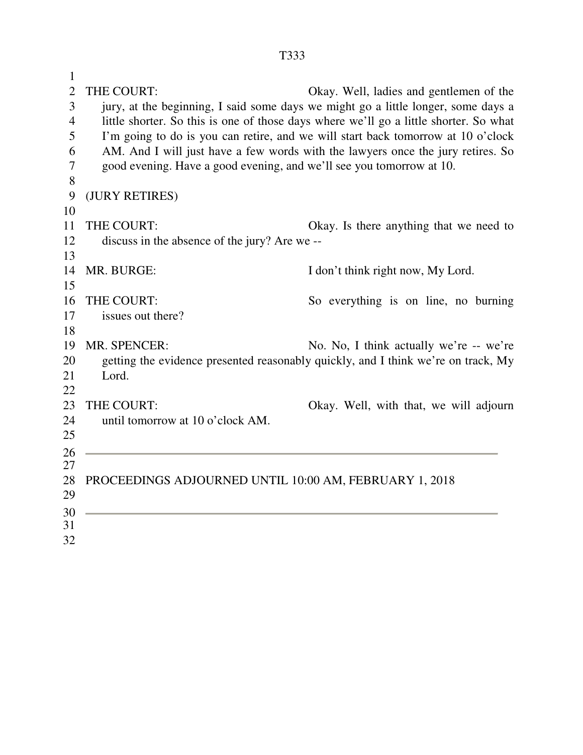THE COURT: Okay. Well, ladies and gentlemen of the jury, at the beginning, I said some days we might go a little longer, some days a little shorter. So this is one of those days where we'll go a little shorter. So what I'm going to do is you can retire, and we will start back tomorrow at 10 o'clock AM. And I will just have a few words with the lawyers once the jury retires. So good evening. Have a good evening, and we'll see you tomorrow at 10.

(JURY RETIRES)

THE COURT: Okay. Is there anything that we need to discuss in the absence of the jury? Are we --

MR. BURGE: I don't think right now, My Lord.

THE COURT: So everything is on line, no burning issues out there?

MR. SPENCER: No. No, I think actually we're -- we're getting the evidence presented reasonably quickly, and I think we're on track, My Lord.

THE COURT: Okay. Well, with that, we will adjourn until tomorrow at 10 o'clock AM.

---

PROCEEDINGS ADJOURNED UNTIL 10:00 AM, FEBRUARY 1, 2018

---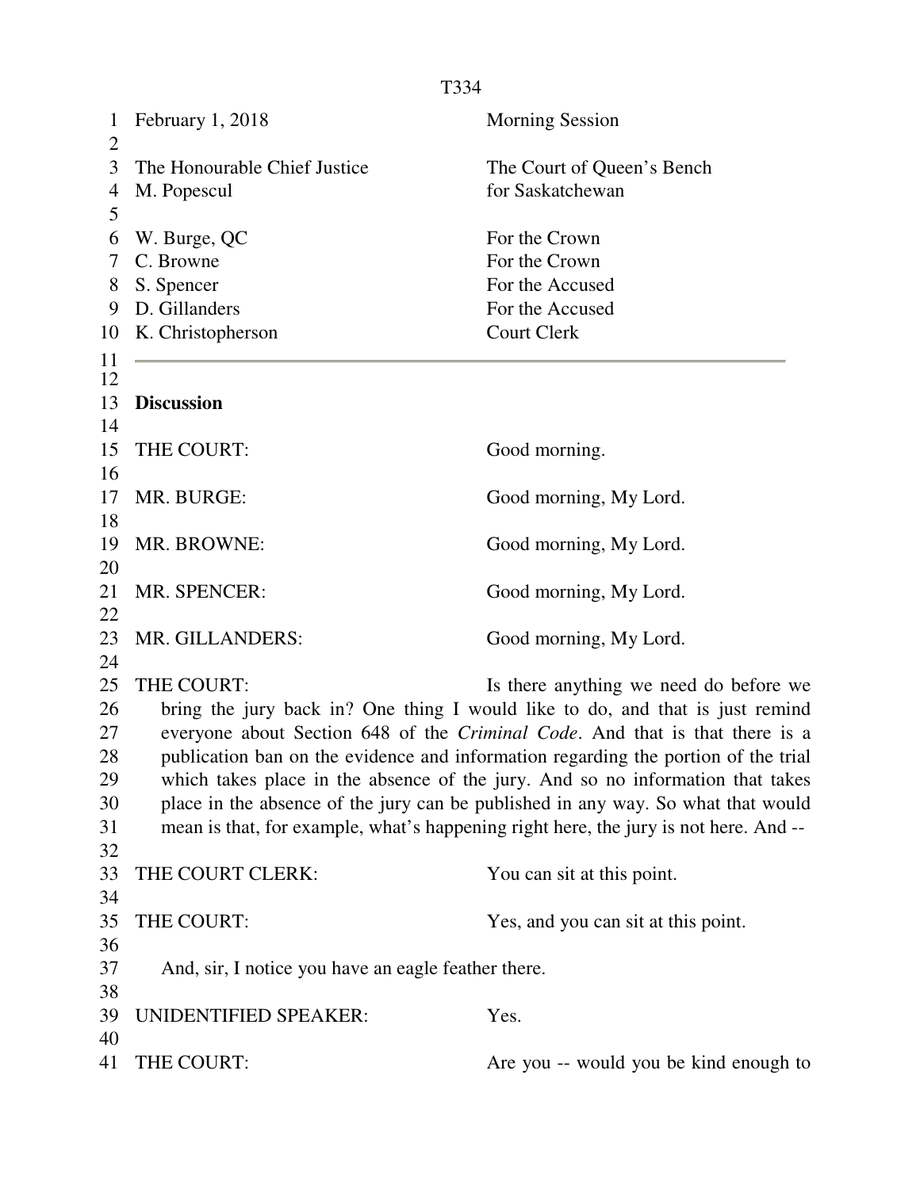February 1, 2018 — Morning Session

The Honourable Chief Justice M. Popescul — The Court of Queen's Bench for Saskatchewan

W. Burge, QC — For the Crown
C. Browne — For the Crown
S. Spencer — For the Accused
D. Gillanders — For the Accused
K. Christopherson — Court Clerk

---

**Discussion**

THE COURT: Good morning.

MR. BURGE: Good morning, My Lord.

MR. BROWNE: Good morning, My Lord.

MR. SPENCER: Good morning, My Lord.

MR. GILLANDERS: Good morning, My Lord.

THE COURT: Is there anything we need do before we bring the jury back in? One thing I would like to do, and that is just remind everyone about Section 648 of the *Criminal Code*. And that is that there is a publication ban on the evidence and information regarding the portion of the trial which takes place in the absence of the jury. And so no information that takes place in the absence of the jury can be published in any way. So what that would mean is that, for example, what's happening right here, the jury is not here. And --

THE COURT CLERK: You can sit at this point.

THE COURT: Yes, and you can sit at this point.

And, sir, I notice you have an eagle feather there.

UNIDENTIFIED SPEAKER: Yes.

THE COURT: Are you -- would you be kind enough to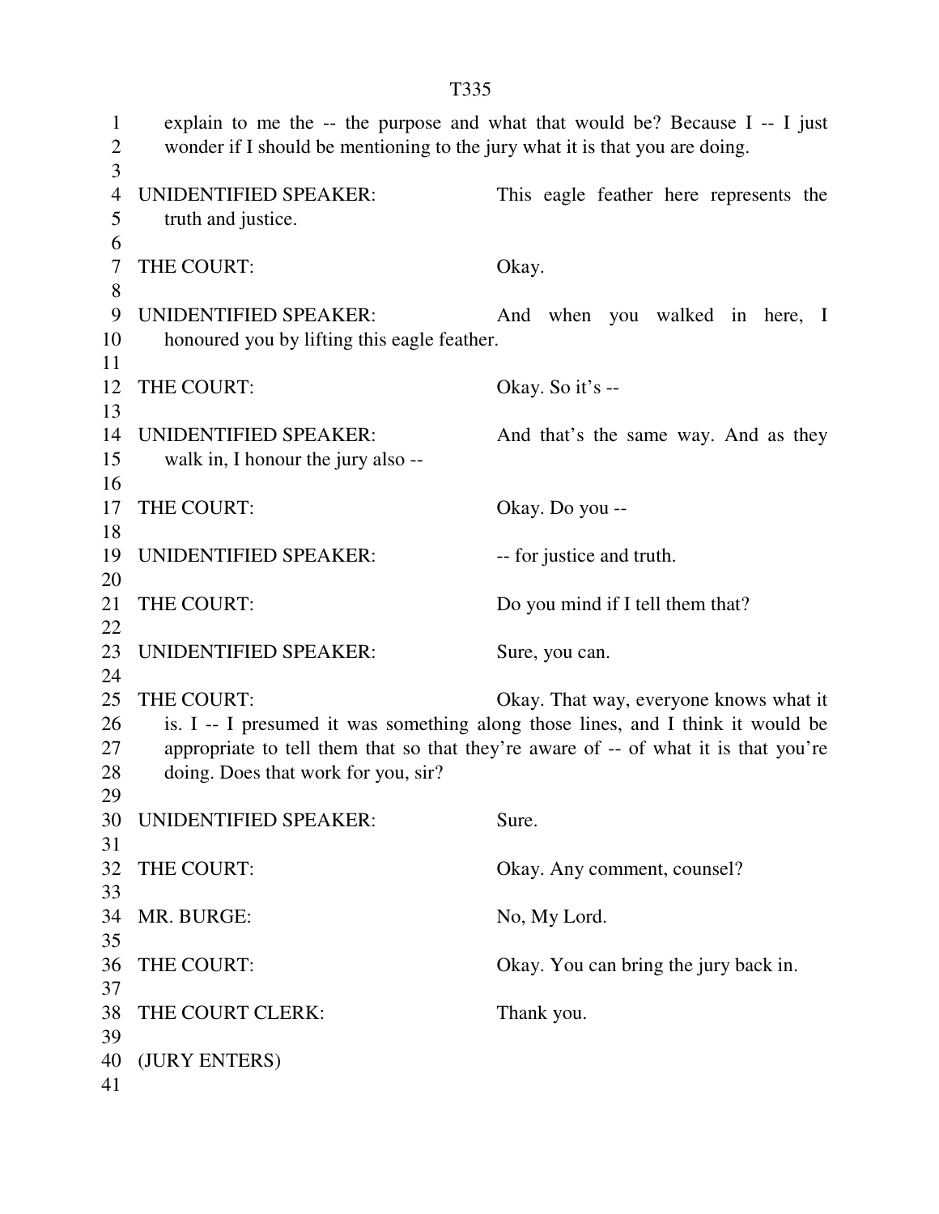explain to me the -- the purpose and what that would be? Because I -- I just wonder if I should be mentioning to the jury what it is that you are doing.

UNIDENTIFIED SPEAKER: This eagle feather here represents the truth and justice.

THE COURT: Okay.

UNIDENTIFIED SPEAKER: And when you walked in here, I honoured you by lifting this eagle feather.

THE COURT: Okay. So it's --

UNIDENTIFIED SPEAKER: And that's the same way. And as they walk in, I honour the jury also --

THE COURT: Okay. Do you --

UNIDENTIFIED SPEAKER: -- for justice and truth.

THE COURT: Do you mind if I tell them that?

UNIDENTIFIED SPEAKER: Sure, you can.

THE COURT: Okay. That way, everyone knows what it is. I -- I presumed it was something along those lines, and I think it would be appropriate to tell them that so that they're aware of -- of what it is that you're doing. Does that work for you, sir?

UNIDENTIFIED SPEAKER: Sure.

THE COURT: Okay. Any comment, counsel?

MR. BURGE: No, My Lord.

THE COURT: Okay. You can bring the jury back in.

THE COURT CLERK: Thank you.

(JURY ENTERS)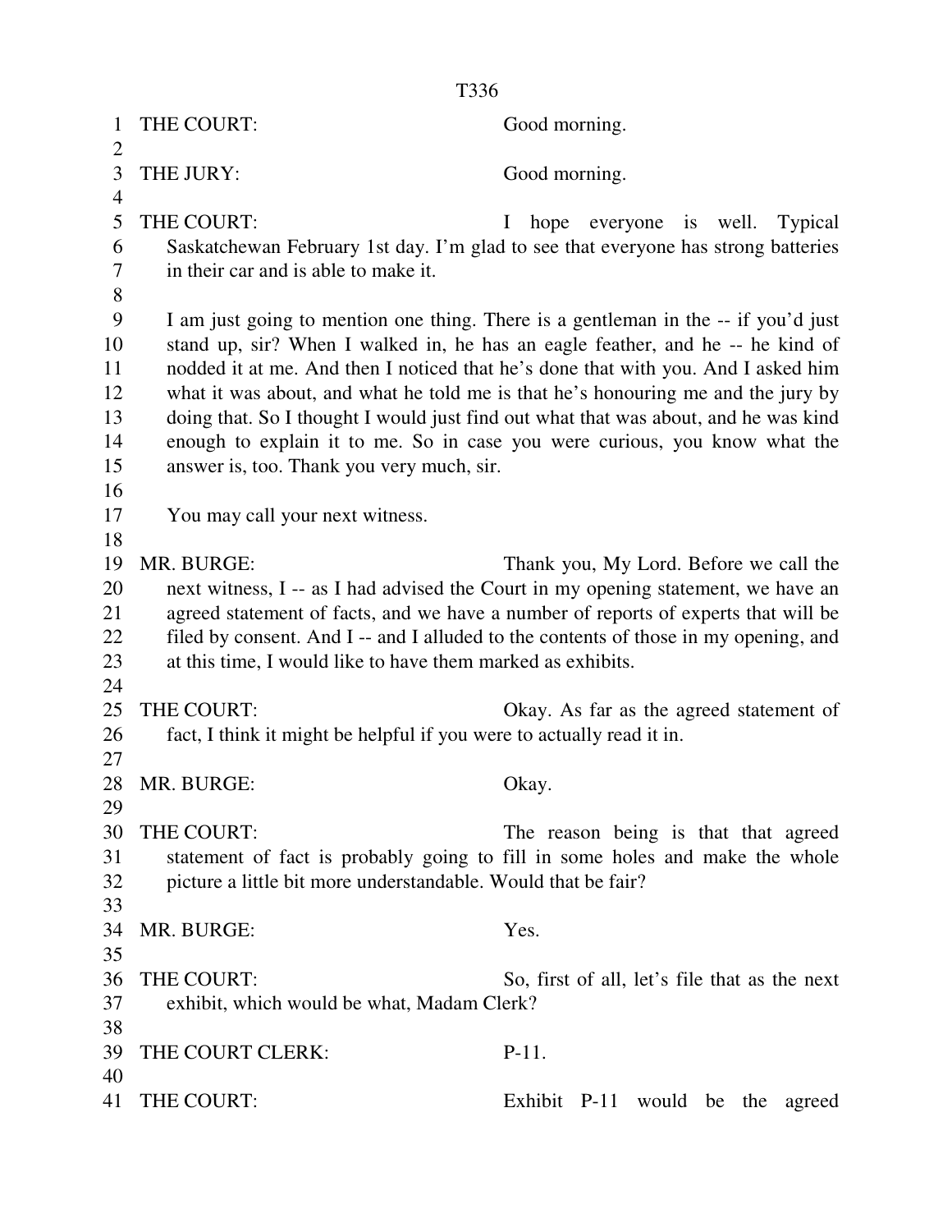THE COURT: Good morning.

THE JURY: Good morning.

THE COURT: I hope everyone is well. Typical Saskatchewan February 1st day. I'm glad to see that everyone has strong batteries in their car and is able to make it.

I am just going to mention one thing. There is a gentleman in the -- if you'd just stand up, sir? When I walked in, he has an eagle feather, and he -- he kind of nodded it at me. And then I noticed that he's done that with you. And I asked him what it was about, and what he told me is that he's honouring me and the jury by doing that. So I thought I would just find out what that was about, and he was kind enough to explain it to me. So in case you were curious, you know what the answer is, too. Thank you very much, sir.

You may call your next witness.

MR. BURGE: Thank you, My Lord. Before we call the next witness, I -- as I had advised the Court in my opening statement, we have an agreed statement of facts, and we have a number of reports of experts that will be filed by consent. And I -- and I alluded to the contents of those in my opening, and at this time, I would like to have them marked as exhibits.

THE COURT: Okay. As far as the agreed statement of fact, I think it might be helpful if you were to actually read it in.

MR. BURGE: Okay.

THE COURT: The reason being is that that agreed statement of fact is probably going to fill in some holes and make the whole picture a little bit more understandable. Would that be fair?

MR. BURGE: Yes.

THE COURT: So, first of all, let's file that as the next exhibit, which would be what, Madam Clerk?

THE COURT CLERK: P-11.

THE COURT: Exhibit P-11 would be the agreed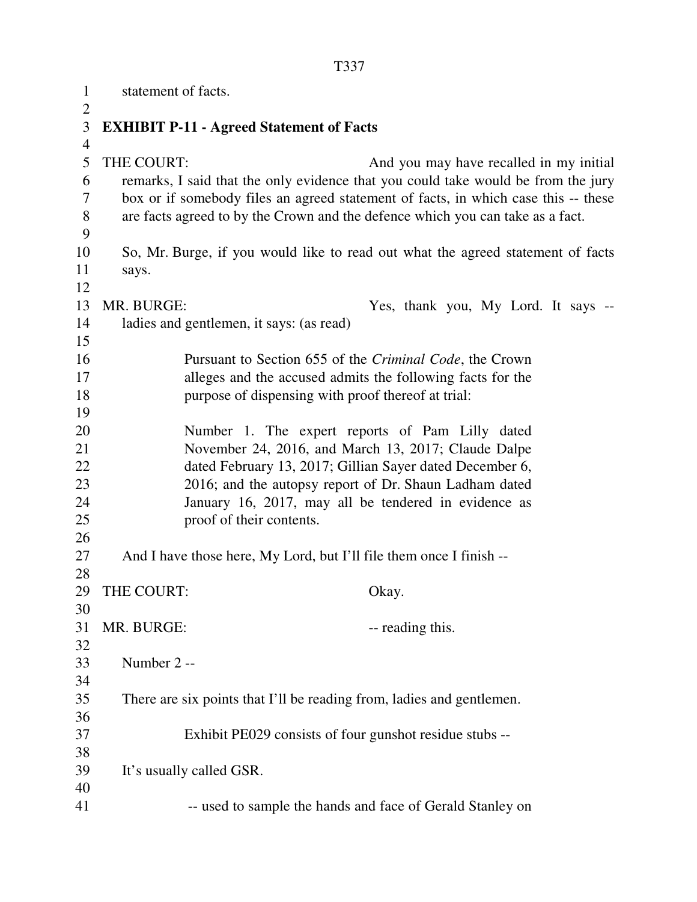statement of facts.

**EXHIBIT P-11 - Agreed Statement of Facts**

THE COURT: And you may have recalled in my initial remarks, I said that the only evidence that you could take would be from the jury box or if somebody files an agreed statement of facts, in which case this -- these are facts agreed to by the Crown and the defence which you can take as a fact.

So, Mr. Burge, if you would like to read out what the agreed statement of facts says.

MR. BURGE: Yes, thank you, My Lord. It says -- ladies and gentlemen, it says: (as read)

> Pursuant to Section 655 of the *Criminal Code*, the Crown alleges and the accused admits the following facts for the purpose of dispensing with proof thereof at trial:
>
> Number 1. The expert reports of Pam Lilly dated November 24, 2016, and March 13, 2017; Claude Dalpe dated February 13, 2017; Gillian Sayer dated December 6, 2016; and the autopsy report of Dr. Shaun Ladham dated January 16, 2017, may all be tendered in evidence as proof of their contents.

And I have those here, My Lord, but I'll file them once I finish --

THE COURT: Okay.

MR. BURGE: -- reading this.

Number 2 --

There are six points that I'll be reading from, ladies and gentlemen.

> Exhibit PE029 consists of four gunshot residue stubs --

It's usually called GSR.

> -- used to sample the hands and face of Gerald Stanley on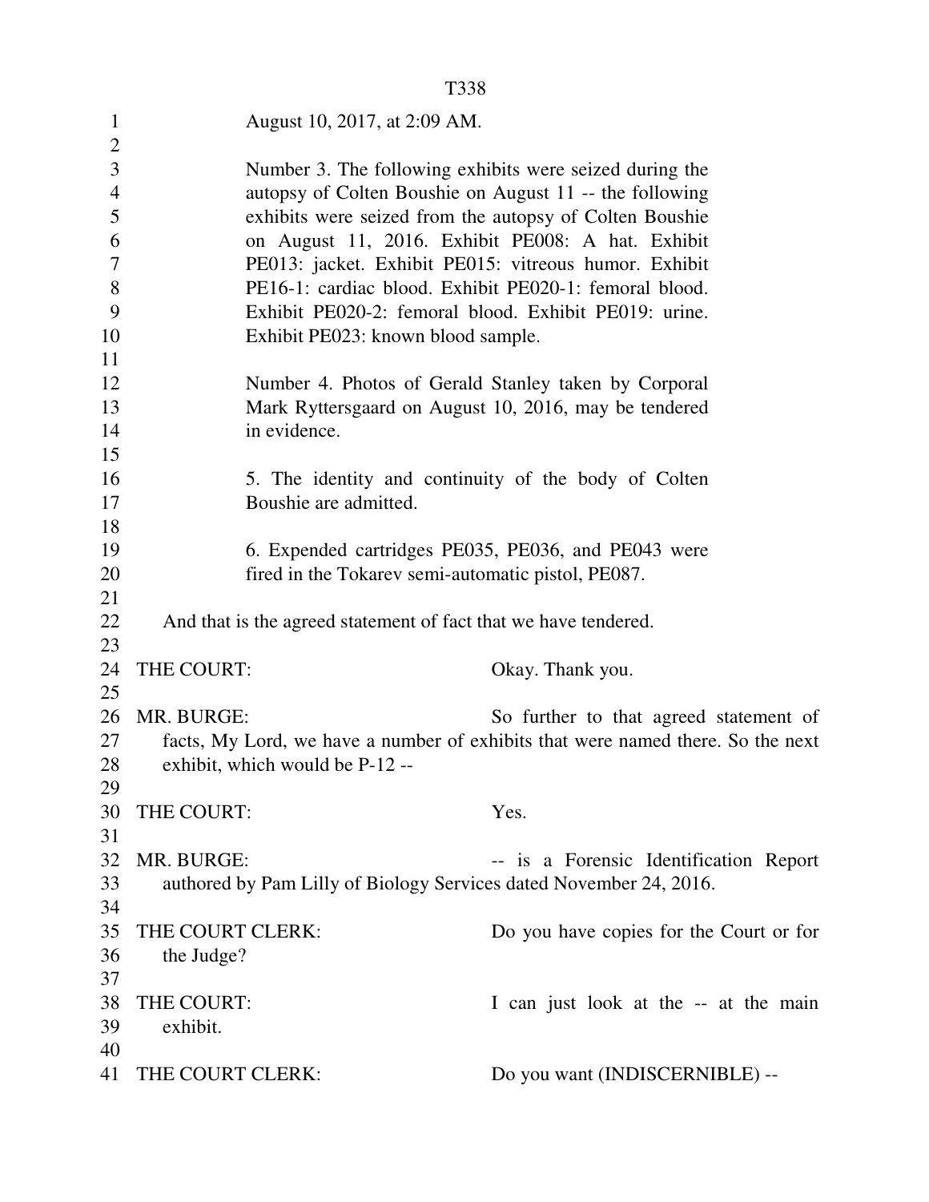August 10, 2017, at 2:09 AM.

Number 3. The following exhibits were seized during the autopsy of Colten Boushie on August 11 -- the following exhibits were seized from the autopsy of Colten Boushie on August 11, 2016. Exhibit PE008: A hat. Exhibit PE013: jacket. Exhibit PE015: vitreous humor. Exhibit PE16-1: cardiac blood. Exhibit PE020-1: femoral blood. Exhibit PE020-2: femoral blood. Exhibit PE019: urine. Exhibit PE023: known blood sample.

Number 4. Photos of Gerald Stanley taken by Corporal Mark Ryttersgaard on August 10, 2016, may be tendered in evidence.

5. The identity and continuity of the body of Colten Boushie are admitted.

6. Expended cartridges PE035, PE036, and PE043 were fired in the Tokarev semi-automatic pistol, PE087.

And that is the agreed statement of fact that we have tendered.

THE COURT: Okay. Thank you.

MR. BURGE: So further to that agreed statement of facts, My Lord, we have a number of exhibits that were named there. So the next exhibit, which would be P-12 --

THE COURT: Yes.

MR. BURGE: -- is a Forensic Identification Report authored by Pam Lilly of Biology Services dated November 24, 2016.

THE COURT CLERK: Do you have copies for the Court or for the Judge?

THE COURT: I can just look at the -- at the main exhibit.

THE COURT CLERK: Do you want (INDISCERNIBLE) --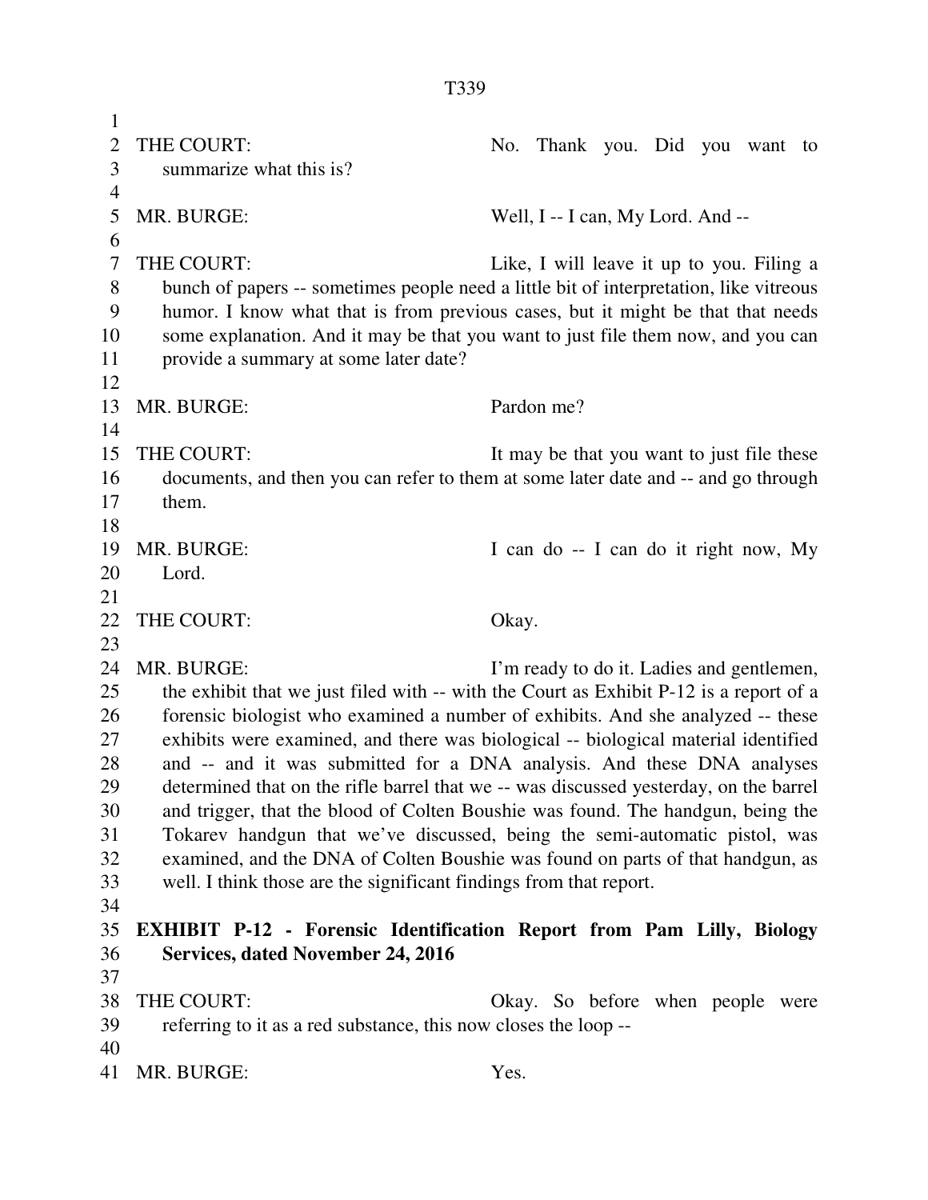THE COURT: No. Thank you. Did you want to summarize what this is?

MR. BURGE: Well, I -- I can, My Lord. And --

THE COURT: Like, I will leave it up to you. Filing a bunch of papers -- sometimes people need a little bit of interpretation, like vitreous humor. I know what that is from previous cases, but it might be that that needs some explanation. And it may be that you want to just file them now, and you can provide a summary at some later date?

MR. BURGE: Pardon me?

THE COURT: It may be that you want to just file these documents, and then you can refer to them at some later date and -- and go through them.

MR. BURGE: I can do -- I can do it right now, My Lord.

THE COURT: Okay.

MR. BURGE: I'm ready to do it. Ladies and gentlemen, the exhibit that we just filed with -- with the Court as Exhibit P-12 is a report of a forensic biologist who examined a number of exhibits. And she analyzed -- these exhibits were examined, and there was biological -- biological material identified and -- and it was submitted for a DNA analysis. And these DNA analyses determined that on the rifle barrel that we -- was discussed yesterday, on the barrel and trigger, that the blood of Colten Boushie was found. The handgun, being the Tokarev handgun that we've discussed, being the semi-automatic pistol, was examined, and the DNA of Colten Boushie was found on parts of that handgun, as well. I think those are the significant findings from that report.

**EXHIBIT P-12 - Forensic Identification Report from Pam Lilly, Biology Services, dated November 24, 2016**

THE COURT: Okay. So before when people were referring to it as a red substance, this now closes the loop --

MR. BURGE: Yes.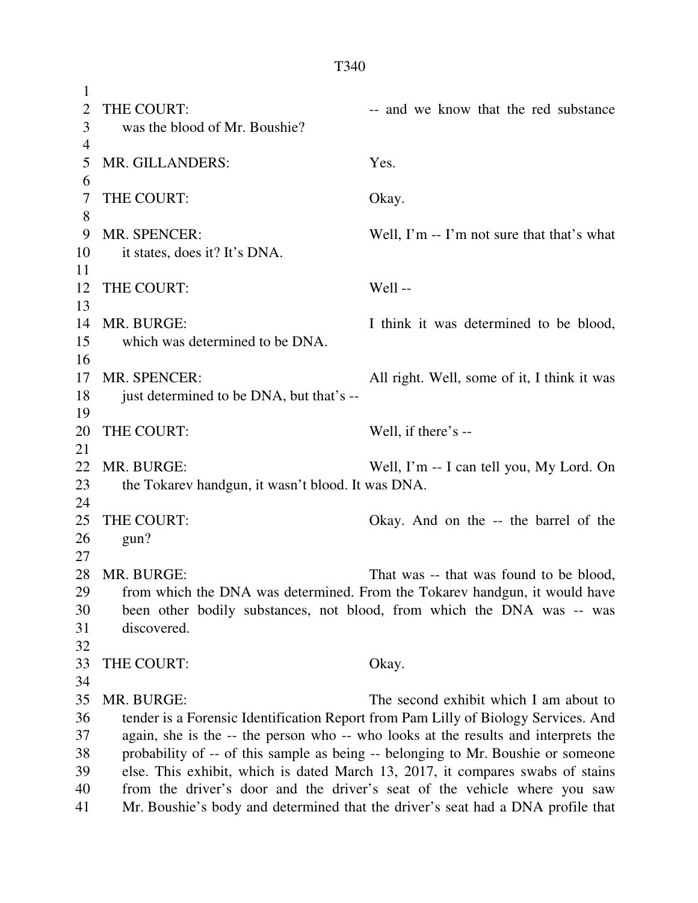THE COURT: -- and we know that the red substance was the blood of Mr. Boushie?

MR. GILLANDERS: Yes.

THE COURT: Okay.

MR. SPENCER: Well, I'm -- I'm not sure that that's what it states, does it? It's DNA.

THE COURT: Well --

MR. BURGE: I think it was determined to be blood, which was determined to be DNA.

MR. SPENCER: All right. Well, some of it, I think it was just determined to be DNA, but that's --

THE COURT: Well, if there's --

MR. BURGE: Well, I'm -- I can tell you, My Lord. On the Tokarev handgun, it wasn't blood. It was DNA.

THE COURT: Okay. And on the -- the barrel of the gun?

MR. BURGE: That was -- that was found to be blood, from which the DNA was determined. From the Tokarev handgun, it would have been other bodily substances, not blood, from which the DNA was -- was discovered.

THE COURT: Okay.

MR. BURGE: The second exhibit which I am about to tender is a Forensic Identification Report from Pam Lilly of Biology Services. And again, she is the -- the person who -- who looks at the results and interprets the probability of -- of this sample as being -- belonging to Mr. Boushie or someone else. This exhibit, which is dated March 13, 2017, it compares swabs of stains from the driver's door and the driver's seat of the vehicle where you saw Mr. Boushie's body and determined that the driver's seat had a DNA profile that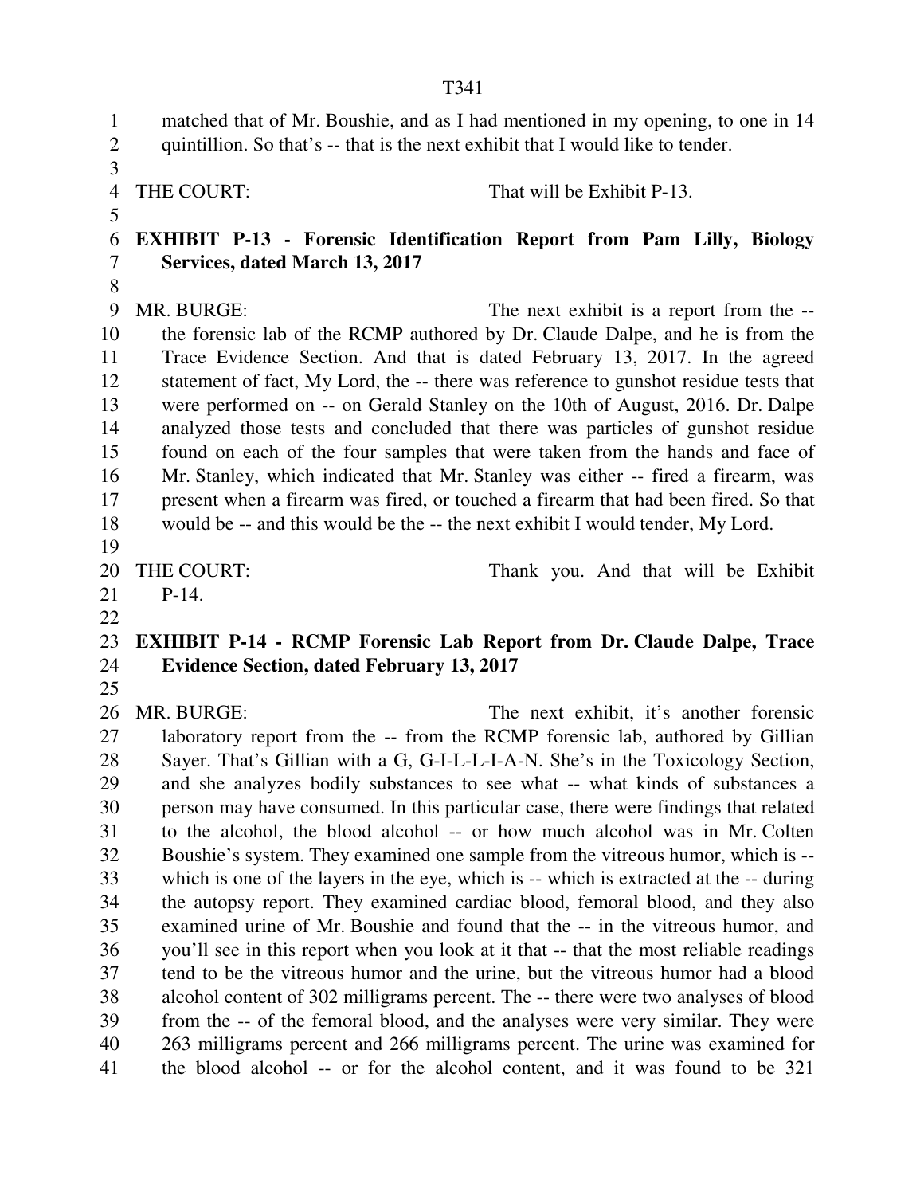matched that of Mr. Boushie, and as I had mentioned in my opening, to one in 14 quintillion. So that's -- that is the next exhibit that I would like to tender.

THE COURT: That will be Exhibit P-13.

**EXHIBIT P-13 - Forensic Identification Report from Pam Lilly, Biology Services, dated March 13, 2017**

MR. BURGE: The next exhibit is a report from the -- the forensic lab of the RCMP authored by Dr. Claude Dalpe, and he is from the Trace Evidence Section. And that is dated February 13, 2017. In the agreed statement of fact, My Lord, the -- there was reference to gunshot residue tests that were performed on -- on Gerald Stanley on the 10th of August, 2016. Dr. Dalpe analyzed those tests and concluded that there was particles of gunshot residue found on each of the four samples that were taken from the hands and face of Mr. Stanley, which indicated that Mr. Stanley was either -- fired a firearm, was present when a firearm was fired, or touched a firearm that had been fired. So that would be -- and this would be the -- the next exhibit I would tender, My Lord.

THE COURT: Thank you. And that will be Exhibit P-14.

**EXHIBIT P-14 - RCMP Forensic Lab Report from Dr. Claude Dalpe, Trace Evidence Section, dated February 13, 2017**

MR. BURGE: The next exhibit, it's another forensic laboratory report from the -- from the RCMP forensic lab, authored by Gillian Sayer. That's Gillian with a G, G-I-L-L-I-A-N. She's in the Toxicology Section, and she analyzes bodily substances to see what -- what kinds of substances a person may have consumed. In this particular case, there were findings that related to the alcohol, the blood alcohol -- or how much alcohol was in Mr. Colten Boushie's system. They examined one sample from the vitreous humor, which is -- which is one of the layers in the eye, which is -- which is extracted at the -- during the autopsy report. They examined cardiac blood, femoral blood, and they also examined urine of Mr. Boushie and found that the -- in the vitreous humor, and you'll see in this report when you look at it that -- that the most reliable readings tend to be the vitreous humor and the urine, but the vitreous humor had a blood alcohol content of 302 milligrams percent. The -- there were two analyses of blood from the -- of the femoral blood, and the analyses were very similar. They were 263 milligrams percent and 266 milligrams percent. The urine was examined for the blood alcohol -- or for the alcohol content, and it was found to be 321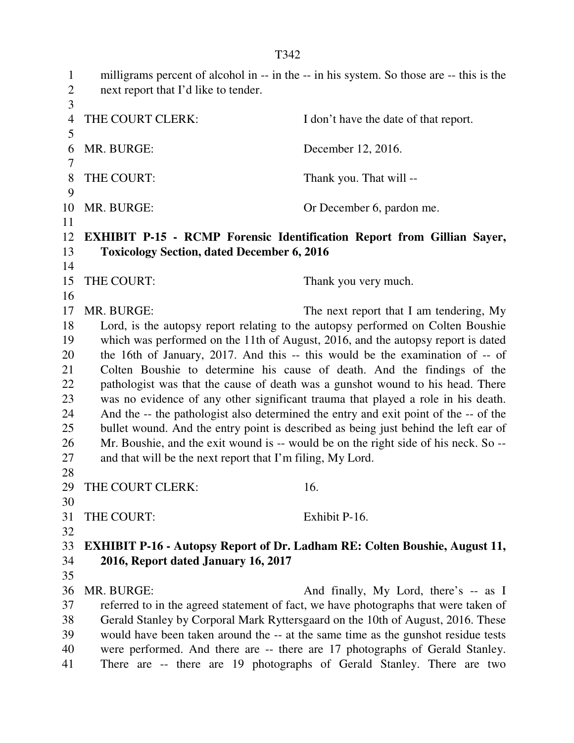milligrams percent of alcohol in -- in the -- in his system. So those are -- this is the next report that I'd like to tender.

THE COURT CLERK: I don't have the date of that report.

MR. BURGE: December 12, 2016.

THE COURT: Thank you. That will --

MR. BURGE: Or December 6, pardon me.

**EXHIBIT P-15 - RCMP Forensic Identification Report from Gillian Sayer, Toxicology Section, dated December 6, 2016**

THE COURT: Thank you very much.

MR. BURGE: The next report that I am tendering, My Lord, is the autopsy report relating to the autopsy performed on Colten Boushie which was performed on the 11th of August, 2016, and the autopsy report is dated the 16th of January, 2017. And this -- this would be the examination of -- of Colten Boushie to determine his cause of death. And the findings of the pathologist was that the cause of death was a gunshot wound to his head. There was no evidence of any other significant trauma that played a role in his death. And the -- the pathologist also determined the entry and exit point of the -- of the bullet wound. And the entry point is described as being just behind the left ear of Mr. Boushie, and the exit wound is -- would be on the right side of his neck. So -- and that will be the next report that I'm filing, My Lord.

THE COURT CLERK: 16.

THE COURT: Exhibit P-16.

**EXHIBIT P-16 - Autopsy Report of Dr. Ladham RE: Colten Boushie, August 11, 2016, Report dated January 16, 2017**

MR. BURGE: And finally, My Lord, there's -- as I referred to in the agreed statement of fact, we have photographs that were taken of Gerald Stanley by Corporal Mark Ryttersgaard on the 10th of August, 2016. These would have been taken around the -- at the same time as the gunshot residue tests were performed. And there are -- there are 17 photographs of Gerald Stanley. There are -- there are 19 photographs of Gerald Stanley. There are two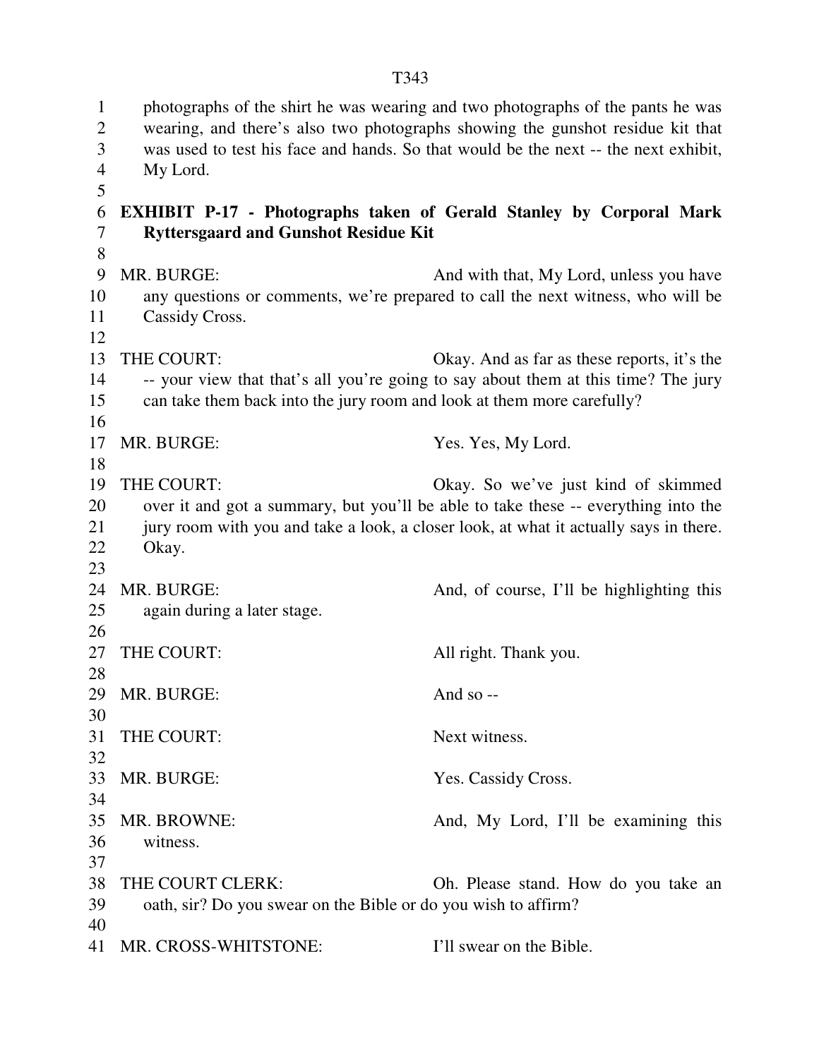photographs of the shirt he was wearing and two photographs of the pants he was wearing, and there's also two photographs showing the gunshot residue kit that was used to test his face and hands. So that would be the next -- the next exhibit, My Lord.

**EXHIBIT P-17 - Photographs taken of Gerald Stanley by Corporal Mark Ryttersgaard and Gunshot Residue Kit**

MR. BURGE: And with that, My Lord, unless you have any questions or comments, we're prepared to call the next witness, who will be Cassidy Cross.

THE COURT: Okay. And as far as these reports, it's the -- your view that that's all you're going to say about them at this time? The jury can take them back into the jury room and look at them more carefully?

MR. BURGE: Yes. Yes, My Lord.

THE COURT: Okay. So we've just kind of skimmed over it and got a summary, but you'll be able to take these -- everything into the jury room with you and take a look, a closer look, at what it actually says in there. Okay.

MR. BURGE: And, of course, I'll be highlighting this again during a later stage.

THE COURT: All right. Thank you.

MR. BURGE: And so --

THE COURT: Next witness.

MR. BURGE: Yes. Cassidy Cross.

MR. BROWNE: And, My Lord, I'll be examining this witness.

THE COURT CLERK: Oh. Please stand. How do you take an oath, sir? Do you swear on the Bible or do you wish to affirm?

MR. CROSS-WHITSTONE: I'll swear on the Bible.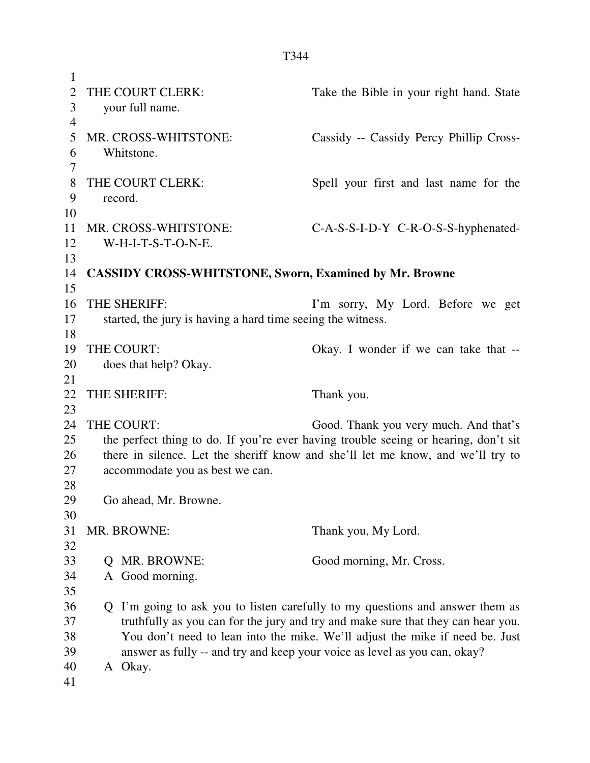THE COURT CLERK: Take the Bible in your right hand. State your full name.

MR. CROSS-WHITSTONE: Cassidy -- Cassidy Percy Phillip Cross-Whitstone.

THE COURT CLERK: Spell your first and last name for the record.

MR. CROSS-WHITSTONE: C-A-S-S-I-D-Y C-R-O-S-S-hyphenated-W-H-I-T-S-T-O-N-E.

**CASSIDY CROSS-WHITSTONE, Sworn, Examined by Mr. Browne**

THE SHERIFF: I'm sorry, My Lord. Before we get started, the jury is having a hard time seeing the witness.

THE COURT: Okay. I wonder if we can take that -- does that help? Okay.

THE SHERIFF: Thank you.

THE COURT: Good. Thank you very much. And that's the perfect thing to do. If you're ever having trouble seeing or hearing, don't sit there in silence. Let the sheriff know and she'll let me know, and we'll try to accommodate you as best we can.

Go ahead, Mr. Browne.

MR. BROWNE: Thank you, My Lord.

Q MR. BROWNE: Good morning, Mr. Cross.

A Good morning.

Q I'm going to ask you to listen carefully to my questions and answer them as truthfully as you can for the jury and try and make sure that they can hear you. You don't need to lean into the mike. We'll adjust the mike if need be. Just answer as fully -- and try and keep your voice as level as you can, okay?

A Okay.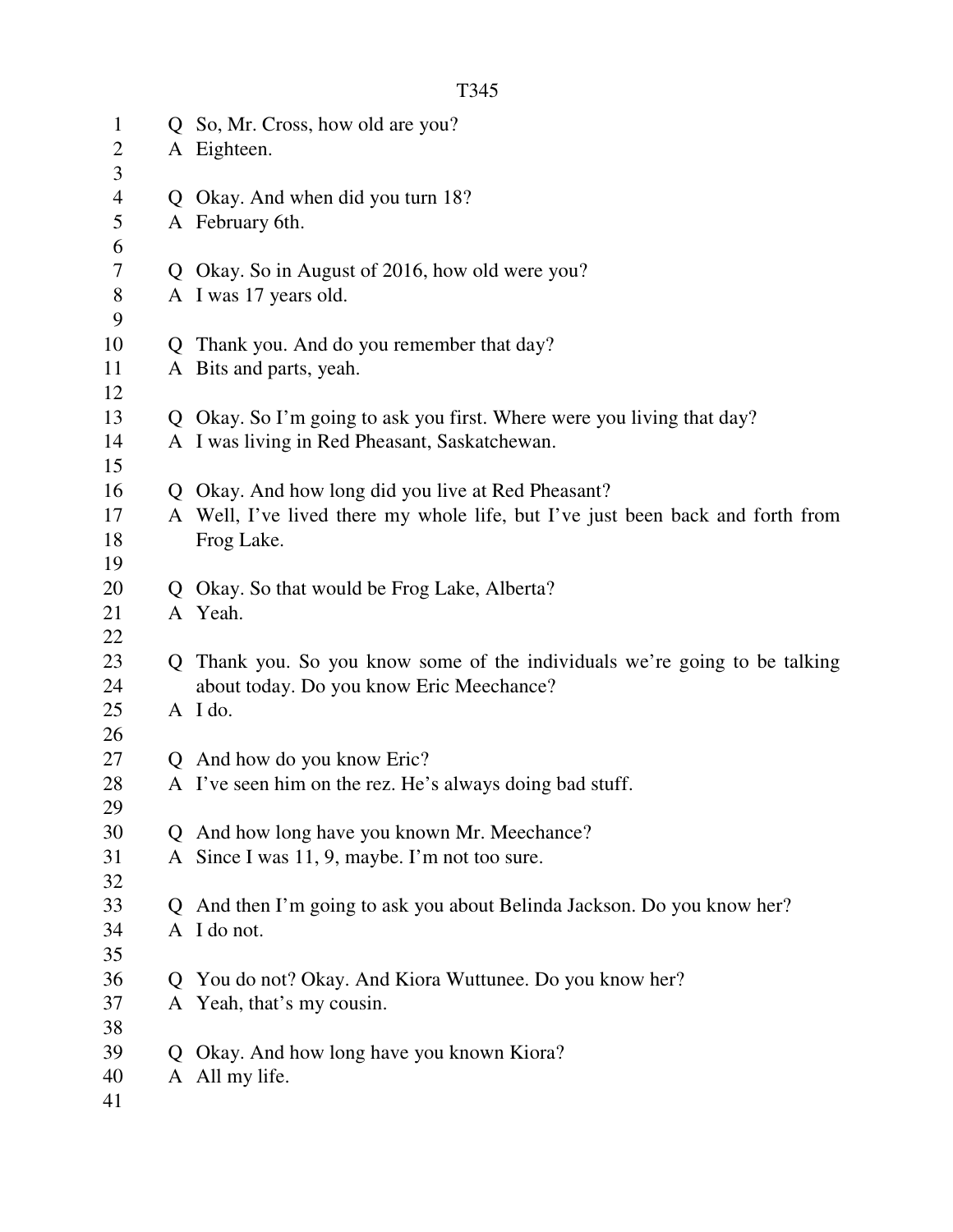Q So, Mr. Cross, how old are you?
A Eighteen.

Q Okay. And when did you turn 18?
A February 6th.

Q Okay. So in August of 2016, how old were you?
A I was 17 years old.

Q Thank you. And do you remember that day?
A Bits and parts, yeah.

Q Okay. So I'm going to ask you first. Where were you living that day?
A I was living in Red Pheasant, Saskatchewan.

Q Okay. And how long did you live at Red Pheasant?
A Well, I've lived there my whole life, but I've just been back and forth from Frog Lake.

Q Okay. So that would be Frog Lake, Alberta?
A Yeah.

Q Thank you. So you know some of the individuals we're going to be talking about today. Do you know Eric Meechance?
A I do.

Q And how do you know Eric?
A I've seen him on the rez. He's always doing bad stuff.

Q And how long have you known Mr. Meechance?
A Since I was 11, 9, maybe. I'm not too sure.

Q And then I'm going to ask you about Belinda Jackson. Do you know her?
A I do not.

Q You do not? Okay. And Kiora Wuttunee. Do you know her?
A Yeah, that's my cousin.

Q Okay. And how long have you known Kiora?
A All my life.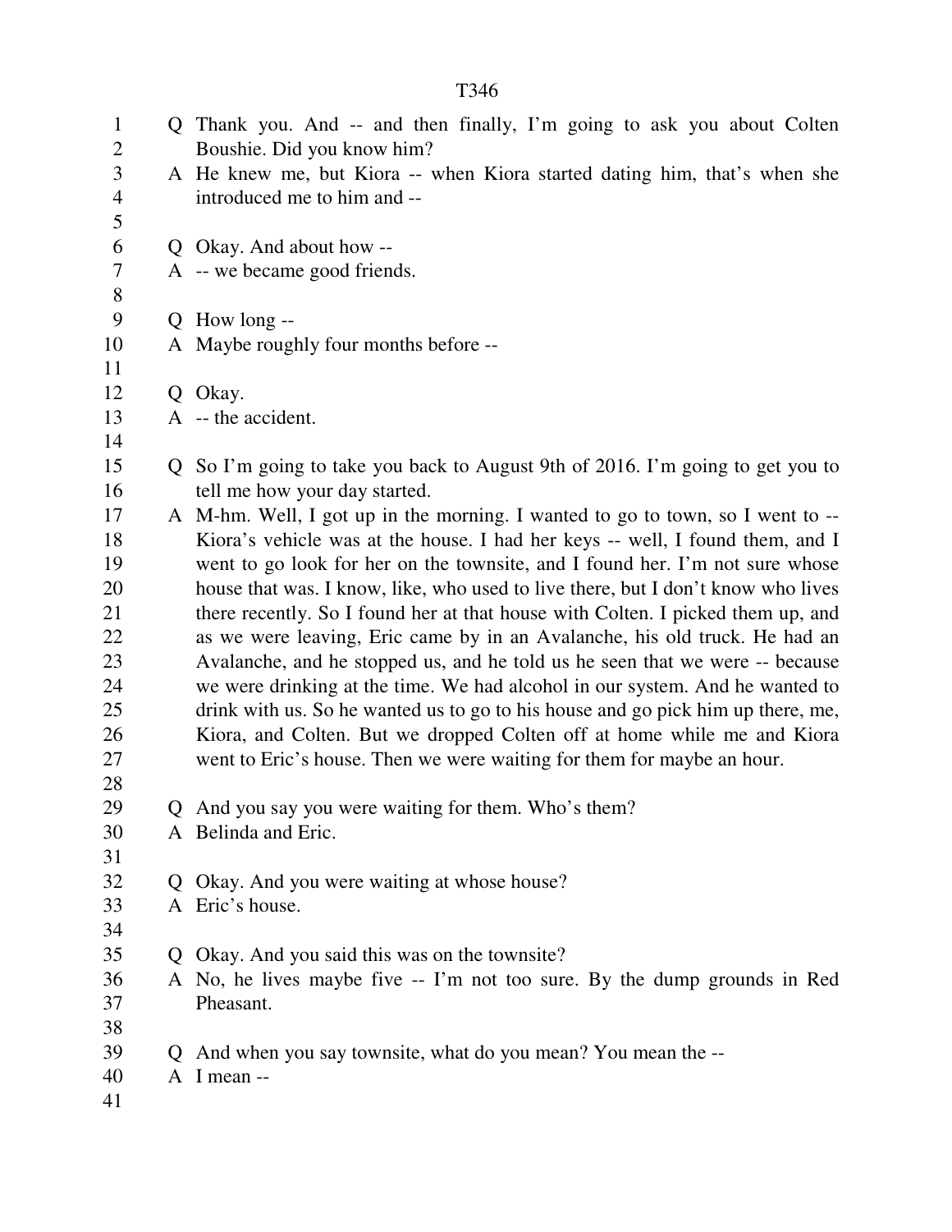Q Thank you. And -- and then finally, I'm going to ask you about Colten Boushie. Did you know him?

A He knew me, but Kiora -- when Kiora started dating him, that's when she introduced me to him and --

Q Okay. And about how --

A -- we became good friends.

Q How long --

A Maybe roughly four months before --

Q Okay.

A -- the accident.

Q So I'm going to take you back to August 9th of 2016. I'm going to get you to tell me how your day started.

A M-hm. Well, I got up in the morning. I wanted to go to town, so I went to -- Kiora's vehicle was at the house. I had her keys -- well, I found them, and I went to go look for her on the townsite, and I found her. I'm not sure whose house that was. I know, like, who used to live there, but I don't know who lives there recently. So I found her at that house with Colten. I picked them up, and as we were leaving, Eric came by in an Avalanche, his old truck. He had an Avalanche, and he stopped us, and he told us he seen that we were -- because we were drinking at the time. We had alcohol in our system. And he wanted to drink with us. So he wanted us to go to his house and go pick him up there, me, Kiora, and Colten. But we dropped Colten off at home while me and Kiora went to Eric's house. Then we were waiting for them for maybe an hour.

Q And you say you were waiting for them. Who's them?

A Belinda and Eric.

Q Okay. And you were waiting at whose house?

A Eric's house.

Q Okay. And you said this was on the townsite?

A No, he lives maybe five -- I'm not too sure. By the dump grounds in Red Pheasant.

Q And when you say townsite, what do you mean? You mean the --

A I mean --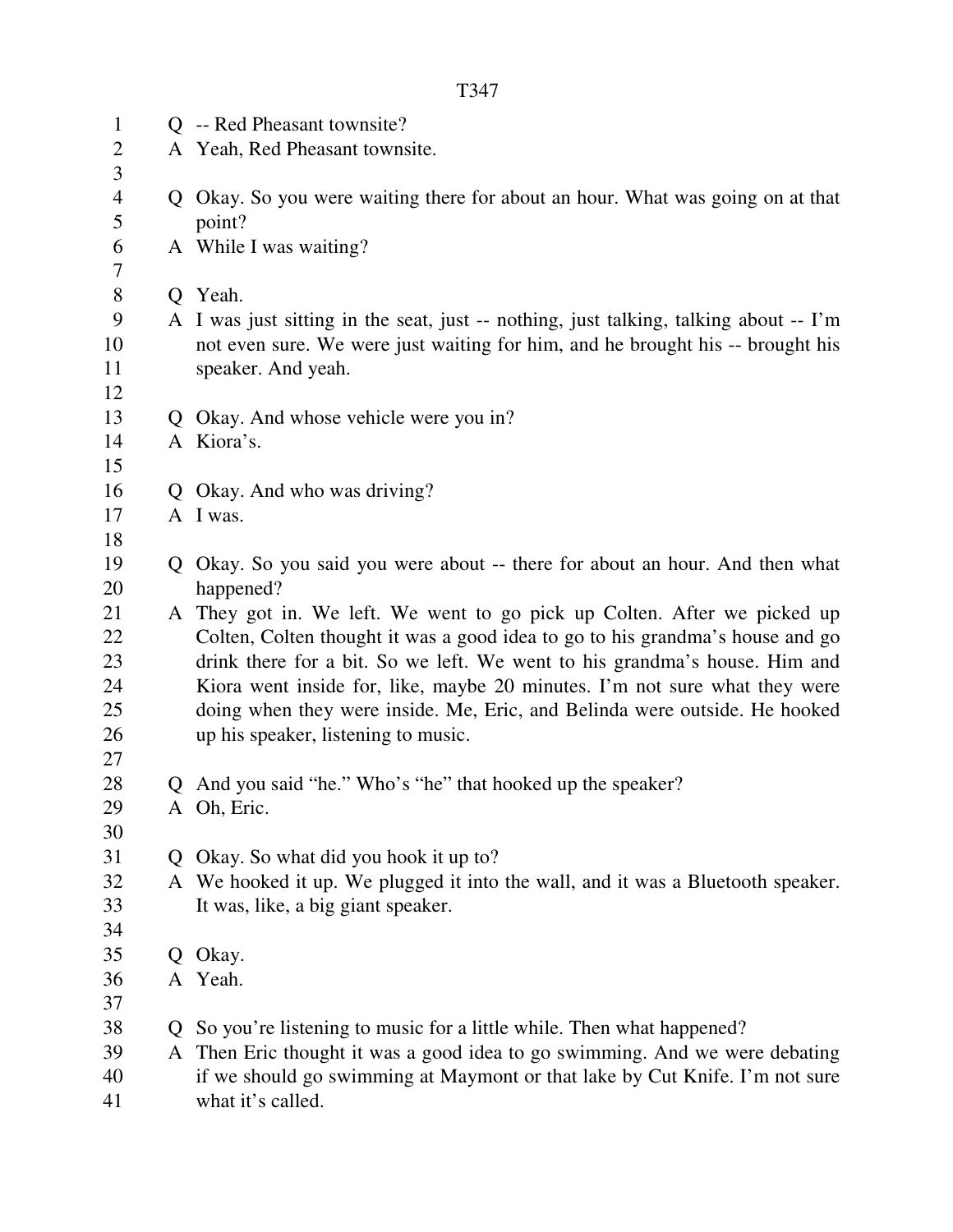Q -- Red Pheasant townsite?

A Yeah, Red Pheasant townsite.

Q Okay. So you were waiting there for about an hour. What was going on at that point?

A While I was waiting?

Q Yeah.

A I was just sitting in the seat, just -- nothing, just talking, talking about -- I'm not even sure. We were just waiting for him, and he brought his -- brought his speaker. And yeah.

Q Okay. And whose vehicle were you in?

A Kiora's.

Q Okay. And who was driving?

A I was.

Q Okay. So you said you were about -- there for about an hour. And then what happened?

A They got in. We left. We went to go pick up Colten. After we picked up Colten, Colten thought it was a good idea to go to his grandma's house and go drink there for a bit. So we left. We went to his grandma's house. Him and Kiora went inside for, like, maybe 20 minutes. I'm not sure what they were doing when they were inside. Me, Eric, and Belinda were outside. He hooked up his speaker, listening to music.

Q And you said "he." Who's "he" that hooked up the speaker?

A Oh, Eric.

Q Okay. So what did you hook it up to?

A We hooked it up. We plugged it into the wall, and it was a Bluetooth speaker. It was, like, a big giant speaker.

Q Okay.

A Yeah.

Q So you're listening to music for a little while. Then what happened?

A Then Eric thought it was a good idea to go swimming. And we were debating if we should go swimming at Maymont or that lake by Cut Knife. I'm not sure what it's called.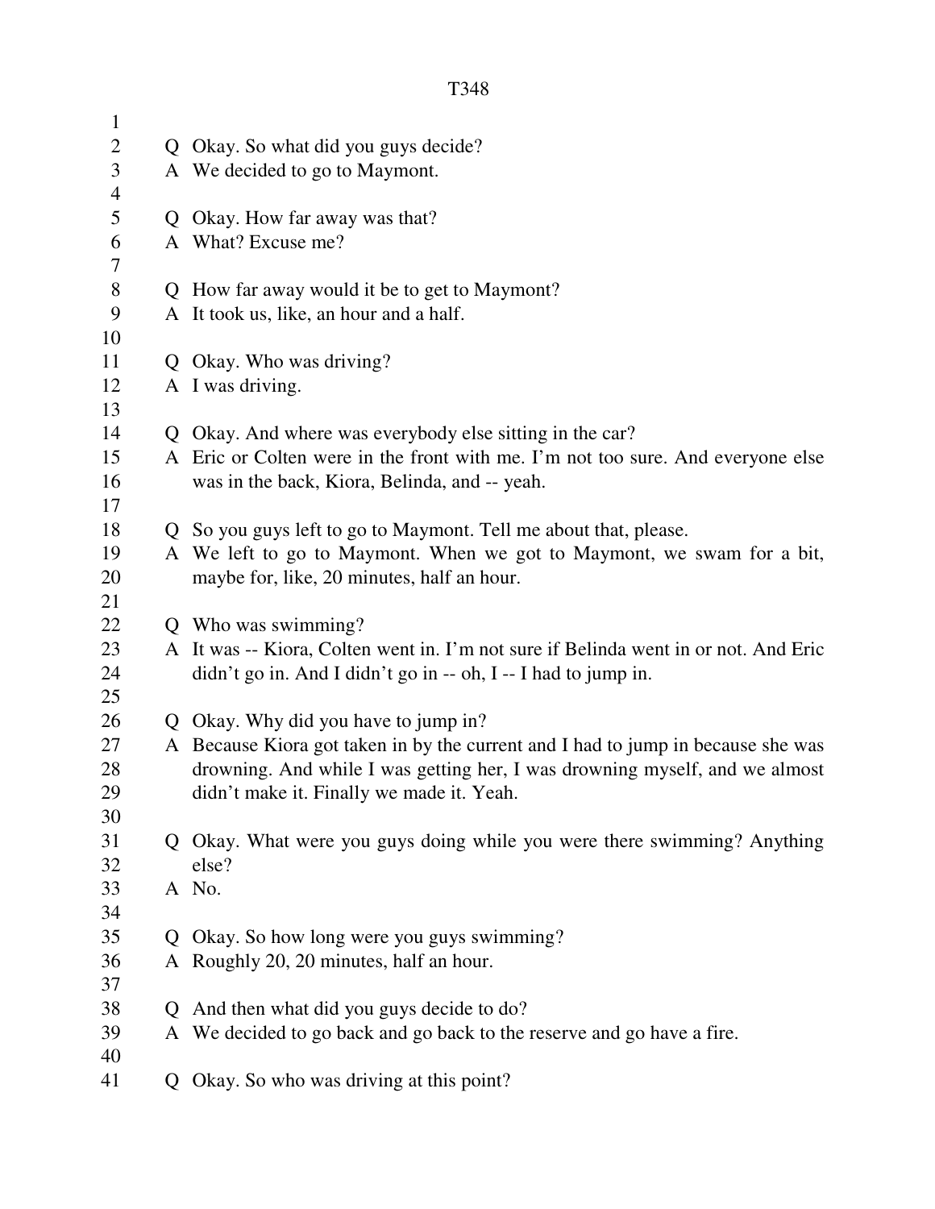Q Okay. So what did you guys decide?
A We decided to go to Maymont.

Q Okay. How far away was that?
A What? Excuse me?

Q How far away would it be to get to Maymont?
A It took us, like, an hour and a half.

Q Okay. Who was driving?
A I was driving.

Q Okay. And where was everybody else sitting in the car?
A Eric or Colten were in the front with me. I'm not too sure. And everyone else was in the back, Kiora, Belinda, and -- yeah.

Q So you guys left to go to Maymont. Tell me about that, please.
A We left to go to Maymont. When we got to Maymont, we swam for a bit, maybe for, like, 20 minutes, half an hour.

Q Who was swimming?
A It was -- Kiora, Colten went in. I'm not sure if Belinda went in or not. And Eric didn't go in. And I didn't go in -- oh, I -- I had to jump in.

Q Okay. Why did you have to jump in?
A Because Kiora got taken in by the current and I had to jump in because she was drowning. And while I was getting her, I was drowning myself, and we almost didn't make it. Finally we made it. Yeah.

Q Okay. What were you guys doing while you were there swimming? Anything else?
A No.

Q Okay. So how long were you guys swimming?
A Roughly 20, 20 minutes, half an hour.

Q And then what did you guys decide to do?
A We decided to go back and go back to the reserve and go have a fire.

Q Okay. So who was driving at this point?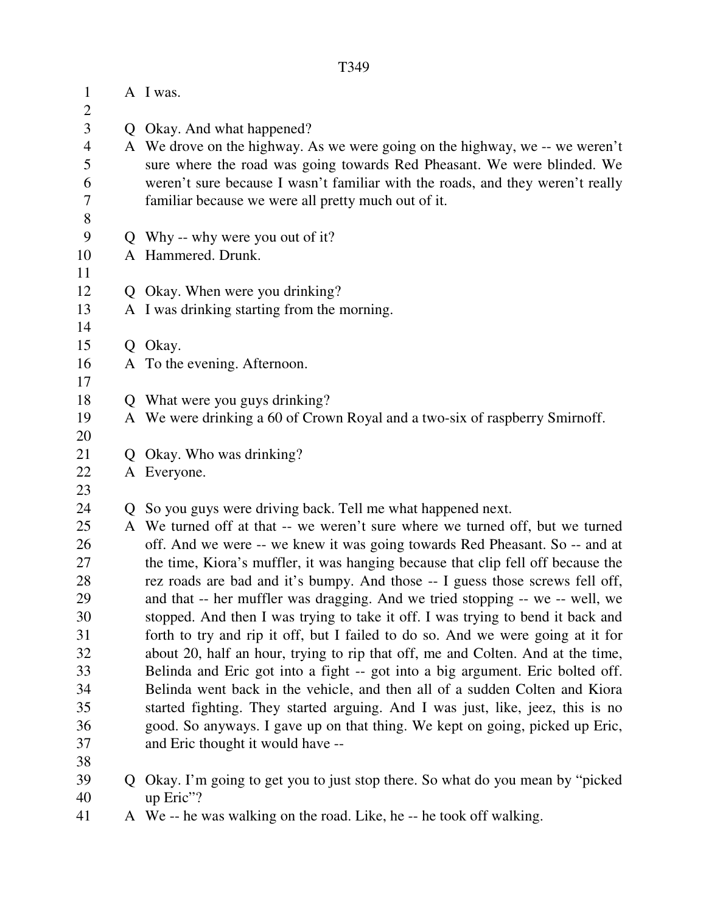A I was.

Q Okay. And what happened?
A We drove on the highway. As we were going on the highway, we -- we weren't sure where the road was going towards Red Pheasant. We were blinded. We weren't sure because I wasn't familiar with the roads, and they weren't really familiar because we were all pretty much out of it.

Q Why -- why were you out of it?
A Hammered. Drunk.

Q Okay. When were you drinking?
A I was drinking starting from the morning.

Q Okay.
A To the evening. Afternoon.

Q What were you guys drinking?
A We were drinking a 60 of Crown Royal and a two-six of raspberry Smirnoff.

Q Okay. Who was drinking?
A Everyone.

Q So you guys were driving back. Tell me what happened next.
A We turned off at that -- we weren't sure where we turned off, but we turned off. And we were -- we knew it was going towards Red Pheasant. So -- and at the time, Kiora's muffler, it was hanging because that clip fell off because the rez roads are bad and it's bumpy. And those -- I guess those screws fell off, and that -- her muffler was dragging. And we tried stopping -- we -- well, we stopped. And then I was trying to take it off. I was trying to bend it back and forth to try and rip it off, but I failed to do so. And we were going at it for about 20, half an hour, trying to rip that off, me and Colten. And at the time, Belinda and Eric got into a fight -- got into a big argument. Eric bolted off. Belinda went back in the vehicle, and then all of a sudden Colten and Kiora started fighting. They started arguing. And I was just, like, jeez, this is no good. So anyways. I gave up on that thing. We kept on going, picked up Eric, and Eric thought it would have --

Q Okay. I'm going to get you to just stop there. So what do you mean by "picked up Eric"?
A We -- he was walking on the road. Like, he -- he took off walking.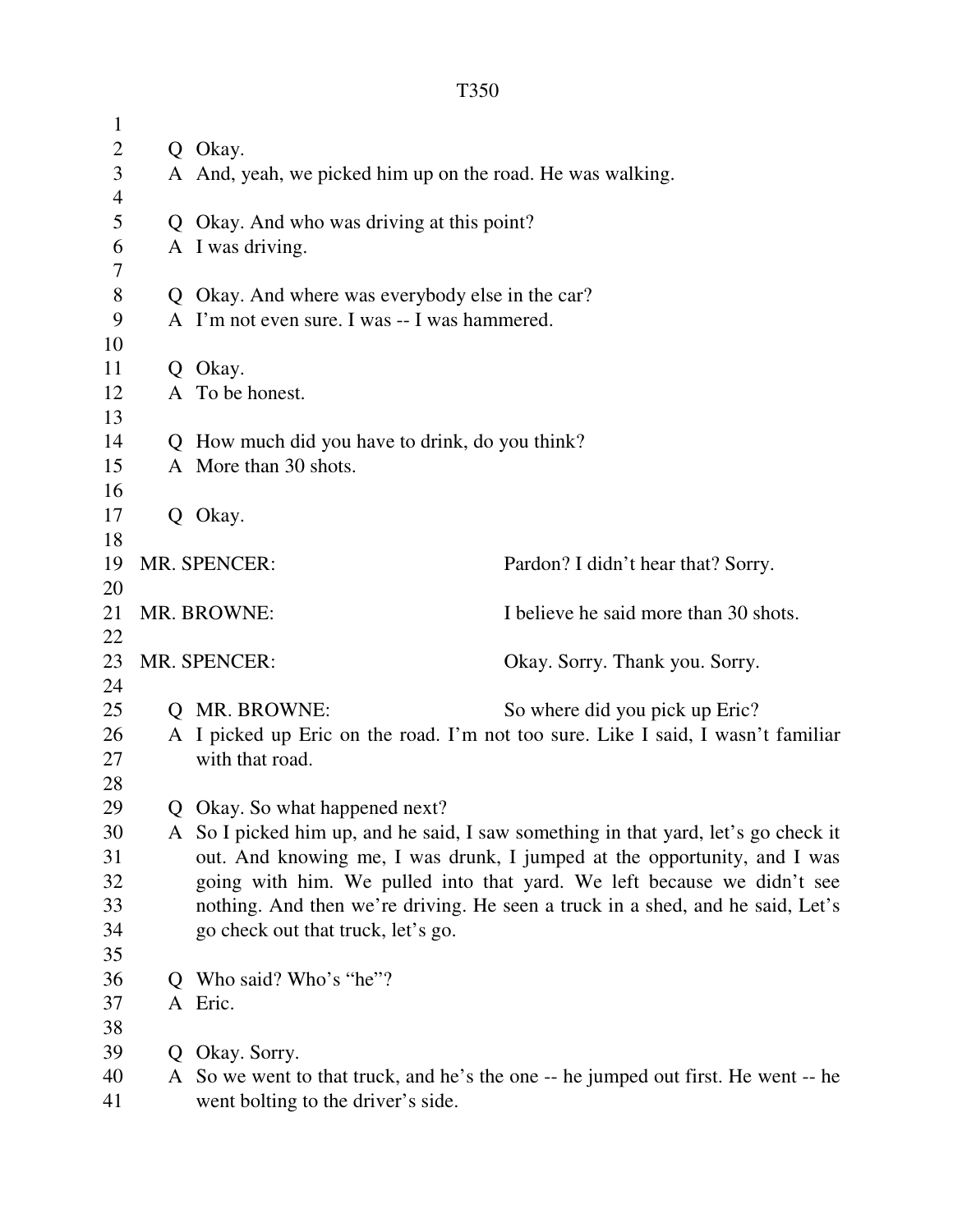Q Okay.

A And, yeah, we picked him up on the road. He was walking.

Q Okay. And who was driving at this point?

A I was driving.

Q Okay. And where was everybody else in the car?

A I'm not even sure. I was -- I was hammered.

Q Okay.

A To be honest.

Q How much did you have to drink, do you think?

A More than 30 shots.

Q Okay.

MR. SPENCER: Pardon? I didn't hear that? Sorry.

MR. BROWNE: I believe he said more than 30 shots.

MR. SPENCER: Okay. Sorry. Thank you. Sorry.

Q MR. BROWNE: So where did you pick up Eric?

A I picked up Eric on the road. I'm not too sure. Like I said, I wasn't familiar with that road.

Q Okay. So what happened next?

A So I picked him up, and he said, I saw something in that yard, let's go check it out. And knowing me, I was drunk, I jumped at the opportunity, and I was going with him. We pulled into that yard. We left because we didn't see nothing. And then we're driving. He seen a truck in a shed, and he said, Let's go check out that truck, let's go.

Q Who said? Who's "he"?

A Eric.

Q Okay. Sorry.

A So we went to that truck, and he's the one -- he jumped out first. He went -- he went bolting to the driver's side.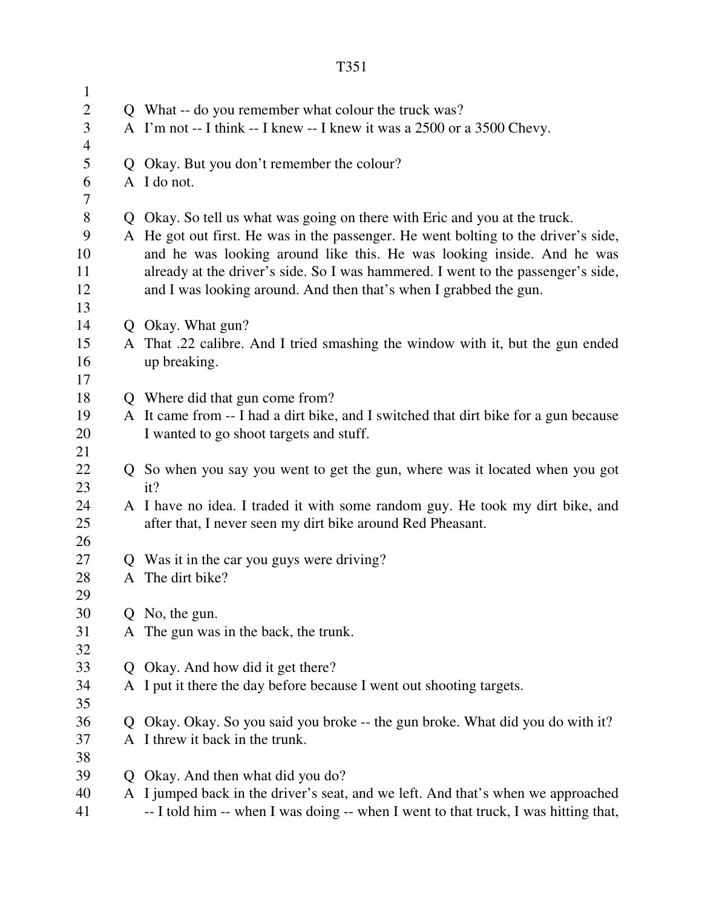Q What -- do you remember what colour the truck was?
A I'm not -- I think -- I knew -- I knew it was a 2500 or a 3500 Chevy.

Q Okay. But you don't remember the colour?
A I do not.

Q Okay. So tell us what was going on there with Eric and you at the truck.
A He got out first. He was in the passenger. He went bolting to the driver's side, and he was looking around like this. He was looking inside. And he was already at the driver's side. So I was hammered. I went to the passenger's side, and I was looking around. And then that's when I grabbed the gun.

Q Okay. What gun?
A That .22 calibre. And I tried smashing the window with it, but the gun ended up breaking.

Q Where did that gun come from?
A It came from -- I had a dirt bike, and I switched that dirt bike for a gun because I wanted to go shoot targets and stuff.

Q So when you say you went to get the gun, where was it located when you got it?
A I have no idea. I traded it with some random guy. He took my dirt bike, and after that, I never seen my dirt bike around Red Pheasant.

Q Was it in the car you guys were driving?
A The dirt bike?

Q No, the gun.
A The gun was in the back, the trunk.

Q Okay. And how did it get there?
A I put it there the day before because I went out shooting targets.

Q Okay. Okay. So you said you broke -- the gun broke. What did you do with it?
A I threw it back in the trunk.

Q Okay. And then what did you do?
A I jumped back in the driver's seat, and we left. And that's when we approached -- I told him -- when I was doing -- when I went to that truck, I was hitting that,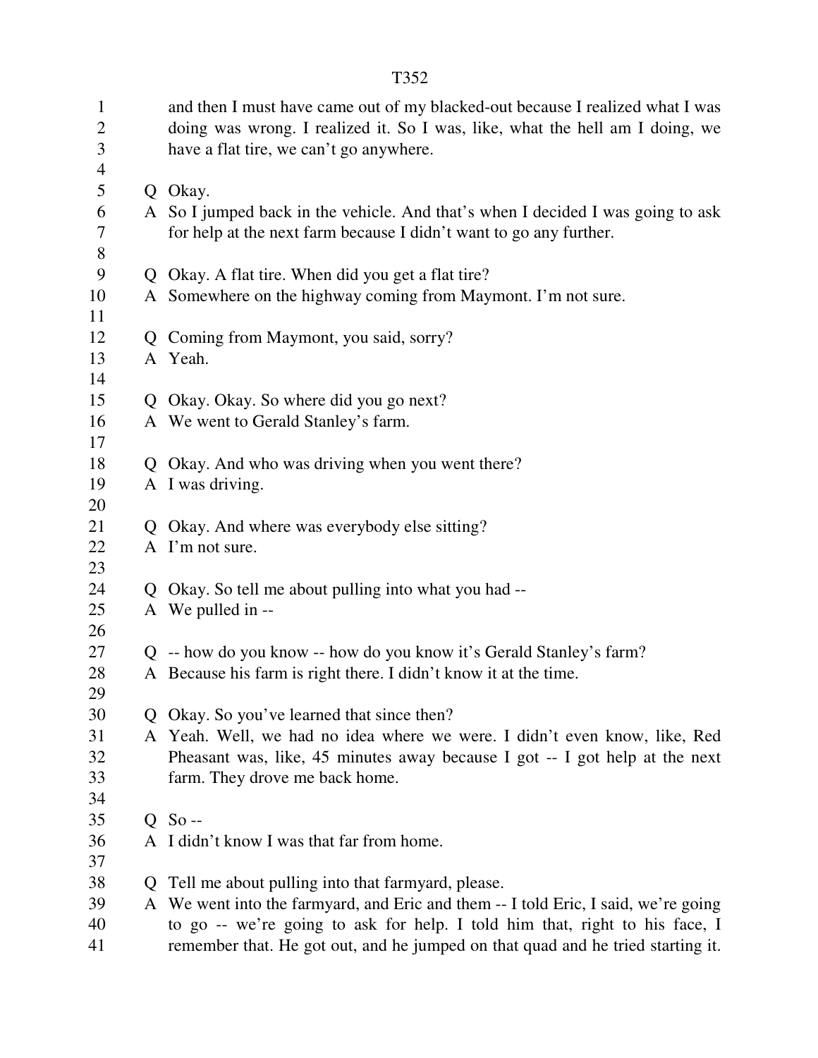and then I must have came out of my blacked-out because I realized what I was doing was wrong. I realized it. So I was, like, what the hell am I doing, we have a flat tire, we can't go anywhere.

Q Okay.
A So I jumped back in the vehicle. And that's when I decided I was going to ask for help at the next farm because I didn't want to go any further.

Q Okay. A flat tire. When did you get a flat tire?
A Somewhere on the highway coming from Maymont. I'm not sure.

Q Coming from Maymont, you said, sorry?
A Yeah.

Q Okay. Okay. So where did you go next?
A We went to Gerald Stanley's farm.

Q Okay. And who was driving when you went there?
A I was driving.

Q Okay. And where was everybody else sitting?
A I'm not sure.

Q Okay. So tell me about pulling into what you had --
A We pulled in --

Q -- how do you know -- how do you know it's Gerald Stanley's farm?
A Because his farm is right there. I didn't know it at the time.

Q Okay. So you've learned that since then?
A Yeah. Well, we had no idea where we were. I didn't even know, like, Red Pheasant was, like, 45 minutes away because I got -- I got help at the next farm. They drove me back home.

Q So --
A I didn't know I was that far from home.

Q Tell me about pulling into that farmyard, please.
A We went into the farmyard, and Eric and them -- I told Eric, I said, we're going to go -- we're going to ask for help. I told him that, right to his face, I remember that. He got out, and he jumped on that quad and he tried starting it.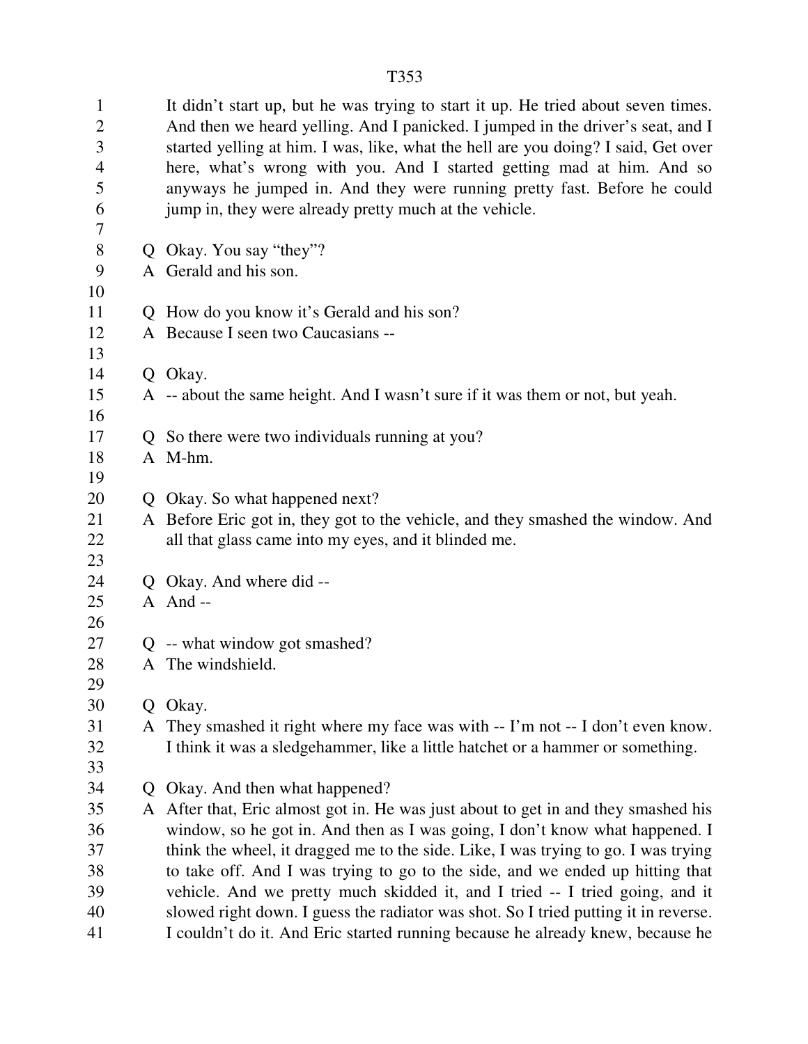It didn't start up, but he was trying to start it up. He tried about seven times. And then we heard yelling. And I panicked. I jumped in the driver's seat, and I started yelling at him. I was, like, what the hell are you doing? I said, Get over here, what's wrong with you. And I started getting mad at him. And so anyways he jumped in. And they were running pretty fast. Before he could jump in, they were already pretty much at the vehicle.

Q Okay. You say "they"?
A Gerald and his son.

Q How do you know it's Gerald and his son?
A Because I seen two Caucasians --

Q Okay.
A -- about the same height. And I wasn't sure if it was them or not, but yeah.

Q So there were two individuals running at you?
A M-hm.

Q Okay. So what happened next?
A Before Eric got in, they got to the vehicle, and they smashed the window. And all that glass came into my eyes, and it blinded me.

Q Okay. And where did --
A And --

Q -- what window got smashed?
A The windshield.

Q Okay.
A They smashed it right where my face was with -- I'm not -- I don't even know. I think it was a sledgehammer, like a little hatchet or a hammer or something.

Q Okay. And then what happened?
A After that, Eric almost got in. He was just about to get in and they smashed his window, so he got in. And then as I was going, I don't know what happened. I think the wheel, it dragged me to the side. Like, I was trying to go. I was trying to take off. And I was trying to go to the side, and we ended up hitting that vehicle. And we pretty much skidded it, and I tried -- I tried going, and it slowed right down. I guess the radiator was shot. So I tried putting it in reverse. I couldn't do it. And Eric started running because he already knew, because he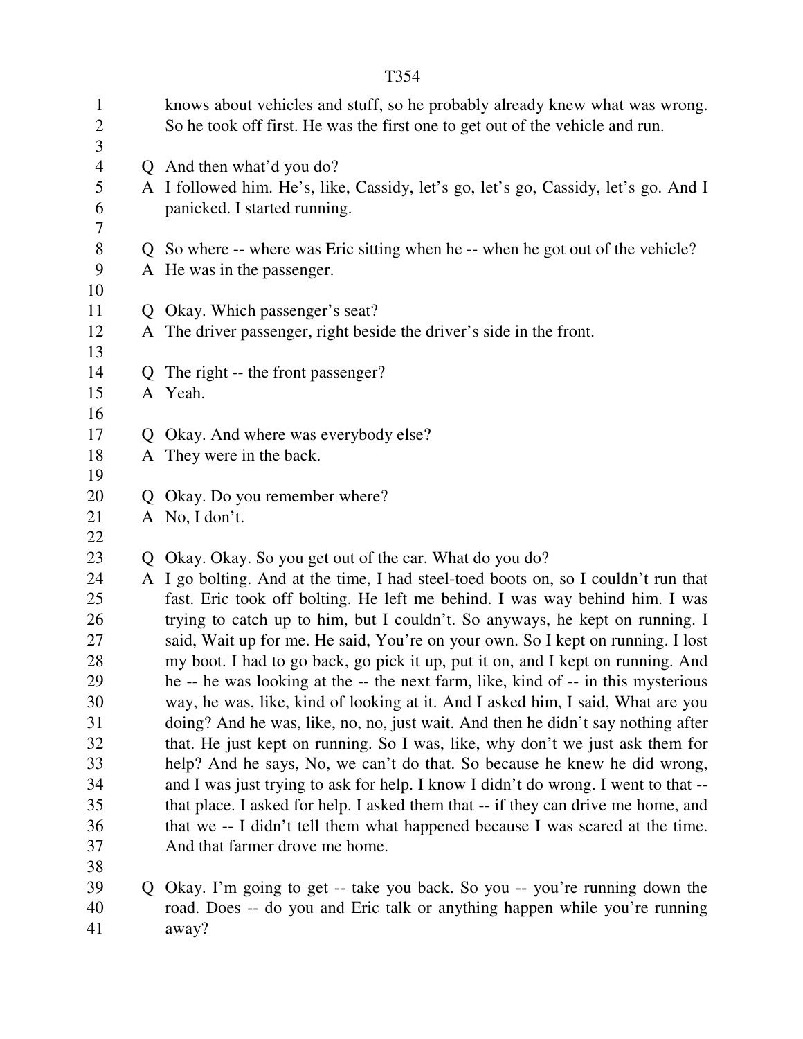knows about vehicles and stuff, so he probably already knew what was wrong. So he took off first. He was the first one to get out of the vehicle and run.

Q And then what'd you do?
A I followed him. He's, like, Cassidy, let's go, let's go, Cassidy, let's go. And I panicked. I started running.

Q So where -- where was Eric sitting when he -- when he got out of the vehicle?
A He was in the passenger.

Q Okay. Which passenger's seat?
A The driver passenger, right beside the driver's side in the front.

Q The right -- the front passenger?
A Yeah.

Q Okay. And where was everybody else?
A They were in the back.

Q Okay. Do you remember where?
A No, I don't.

Q Okay. Okay. So you get out of the car. What do you do?
A I go bolting. And at the time, I had steel-toed boots on, so I couldn't run that fast. Eric took off bolting. He left me behind. I was way behind him. I was trying to catch up to him, but I couldn't. So anyways, he kept on running. I said, Wait up for me. He said, You're on your own. So I kept on running. I lost my boot. I had to go back, go pick it up, put it on, and I kept on running. And he -- he was looking at the -- the next farm, like, kind of -- in this mysterious way, he was, like, kind of looking at it. And I asked him, I said, What are you doing? And he was, like, no, no, just wait. And then he didn't say nothing after that. He just kept on running. So I was, like, why don't we just ask them for help? And he says, No, we can't do that. So because he knew he did wrong, and I was just trying to ask for help. I know I didn't do wrong. I went to that -- that place. I asked for help. I asked them that -- if they can drive me home, and that we -- I didn't tell them what happened because I was scared at the time. And that farmer drove me home.

Q Okay. I'm going to get -- take you back. So you -- you're running down the road. Does -- do you and Eric talk or anything happen while you're running away?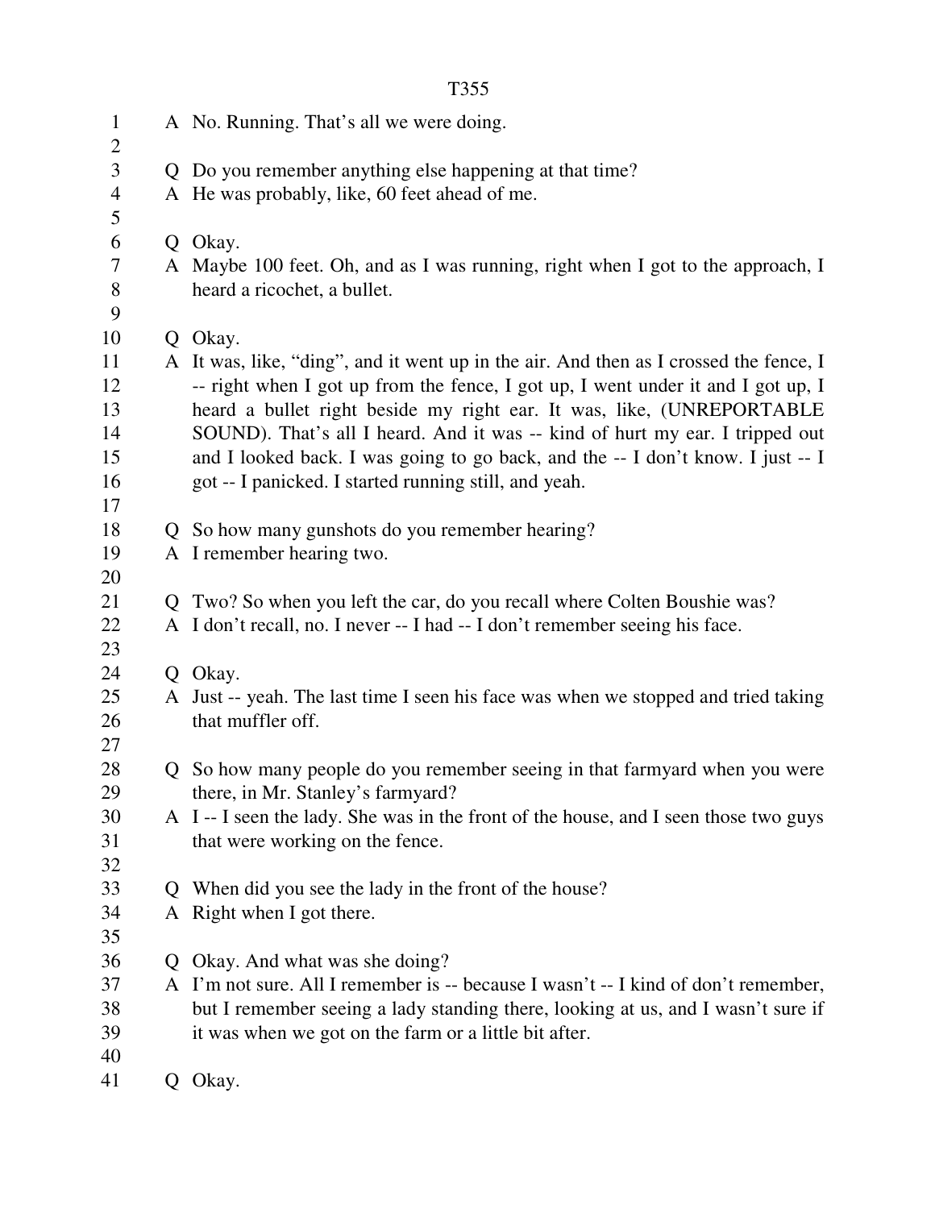A No. Running. That's all we were doing.

Q Do you remember anything else happening at that time?
A He was probably, like, 60 feet ahead of me.

Q Okay.
A Maybe 100 feet. Oh, and as I was running, right when I got to the approach, I heard a ricochet, a bullet.

Q Okay.
A It was, like, "ding", and it went up in the air. And then as I crossed the fence, I -- right when I got up from the fence, I got up, I went under it and I got up, I heard a bullet right beside my right ear. It was, like, (UNREPORTABLE SOUND). That's all I heard. And it was -- kind of hurt my ear. I tripped out and I looked back. I was going to go back, and the -- I don't know. I just -- I got -- I panicked. I started running still, and yeah.

Q So how many gunshots do you remember hearing?
A I remember hearing two.

Q Two? So when you left the car, do you recall where Colten Boushie was?
A I don't recall, no. I never -- I had -- I don't remember seeing his face.

Q Okay.
A Just -- yeah. The last time I seen his face was when we stopped and tried taking that muffler off.

Q So how many people do you remember seeing in that farmyard when you were there, in Mr. Stanley's farmyard?
A I -- I seen the lady. She was in the front of the house, and I seen those two guys that were working on the fence.

Q When did you see the lady in the front of the house?
A Right when I got there.

Q Okay. And what was she doing?
A I'm not sure. All I remember is -- because I wasn't -- I kind of don't remember, but I remember seeing a lady standing there, looking at us, and I wasn't sure if it was when we got on the farm or a little bit after.

Q Okay.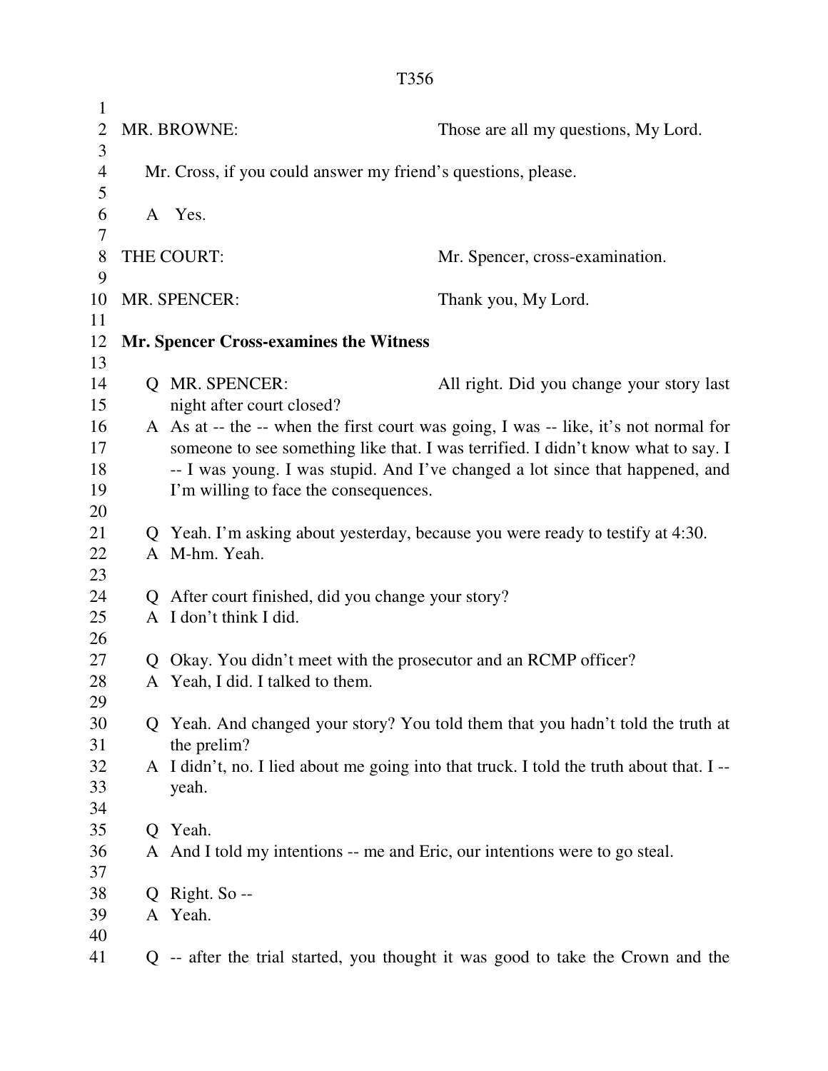MR. BROWNE: Those are all my questions, My Lord.

Mr. Cross, if you could answer my friend's questions, please.

A Yes.

THE COURT: Mr. Spencer, cross-examination.

MR. SPENCER: Thank you, My Lord.

**Mr. Spencer Cross-examines the Witness**

Q MR. SPENCER: All right. Did you change your story last night after court closed?

A As at -- the -- when the first court was going, I was -- like, it's not normal for someone to see something like that. I was terrified. I didn't know what to say. I -- I was young. I was stupid. And I've changed a lot since that happened, and I'm willing to face the consequences.

Q Yeah. I'm asking about yesterday, because you were ready to testify at 4:30.

A M-hm. Yeah.

Q After court finished, did you change your story?

A I don't think I did.

Q Okay. You didn't meet with the prosecutor and an RCMP officer?

A Yeah, I did. I talked to them.

Q Yeah. And changed your story? You told them that you hadn't told the truth at the prelim?

A I didn't, no. I lied about me going into that truck. I told the truth about that. I -- yeah.

Q Yeah.

A And I told my intentions -- me and Eric, our intentions were to go steal.

Q Right. So --

A Yeah.

Q -- after the trial started, you thought it was good to take the Crown and the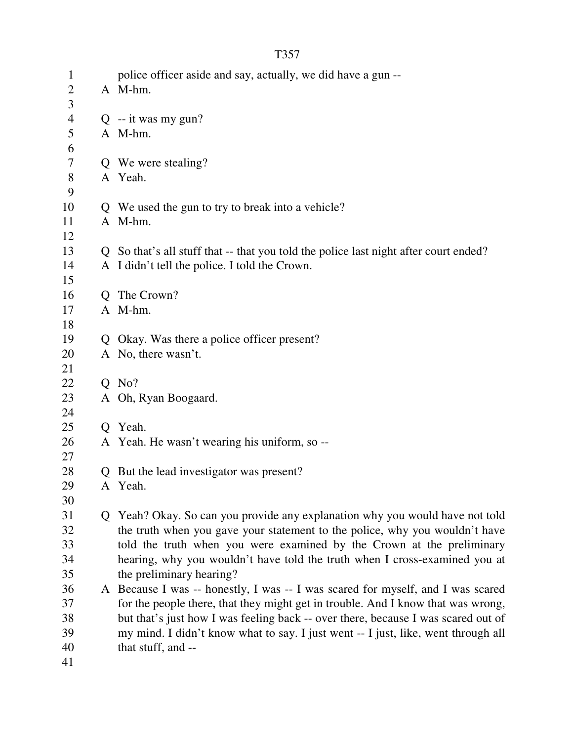police officer aside and say, actually, we did have a gun --

A M-hm.

Q -- it was my gun?

A M-hm.

Q We were stealing?

A Yeah.

Q We used the gun to try to break into a vehicle?

A M-hm.

Q So that's all stuff that -- that you told the police last night after court ended?

A I didn't tell the police. I told the Crown.

Q The Crown?

A M-hm.

Q Okay. Was there a police officer present?

A No, there wasn't.

Q No?

A Oh, Ryan Boogaard.

Q Yeah.

A Yeah. He wasn't wearing his uniform, so --

Q But the lead investigator was present?

A Yeah.

Q Yeah? Okay. So can you provide any explanation why you would have not told the truth when you gave your statement to the police, why you wouldn't have told the truth when you were examined by the Crown at the preliminary hearing, why you wouldn't have told the truth when I cross-examined you at the preliminary hearing?

A Because I was -- honestly, I was -- I was scared for myself, and I was scared for the people there, that they might get in trouble. And I know that was wrong, but that's just how I was feeling back -- over there, because I was scared out of my mind. I didn't know what to say. I just went -- I just, like, went through all that stuff, and --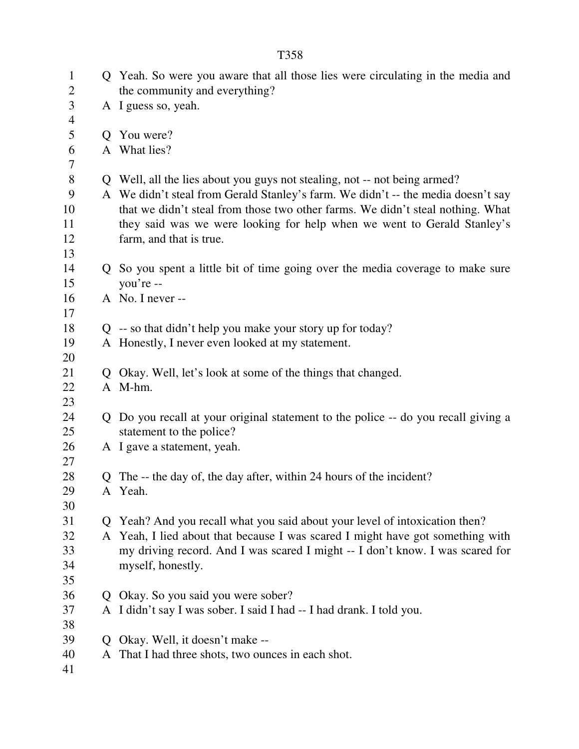Q Yeah. So were you aware that all those lies were circulating in the media and the community and everything?

A I guess so, yeah.

Q You were?

A What lies?

Q Well, all the lies about you guys not stealing, not -- not being armed?

A We didn't steal from Gerald Stanley's farm. We didn't -- the media doesn't say that we didn't steal from those two other farms. We didn't steal nothing. What they said was we were looking for help when we went to Gerald Stanley's farm, and that is true.

Q So you spent a little bit of time going over the media coverage to make sure you're --

A No. I never --

Q -- so that didn't help you make your story up for today?

A Honestly, I never even looked at my statement.

Q Okay. Well, let's look at some of the things that changed.

A M-hm.

Q Do you recall at your original statement to the police -- do you recall giving a statement to the police?

A I gave a statement, yeah.

Q The -- the day of, the day after, within 24 hours of the incident?

A Yeah.

Q Yeah? And you recall what you said about your level of intoxication then?

A Yeah, I lied about that because I was scared I might have got something with my driving record. And I was scared I might -- I don't know. I was scared for myself, honestly.

Q Okay. So you said you were sober?

A I didn't say I was sober. I said I had -- I had drank. I told you.

Q Okay. Well, it doesn't make --

A That I had three shots, two ounces in each shot.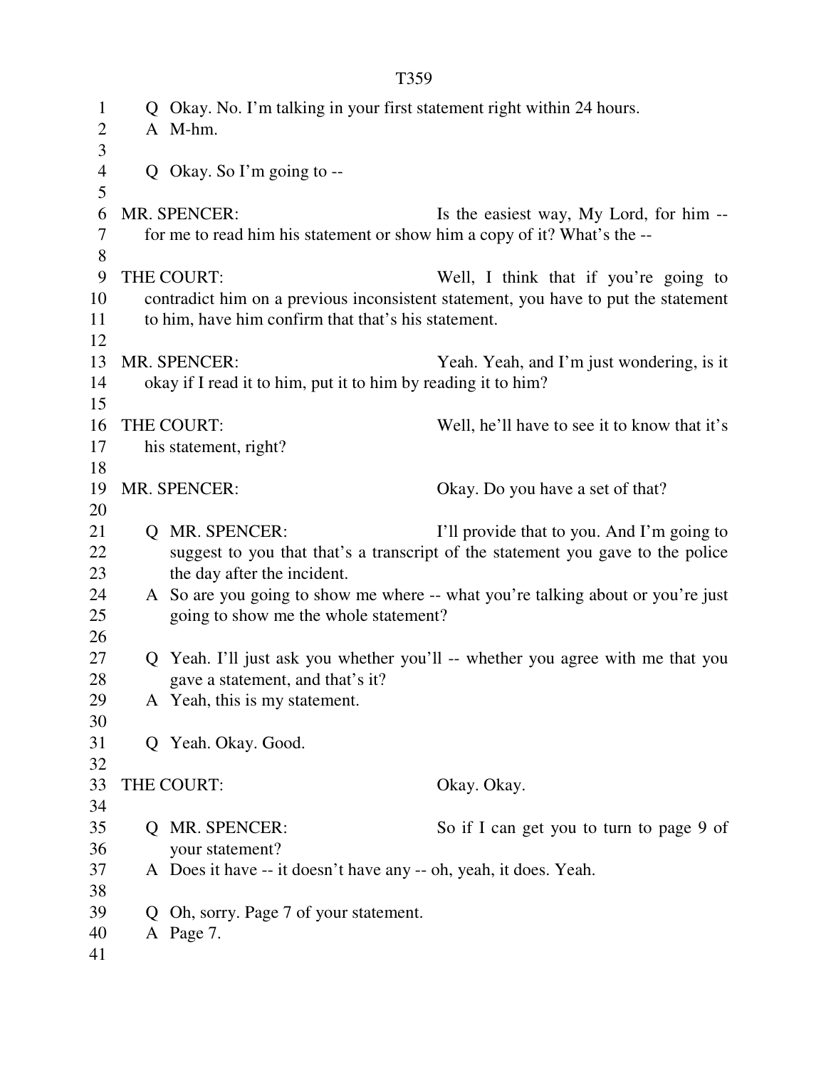Q Okay. No. I'm talking in your first statement right within 24 hours.

A M-hm.

Q Okay. So I'm going to --

MR. SPENCER: Is the easiest way, My Lord, for him -- for me to read him his statement or show him a copy of it? What's the --

THE COURT: Well, I think that if you're going to contradict him on a previous inconsistent statement, you have to put the statement to him, have him confirm that that's his statement.

MR. SPENCER: Yeah. Yeah, and I'm just wondering, is it okay if I read it to him, put it to him by reading it to him?

THE COURT: Well, he'll have to see it to know that it's his statement, right?

MR. SPENCER: Okay. Do you have a set of that?

Q MR. SPENCER: I'll provide that to you. And I'm going to suggest to you that that's a transcript of the statement you gave to the police the day after the incident.

A So are you going to show me where -- what you're talking about or you're just going to show me the whole statement?

Q Yeah. I'll just ask you whether you'll -- whether you agree with me that you gave a statement, and that's it?

A Yeah, this is my statement.

Q Yeah. Okay. Good.

THE COURT: Okay. Okay.

Q MR. SPENCER: So if I can get you to turn to page 9 of your statement?

A Does it have -- it doesn't have any -- oh, yeah, it does. Yeah.

Q Oh, sorry. Page 7 of your statement.

A Page 7.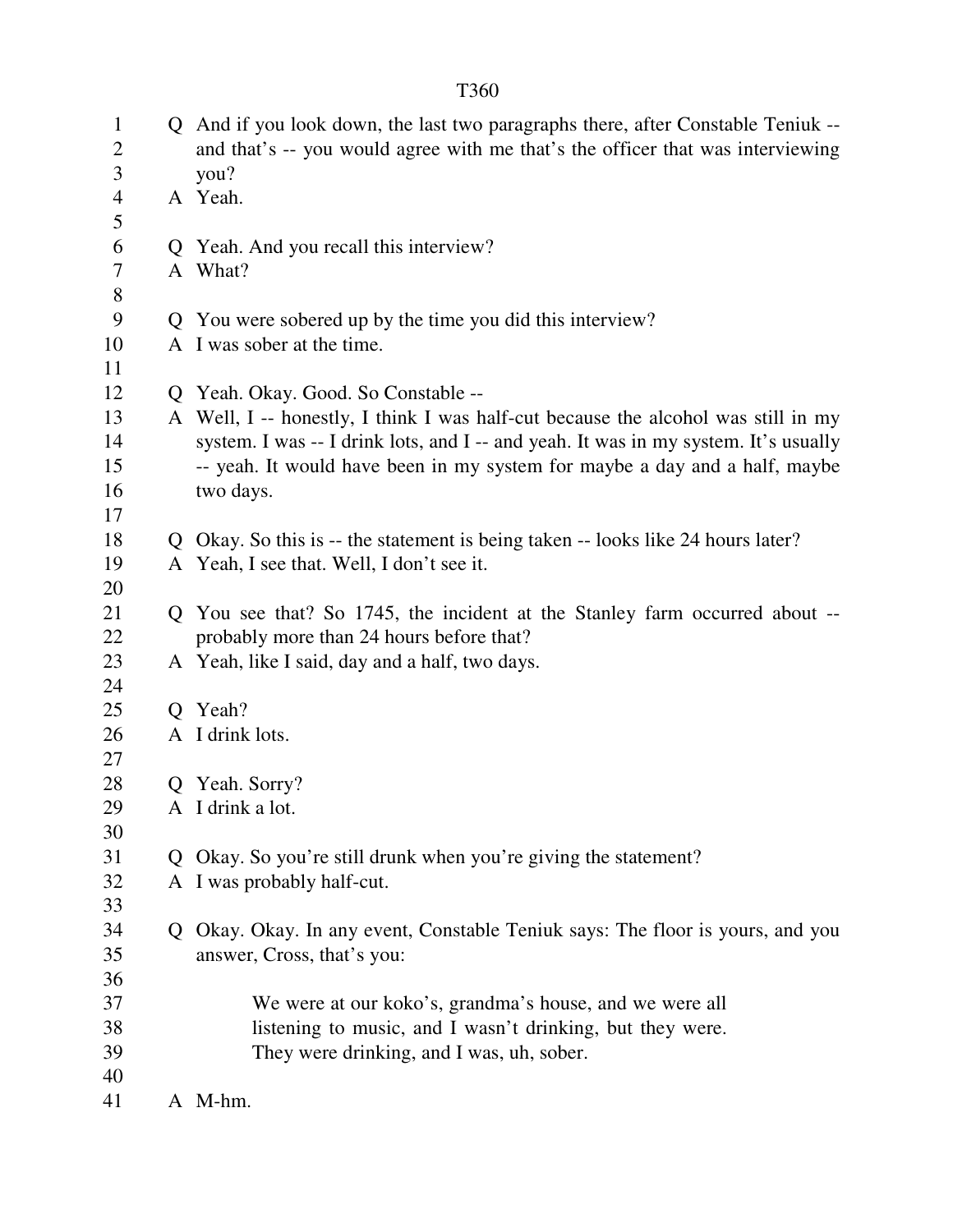Q And if you look down, the last two paragraphs there, after Constable Teniuk -- and that's -- you would agree with me that's the officer that was interviewing you?

A Yeah.

Q Yeah. And you recall this interview?

A What?

Q You were sobered up by the time you did this interview?

A I was sober at the time.

Q Yeah. Okay. Good. So Constable --

A Well, I -- honestly, I think I was half-cut because the alcohol was still in my system. I was -- I drink lots, and I -- and yeah. It was in my system. It's usually -- yeah. It would have been in my system for maybe a day and a half, maybe two days.

Q Okay. So this is -- the statement is being taken -- looks like 24 hours later?

A Yeah, I see that. Well, I don't see it.

Q You see that? So 1745, the incident at the Stanley farm occurred about -- probably more than 24 hours before that?

A Yeah, like I said, day and a half, two days.

Q Yeah?

A I drink lots.

Q Yeah. Sorry?

A I drink a lot.

Q Okay. So you're still drunk when you're giving the statement?

A I was probably half-cut.

Q Okay. Okay. In any event, Constable Teniuk says: The floor is yours, and you answer, Cross, that's you:

> We were at our koko's, grandma's house, and we were all listening to music, and I wasn't drinking, but they were. They were drinking, and I was, uh, sober.

A M-hm.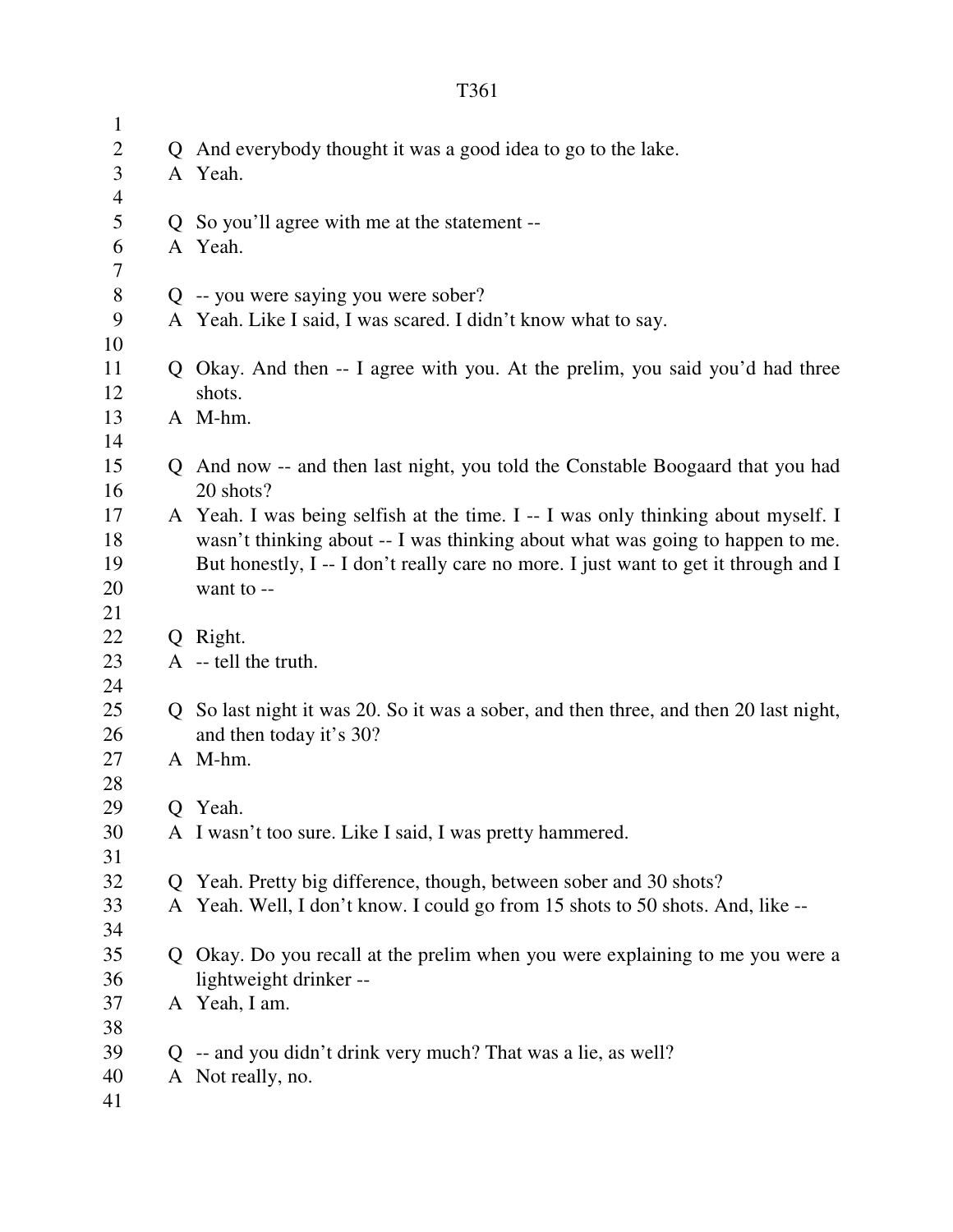Q And everybody thought it was a good idea to go to the lake.
A Yeah.

Q So you'll agree with me at the statement --
A Yeah.

Q -- you were saying you were sober?
A Yeah. Like I said, I was scared. I didn't know what to say.

Q Okay. And then -- I agree with you. At the prelim, you said you'd had three shots.
A M-hm.

Q And now -- and then last night, you told the Constable Boogaard that you had 20 shots?
A Yeah. I was being selfish at the time. I -- I was only thinking about myself. I wasn't thinking about -- I was thinking about what was going to happen to me. But honestly, I -- I don't really care no more. I just want to get it through and I want to --

Q Right.
A -- tell the truth.

Q So last night it was 20. So it was a sober, and then three, and then 20 last night, and then today it's 30?
A M-hm.

Q Yeah.
A I wasn't too sure. Like I said, I was pretty hammered.

Q Yeah. Pretty big difference, though, between sober and 30 shots?
A Yeah. Well, I don't know. I could go from 15 shots to 50 shots. And, like --

Q Okay. Do you recall at the prelim when you were explaining to me you were a lightweight drinker --
A Yeah, I am.

Q -- and you didn't drink very much? That was a lie, as well?
A Not really, no.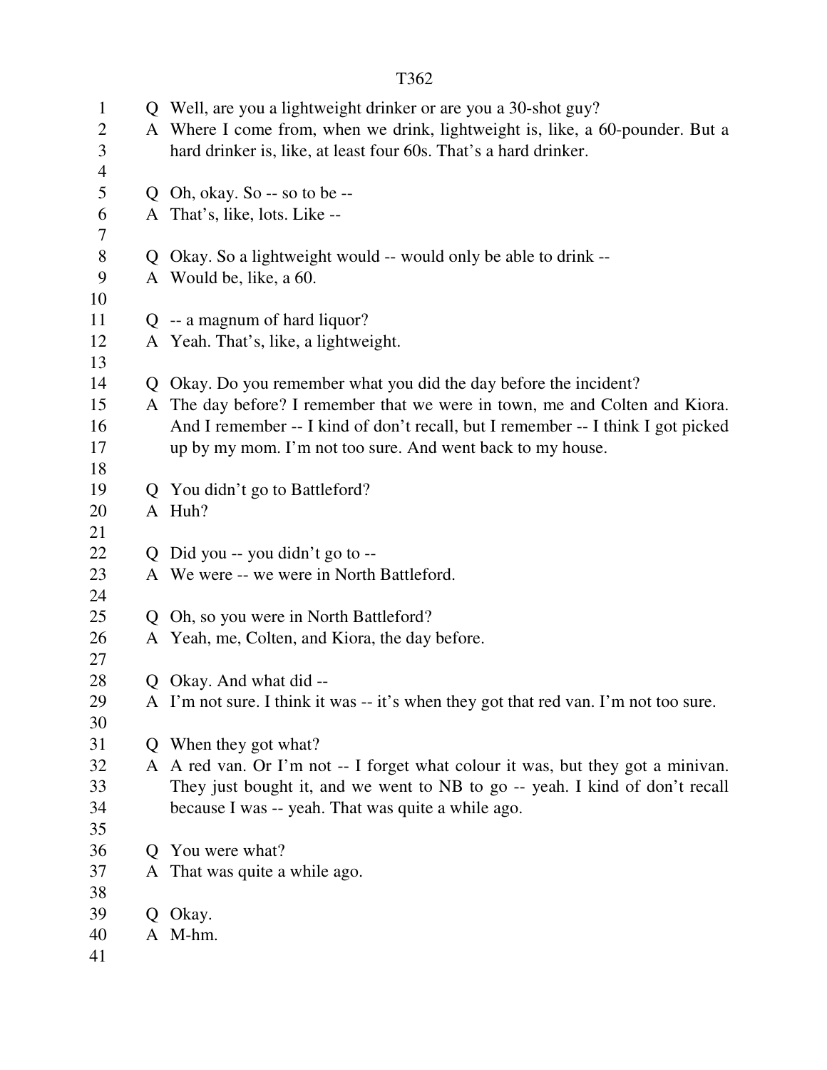Q Well, are you a lightweight drinker or are you a 30-shot guy?
A Where I come from, when we drink, lightweight is, like, a 60-pounder. But a hard drinker is, like, at least four 60s. That's a hard drinker.

Q Oh, okay. So -- so to be --
A That's, like, lots. Like --

Q Okay. So a lightweight would -- would only be able to drink --
A Would be, like, a 60.

Q -- a magnum of hard liquor?
A Yeah. That's, like, a lightweight.

Q Okay. Do you remember what you did the day before the incident?
A The day before? I remember that we were in town, me and Colten and Kiora. And I remember -- I kind of don't recall, but I remember -- I think I got picked up by my mom. I'm not too sure. And went back to my house.

Q You didn't go to Battleford?
A Huh?

Q Did you -- you didn't go to --
A We were -- we were in North Battleford.

Q Oh, so you were in North Battleford?
A Yeah, me, Colten, and Kiora, the day before.

Q Okay. And what did --
A I'm not sure. I think it was -- it's when they got that red van. I'm not too sure.

Q When they got what?
A A red van. Or I'm not -- I forget what colour it was, but they got a minivan. They just bought it, and we went to NB to go -- yeah. I kind of don't recall because I was -- yeah. That was quite a while ago.

Q You were what?
A That was quite a while ago.

Q Okay.
A M-hm.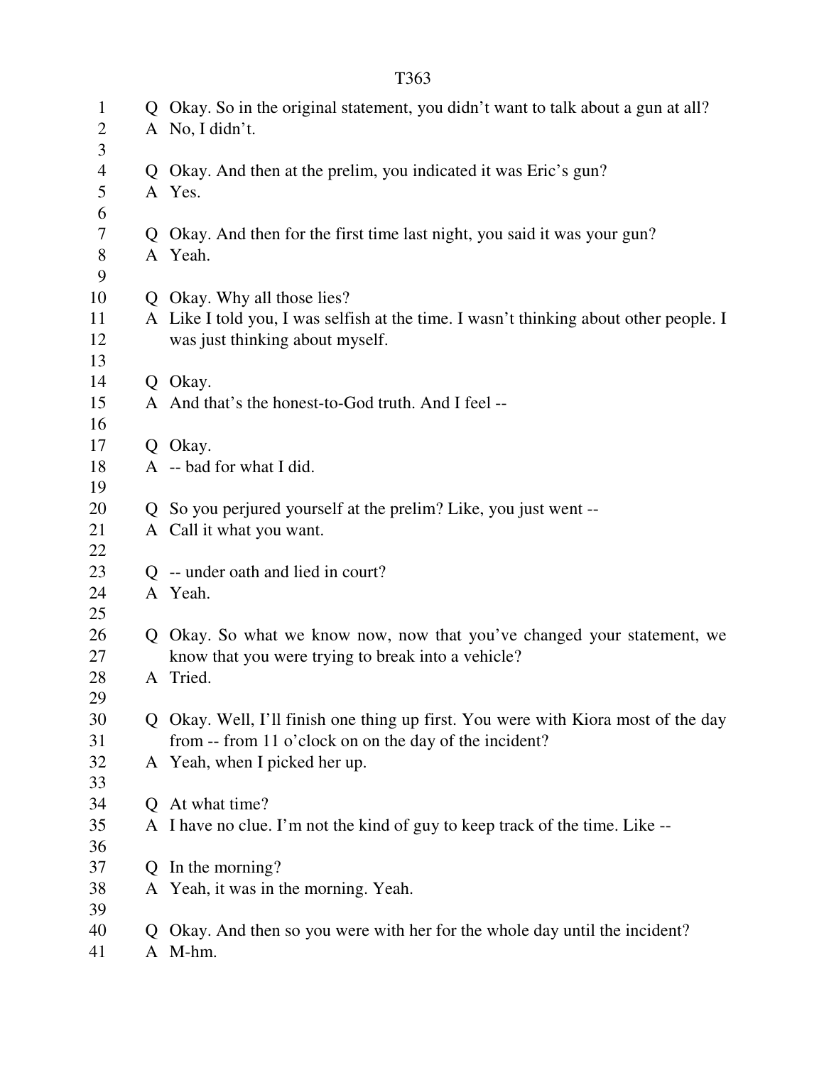Q Okay. So in the original statement, you didn't want to talk about a gun at all?

A No, I didn't.

Q Okay. And then at the prelim, you indicated it was Eric's gun?

A Yes.

Q Okay. And then for the first time last night, you said it was your gun?

A Yeah.

Q Okay. Why all those lies?

A Like I told you, I was selfish at the time. I wasn't thinking about other people. I was just thinking about myself.

Q Okay.

A And that's the honest-to-God truth. And I feel --

Q Okay.

A -- bad for what I did.

Q So you perjured yourself at the prelim? Like, you just went --

A Call it what you want.

Q -- under oath and lied in court?

A Yeah.

Q Okay. So what we know now, now that you've changed your statement, we know that you were trying to break into a vehicle?

A Tried.

Q Okay. Well, I'll finish one thing up first. You were with Kiora most of the day from -- from 11 o'clock on on the day of the incident?

A Yeah, when I picked her up.

Q At what time?

A I have no clue. I'm not the kind of guy to keep track of the time. Like --

Q In the morning?

A Yeah, it was in the morning. Yeah.

Q Okay. And then so you were with her for the whole day until the incident?

A M-hm.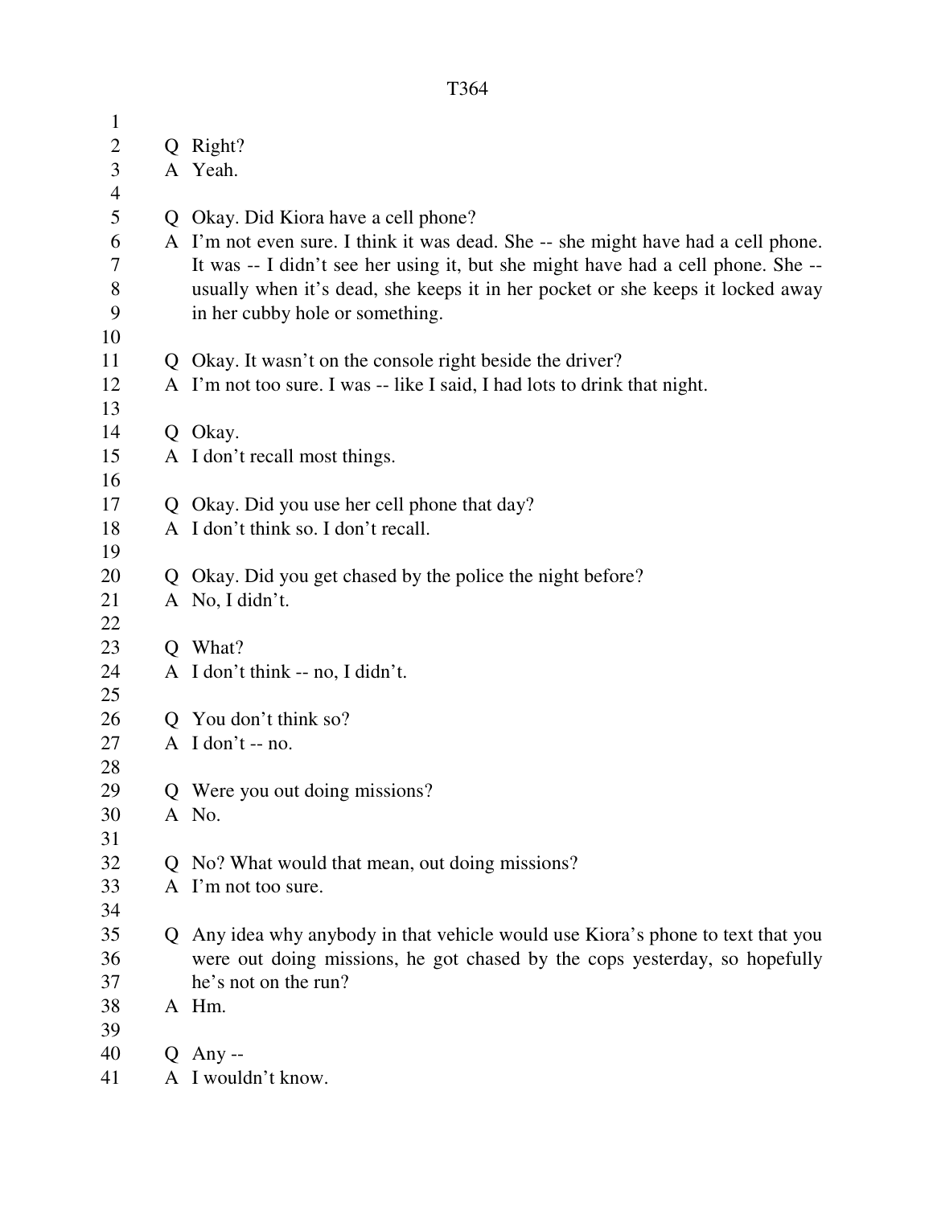Q Right?
A Yeah.

Q Okay. Did Kiora have a cell phone?
A I'm not even sure. I think it was dead. She -- she might have had a cell phone. It was -- I didn't see her using it, but she might have had a cell phone. She -- usually when it's dead, she keeps it in her pocket or she keeps it locked away in her cubby hole or something.

Q Okay. It wasn't on the console right beside the driver?
A I'm not too sure. I was -- like I said, I had lots to drink that night.

Q Okay.
A I don't recall most things.

Q Okay. Did you use her cell phone that day?
A I don't think so. I don't recall.

Q Okay. Did you get chased by the police the night before?
A No, I didn't.

Q What?
A I don't think -- no, I didn't.

Q You don't think so?
A I don't -- no.

Q Were you out doing missions?
A No.

Q No? What would that mean, out doing missions?
A I'm not too sure.

Q Any idea why anybody in that vehicle would use Kiora's phone to text that you were out doing missions, he got chased by the cops yesterday, so hopefully he's not on the run?
A Hm.

Q Any --
A I wouldn't know.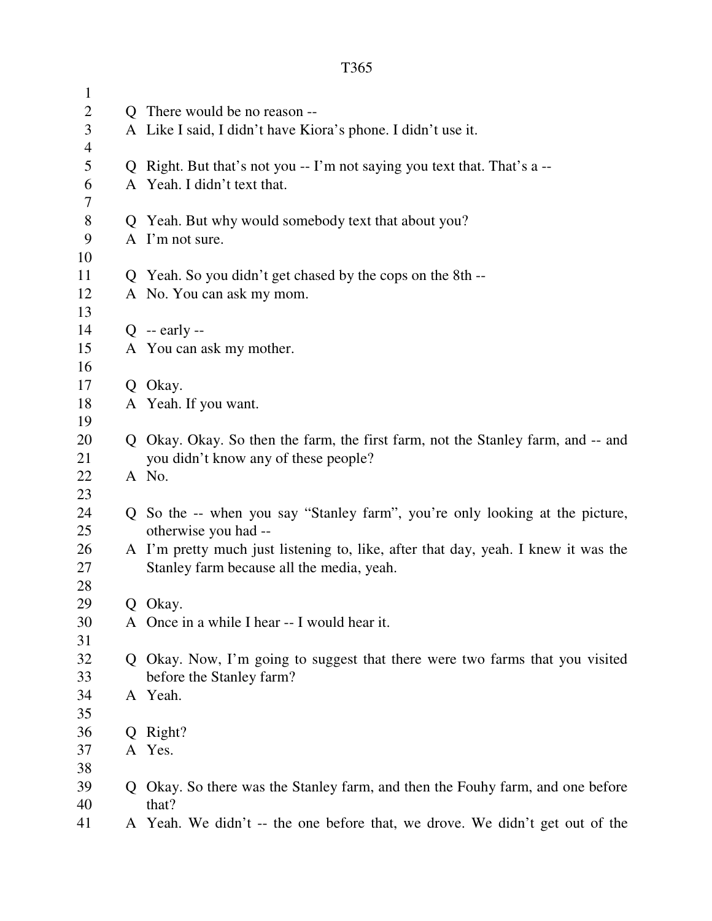Q There would be no reason --
A Like I said, I didn't have Kiora's phone. I didn't use it.

Q Right. But that's not you -- I'm not saying you text that. That's a --
A Yeah. I didn't text that.

Q Yeah. But why would somebody text that about you?
A I'm not sure.

Q Yeah. So you didn't get chased by the cops on the 8th --
A No. You can ask my mom.

Q -- early --
A You can ask my mother.

Q Okay.
A Yeah. If you want.

Q Okay. Okay. So then the farm, the first farm, not the Stanley farm, and -- and you didn't know any of these people?
A No.

Q So the -- when you say "Stanley farm", you're only looking at the picture, otherwise you had --
A I'm pretty much just listening to, like, after that day, yeah. I knew it was the Stanley farm because all the media, yeah.

Q Okay.
A Once in a while I hear -- I would hear it.

Q Okay. Now, I'm going to suggest that there were two farms that you visited before the Stanley farm?
A Yeah.

Q Right?
A Yes.

Q Okay. So there was the Stanley farm, and then the Fouhy farm, and one before that?
A Yeah. We didn't -- the one before that, we drove. We didn't get out of the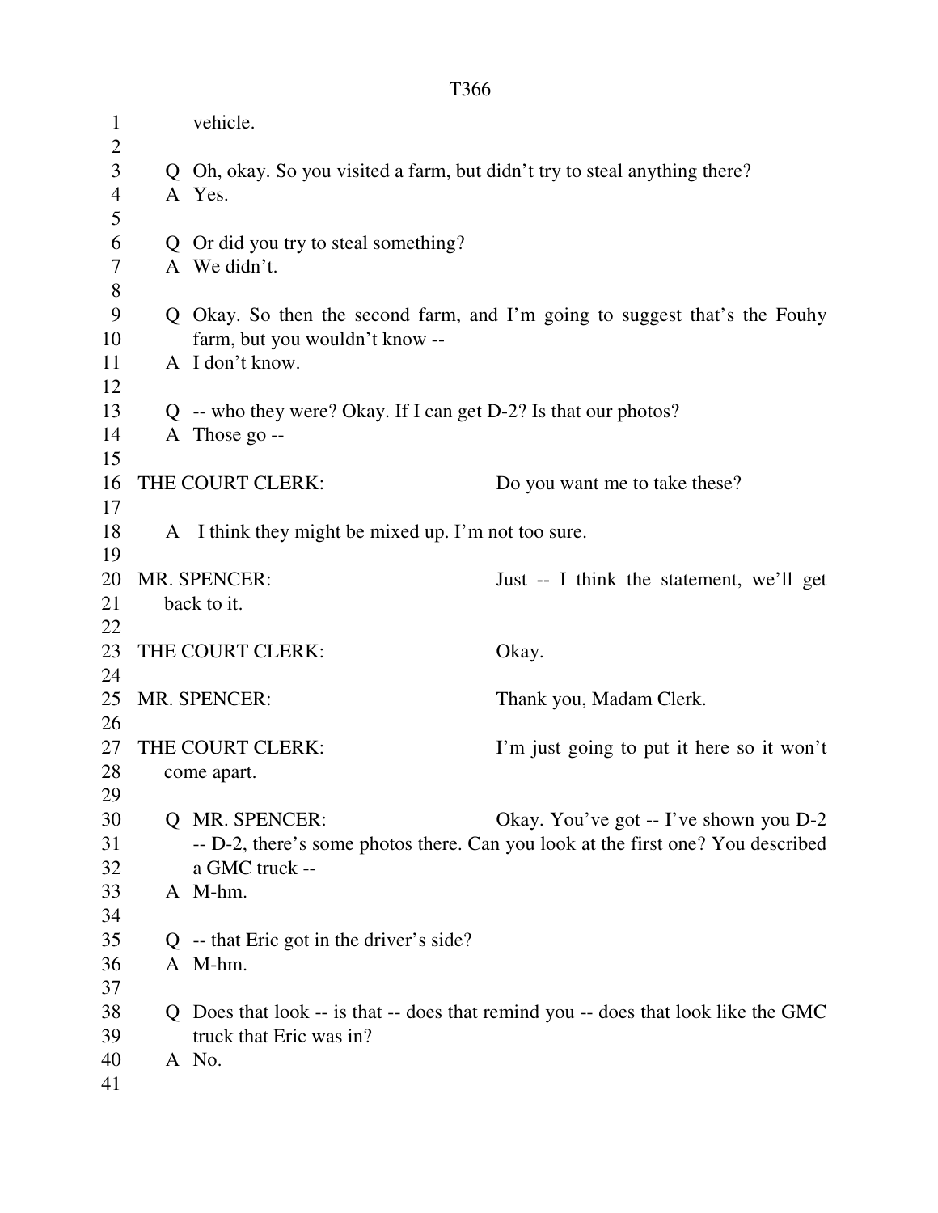vehicle.

Q Oh, okay. So you visited a farm, but didn't try to steal anything there?
A Yes.

Q Or did you try to steal something?
A We didn't.

Q Okay. So then the second farm, and I'm going to suggest that's the Fouhy farm, but you wouldn't know --
A I don't know.

Q -- who they were? Okay. If I can get D-2? Is that our photos?
A Those go --

THE COURT CLERK: Do you want me to take these?

A I think they might be mixed up. I'm not too sure.

MR. SPENCER: Just -- I think the statement, we'll get back to it.

THE COURT CLERK: Okay.

MR. SPENCER: Thank you, Madam Clerk.

THE COURT CLERK: I'm just going to put it here so it won't come apart.

Q MR. SPENCER: Okay. You've got -- I've shown you D-2 -- D-2, there's some photos there. Can you look at the first one? You described a GMC truck --
A M-hm.

Q -- that Eric got in the driver's side?
A M-hm.

Q Does that look -- is that -- does that remind you -- does that look like the GMC truck that Eric was in?
A No.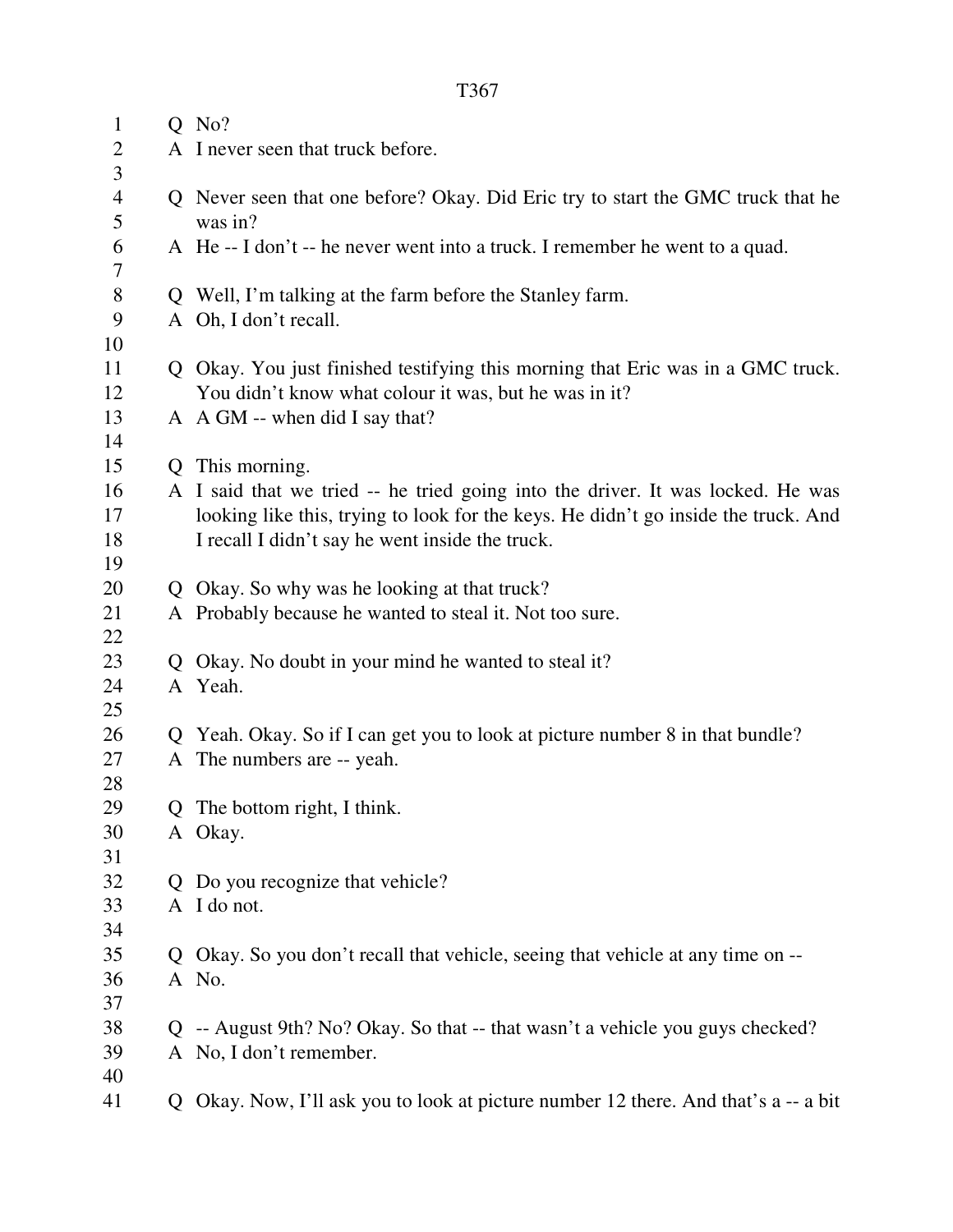Q No?

A I never seen that truck before.

Q Never seen that one before? Okay. Did Eric try to start the GMC truck that he was in?

A He -- I don't -- he never went into a truck. I remember he went to a quad.

Q Well, I'm talking at the farm before the Stanley farm.

A Oh, I don't recall.

Q Okay. You just finished testifying this morning that Eric was in a GMC truck. You didn't know what colour it was, but he was in it?

A A GM -- when did I say that?

Q This morning.

A I said that we tried -- he tried going into the driver. It was locked. He was looking like this, trying to look for the keys. He didn't go inside the truck. And I recall I didn't say he went inside the truck.

Q Okay. So why was he looking at that truck?

A Probably because he wanted to steal it. Not too sure.

Q Okay. No doubt in your mind he wanted to steal it?

A Yeah.

Q Yeah. Okay. So if I can get you to look at picture number 8 in that bundle?

A The numbers are -- yeah.

Q The bottom right, I think.

A Okay.

Q Do you recognize that vehicle?

A I do not.

Q Okay. So you don't recall that vehicle, seeing that vehicle at any time on --

A No.

Q -- August 9th? No? Okay. So that -- that wasn't a vehicle you guys checked?

A No, I don't remember.

Q Okay. Now, I'll ask you to look at picture number 12 there. And that's a -- a bit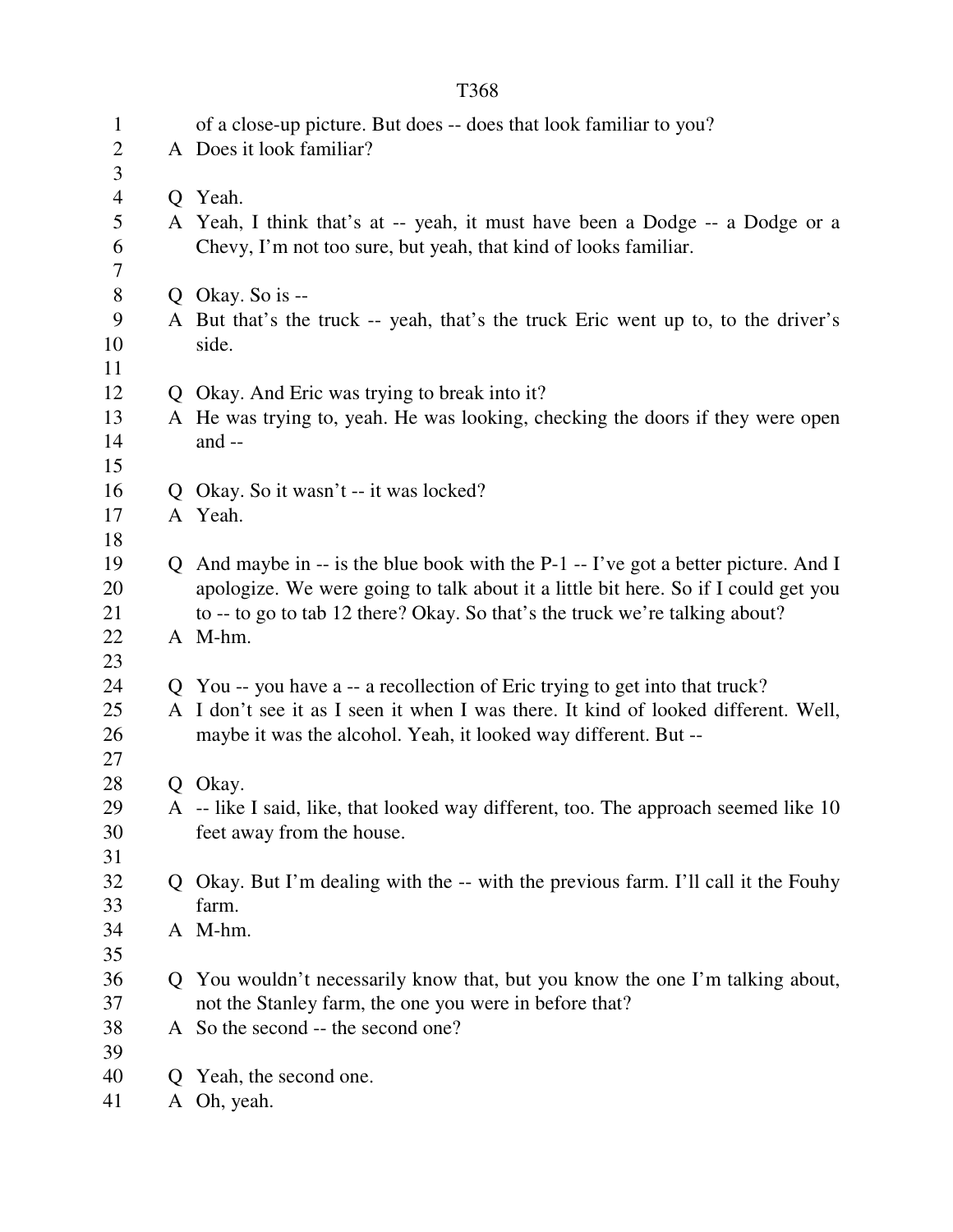of a close-up picture. But does -- does that look familiar to you?

A Does it look familiar?

Q Yeah.

A Yeah, I think that's at -- yeah, it must have been a Dodge -- a Dodge or a Chevy, I'm not too sure, but yeah, that kind of looks familiar.

Q Okay. So is --

A But that's the truck -- yeah, that's the truck Eric went up to, to the driver's side.

Q Okay. And Eric was trying to break into it?

A He was trying to, yeah. He was looking, checking the doors if they were open and --

Q Okay. So it wasn't -- it was locked?

A Yeah.

Q And maybe in -- is the blue book with the P-1 -- I've got a better picture. And I apologize. We were going to talk about it a little bit here. So if I could get you to -- to go to tab 12 there? Okay. So that's the truck we're talking about?

A M-hm.

Q You -- you have a -- a recollection of Eric trying to get into that truck?

A I don't see it as I seen it when I was there. It kind of looked different. Well, maybe it was the alcohol. Yeah, it looked way different. But --

Q Okay.

A -- like I said, like, that looked way different, too. The approach seemed like 10 feet away from the house.

Q Okay. But I'm dealing with the -- with the previous farm. I'll call it the Fouhy farm.

A M-hm.

Q You wouldn't necessarily know that, but you know the one I'm talking about, not the Stanley farm, the one you were in before that?

A So the second -- the second one?

Q Yeah, the second one.

A Oh, yeah.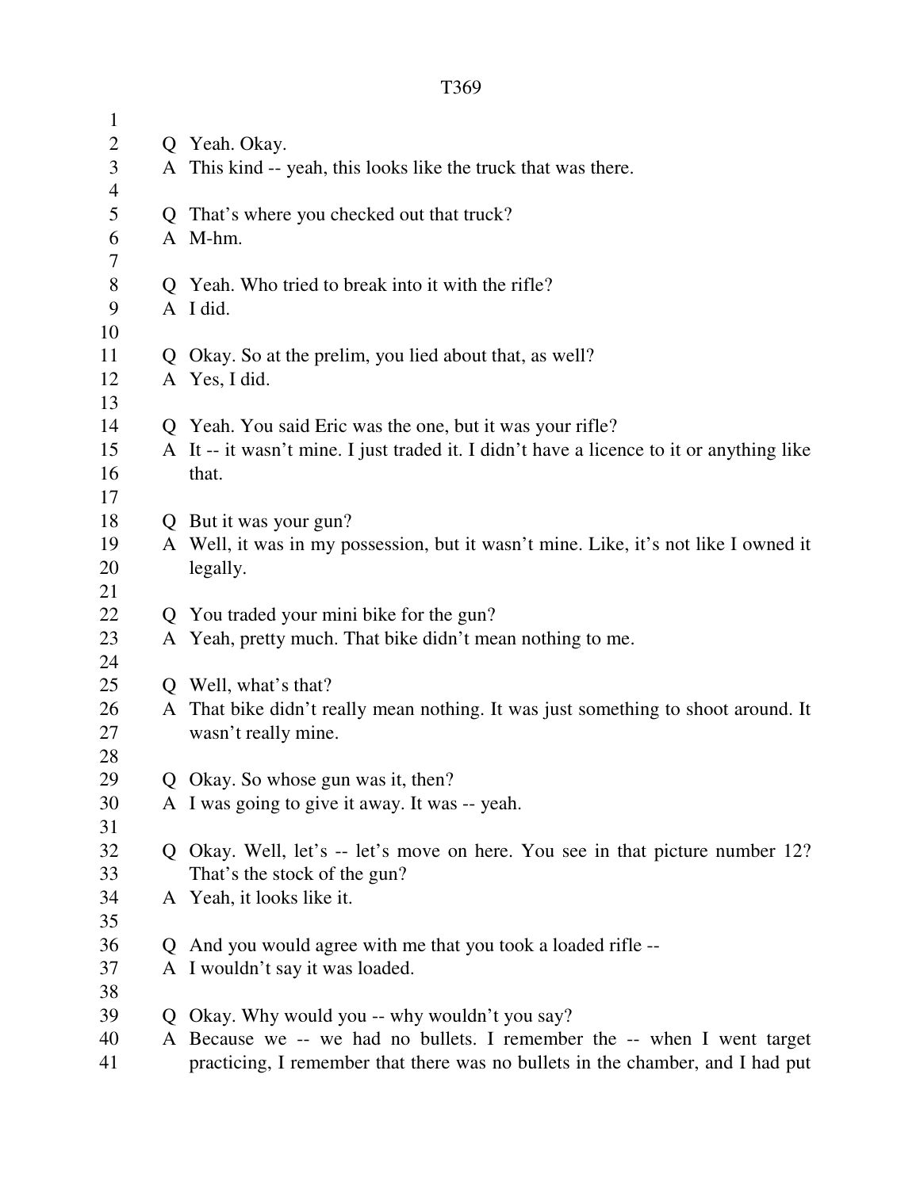Q Yeah. Okay.
A This kind -- yeah, this looks like the truck that was there.

Q That's where you checked out that truck?
A M-hm.

Q Yeah. Who tried to break into it with the rifle?
A I did.

Q Okay. So at the prelim, you lied about that, as well?
A Yes, I did.

Q Yeah. You said Eric was the one, but it was your rifle?
A It -- it wasn't mine. I just traded it. I didn't have a licence to it or anything like that.

Q But it was your gun?
A Well, it was in my possession, but it wasn't mine. Like, it's not like I owned it legally.

Q You traded your mini bike for the gun?
A Yeah, pretty much. That bike didn't mean nothing to me.

Q Well, what's that?
A That bike didn't really mean nothing. It was just something to shoot around. It wasn't really mine.

Q Okay. So whose gun was it, then?
A I was going to give it away. It was -- yeah.

Q Okay. Well, let's -- let's move on here. You see in that picture number 12? That's the stock of the gun?
A Yeah, it looks like it.

Q And you would agree with me that you took a loaded rifle --
A I wouldn't say it was loaded.

Q Okay. Why would you -- why wouldn't you say?
A Because we -- we had no bullets. I remember the -- when I went target practicing, I remember that there was no bullets in the chamber, and I had put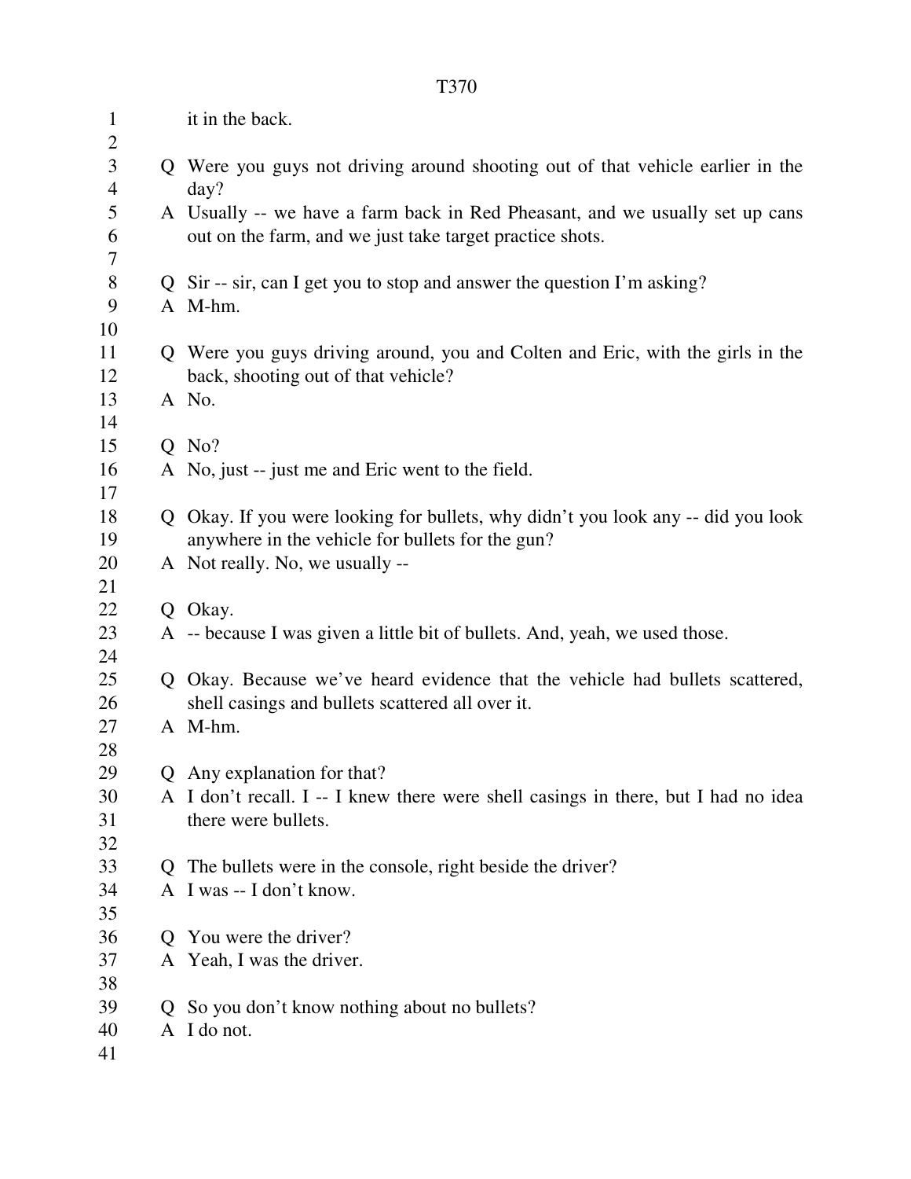it in the back.

Q Were you guys not driving around shooting out of that vehicle earlier in the day?

A Usually -- we have a farm back in Red Pheasant, and we usually set up cans out on the farm, and we just take target practice shots.

Q Sir -- sir, can I get you to stop and answer the question I'm asking?

A M-hm.

Q Were you guys driving around, you and Colten and Eric, with the girls in the back, shooting out of that vehicle?

A No.

Q No?

A No, just -- just me and Eric went to the field.

Q Okay. If you were looking for bullets, why didn't you look any -- did you look anywhere in the vehicle for bullets for the gun?

A Not really. No, we usually --

Q Okay.

A -- because I was given a little bit of bullets. And, yeah, we used those.

Q Okay. Because we've heard evidence that the vehicle had bullets scattered, shell casings and bullets scattered all over it.

A M-hm.

Q Any explanation for that?

A I don't recall. I -- I knew there were shell casings in there, but I had no idea there were bullets.

Q The bullets were in the console, right beside the driver?

A I was -- I don't know.

Q You were the driver?

A Yeah, I was the driver.

Q So you don't know nothing about no bullets?

A I do not.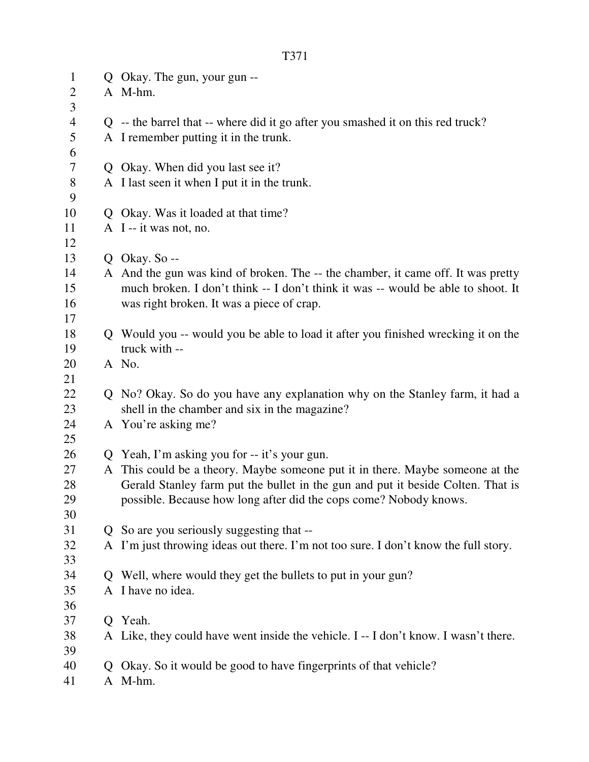Q Okay. The gun, your gun --

A M-hm.

Q -- the barrel that -- where did it go after you smashed it on this red truck?

A I remember putting it in the trunk.

Q Okay. When did you last see it?

A I last seen it when I put it in the trunk.

Q Okay. Was it loaded at that time?

A I -- it was not, no.

Q Okay. So --

A And the gun was kind of broken. The -- the chamber, it came off. It was pretty much broken. I don't think -- I don't think it was -- would be able to shoot. It was right broken. It was a piece of crap.

Q Would you -- would you be able to load it after you finished wrecking it on the truck with --

A No.

Q No? Okay. So do you have any explanation why on the Stanley farm, it had a shell in the chamber and six in the magazine?

A You're asking me?

Q Yeah, I'm asking you for -- it's your gun.

A This could be a theory. Maybe someone put it in there. Maybe someone at the Gerald Stanley farm put the bullet in the gun and put it beside Colten. That is possible. Because how long after did the cops come? Nobody knows.

Q So are you seriously suggesting that --

A I'm just throwing ideas out there. I'm not too sure. I don't know the full story.

Q Well, where would they get the bullets to put in your gun?

A I have no idea.

Q Yeah.

A Like, they could have went inside the vehicle. I -- I don't know. I wasn't there.

Q Okay. So it would be good to have fingerprints of that vehicle?

A M-hm.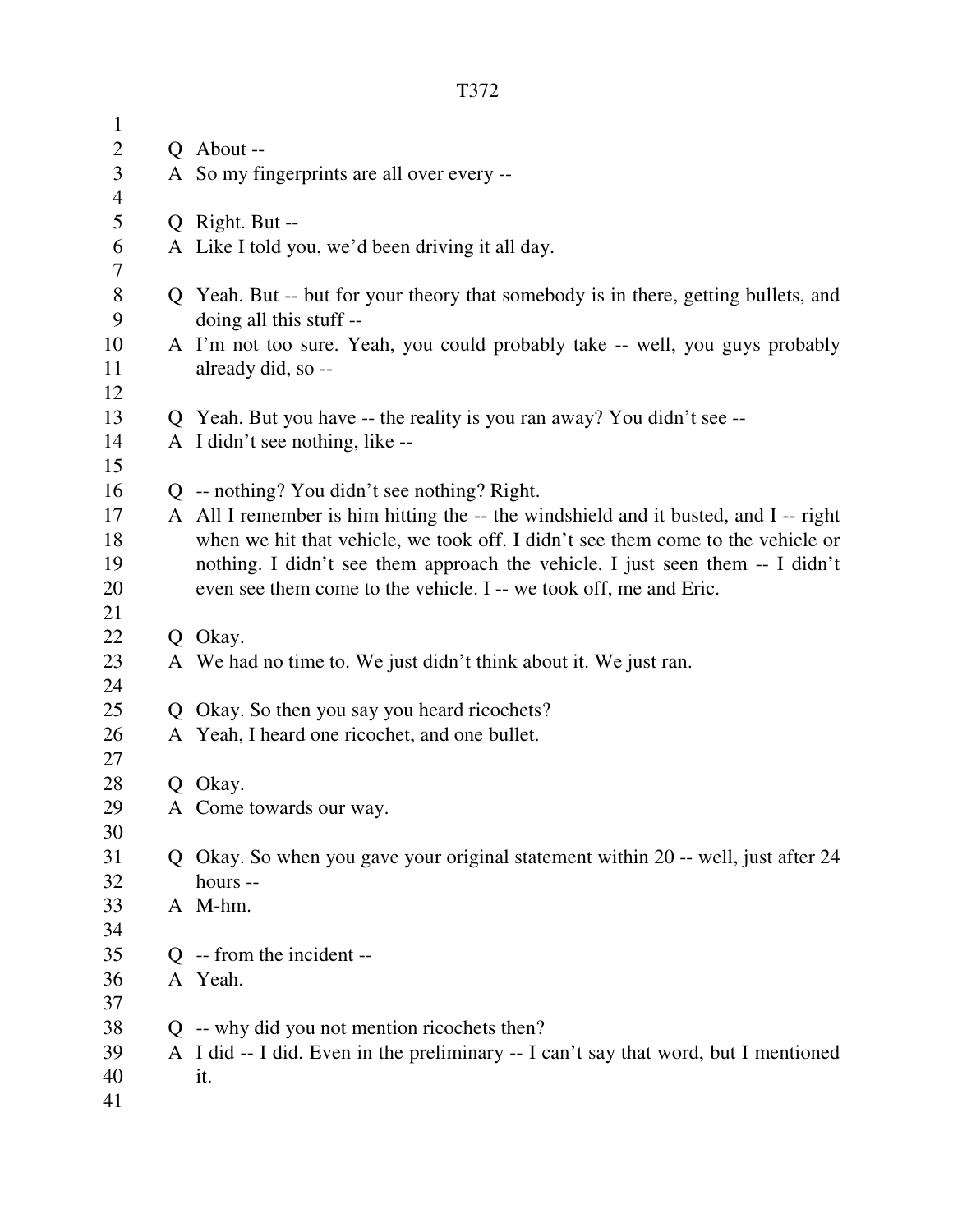Q About --
A So my fingerprints are all over every --

Q Right. But --
A Like I told you, we'd been driving it all day.

Q Yeah. But -- but for your theory that somebody is in there, getting bullets, and doing all this stuff --
A I'm not too sure. Yeah, you could probably take -- well, you guys probably already did, so --

Q Yeah. But you have -- the reality is you ran away? You didn't see --
A I didn't see nothing, like --

Q -- nothing? You didn't see nothing? Right.
A All I remember is him hitting the -- the windshield and it busted, and I -- right when we hit that vehicle, we took off. I didn't see them come to the vehicle or nothing. I didn't see them approach the vehicle. I just seen them -- I didn't even see them come to the vehicle. I -- we took off, me and Eric.

Q Okay.
A We had no time to. We just didn't think about it. We just ran.

Q Okay. So then you say you heard ricochets?
A Yeah, I heard one ricochet, and one bullet.

Q Okay.
A Come towards our way.

Q Okay. So when you gave your original statement within 20 -- well, just after 24 hours --
A M-hm.

Q -- from the incident --
A Yeah.

Q -- why did you not mention ricochets then?
A I did -- I did. Even in the preliminary -- I can't say that word, but I mentioned it.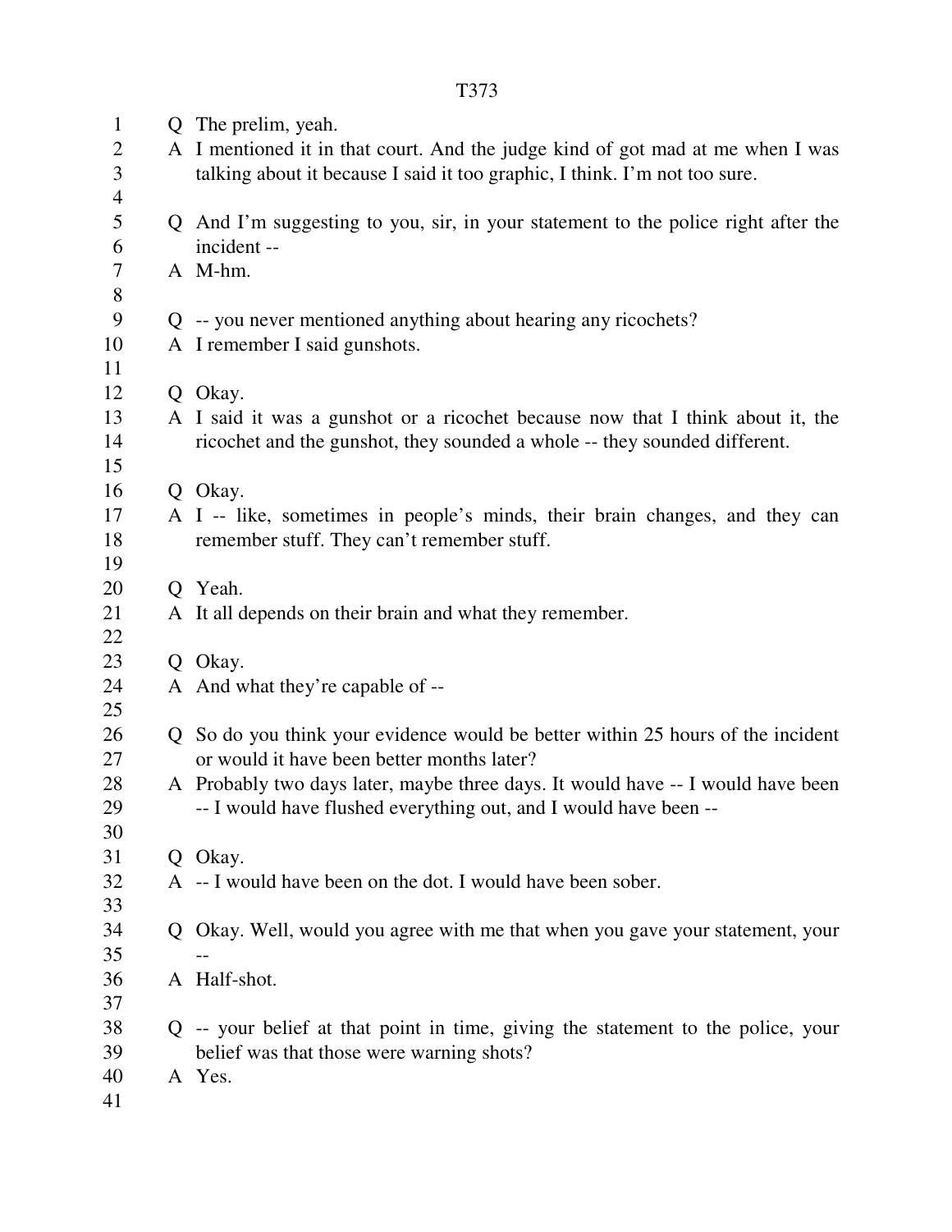Q The prelim, yeah.

A I mentioned it in that court. And the judge kind of got mad at me when I was talking about it because I said it too graphic, I think. I'm not too sure.

Q And I'm suggesting to you, sir, in your statement to the police right after the incident --

A M-hm.

Q -- you never mentioned anything about hearing any ricochets?

A I remember I said gunshots.

Q Okay.

A I said it was a gunshot or a ricochet because now that I think about it, the ricochet and the gunshot, they sounded a whole -- they sounded different.

Q Okay.

A I -- like, sometimes in people's minds, their brain changes, and they can remember stuff. They can't remember stuff.

Q Yeah.

A It all depends on their brain and what they remember.

Q Okay.

A And what they're capable of --

Q So do you think your evidence would be better within 25 hours of the incident or would it have been better months later?

A Probably two days later, maybe three days. It would have -- I would have been -- I would have flushed everything out, and I would have been --

Q Okay.

A -- I would have been on the dot. I would have been sober.

Q Okay. Well, would you agree with me that when you gave your statement, your --

A Half-shot.

Q -- your belief at that point in time, giving the statement to the police, your belief was that those were warning shots?

A Yes.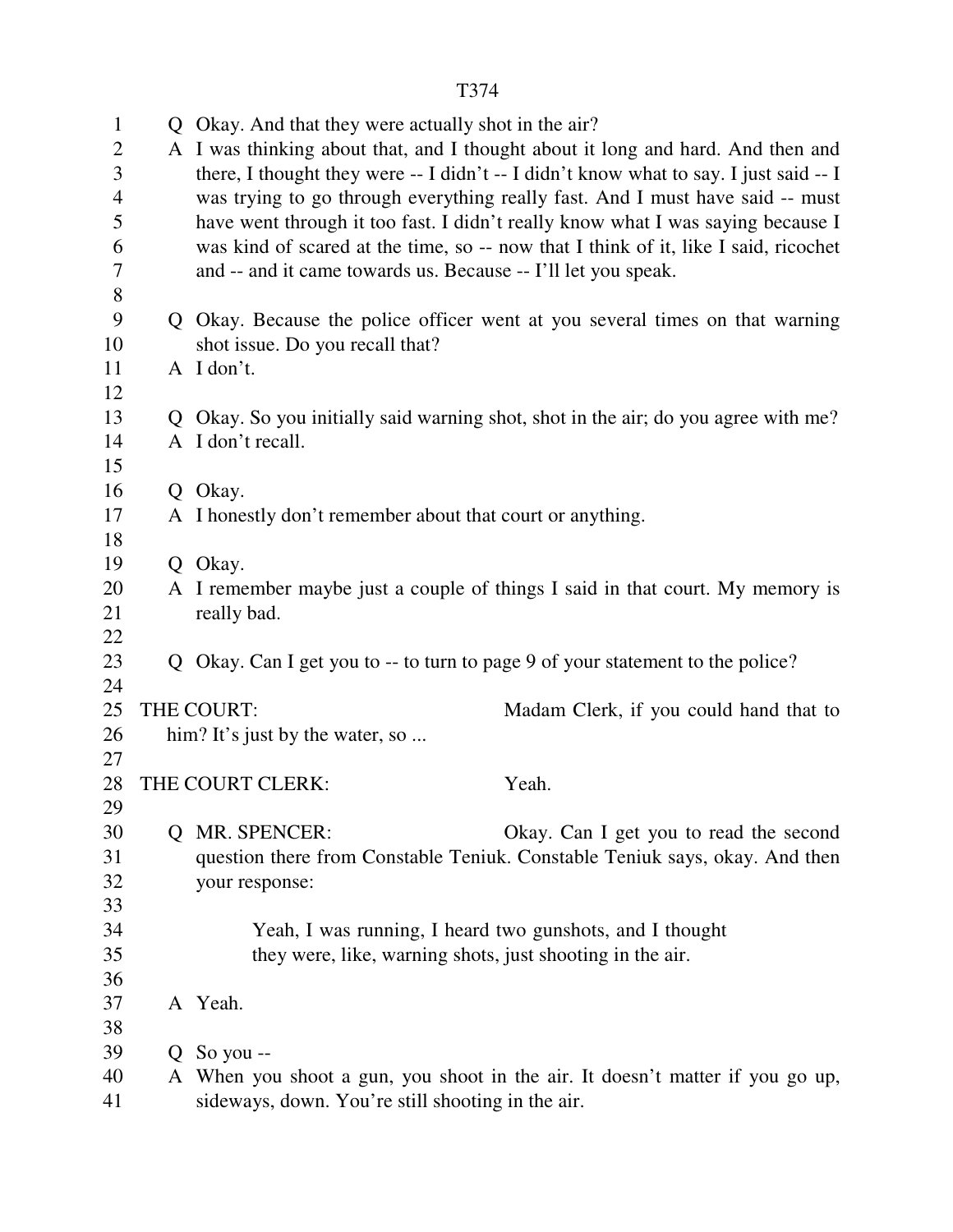Q Okay. And that they were actually shot in the air?

A I was thinking about that, and I thought about it long and hard. And then and there, I thought they were -- I didn't -- I didn't know what to say. I just said -- I was trying to go through everything really fast. And I must have said -- must have went through it too fast. I didn't really know what I was saying because I was kind of scared at the time, so -- now that I think of it, like I said, ricochet and -- and it came towards us. Because -- I'll let you speak.

Q Okay. Because the police officer went at you several times on that warning shot issue. Do you recall that?

A I don't.

Q Okay. So you initially said warning shot, shot in the air; do you agree with me?

A I don't recall.

Q Okay.

A I honestly don't remember about that court or anything.

Q Okay.

A I remember maybe just a couple of things I said in that court. My memory is really bad.

Q Okay. Can I get you to -- to turn to page 9 of your statement to the police?

THE COURT: Madam Clerk, if you could hand that to him? It's just by the water, so ...

THE COURT CLERK: Yeah.

Q MR. SPENCER: Okay. Can I get you to read the second question there from Constable Teniuk. Constable Teniuk says, okay. And then your response:

> Yeah, I was running, I heard two gunshots, and I thought they were, like, warning shots, just shooting in the air.

A Yeah.

Q So you --

A When you shoot a gun, you shoot in the air. It doesn't matter if you go up, sideways, down. You're still shooting in the air.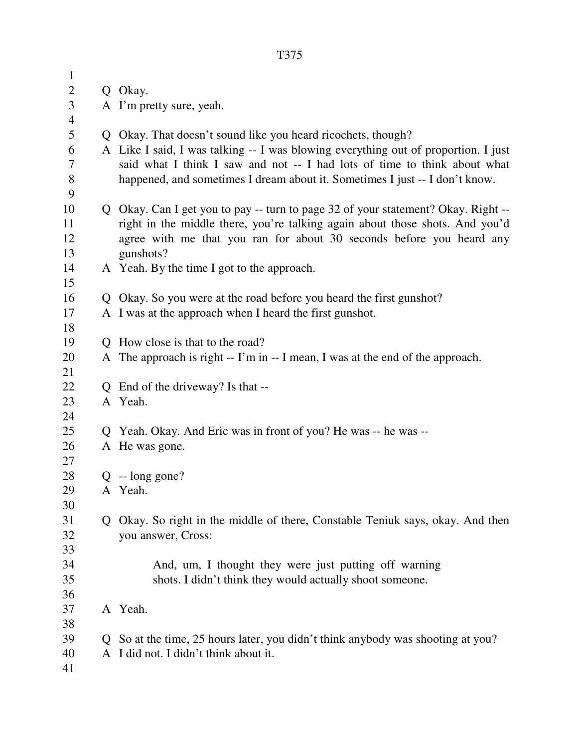Q Okay.

A I'm pretty sure, yeah.

Q Okay. That doesn't sound like you heard ricochets, though?

A Like I said, I was talking -- I was blowing everything out of proportion. I just said what I think I saw and not -- I had lots of time to think about what happened, and sometimes I dream about it. Sometimes I just -- I don't know.

Q Okay. Can I get you to pay -- turn to page 32 of your statement? Okay. Right -- right in the middle there, you're talking again about those shots. And you'd agree with me that you ran for about 30 seconds before you heard any gunshots?

A Yeah. By the time I got to the approach.

Q Okay. So you were at the road before you heard the first gunshot?

A I was at the approach when I heard the first gunshot.

Q How close is that to the road?

A The approach is right -- I'm in -- I mean, I was at the end of the approach.

Q End of the driveway? Is that --

A Yeah.

Q Yeah. Okay. And Eric was in front of you? He was -- he was --

A He was gone.

Q -- long gone?

A Yeah.

Q Okay. So right in the middle of there, Constable Teniuk says, okay. And then you answer, Cross:

> And, um, I thought they were just putting off warning shots. I didn't think they would actually shoot someone.

A Yeah.

Q So at the time, 25 hours later, you didn't think anybody was shooting at you?

A I did not. I didn't think about it.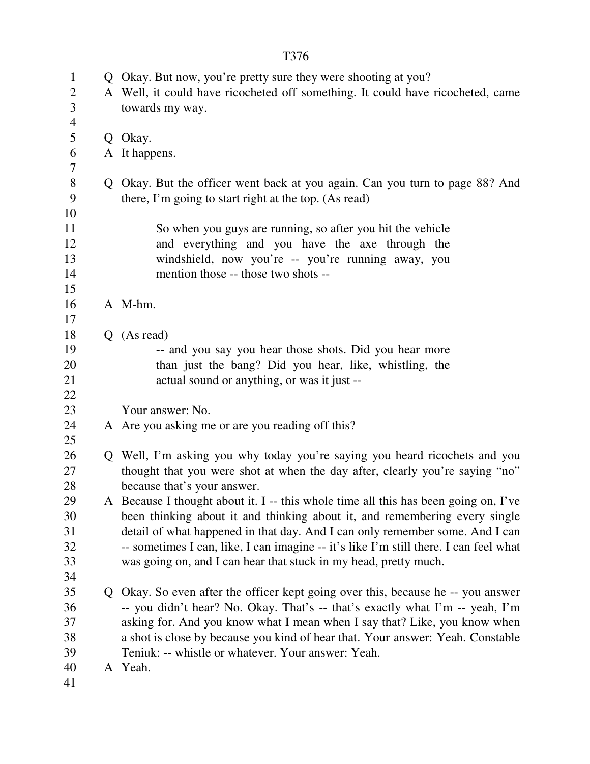Q Okay. But now, you're pretty sure they were shooting at you?

A Well, it could have ricocheted off something. It could have ricocheted, came towards my way.

Q Okay.

A It happens.

Q Okay. But the officer went back at you again. Can you turn to page 88? And there, I'm going to start right at the top. (As read)

> So when you guys are running, so after you hit the vehicle and everything and you have the axe through the windshield, now you're -- you're running away, you mention those -- those two shots --

A M-hm.

Q (As read)

> -- and you say you hear those shots. Did you hear more than just the bang? Did you hear, like, whistling, the actual sound or anything, or was it just --

Your answer: No.

A Are you asking me or are you reading off this?

Q Well, I'm asking you why today you're saying you heard ricochets and you thought that you were shot at when the day after, clearly you're saying "no" because that's your answer.

A Because I thought about it. I -- this whole time all this has been going on, I've been thinking about it and thinking about it, and remembering every single detail of what happened in that day. And I can only remember some. And I can -- sometimes I can, like, I can imagine -- it's like I'm still there. I can feel what was going on, and I can hear that stuck in my head, pretty much.

Q Okay. So even after the officer kept going over this, because he -- you answer -- you didn't hear? No. Okay. That's -- that's exactly what I'm -- yeah, I'm asking for. And you know what I mean when I say that? Like, you know when a shot is close by because you kind of hear that. Your answer: Yeah. Constable Teniuk: -- whistle or whatever. Your answer: Yeah.

A Yeah.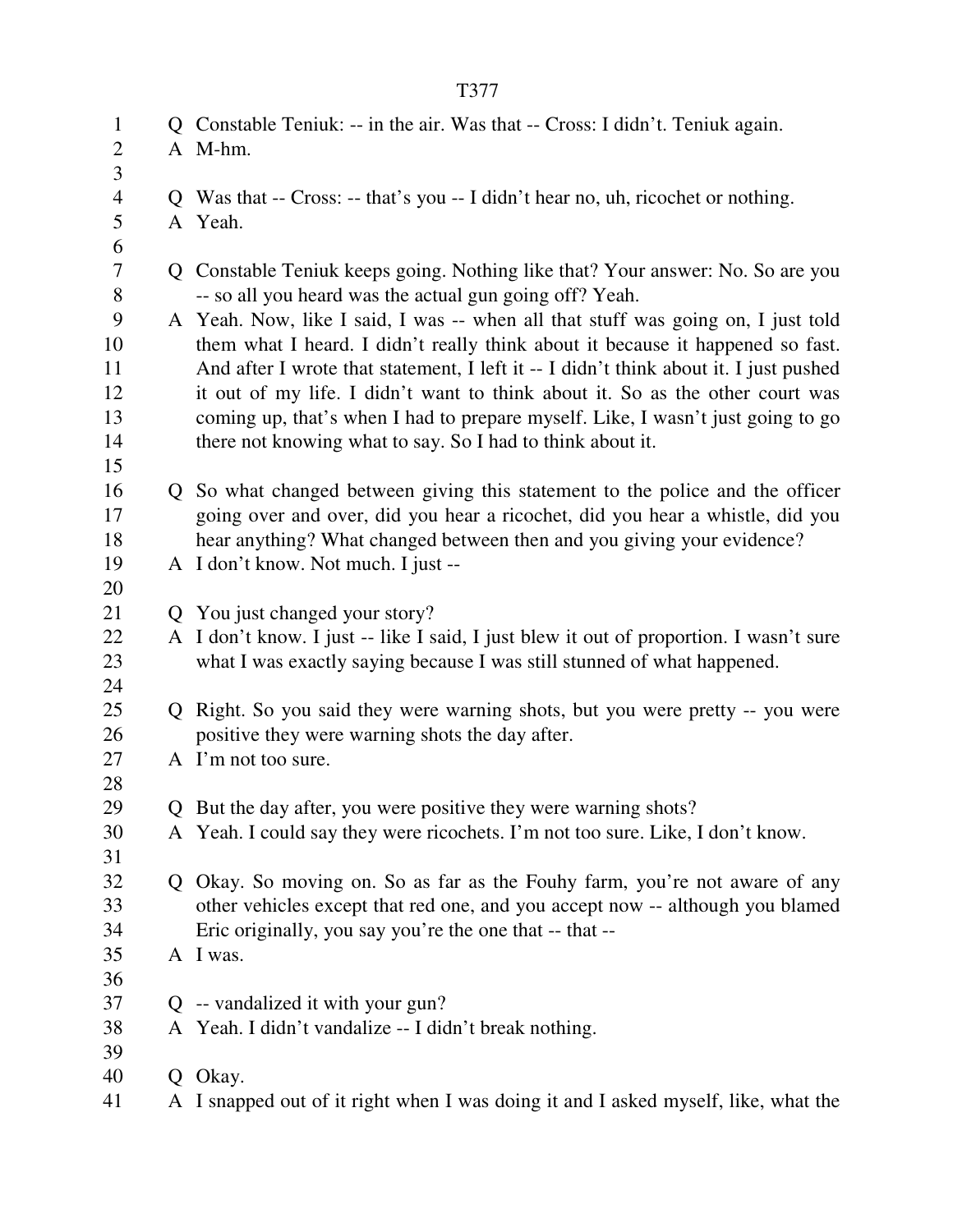Q Constable Teniuk: -- in the air. Was that -- Cross: I didn't. Teniuk again.
A M-hm.

Q Was that -- Cross: -- that's you -- I didn't hear no, uh, ricochet or nothing.
A Yeah.

Q Constable Teniuk keeps going. Nothing like that? Your answer: No. So are you -- so all you heard was the actual gun going off? Yeah.
A Yeah. Now, like I said, I was -- when all that stuff was going on, I just told them what I heard. I didn't really think about it because it happened so fast. And after I wrote that statement, I left it -- I didn't think about it. I just pushed it out of my life. I didn't want to think about it. So as the other court was coming up, that's when I had to prepare myself. Like, I wasn't just going to go there not knowing what to say. So I had to think about it.

Q So what changed between giving this statement to the police and the officer going over and over, did you hear a ricochet, did you hear a whistle, did you hear anything? What changed between then and you giving your evidence?
A I don't know. Not much. I just --

Q You just changed your story?
A I don't know. I just -- like I said, I just blew it out of proportion. I wasn't sure what I was exactly saying because I was still stunned of what happened.

Q Right. So you said they were warning shots, but you were pretty -- you were positive they were warning shots the day after.
A I'm not too sure.

Q But the day after, you were positive they were warning shots?
A Yeah. I could say they were ricochets. I'm not too sure. Like, I don't know.

Q Okay. So moving on. So as far as the Fouhy farm, you're not aware of any other vehicles except that red one, and you accept now -- although you blamed Eric originally, you say you're the one that -- that --
A I was.

Q -- vandalized it with your gun?
A Yeah. I didn't vandalize -- I didn't break nothing.

Q Okay.
A I snapped out of it right when I was doing it and I asked myself, like, what the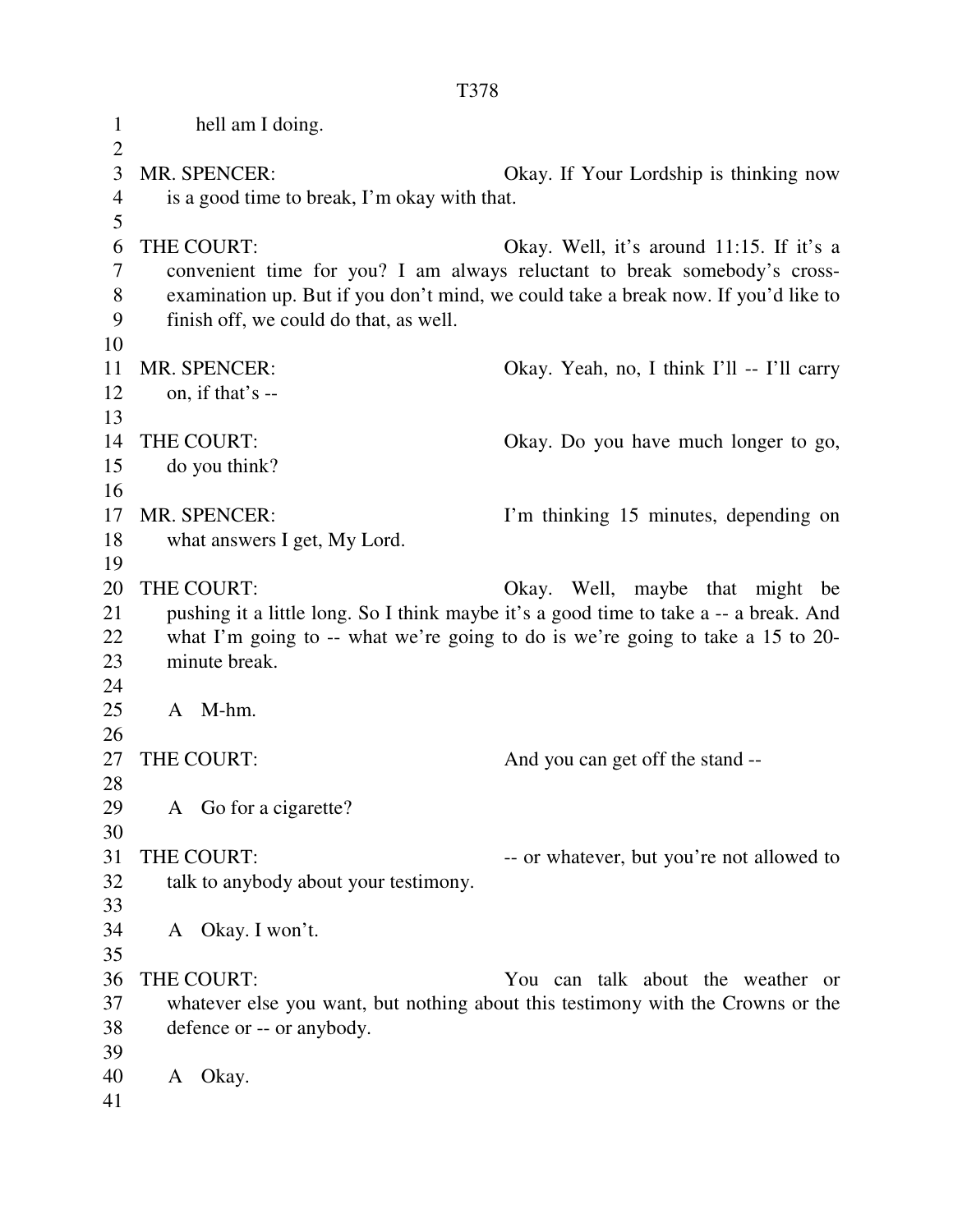hell am I doing.

MR. SPENCER: Okay. If Your Lordship is thinking now is a good time to break, I'm okay with that.

THE COURT: Okay. Well, it's around 11:15. If it's a convenient time for you? I am always reluctant to break somebody's cross-examination up. But if you don't mind, we could take a break now. If you'd like to finish off, we could do that, as well.

MR. SPENCER: Okay. Yeah, no, I think I'll -- I'll carry on, if that's --

THE COURT: Okay. Do you have much longer to go, do you think?

MR. SPENCER: I'm thinking 15 minutes, depending on what answers I get, My Lord.

THE COURT: Okay. Well, maybe that might be pushing it a little long. So I think maybe it's a good time to take a -- a break. And what I'm going to -- what we're going to do is we're going to take a 15 to 20-minute break.

A M-hm.

THE COURT: And you can get off the stand --

A Go for a cigarette?

THE COURT: -- or whatever, but you're not allowed to talk to anybody about your testimony.

A Okay. I won't.

THE COURT: You can talk about the weather or whatever else you want, but nothing about this testimony with the Crowns or the defence or -- or anybody.

A Okay.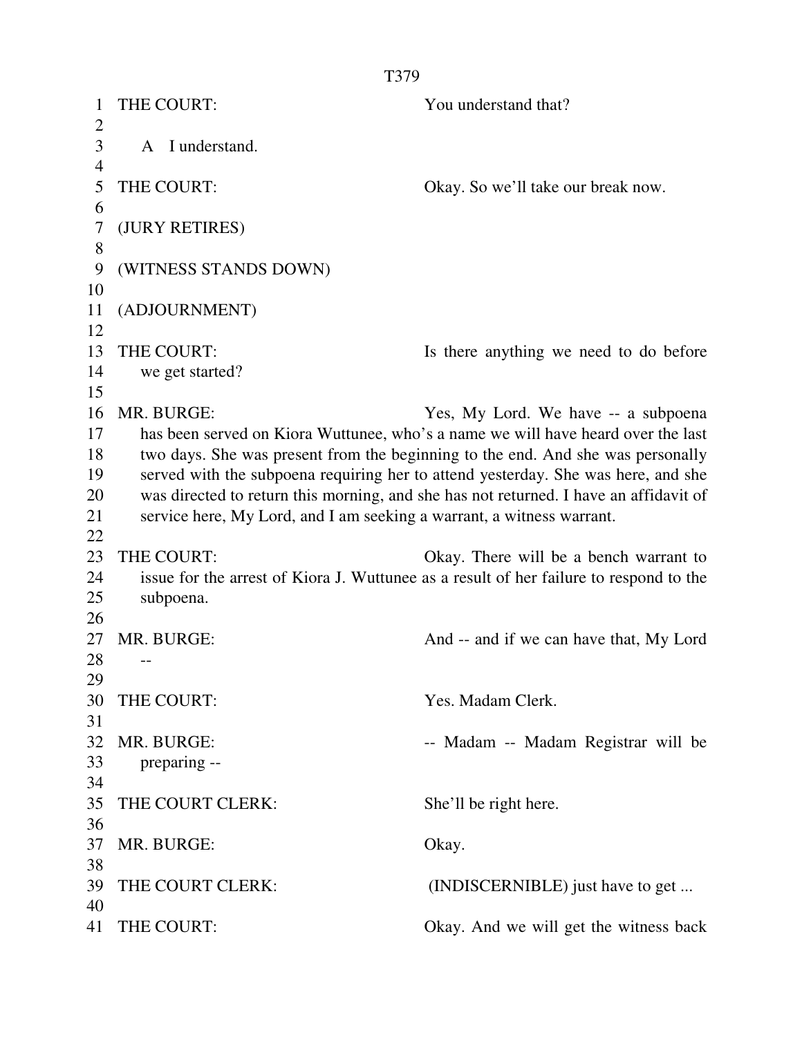THE COURT: You understand that?

A I understand.

THE COURT: Okay. So we'll take our break now.

(JURY RETIRES)

(WITNESS STANDS DOWN)

(ADJOURNMENT)

THE COURT: Is there anything we need to do before we get started?

MR. BURGE: Yes, My Lord. We have -- a subpoena has been served on Kiora Wuttunee, who's a name we will have heard over the last two days. She was present from the beginning to the end. And she was personally served with the subpoena requiring her to attend yesterday. She was here, and she was directed to return this morning, and she has not returned. I have an affidavit of service here, My Lord, and I am seeking a warrant, a witness warrant.

THE COURT: Okay. There will be a bench warrant to issue for the arrest of Kiora J. Wuttunee as a result of her failure to respond to the subpoena.

MR. BURGE: And -- and if we can have that, My Lord --

THE COURT: Yes. Madam Clerk.

MR. BURGE: -- Madam -- Madam Registrar will be preparing --

THE COURT CLERK: She'll be right here.

MR. BURGE: Okay.

THE COURT CLERK: (INDISCERNIBLE) just have to get ...

THE COURT: Okay. And we will get the witness back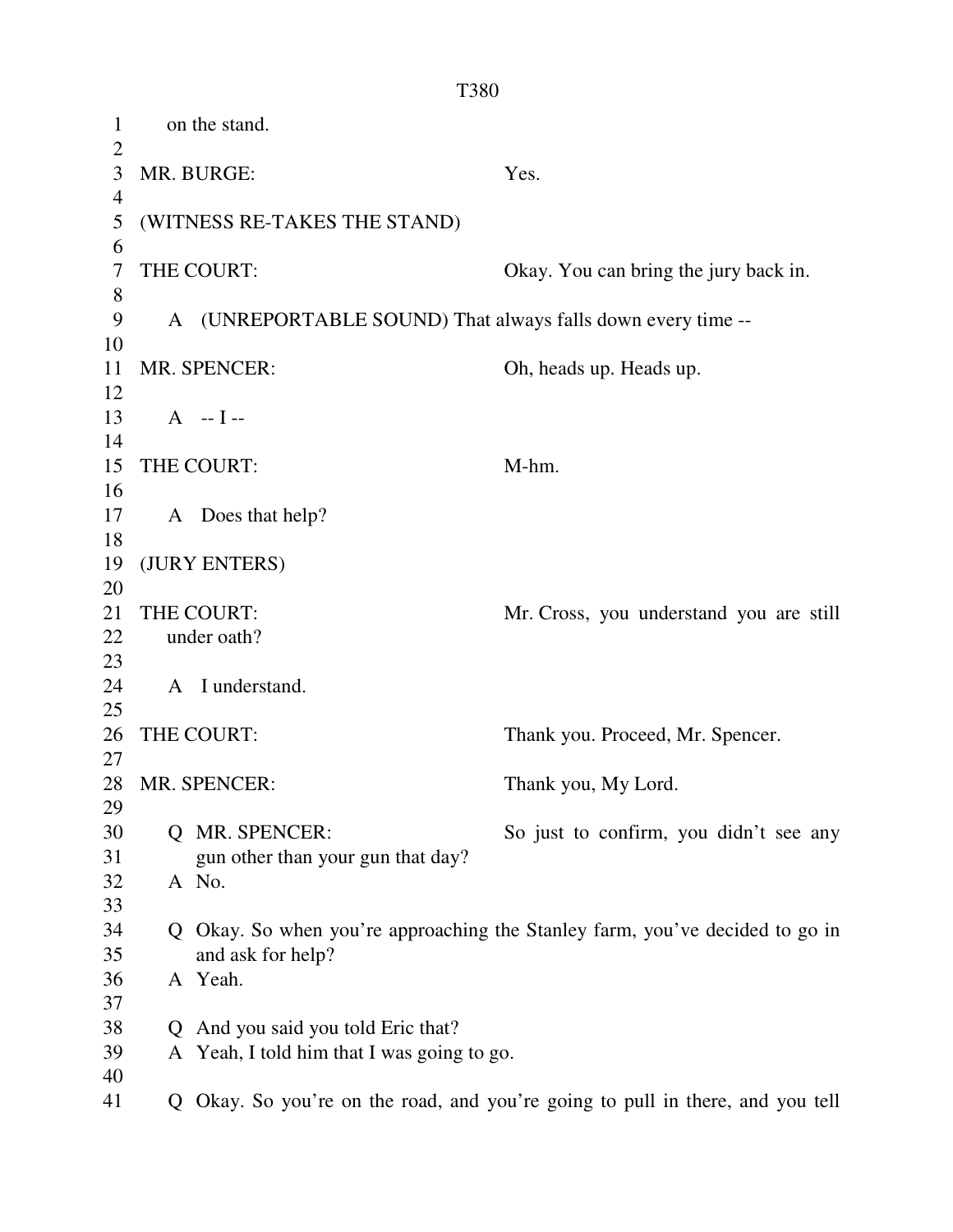on the stand.

MR. BURGE: Yes.

(WITNESS RE-TAKES THE STAND)

THE COURT: Okay. You can bring the jury back in.

A (UNREPORTABLE SOUND) That always falls down every time --

MR. SPENCER: Oh, heads up. Heads up.

A -- I --

THE COURT: M-hm.

A Does that help?

(JURY ENTERS)

THE COURT: Mr. Cross, you understand you are still under oath?

A I understand.

THE COURT: Thank you. Proceed, Mr. Spencer.

MR. SPENCER: Thank you, My Lord.

Q MR. SPENCER: So just to confirm, you didn't see any gun other than your gun that day?
A No.

Q Okay. So when you're approaching the Stanley farm, you've decided to go in and ask for help?
A Yeah.

Q And you said you told Eric that?
A Yeah, I told him that I was going to go.

Q Okay. So you're on the road, and you're going to pull in there, and you tell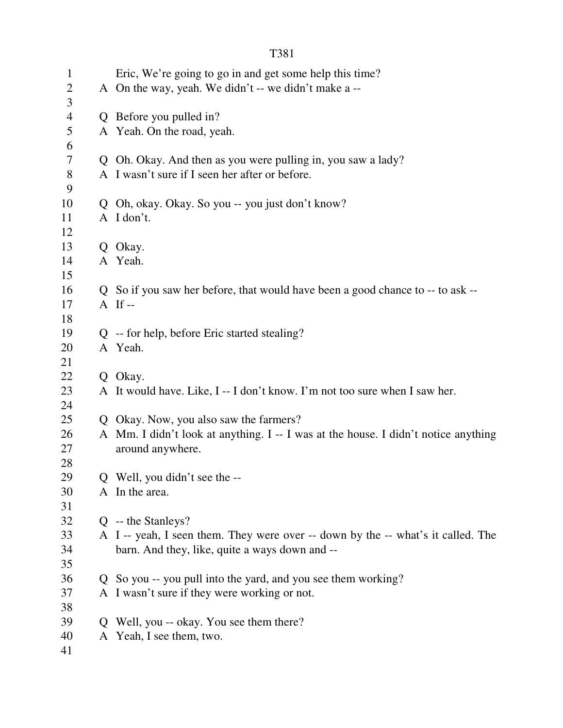Eric, We're going to go in and get some help this time?

A On the way, yeah. We didn't -- we didn't make a --

Q Before you pulled in?

A Yeah. On the road, yeah.

Q Oh. Okay. And then as you were pulling in, you saw a lady?

A I wasn't sure if I seen her after or before.

Q Oh, okay. Okay. So you -- you just don't know?

A I don't.

Q Okay.

A Yeah.

Q So if you saw her before, that would have been a good chance to -- to ask --

A If --

Q -- for help, before Eric started stealing?

A Yeah.

Q Okay.

A It would have. Like, I -- I don't know. I'm not too sure when I saw her.

Q Okay. Now, you also saw the farmers?

A Mm. I didn't look at anything. I -- I was at the house. I didn't notice anything around anywhere.

Q Well, you didn't see the --

A In the area.

Q -- the Stanleys?

A I -- yeah, I seen them. They were over -- down by the -- what's it called. The barn. And they, like, quite a ways down and --

Q So you -- you pull into the yard, and you see them working?

A I wasn't sure if they were working or not.

Q Well, you -- okay. You see them there?

A Yeah, I see them, two.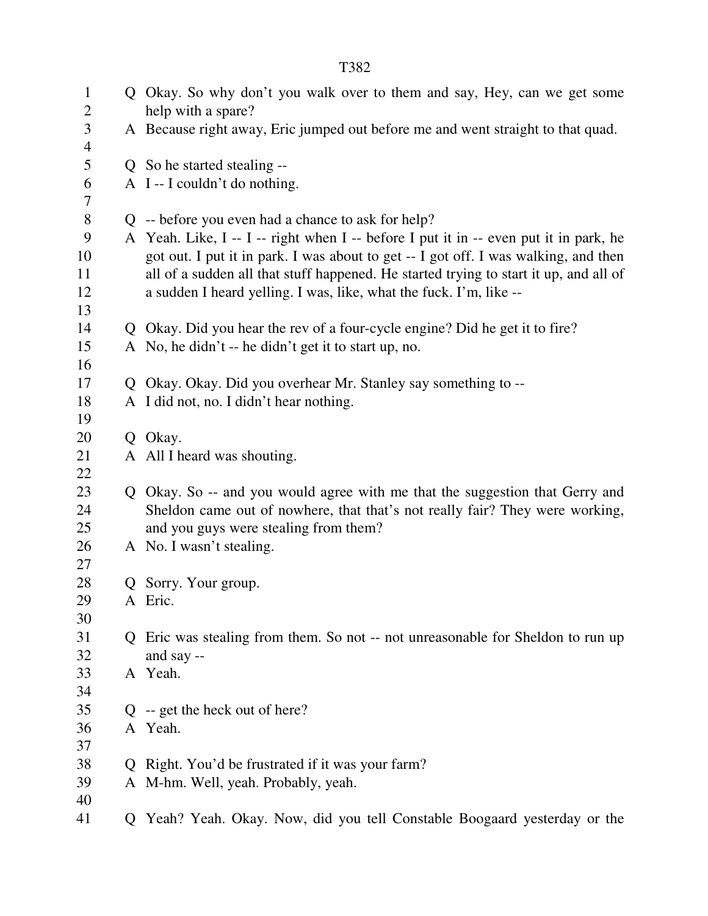Q Okay. So why don't you walk over to them and say, Hey, can we get some help with a spare?

A Because right away, Eric jumped out before me and went straight to that quad.

Q So he started stealing --

A I -- I couldn't do nothing.

Q -- before you even had a chance to ask for help?

A Yeah. Like, I -- I -- right when I -- before I put it in -- even put it in park, he got out. I put it in park. I was about to get -- I got off. I was walking, and then all of a sudden all that stuff happened. He started trying to start it up, and all of a sudden I heard yelling. I was, like, what the fuck. I'm, like --

Q Okay. Did you hear the rev of a four-cycle engine? Did he get it to fire?

A No, he didn't -- he didn't get it to start up, no.

Q Okay. Okay. Did you overhear Mr. Stanley say something to --

A I did not, no. I didn't hear nothing.

Q Okay.

A All I heard was shouting.

Q Okay. So -- and you would agree with me that the suggestion that Gerry and Sheldon came out of nowhere, that that's not really fair? They were working, and you guys were stealing from them?

A No. I wasn't stealing.

Q Sorry. Your group.

A Eric.

Q Eric was stealing from them. So not -- not unreasonable for Sheldon to run up and say --

A Yeah.

Q -- get the heck out of here?

A Yeah.

Q Right. You'd be frustrated if it was your farm?

A M-hm. Well, yeah. Probably, yeah.

Q Yeah? Yeah. Okay. Now, did you tell Constable Boogaard yesterday or the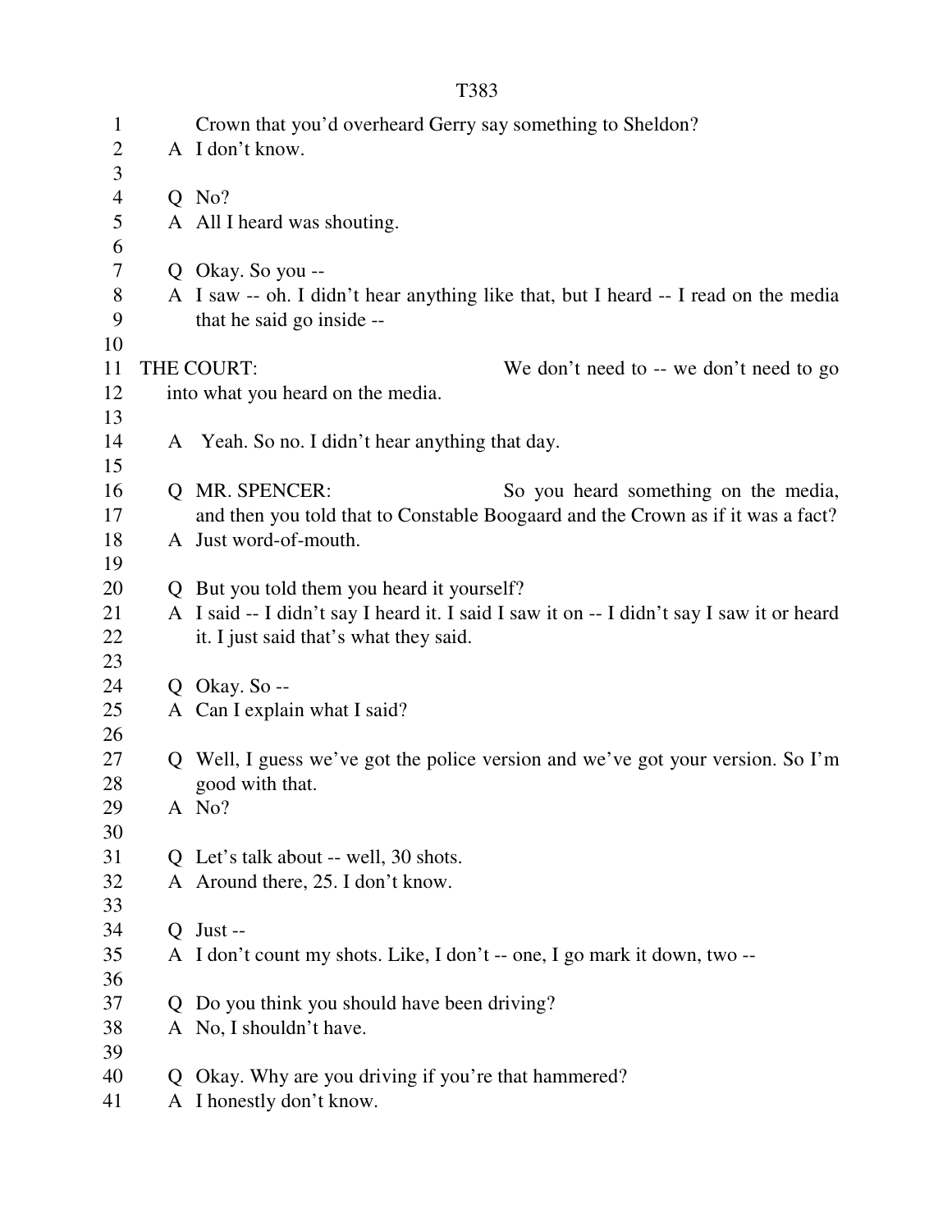Crown that you'd overheard Gerry say something to Sheldon?

A I don't know.

Q No?

A All I heard was shouting.

Q Okay. So you --

A I saw -- oh. I didn't hear anything like that, but I heard -- I read on the media that he said go inside --

THE COURT: We don't need to -- we don't need to go into what you heard on the media.

A Yeah. So no. I didn't hear anything that day.

Q MR. SPENCER: So you heard something on the media, and then you told that to Constable Boogaard and the Crown as if it was a fact?

A Just word-of-mouth.

Q But you told them you heard it yourself?

A I said -- I didn't say I heard it. I said I saw it on -- I didn't say I saw it or heard it. I just said that's what they said.

Q Okay. So --

A Can I explain what I said?

Q Well, I guess we've got the police version and we've got your version. So I'm good with that.

A No?

Q Let's talk about -- well, 30 shots.

A Around there, 25. I don't know.

Q Just --

A I don't count my shots. Like, I don't -- one, I go mark it down, two --

Q Do you think you should have been driving?

A No, I shouldn't have.

Q Okay. Why are you driving if you're that hammered?

A I honestly don't know.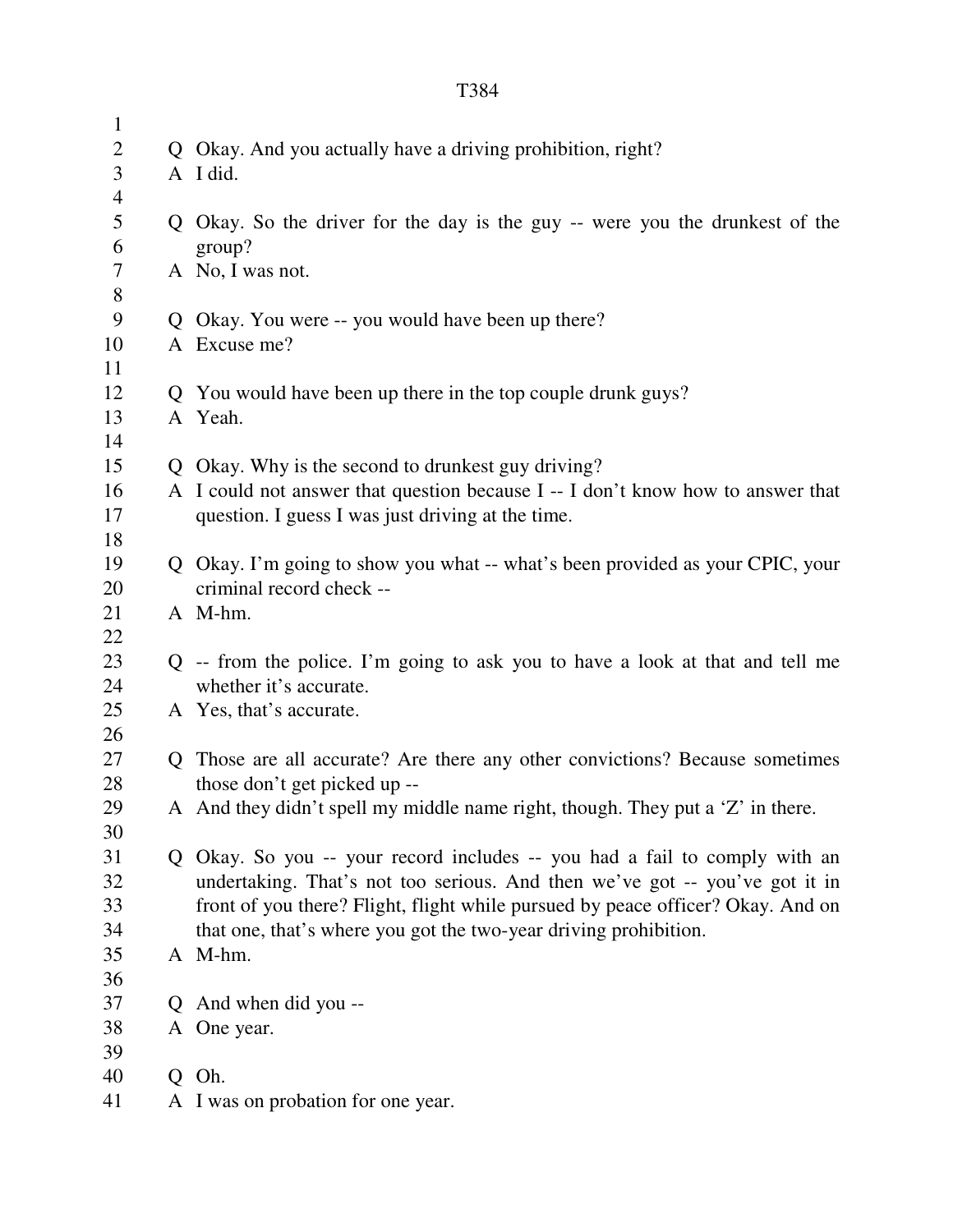Q Okay. And you actually have a driving prohibition, right?
A I did.

Q Okay. So the driver for the day is the guy -- were you the drunkest of the group?
A No, I was not.

Q Okay. You were -- you would have been up there?
A Excuse me?

Q You would have been up there in the top couple drunk guys?
A Yeah.

Q Okay. Why is the second to drunkest guy driving?
A I could not answer that question because I -- I don't know how to answer that question. I guess I was just driving at the time.

Q Okay. I'm going to show you what -- what's been provided as your CPIC, your criminal record check --
A M-hm.

Q -- from the police. I'm going to ask you to have a look at that and tell me whether it's accurate.
A Yes, that's accurate.

Q Those are all accurate? Are there any other convictions? Because sometimes those don't get picked up --
A And they didn't spell my middle name right, though. They put a 'Z' in there.

Q Okay. So you -- your record includes -- you had a fail to comply with an undertaking. That's not too serious. And then we've got -- you've got it in front of you there? Flight, flight while pursued by peace officer? Okay. And on that one, that's where you got the two-year driving prohibition.
A M-hm.

Q And when did you --
A One year.

Q Oh.
A I was on probation for one year.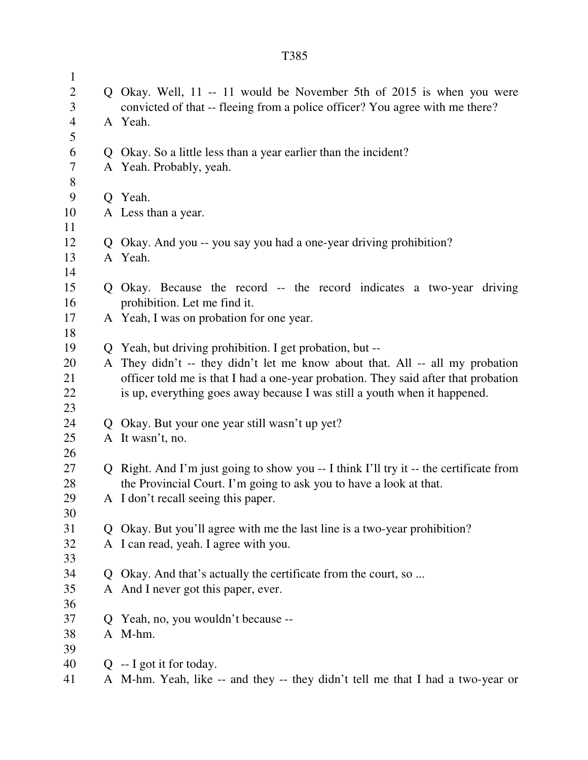Q Okay. Well, 11 -- 11 would be November 5th of 2015 is when you were convicted of that -- fleeing from a police officer? You agree with me there?
A Yeah.

Q Okay. So a little less than a year earlier than the incident?
A Yeah. Probably, yeah.

Q Yeah.
A Less than a year.

Q Okay. And you -- you say you had a one-year driving prohibition?
A Yeah.

Q Okay. Because the record -- the record indicates a two-year driving prohibition. Let me find it.
A Yeah, I was on probation for one year.

Q Yeah, but driving prohibition. I get probation, but --
A They didn't -- they didn't let me know about that. All -- all my probation officer told me is that I had a one-year probation. They said after that probation is up, everything goes away because I was still a youth when it happened.

Q Okay. But your one year still wasn't up yet?
A It wasn't, no.

Q Right. And I'm just going to show you -- I think I'll try it -- the certificate from the Provincial Court. I'm going to ask you to have a look at that.
A I don't recall seeing this paper.

Q Okay. But you'll agree with me the last line is a two-year prohibition?
A I can read, yeah. I agree with you.

Q Okay. And that's actually the certificate from the court, so ...
A And I never got this paper, ever.

Q Yeah, no, you wouldn't because --
A M-hm.

Q -- I got it for today.
A M-hm. Yeah, like -- and they -- they didn't tell me that I had a two-year or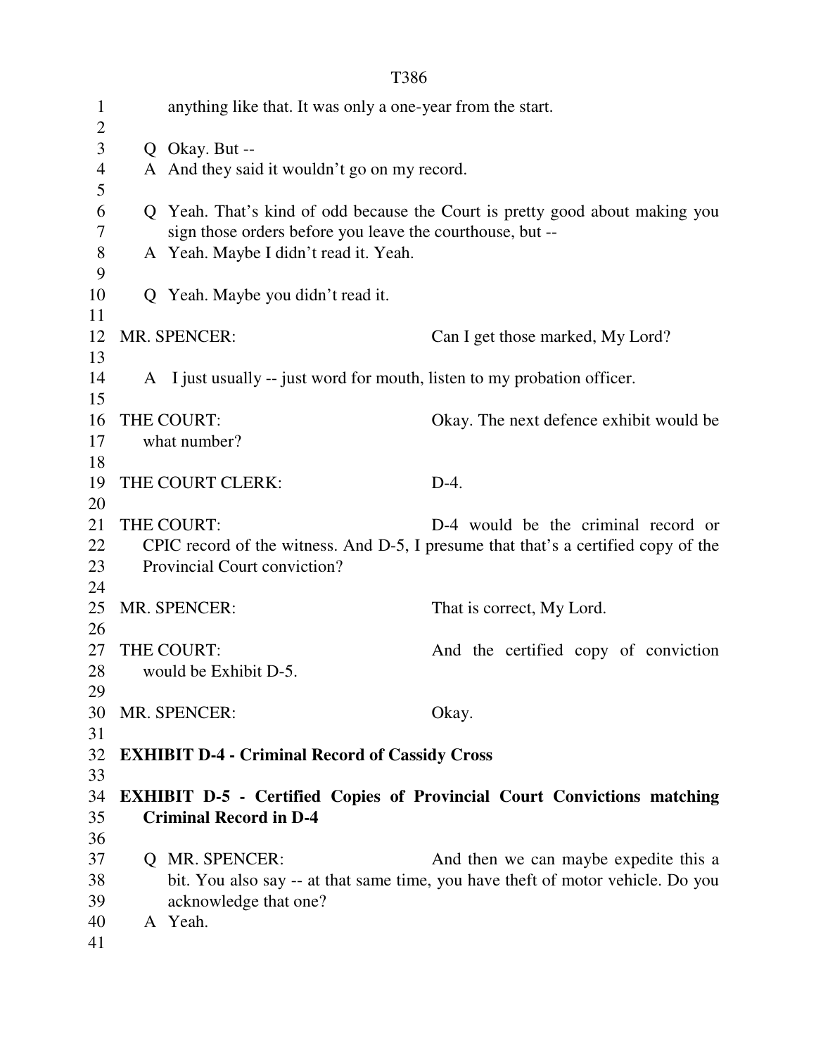anything like that. It was only a one-year from the start.

Q Okay. But --
A And they said it wouldn't go on my record.

Q Yeah. That's kind of odd because the Court is pretty good about making you sign those orders before you leave the courthouse, but --
A Yeah. Maybe I didn't read it. Yeah.

Q Yeah. Maybe you didn't read it.

MR. SPENCER: Can I get those marked, My Lord?

A I just usually -- just word for mouth, listen to my probation officer.

THE COURT: Okay. The next defence exhibit would be what number?

THE COURT CLERK: D-4.

THE COURT: D-4 would be the criminal record or CPIC record of the witness. And D-5, I presume that that's a certified copy of the Provincial Court conviction?

MR. SPENCER: That is correct, My Lord.

THE COURT: And the certified copy of conviction would be Exhibit D-5.

MR. SPENCER: Okay.

**EXHIBIT D-4 - Criminal Record of Cassidy Cross**

**EXHIBIT D-5 - Certified Copies of Provincial Court Convictions matching Criminal Record in D-4**

Q MR. SPENCER: And then we can maybe expedite this a bit. You also say -- at that same time, you have theft of motor vehicle. Do you acknowledge that one?
A Yeah.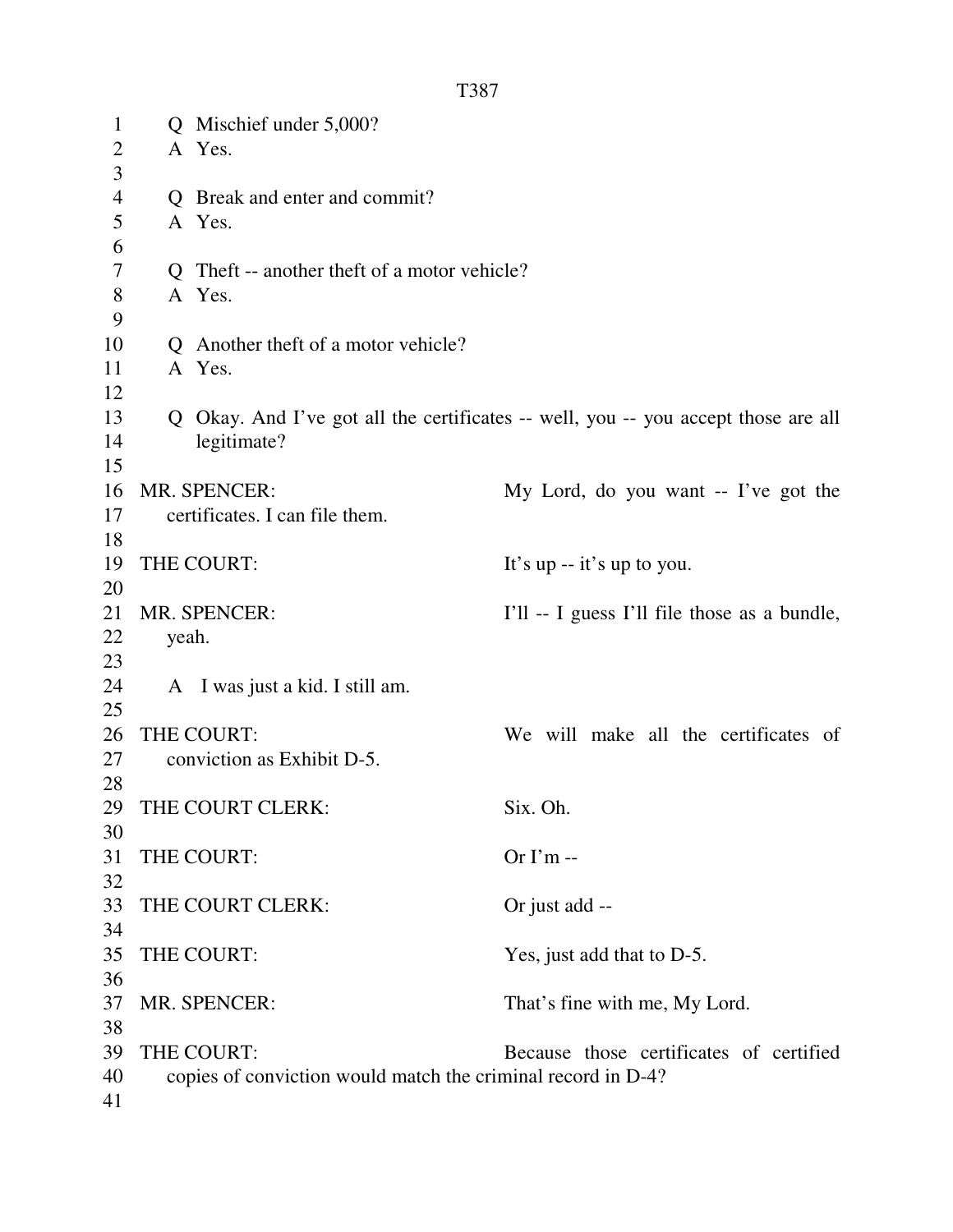Q Mischief under 5,000?
A Yes.

Q Break and enter and commit?
A Yes.

Q Theft -- another theft of a motor vehicle?
A Yes.

Q Another theft of a motor vehicle?
A Yes.

Q Okay. And I've got all the certificates -- well, you -- you accept those are all legitimate?

MR. SPENCER: My Lord, do you want -- I've got the certificates. I can file them.

THE COURT: It's up -- it's up to you.

MR. SPENCER: I'll -- I guess I'll file those as a bundle, yeah.

A I was just a kid. I still am.

THE COURT: We will make all the certificates of conviction as Exhibit D-5.

THE COURT CLERK: Six. Oh.

THE COURT: Or I'm --

THE COURT CLERK: Or just add --

THE COURT: Yes, just add that to D-5.

MR. SPENCER: That's fine with me, My Lord.

THE COURT: Because those certificates of certified copies of conviction would match the criminal record in D-4?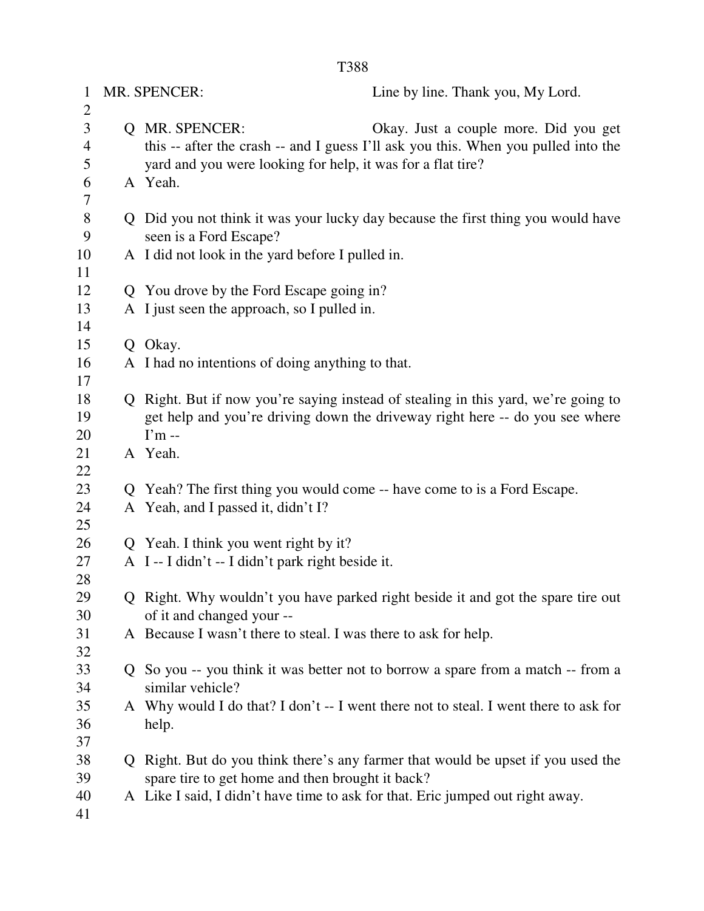MR. SPENCER: Line by line. Thank you, My Lord.

Q MR. SPENCER: Okay. Just a couple more. Did you get this -- after the crash -- and I guess I'll ask you this. When you pulled into the yard and you were looking for help, it was for a flat tire?

A Yeah.

Q Did you not think it was your lucky day because the first thing you would have seen is a Ford Escape?

A I did not look in the yard before I pulled in.

Q You drove by the Ford Escape going in?

A I just seen the approach, so I pulled in.

Q Okay.

A I had no intentions of doing anything to that.

Q Right. But if now you're saying instead of stealing in this yard, we're going to get help and you're driving down the driveway right here -- do you see where I'm --

A Yeah.

Q Yeah? The first thing you would come -- have come to is a Ford Escape.

A Yeah, and I passed it, didn't I?

Q Yeah. I think you went right by it?

A I -- I didn't -- I didn't park right beside it.

Q Right. Why wouldn't you have parked right beside it and got the spare tire out of it and changed your --

A Because I wasn't there to steal. I was there to ask for help.

Q So you -- you think it was better not to borrow a spare from a match -- from a similar vehicle?

A Why would I do that? I don't -- I went there not to steal. I went there to ask for help.

Q Right. But do you think there's any farmer that would be upset if you used the spare tire to get home and then brought it back?

A Like I said, I didn't have time to ask for that. Eric jumped out right away.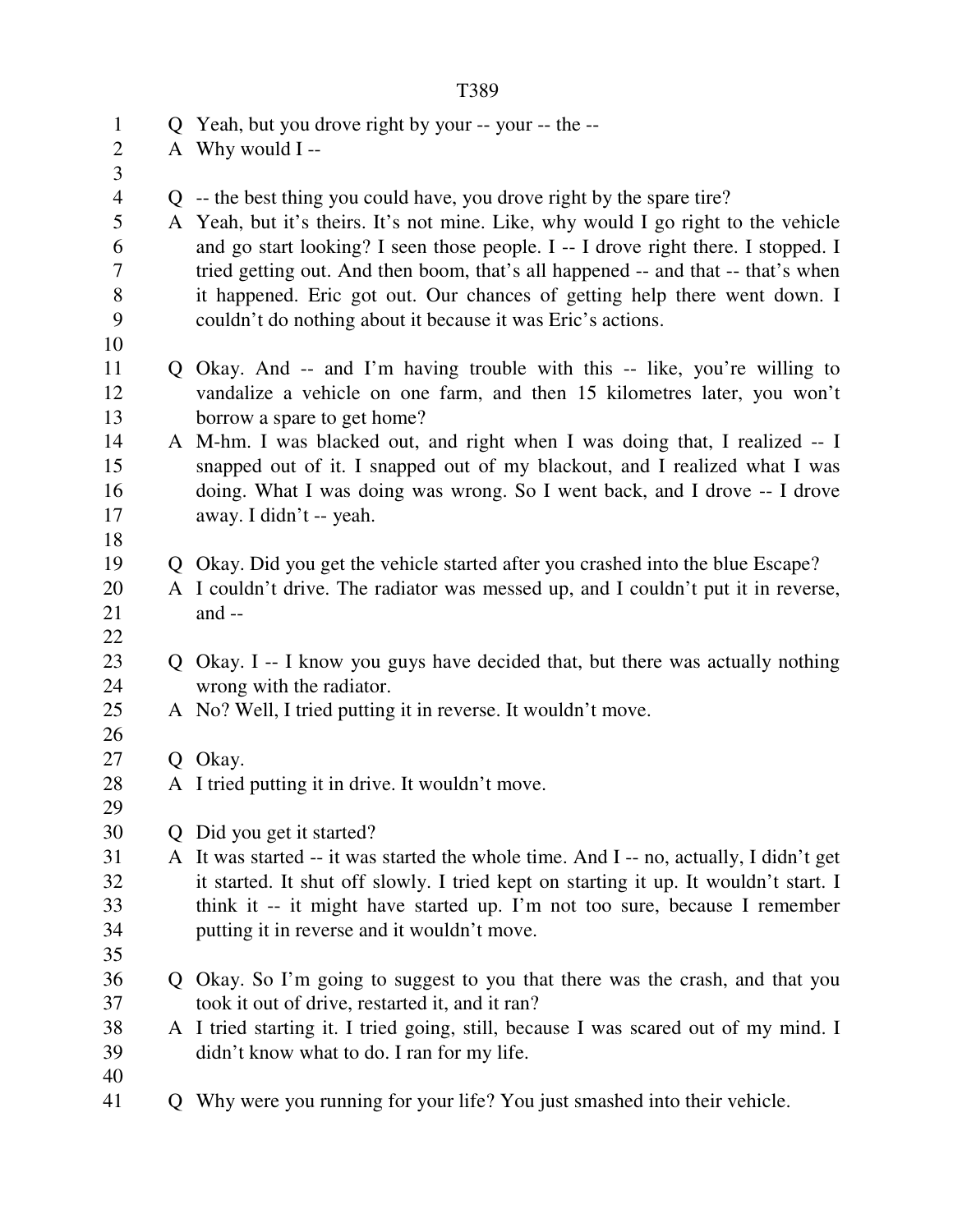Q Yeah, but you drove right by your -- your -- the --

A Why would I --

Q -- the best thing you could have, you drove right by the spare tire?

A Yeah, but it's theirs. It's not mine. Like, why would I go right to the vehicle and go start looking? I seen those people. I -- I drove right there. I stopped. I tried getting out. And then boom, that's all happened -- and that -- that's when it happened. Eric got out. Our chances of getting help there went down. I couldn't do nothing about it because it was Eric's actions.

Q Okay. And -- and I'm having trouble with this -- like, you're willing to vandalize a vehicle on one farm, and then 15 kilometres later, you won't borrow a spare to get home?

A M-hm. I was blacked out, and right when I was doing that, I realized -- I snapped out of it. I snapped out of my blackout, and I realized what I was doing. What I was doing was wrong. So I went back, and I drove -- I drove away. I didn't -- yeah.

Q Okay. Did you get the vehicle started after you crashed into the blue Escape?

A I couldn't drive. The radiator was messed up, and I couldn't put it in reverse, and --

Q Okay. I -- I know you guys have decided that, but there was actually nothing wrong with the radiator.

A No? Well, I tried putting it in reverse. It wouldn't move.

Q Okay.

A I tried putting it in drive. It wouldn't move.

Q Did you get it started?

A It was started -- it was started the whole time. And I -- no, actually, I didn't get it started. It shut off slowly. I tried kept on starting it up. It wouldn't start. I think it -- it might have started up. I'm not too sure, because I remember putting it in reverse and it wouldn't move.

Q Okay. So I'm going to suggest to you that there was the crash, and that you took it out of drive, restarted it, and it ran?

A I tried starting it. I tried going, still, because I was scared out of my mind. I didn't know what to do. I ran for my life.

Q Why were you running for your life? You just smashed into their vehicle.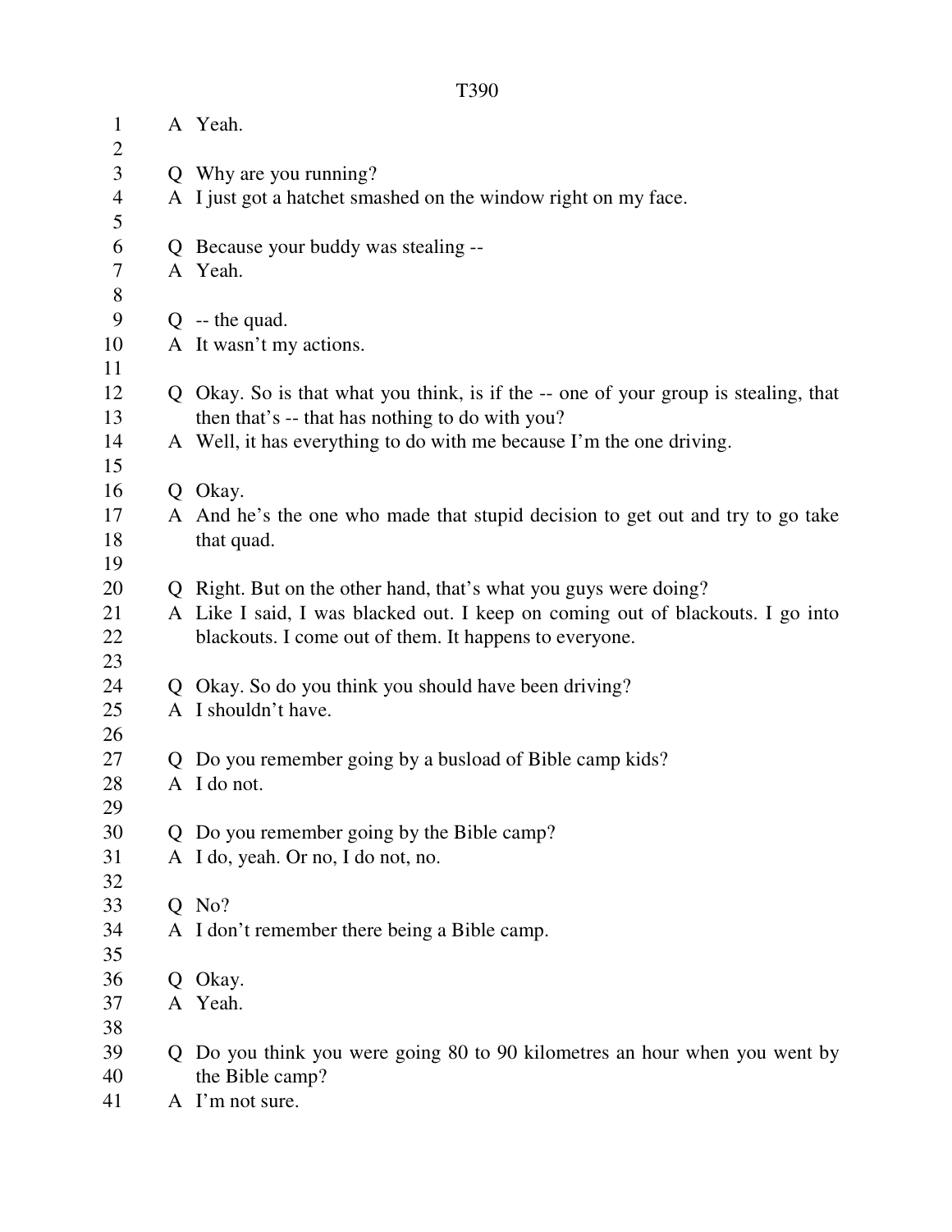A Yeah.

Q Why are you running?
A I just got a hatchet smashed on the window right on my face.

Q Because your buddy was stealing --
A Yeah.

Q -- the quad.
A It wasn't my actions.

Q Okay. So is that what you think, is if the -- one of your group is stealing, that then that's -- that has nothing to do with you?
A Well, it has everything to do with me because I'm the one driving.

Q Okay.
A And he's the one who made that stupid decision to get out and try to go take that quad.

Q Right. But on the other hand, that's what you guys were doing?
A Like I said, I was blacked out. I keep on coming out of blackouts. I go into blackouts. I come out of them. It happens to everyone.

Q Okay. So do you think you should have been driving?
A I shouldn't have.

Q Do you remember going by a busload of Bible camp kids?
A I do not.

Q Do you remember going by the Bible camp?
A I do, yeah. Or no, I do not, no.

Q No?
A I don't remember there being a Bible camp.

Q Okay.
A Yeah.

Q Do you think you were going 80 to 90 kilometres an hour when you went by the Bible camp?
A I'm not sure.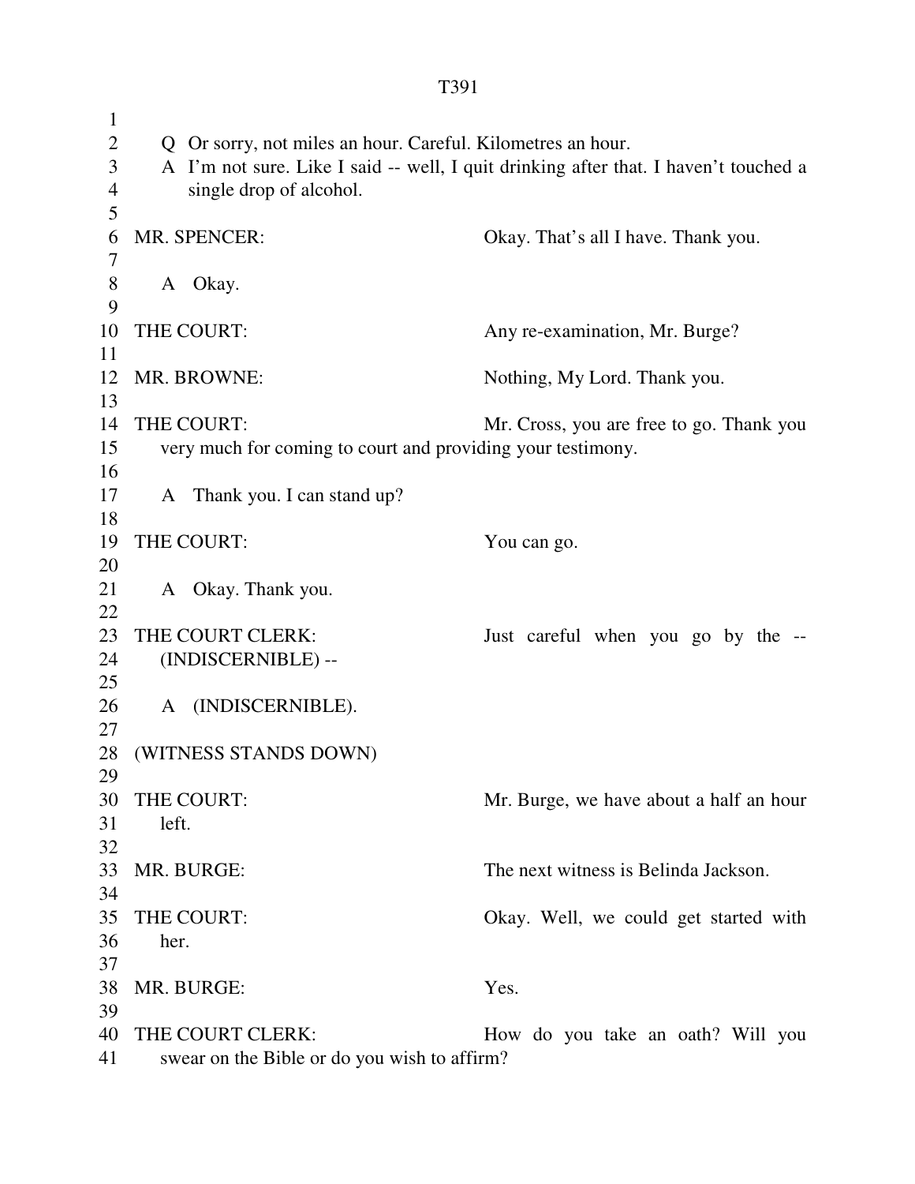Q Or sorry, not miles an hour. Careful. Kilometres an hour.

A I'm not sure. Like I said -- well, I quit drinking after that. I haven't touched a single drop of alcohol.

MR. SPENCER: Okay. That's all I have. Thank you.

A Okay.

THE COURT: Any re-examination, Mr. Burge?

MR. BROWNE: Nothing, My Lord. Thank you.

THE COURT: Mr. Cross, you are free to go. Thank you very much for coming to court and providing your testimony.

A Thank you. I can stand up?

THE COURT: You can go.

A Okay. Thank you.

THE COURT CLERK: Just careful when you go by the -- (INDISCERNIBLE) --

A (INDISCERNIBLE).

(WITNESS STANDS DOWN)

THE COURT: Mr. Burge, we have about a half an hour left.

MR. BURGE: The next witness is Belinda Jackson.

THE COURT: Okay. Well, we could get started with her.

MR. BURGE: Yes.

THE COURT CLERK: How do you take an oath? Will you swear on the Bible or do you wish to affirm?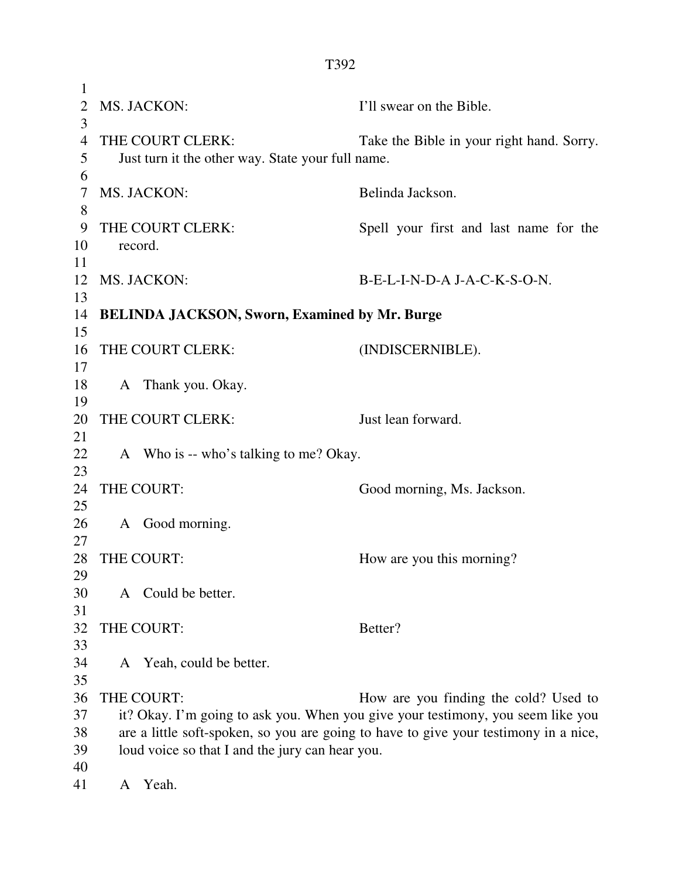MS. JACKON: I'll swear on the Bible.

THE COURT CLERK: Take the Bible in your right hand. Sorry. Just turn it the other way. State your full name.

MS. JACKON: Belinda Jackson.

THE COURT CLERK: Spell your first and last name for the record.

MS. JACKON: B-E-L-I-N-D-A J-A-C-K-S-O-N.

**BELINDA JACKSON, Sworn, Examined by Mr. Burge**

THE COURT CLERK: (INDISCERNIBLE).

A Thank you. Okay.

THE COURT CLERK: Just lean forward.

A Who is -- who's talking to me? Okay.

THE COURT: Good morning, Ms. Jackson.

A Good morning.

THE COURT: How are you this morning?

A Could be better.

THE COURT: Better?

A Yeah, could be better.

THE COURT: How are you finding the cold? Used to it? Okay. I'm going to ask you. When you give your testimony, you seem like you are a little soft-spoken, so you are going to have to give your testimony in a nice, loud voice so that I and the jury can hear you.

A Yeah.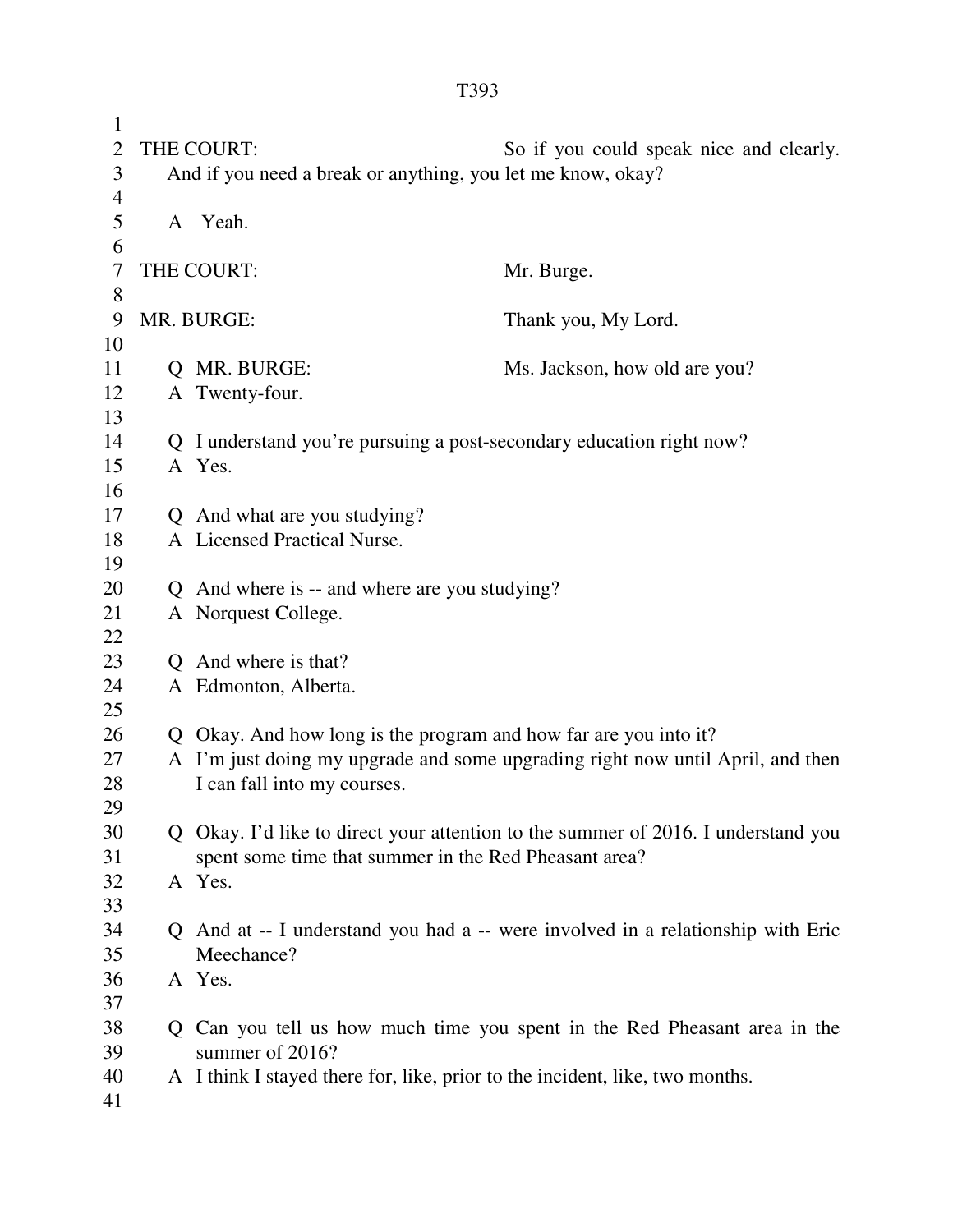THE COURT: So if you could speak nice and clearly. And if you need a break or anything, you let me know, okay?

A Yeah.

THE COURT: Mr. Burge.

MR. BURGE: Thank you, My Lord.

Q MR. BURGE: Ms. Jackson, how old are you?
A Twenty-four.

Q I understand you're pursuing a post-secondary education right now?
A Yes.

Q And what are you studying?
A Licensed Practical Nurse.

Q And where is -- and where are you studying?
A Norquest College.

Q And where is that?
A Edmonton, Alberta.

Q Okay. And how long is the program and how far are you into it?
A I'm just doing my upgrade and some upgrading right now until April, and then I can fall into my courses.

Q Okay. I'd like to direct your attention to the summer of 2016. I understand you spent some time that summer in the Red Pheasant area?
A Yes.

Q And at -- I understand you had a -- were involved in a relationship with Eric Meechance?
A Yes.

Q Can you tell us how much time you spent in the Red Pheasant area in the summer of 2016?
A I think I stayed there for, like, prior to the incident, like, two months.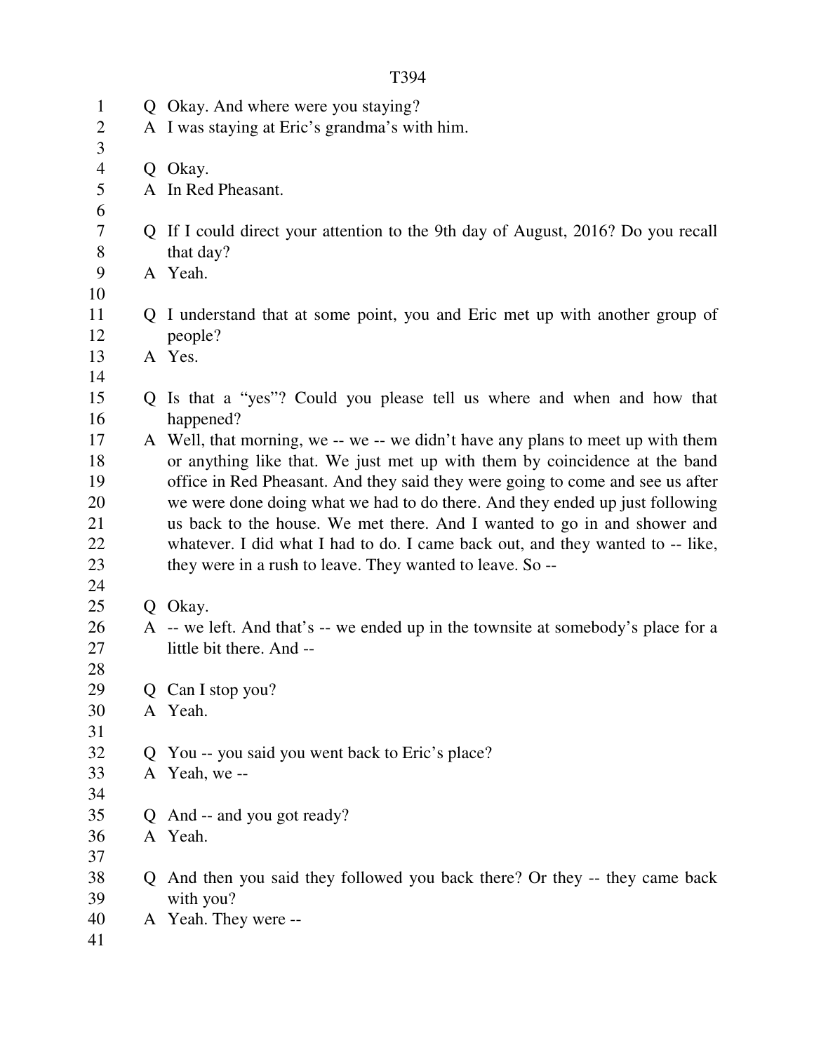Q Okay. And where were you staying?
A I was staying at Eric's grandma's with him.

Q Okay.
A In Red Pheasant.

Q If I could direct your attention to the 9th day of August, 2016? Do you recall that day?
A Yeah.

Q I understand that at some point, you and Eric met up with another group of people?
A Yes.

Q Is that a "yes"? Could you please tell us where and when and how that happened?
A Well, that morning, we -- we -- we didn't have any plans to meet up with them or anything like that. We just met up with them by coincidence at the band office in Red Pheasant. And they said they were going to come and see us after we were done doing what we had to do there. And they ended up just following us back to the house. We met there. And I wanted to go in and shower and whatever. I did what I had to do. I came back out, and they wanted to -- like, they were in a rush to leave. They wanted to leave. So --

Q Okay.
A -- we left. And that's -- we ended up in the townsite at somebody's place for a little bit there. And --

Q Can I stop you?
A Yeah.

Q You -- you said you went back to Eric's place?
A Yeah, we --

Q And -- and you got ready?
A Yeah.

Q And then you said they followed you back there? Or they -- they came back with you?
A Yeah. They were --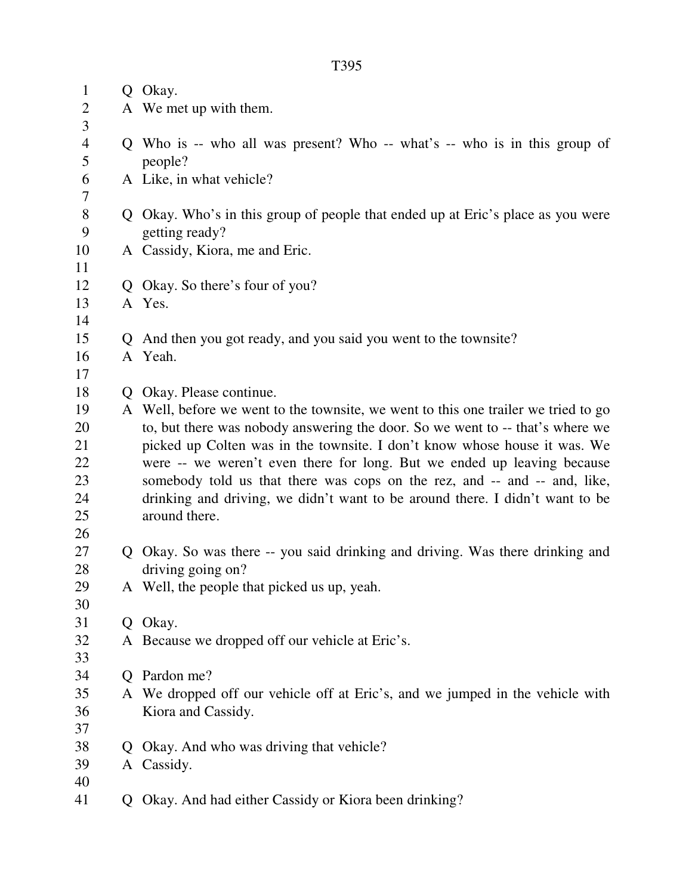Q Okay.

A We met up with them.

Q Who is -- who all was present? Who -- what's -- who is in this group of people?

A Like, in what vehicle?

Q Okay. Who's in this group of people that ended up at Eric's place as you were getting ready?

A Cassidy, Kiora, me and Eric.

Q Okay. So there's four of you?

A Yes.

Q And then you got ready, and you said you went to the townsite?

A Yeah.

Q Okay. Please continue.

A Well, before we went to the townsite, we went to this one trailer we tried to go to, but there was nobody answering the door. So we went to -- that's where we picked up Colten was in the townsite. I don't know whose house it was. We were -- we weren't even there for long. But we ended up leaving because somebody told us that there was cops on the rez, and -- and -- and, like, drinking and driving, we didn't want to be around there. I didn't want to be around there.

Q Okay. So was there -- you said drinking and driving. Was there drinking and driving going on?

A Well, the people that picked us up, yeah.

Q Okay.

A Because we dropped off our vehicle at Eric's.

Q Pardon me?

A We dropped off our vehicle off at Eric's, and we jumped in the vehicle with Kiora and Cassidy.

Q Okay. And who was driving that vehicle?

A Cassidy.

Q Okay. And had either Cassidy or Kiora been drinking?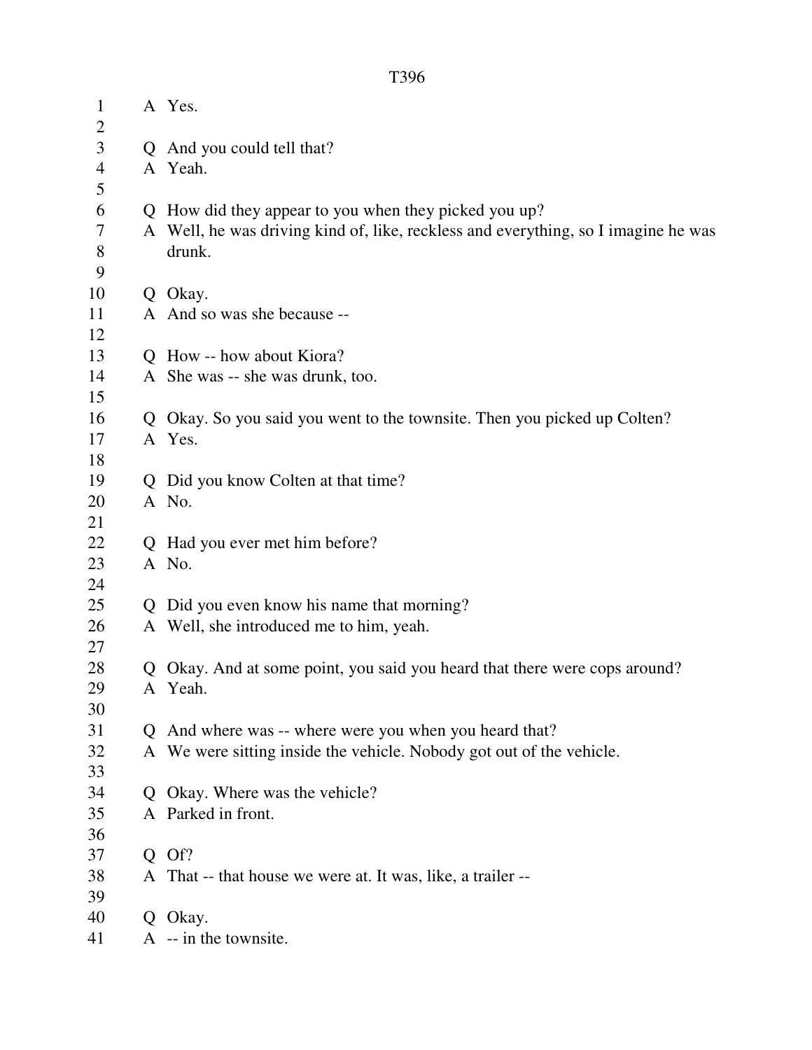A Yes.

Q And you could tell that?
A Yeah.

Q How did they appear to you when they picked you up?
A Well, he was driving kind of, like, reckless and everything, so I imagine he was drunk.

Q Okay.
A And so was she because --

Q How -- how about Kiora?
A She was -- she was drunk, too.

Q Okay. So you said you went to the townsite. Then you picked up Colten?
A Yes.

Q Did you know Colten at that time?
A No.

Q Had you ever met him before?
A No.

Q Did you even know his name that morning?
A Well, she introduced me to him, yeah.

Q Okay. And at some point, you said you heard that there were cops around?
A Yeah.

Q And where was -- where were you when you heard that?
A We were sitting inside the vehicle. Nobody got out of the vehicle.

Q Okay. Where was the vehicle?
A Parked in front.

Q Of?
A That -- that house we were at. It was, like, a trailer --

Q Okay.
A -- in the townsite.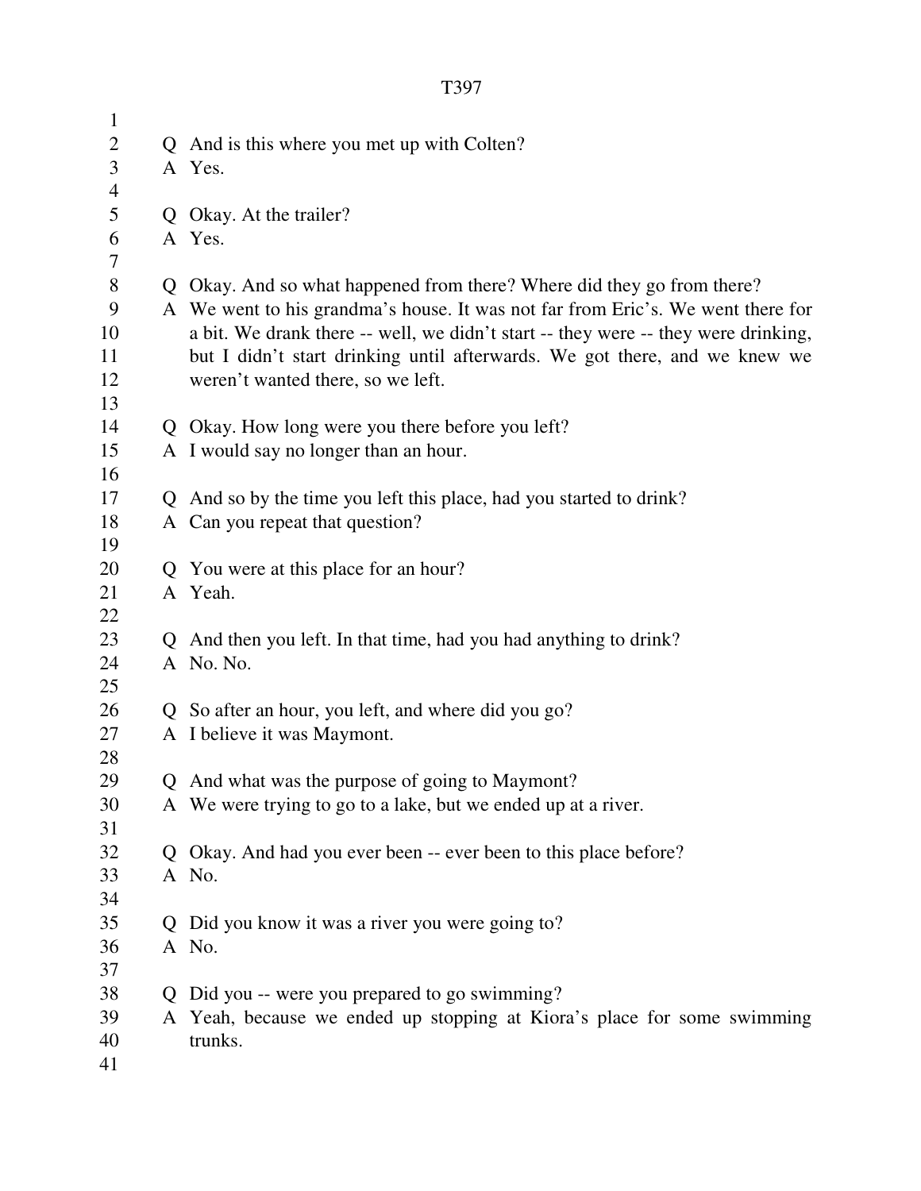Q And is this where you met up with Colten?
A Yes.

Q Okay. At the trailer?
A Yes.

Q Okay. And so what happened from there? Where did they go from there?
A We went to his grandma's house. It was not far from Eric's. We went there for a bit. We drank there -- well, we didn't start -- they were -- they were drinking, but I didn't start drinking until afterwards. We got there, and we knew we weren't wanted there, so we left.

Q Okay. How long were you there before you left?
A I would say no longer than an hour.

Q And so by the time you left this place, had you started to drink?
A Can you repeat that question?

Q You were at this place for an hour?
A Yeah.

Q And then you left. In that time, had you had anything to drink?
A No. No.

Q So after an hour, you left, and where did you go?
A I believe it was Maymont.

Q And what was the purpose of going to Maymont?
A We were trying to go to a lake, but we ended up at a river.

Q Okay. And had you ever been -- ever been to this place before?
A No.

Q Did you know it was a river you were going to?
A No.

Q Did you -- were you prepared to go swimming?
A Yeah, because we ended up stopping at Kiora's place for some swimming trunks.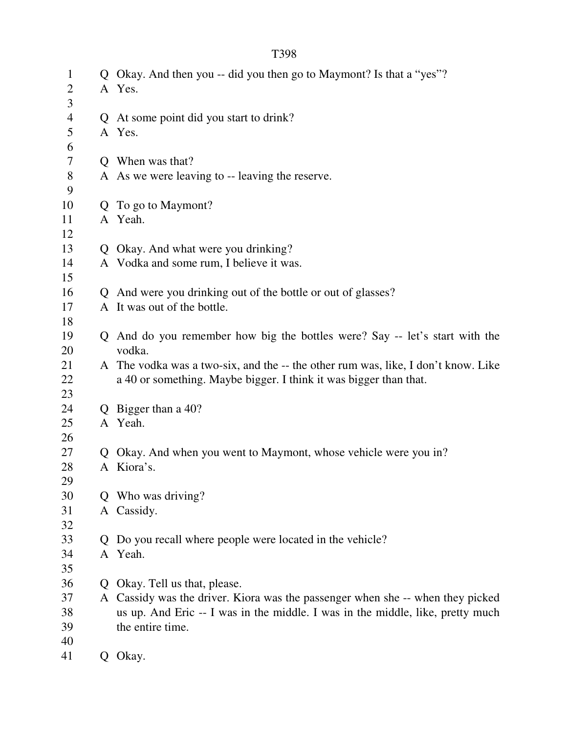Q Okay. And then you -- did you then go to Maymont? Is that a "yes"?
A Yes.

Q At some point did you start to drink?
A Yes.

Q When was that?
A As we were leaving to -- leaving the reserve.

Q To go to Maymont?
A Yeah.

Q Okay. And what were you drinking?
A Vodka and some rum, I believe it was.

Q And were you drinking out of the bottle or out of glasses?
A It was out of the bottle.

Q And do you remember how big the bottles were? Say -- let's start with the vodka.
A The vodka was a two-six, and the -- the other rum was, like, I don't know. Like a 40 or something. Maybe bigger. I think it was bigger than that.

Q Bigger than a 40?
A Yeah.

Q Okay. And when you went to Maymont, whose vehicle were you in?
A Kiora's.

Q Who was driving?
A Cassidy.

Q Do you recall where people were located in the vehicle?
A Yeah.

Q Okay. Tell us that, please.
A Cassidy was the driver. Kiora was the passenger when she -- when they picked us up. And Eric -- I was in the middle. I was in the middle, like, pretty much the entire time.

Q Okay.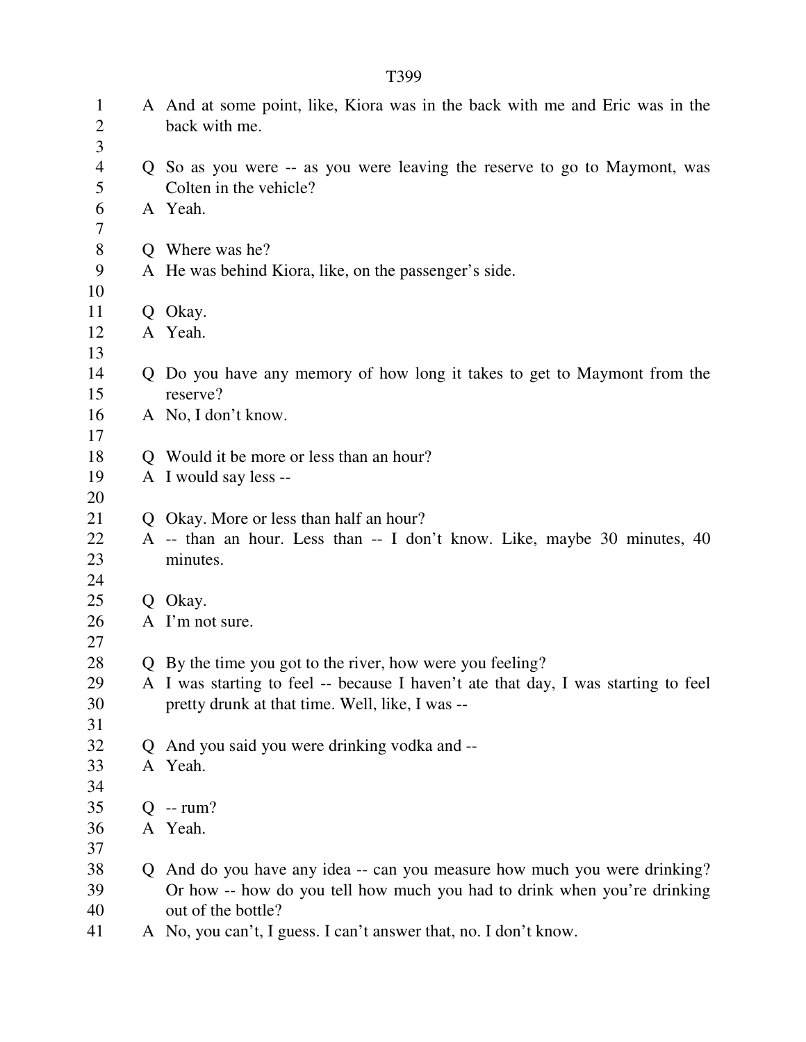A And at some point, like, Kiora was in the back with me and Eric was in the back with me.

Q So as you were -- as you were leaving the reserve to go to Maymont, was Colten in the vehicle?

A Yeah.

Q Where was he?

A He was behind Kiora, like, on the passenger's side.

Q Okay.

A Yeah.

Q Do you have any memory of how long it takes to get to Maymont from the reserve?

A No, I don't know.

Q Would it be more or less than an hour?

A I would say less --

Q Okay. More or less than half an hour?

A -- than an hour. Less than -- I don't know. Like, maybe 30 minutes, 40 minutes.

Q Okay.

A I'm not sure.

Q By the time you got to the river, how were you feeling?

A I was starting to feel -- because I haven't ate that day, I was starting to feel pretty drunk at that time. Well, like, I was --

Q And you said you were drinking vodka and --

A Yeah.

Q -- rum?

A Yeah.

Q And do you have any idea -- can you measure how much you were drinking? Or how -- how do you tell how much you had to drink when you're drinking out of the bottle?

A No, you can't, I guess. I can't answer that, no. I don't know.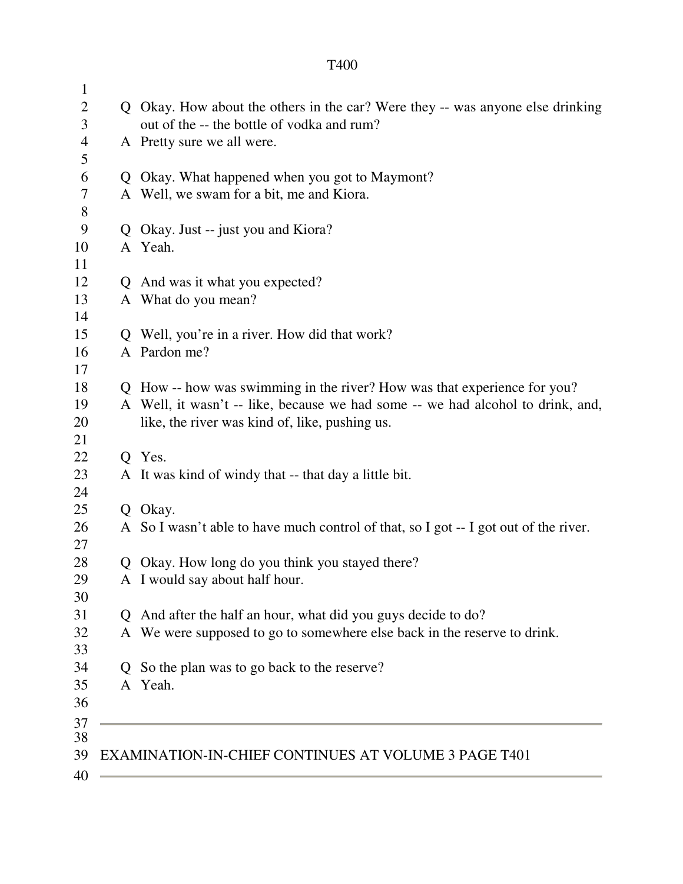Q Okay. How about the others in the car? Were they -- was anyone else drinking out of the -- the bottle of vodka and rum?
A Pretty sure we all were.

Q Okay. What happened when you got to Maymont?
A Well, we swam for a bit, me and Kiora.

Q Okay. Just -- just you and Kiora?
A Yeah.

Q And was it what you expected?
A What do you mean?

Q Well, you're in a river. How did that work?
A Pardon me?

Q How -- how was swimming in the river? How was that experience for you?
A Well, it wasn't -- like, because we had some -- we had alcohol to drink, and, like, the river was kind of, like, pushing us.

Q Yes.
A It was kind of windy that -- that day a little bit.

Q Okay.
A So I wasn't able to have much control of that, so I got -- I got out of the river.

Q Okay. How long do you think you stayed there?
A I would say about half hour.

Q And after the half an hour, what did you guys decide to do?
A We were supposed to go to somewhere else back in the reserve to drink.

Q So the plan was to go back to the reserve?
A Yeah.

---

EXAMINATION-IN-CHIEF CONTINUES AT VOLUME 3 PAGE T401

---